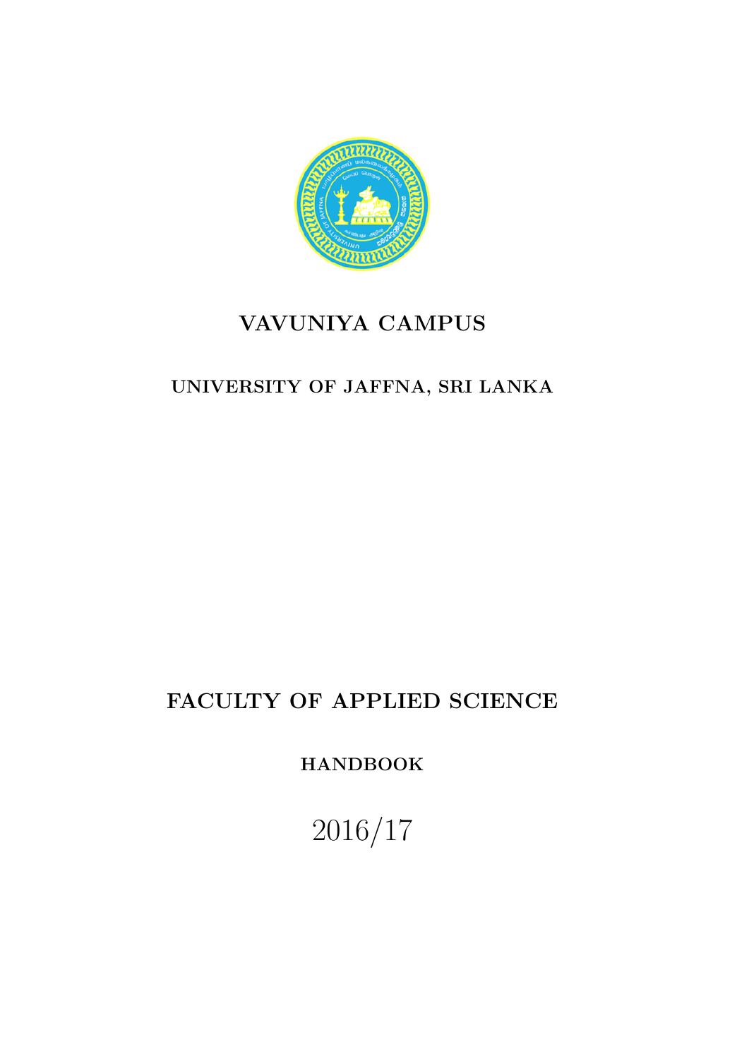# VAVUNIYA CAMPUS

## UNIVERSITY OF JAFFNA, SRI LANKA

# FACULTY OF APPLIED SCIENCE

## HANDBOOK

## 2016/17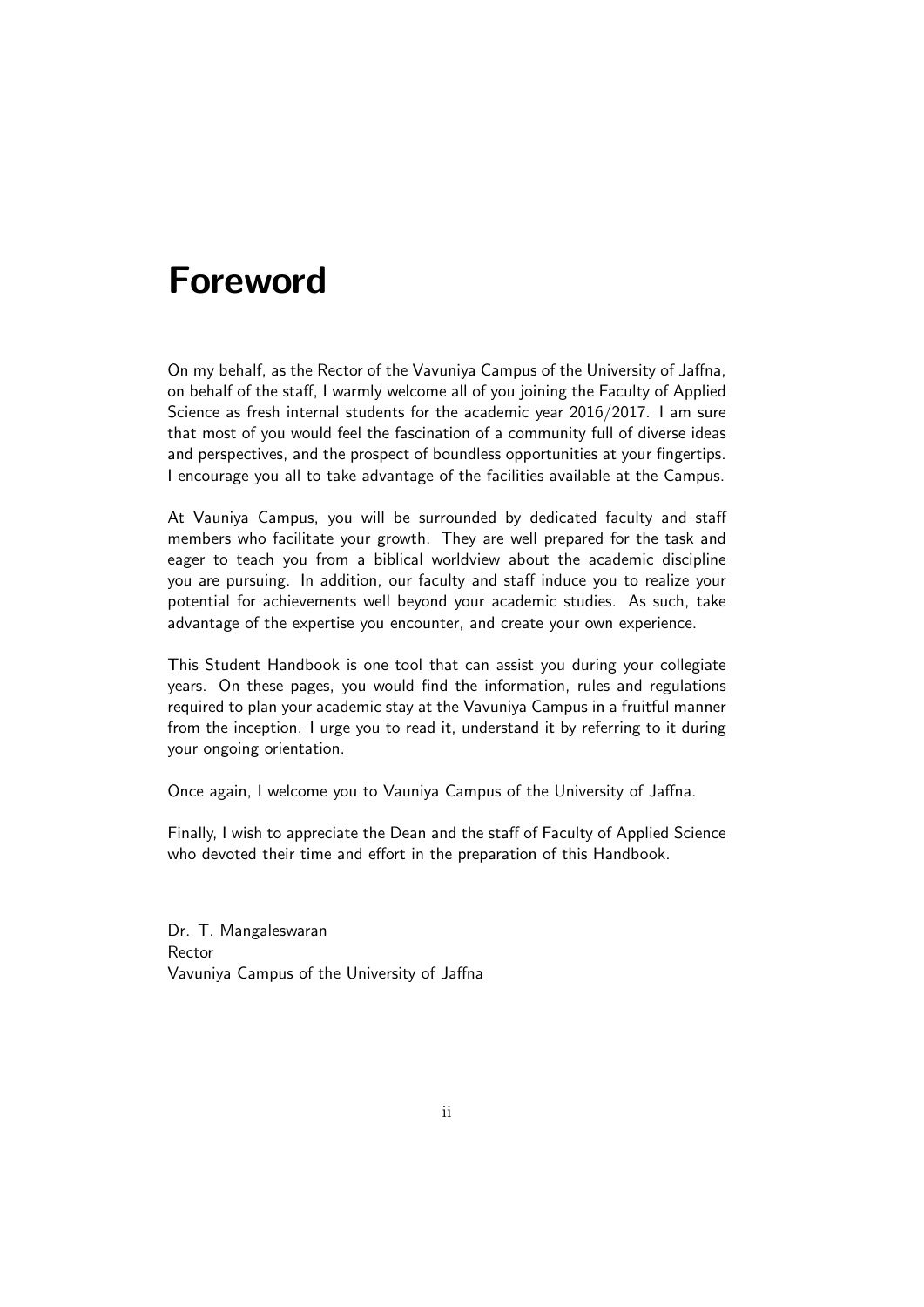# Foreword

On my behalf, as the Rector of the Vavuniya Campus of the University of Jaffna, on behalf of the staff, I warmly welcome all of you joining the Faculty of Applied Science as fresh internal students for the academic year 2016/2017. I am sure that most of you would feel the fascination of a community full of diverse ideas and perspectives, and the prospect of boundless opportunities at your fingertips. I encourage you all to take advantage of the facilities available at the Campus.

At Vauniya Campus, you will be surrounded by dedicated faculty and staff members who facilitate your growth. They are well prepared for the task and eager to teach you from a biblical worldview about the academic discipline you are pursuing. In addition, our faculty and staff induce you to realize your potential for achievements well beyond your academic studies. As such, take advantage of the expertise you encounter, and create your own experience.

This Student Handbook is one tool that can assist you during your collegiate years. On these pages, you would find the information, rules and regulations required to plan your academic stay at the Vavuniya Campus in a fruitful manner from the inception. I urge you to read it, understand it by referring to it during your ongoing orientation.

Once again, I welcome you to Vauniya Campus of the University of Jaffna.

Finally, I wish to appreciate the Dean and the staff of Faculty of Applied Science who devoted their time and effort in the preparation of this Handbook.

Dr. T. Mangaleswaran  
Rector  
Vavuniya Campus of the University of Jaffna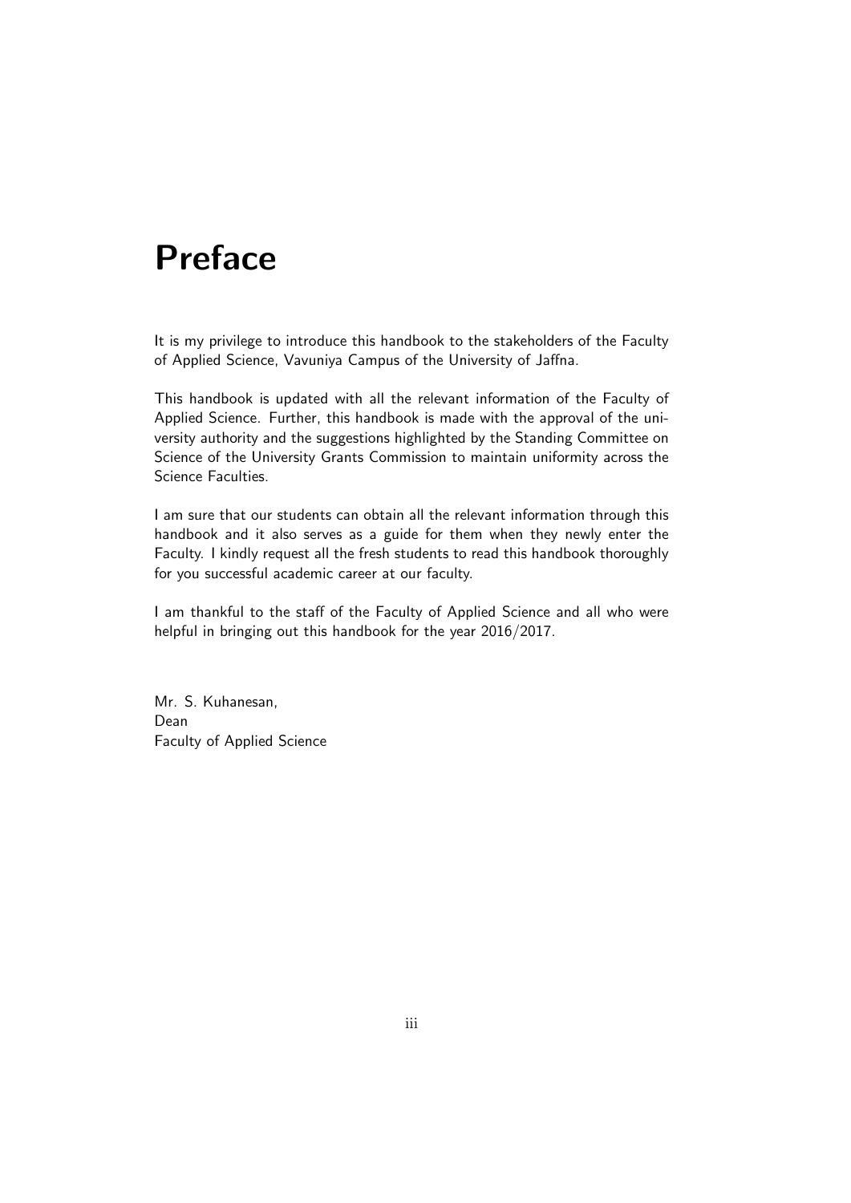# Preface

It is my privilege to introduce this handbook to the stakeholders of the Faculty of Applied Science, Vavuniya Campus of the University of Jaffna.

This handbook is updated with all the relevant information of the Faculty of Applied Science. Further, this handbook is made with the approval of the university authority and the suggestions highlighted by the Standing Committee on Science of the University Grants Commission to maintain uniformity across the Science Faculties.

I am sure that our students can obtain all the relevant information through this handbook and it also serves as a guide for them when they newly enter the Faculty. I kindly request all the fresh students to read this handbook thoroughly for you successful academic career at our faculty.

I am thankful to the staff of the Faculty of Applied Science and all who were helpful in bringing out this handbook for the year 2016/2017.

Mr. S. Kuhanesan,
Dean
Faculty of Applied Science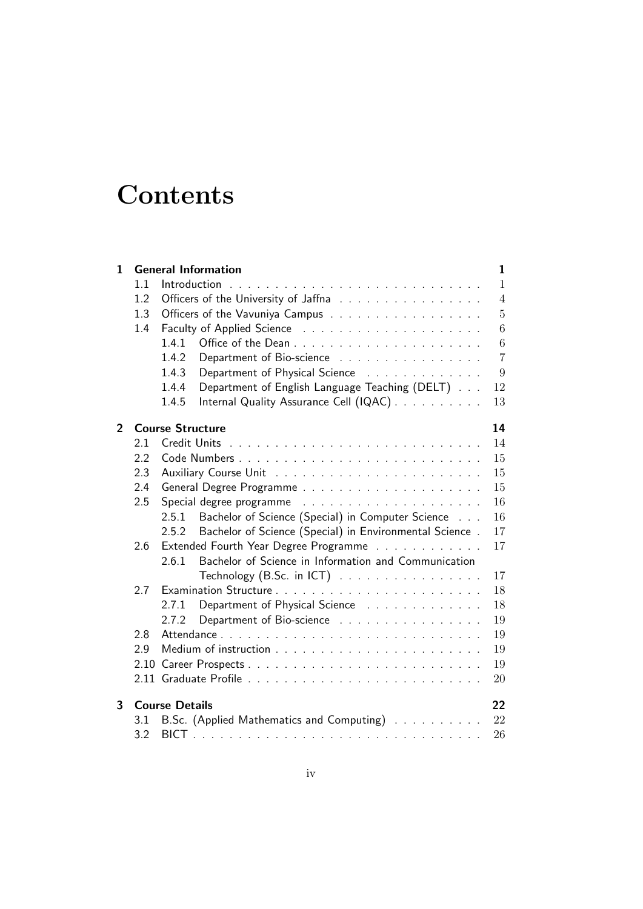# Contents

**1 General Information** 1

- 1.1 Introduction 1
- 1.2 Officers of the University of Jaffna 4
- 1.3 Officers of the Vavuniya Campus 5
- 1.4 Faculty of Applied Science 6
  - 1.4.1 Office of the Dean 6
  - 1.4.2 Department of Bio-science 7
  - 1.4.3 Department of Physical Science 9
  - 1.4.4 Department of English Language Teaching (DELT) 12
  - 1.4.5 Internal Quality Assurance Cell (IQAC) 13

**2 Course Structure** 14

- 2.1 Credit Units 14
- 2.2 Code Numbers 15
- 2.3 Auxiliary Course Unit 15
- 2.4 General Degree Programme 15
- 2.5 Special degree programme 16
  - 2.5.1 Bachelor of Science (Special) in Computer Science 16
  - 2.5.2 Bachelor of Science (Special) in Environmental Science 17
- 2.6 Extended Fourth Year Degree Programme 17
  - 2.6.1 Bachelor of Science in Information and Communication Technology (B.Sc. in ICT) 17
- 2.7 Examination Structure 18
  - 2.7.1 Department of Physical Science 18
  - 2.7.2 Department of Bio-science 19
- 2.8 Attendance 19
- 2.9 Medium of instruction 19
- 2.10 Career Prospects 19
- 2.11 Graduate Profile 20

**3 Course Details** 22

- 3.1 B.Sc. (Applied Mathematics and Computing) 22
- 3.2 BICT 26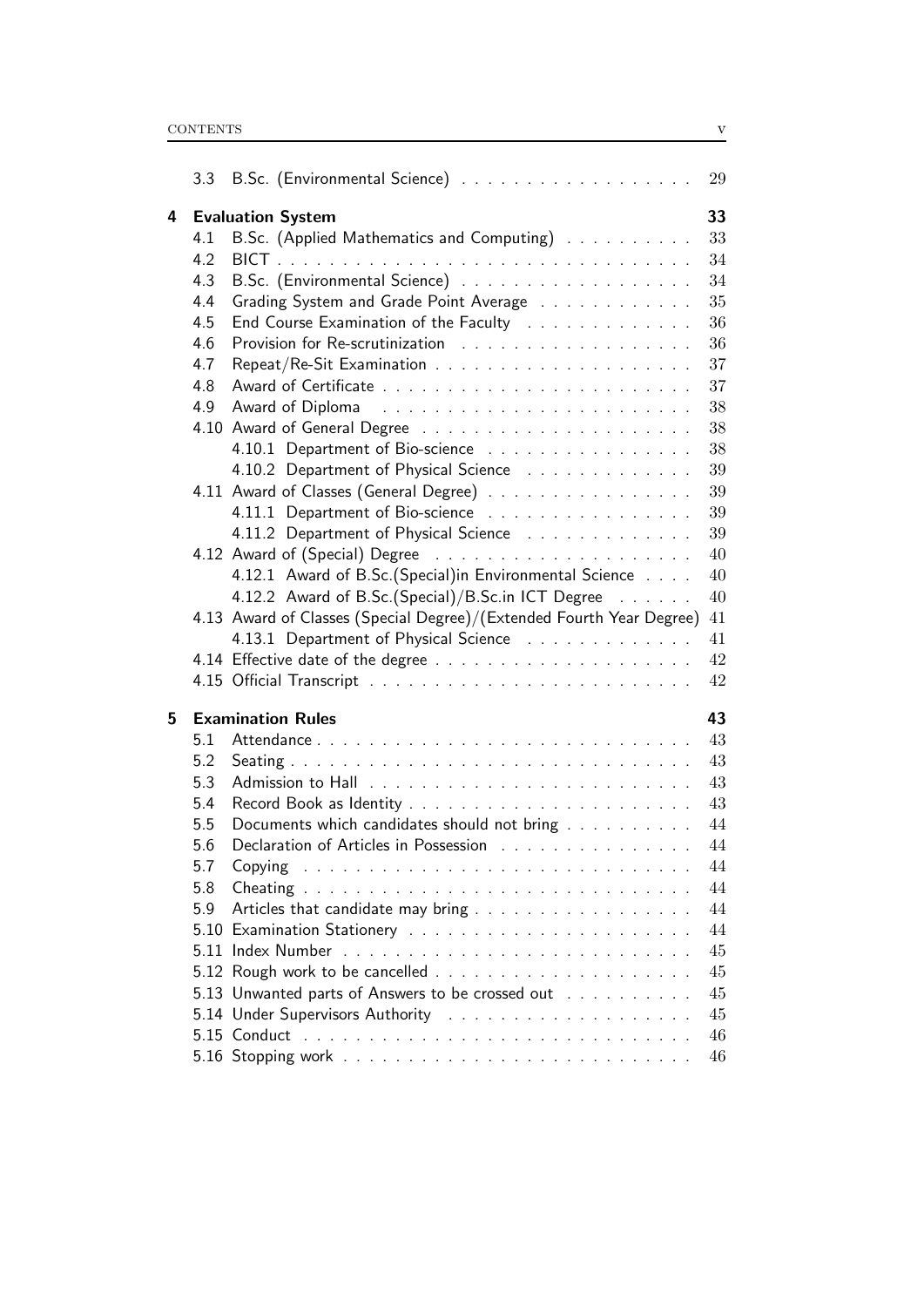- 3.3 B.Sc. (Environmental Science) . . . . . . . . . . 29

**4 Evaluation System** **33**

- 4.1 B.Sc. (Applied Mathematics and Computing) . . . . . . . . . . 33
- 4.2 BICT . . . . . . . . . . 34
- 4.3 B.Sc. (Environmental Science) . . . . . . . . . . 34
- 4.4 Grading System and Grade Point Average . . . . . . . . . . 35
- 4.5 End Course Examination of the Faculty . . . . . . . . . . 36
- 4.6 Provision for Re-scrutinization . . . . . . . . . . 36
- 4.7 Repeat/Re-Sit Examination . . . . . . . . . . 37
- 4.8 Award of Certificate . . . . . . . . . . 37
- 4.9 Award of Diploma . . . . . . . . . . 38
- 4.10 Award of General Degree . . . . . . . . . . 38
  - 4.10.1 Department of Bio-science . . . . . . . . . . 38
  - 4.10.2 Department of Physical Science . . . . . . . . . . 39
- 4.11 Award of Classes (General Degree) . . . . . . . . . . 39
  - 4.11.1 Department of Bio-science . . . . . . . . . . 39
  - 4.11.2 Department of Physical Science . . . . . . . . . . 39
- 4.12 Award of (Special) Degree . . . . . . . . . . 40
  - 4.12.1 Award of B.Sc.(Special)in Environmental Science . . . . 40
  - 4.12.2 Award of B.Sc.(Special)/B.Sc.in ICT Degree . . . . . . 40
- 4.13 Award of Classes (Special Degree)/(Extended Fourth Year Degree) 41
  - 4.13.1 Department of Physical Science . . . . . . . . . . 41
- 4.14 Effective date of the degree . . . . . . . . . . 42
- 4.15 Official Transcript . . . . . . . . . . 42

**5 Examination Rules** **43**

- 5.1 Attendance . . . . . . . . . . 43
- 5.2 Seating . . . . . . . . . . 43
- 5.3 Admission to Hall . . . . . . . . . . 43
- 5.4 Record Book as Identity . . . . . . . . . . 43
- 5.5 Documents which candidates should not bring . . . . . . . . . . 44
- 5.6 Declaration of Articles in Possession . . . . . . . . . . 44
- 5.7 Copying . . . . . . . . . . 44
- 5.8 Cheating . . . . . . . . . . 44
- 5.9 Articles that candidate may bring . . . . . . . . . . 44
- 5.10 Examination Stationery . . . . . . . . . . 44
- 5.11 Index Number . . . . . . . . . . 45
- 5.12 Rough work to be cancelled . . . . . . . . . . 45
- 5.13 Unwanted parts of Answers to be crossed out . . . . . . . . . . 45
- 5.14 Under Supervisors Authority . . . . . . . . . . 45
- 5.15 Conduct . . . . . . . . . . 46
- 5.16 Stopping work . . . . . . . . . . 46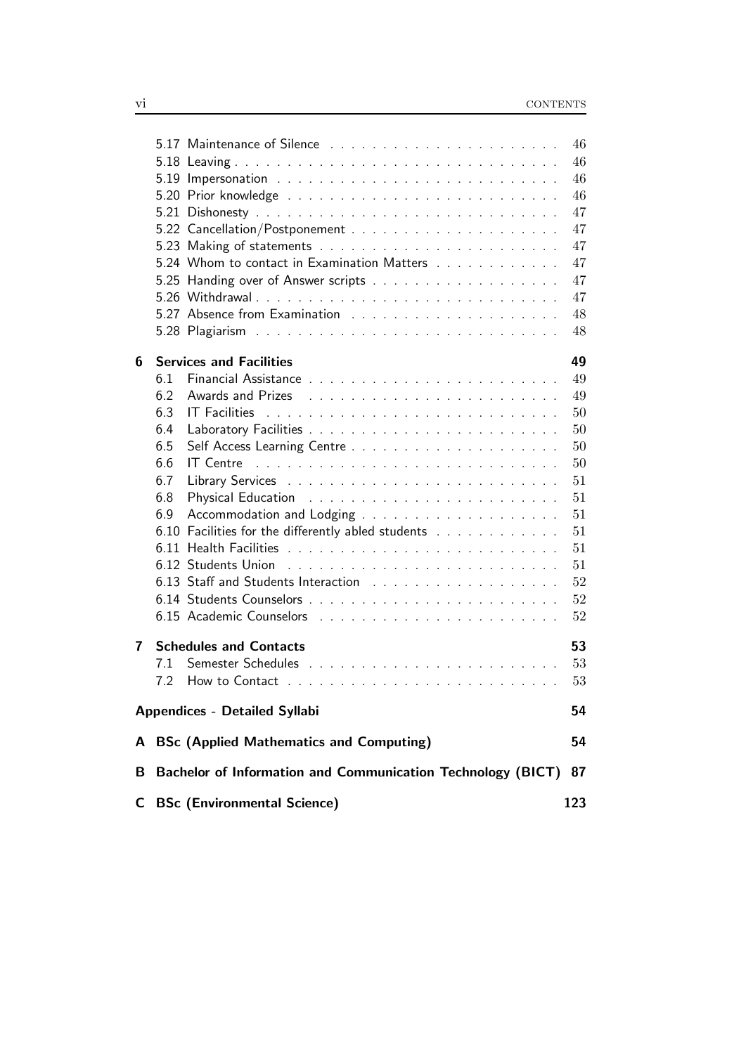- 5.17 Maintenance of Silence . . . . . . . . . . 46
- 5.18 Leaving . . . . . . . . . . 46
- 5.19 Impersonation . . . . . . . . . . 46
- 5.20 Prior knowledge . . . . . . . . . . 46
- 5.21 Dishonesty . . . . . . . . . . 47
- 5.22 Cancellation/Postponement . . . . . . . . . . 47
- 5.23 Making of statements . . . . . . . . . . 47
- 5.24 Whom to contact in Examination Matters . . . . . . . . . . 47
- 5.25 Handing over of Answer scripts . . . . . . . . . . 47
- 5.26 Withdrawal . . . . . . . . . . 47
- 5.27 Absence from Examination . . . . . . . . . . 48
- 5.28 Plagiarism . . . . . . . . . . 48

**6 Services and Facilities** **49**

- 6.1 Financial Assistance . . . . . . . . . . 49
- 6.2 Awards and Prizes . . . . . . . . . . 49
- 6.3 IT Facilities . . . . . . . . . . 50
- 6.4 Laboratory Facilities . . . . . . . . . . 50
- 6.5 Self Access Learning Centre . . . . . . . . . . 50
- 6.6 IT Centre . . . . . . . . . . 50
- 6.7 Library Services . . . . . . . . . . 51
- 6.8 Physical Education . . . . . . . . . . 51
- 6.9 Accommodation and Lodging . . . . . . . . . . 51
- 6.10 Facilities for the differently abled students . . . . . . . . . . 51
- 6.11 Health Facilities . . . . . . . . . . 51
- 6.12 Students Union . . . . . . . . . . 51
- 6.13 Staff and Students Interaction . . . . . . . . . . 52
- 6.14 Students Counselors . . . . . . . . . . 52
- 6.15 Academic Counselors . . . . . . . . . . 52

**7 Schedules and Contacts** **53**

- 7.1 Semester Schedules . . . . . . . . . . 53
- 7.2 How to Contact . . . . . . . . . . 53

**Appendices - Detailed Syllabi** **54**

**A BSc (Applied Mathematics and Computing)** **54**

**B Bachelor of Information and Communication Technology (BICT)** **87**

**C BSc (Environmental Science)** **123**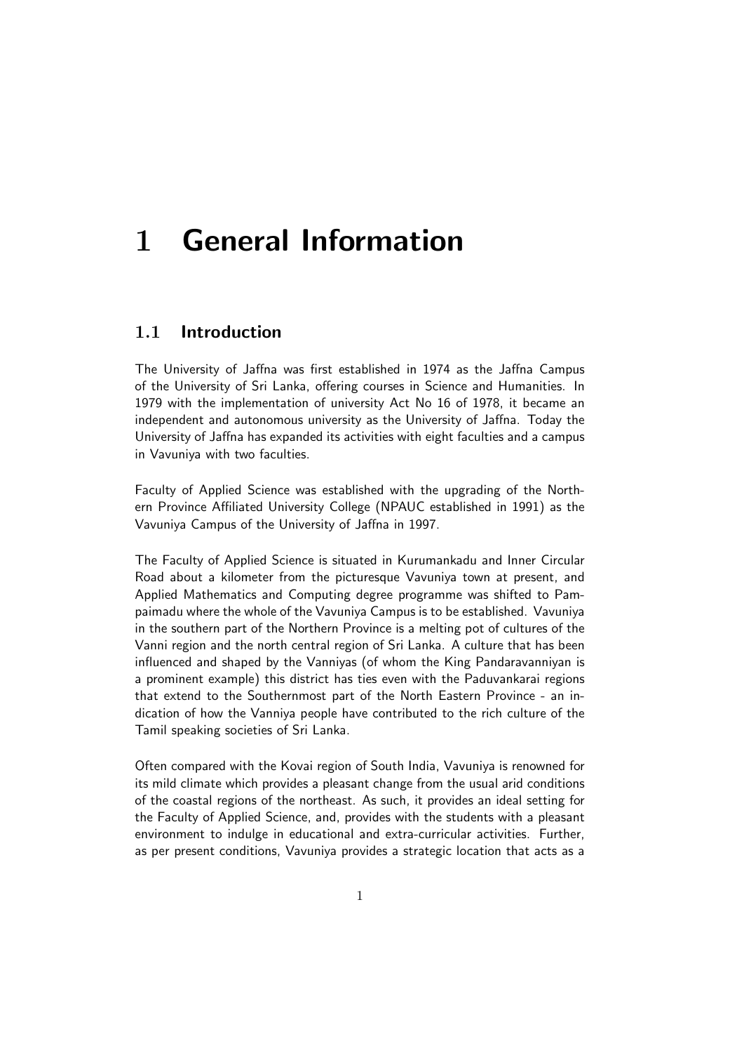# 1 General Information

## 1.1 Introduction

The University of Jaffna was first established in 1974 as the Jaffna Campus of the University of Sri Lanka, offering courses in Science and Humanities. In 1979 with the implementation of university Act No 16 of 1978, it became an independent and autonomous university as the University of Jaffna. Today the University of Jaffna has expanded its activities with eight faculties and a campus in Vavuniya with two faculties.

Faculty of Applied Science was established with the upgrading of the Northern Province Affiliated University College (NPAUC established in 1991) as the Vavuniya Campus of the University of Jaffna in 1997.

The Faculty of Applied Science is situated in Kurumankadu and Inner Circular Road about a kilometer from the picturesque Vavuniya town at present, and Applied Mathematics and Computing degree programme was shifted to Pampaimadu where the whole of the Vavuniya Campus is to be established. Vavuniya in the southern part of the Northern Province is a melting pot of cultures of the Vanni region and the north central region of Sri Lanka. A culture that has been influenced and shaped by the Vanniyas (of whom the King Pandaravanniyan is a prominent example) this district has ties even with the Paduvankarai regions that extend to the Southernmost part of the North Eastern Province - an indication of how the Vanniya people have contributed to the rich culture of the Tamil speaking societies of Sri Lanka.

Often compared with the Kovai region of South India, Vavuniya is renowned for its mild climate which provides a pleasant change from the usual arid conditions of the coastal regions of the northeast. As such, it provides an ideal setting for the Faculty of Applied Science, and, provides with the students with a pleasant environment to indulge in educational and extra-curricular activities. Further, as per present conditions, Vavuniya provides a strategic location that acts as a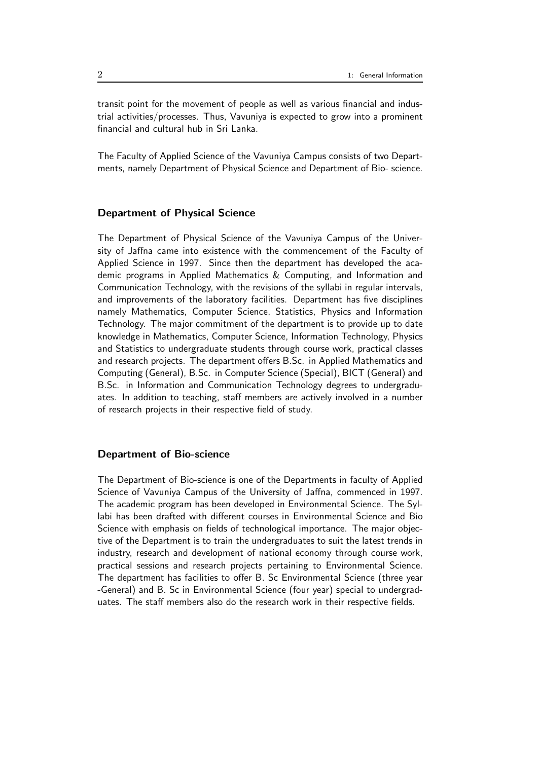transit point for the movement of people as well as various financial and industrial activities/processes. Thus, Vavuniya is expected to grow into a prominent financial and cultural hub in Sri Lanka.

The Faculty of Applied Science of the Vavuniya Campus consists of two Departments, namely Department of Physical Science and Department of Bio- science.

### Department of Physical Science

The Department of Physical Science of the Vavuniya Campus of the University of Jaffna came into existence with the commencement of the Faculty of Applied Science in 1997. Since then the department has developed the academic programs in Applied Mathematics & Computing, and Information and Communication Technology, with the revisions of the syllabi in regular intervals, and improvements of the laboratory facilities. Department has five disciplines namely Mathematics, Computer Science, Statistics, Physics and Information Technology. The major commitment of the department is to provide up to date knowledge in Mathematics, Computer Science, Information Technology, Physics and Statistics to undergraduate students through course work, practical classes and research projects. The department offers B.Sc. in Applied Mathematics and Computing (General), B.Sc. in Computer Science (Special), BICT (General) and B.Sc. in Information and Communication Technology degrees to undergraduates. In addition to teaching, staff members are actively involved in a number of research projects in their respective field of study.

### Department of Bio-science

The Department of Bio-science is one of the Departments in faculty of Applied Science of Vavuniya Campus of the University of Jaffna, commenced in 1997. The academic program has been developed in Environmental Science. The Syllabi has been drafted with different courses in Environmental Science and Bio Science with emphasis on fields of technological importance. The major objective of the Department is to train the undergraduates to suit the latest trends in industry, research and development of national economy through course work, practical sessions and research projects pertaining to Environmental Science. The department has facilities to offer B. Sc Environmental Science (three year -General) and B. Sc in Environmental Science (four year) special to undergraduates. The staff members also do the research work in their respective fields.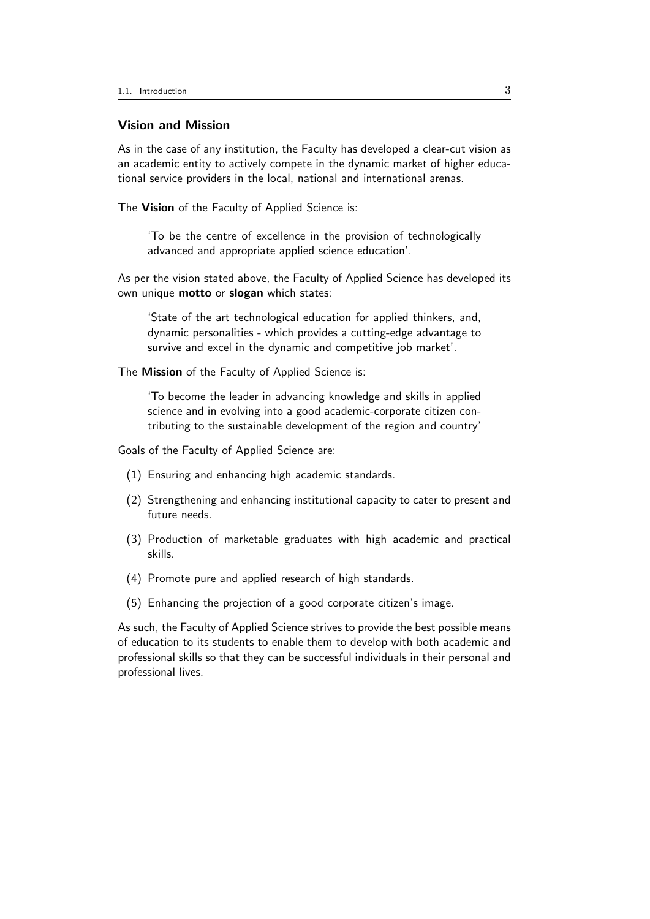### Vision and Mission

As in the case of any institution, the Faculty has developed a clear-cut vision as an academic entity to actively compete in the dynamic market of higher educational service providers in the local, national and international arenas.

The **Vision** of the Faculty of Applied Science is:

> 'To be the centre of excellence in the provision of technologically advanced and appropriate applied science education'.

As per the vision stated above, the Faculty of Applied Science has developed its own unique **motto** or **slogan** which states:

> 'State of the art technological education for applied thinkers, and, dynamic personalities - which provides a cutting-edge advantage to survive and excel in the dynamic and competitive job market'.

The **Mission** of the Faculty of Applied Science is:

> 'To become the leader in advancing knowledge and skills in applied science and in evolving into a good academic-corporate citizen contributing to the sustainable development of the region and country'

Goals of the Faculty of Applied Science are:

(1) Ensuring and enhancing high academic standards.

(2) Strengthening and enhancing institutional capacity to cater to present and future needs.

(3) Production of marketable graduates with high academic and practical skills.

(4) Promote pure and applied research of high standards.

(5) Enhancing the projection of a good corporate citizen's image.

As such, the Faculty of Applied Science strives to provide the best possible means of education to its students to enable them to develop with both academic and professional skills so that they can be successful individuals in their personal and professional lives.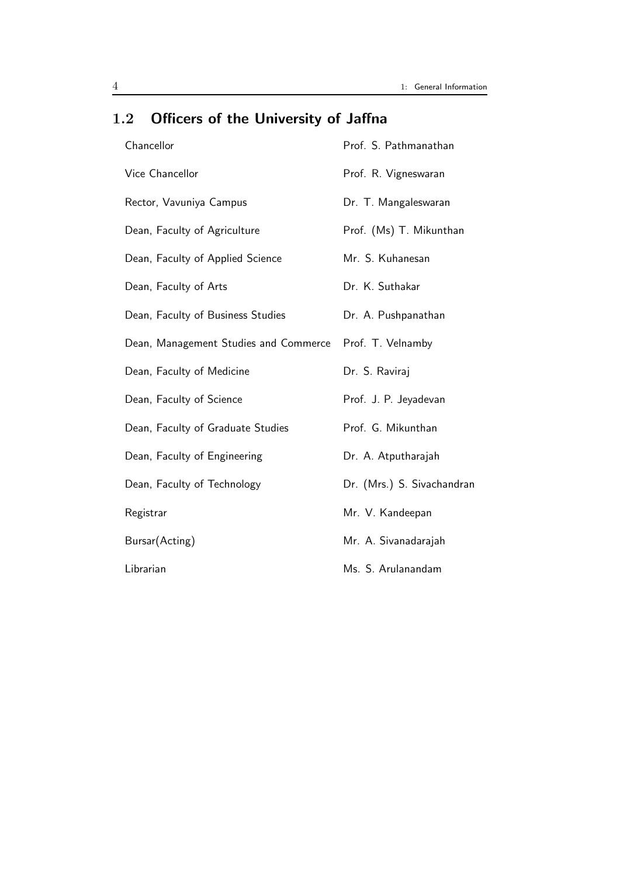## 1.2 Officers of the University of Jaffna

| | |
|---|---|
| Chancellor | Prof. S. Pathmanathan |
| Vice Chancellor | Prof. R. Vigneswaran |
| Rector, Vavuniya Campus | Dr. T. Mangaleswaran |
| Dean, Faculty of Agriculture | Prof. (Ms) T. Mikunthan |
| Dean, Faculty of Applied Science | Mr. S. Kuhanesan |
| Dean, Faculty of Arts | Dr. K. Suthakar |
| Dean, Faculty of Business Studies | Dr. A. Pushpanathan |
| Dean, Management Studies and Commerce | Prof. T. Velnamby |
| Dean, Faculty of Medicine | Dr. S. Raviraj |
| Dean, Faculty of Science | Prof. J. P. Jeyadevan |
| Dean, Faculty of Graduate Studies | Prof. G. Mikunthan |
| Dean, Faculty of Engineering | Dr. A. Atputharajah |
| Dean, Faculty of Technology | Dr. (Mrs.) S. Sivachandran |
| Registrar | Mr. V. Kandeepan |
| Bursar(Acting) | Mr. A. Sivanadarajah |
| Librarian | Ms. S. Arulanandam |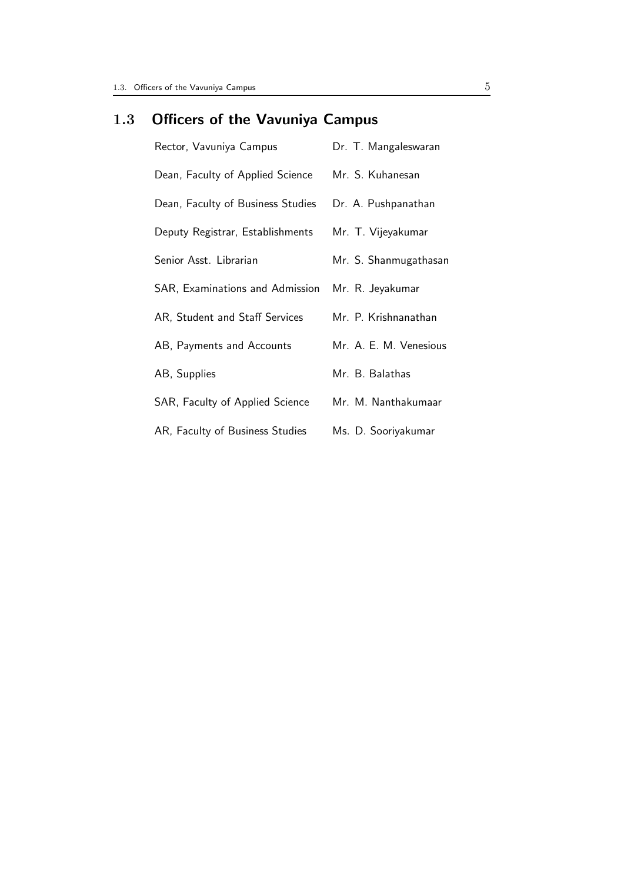## 1.3 Officers of the Vavuniya Campus

| | |
|---|---|
| Rector, Vavuniya Campus | Dr. T. Mangaleswaran |
| Dean, Faculty of Applied Science | Mr. S. Kuhanesan |
| Dean, Faculty of Business Studies | Dr. A. Pushpanathan |
| Deputy Registrar, Establishments | Mr. T. Vijeyakumar |
| Senior Asst. Librarian | Mr. S. Shanmugathasan |
| SAR, Examinations and Admission | Mr. R. Jeyakumar |
| AR, Student and Staff Services | Mr. P. Krishnanathan |
| AB, Payments and Accounts | Mr. A. E. M. Venesious |
| AB, Supplies | Mr. B. Balathas |
| SAR, Faculty of Applied Science | Mr. M. Nanthakumaar |
| AR, Faculty of Business Studies | Ms. D. Sooriyakumar |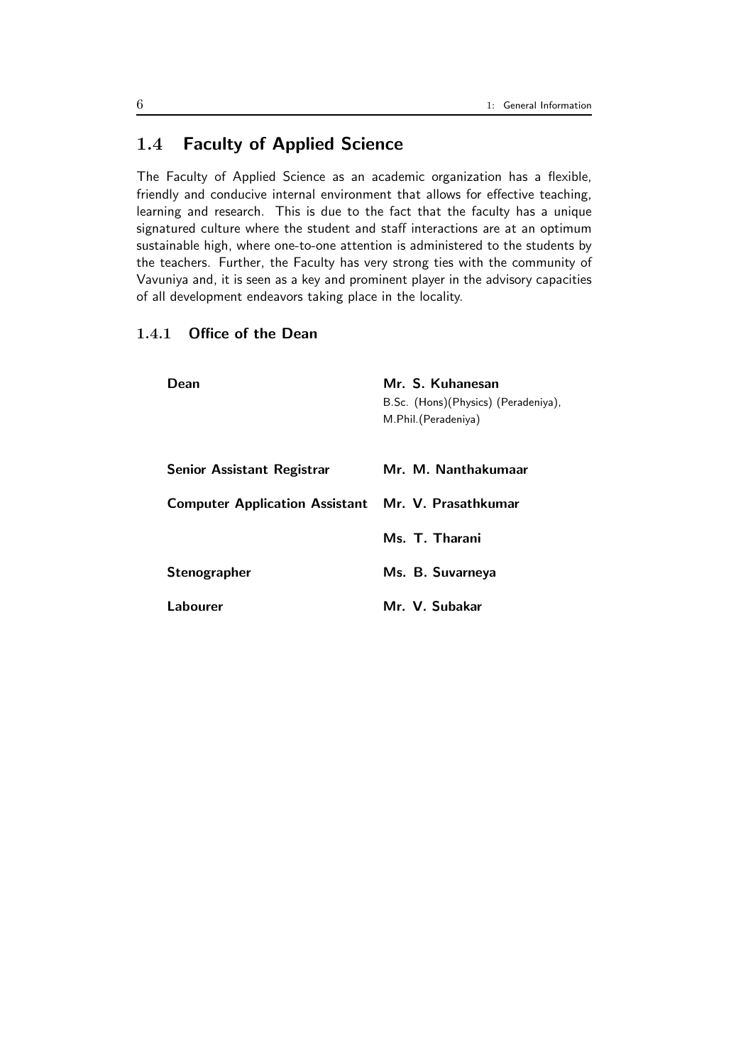## 1.4 Faculty of Applied Science

The Faculty of Applied Science as an academic organization has a flexible, friendly and conducive internal environment that allows for effective teaching, learning and research. This is due to the fact that the faculty has a unique signatured culture where the student and staff interactions are at an optimum sustainable high, where one-to-one attention is administered to the students by the teachers. Further, the Faculty has very strong ties with the community of Vavuniya and, it is seen as a key and prominent player in the advisory capacities of all development endeavors taking place in the locality.

### 1.4.1 Office of the Dean

| | |
|---|---|
| **Dean** | **Mr. S. Kuhanesan**<br>B.Sc. (Hons)(Physics) (Peradeniya),<br>M.Phil.(Peradeniya) |
| **Senior Assistant Registrar** | **Mr. M. Nanthakumaar** |
| **Computer Application Assistant** | **Mr. V. Prasathkumar** |
| | **Ms. T. Tharani** |
| **Stenographer** | **Ms. B. Suvarneya** |
| **Labourer** | **Mr. V. Subakar** |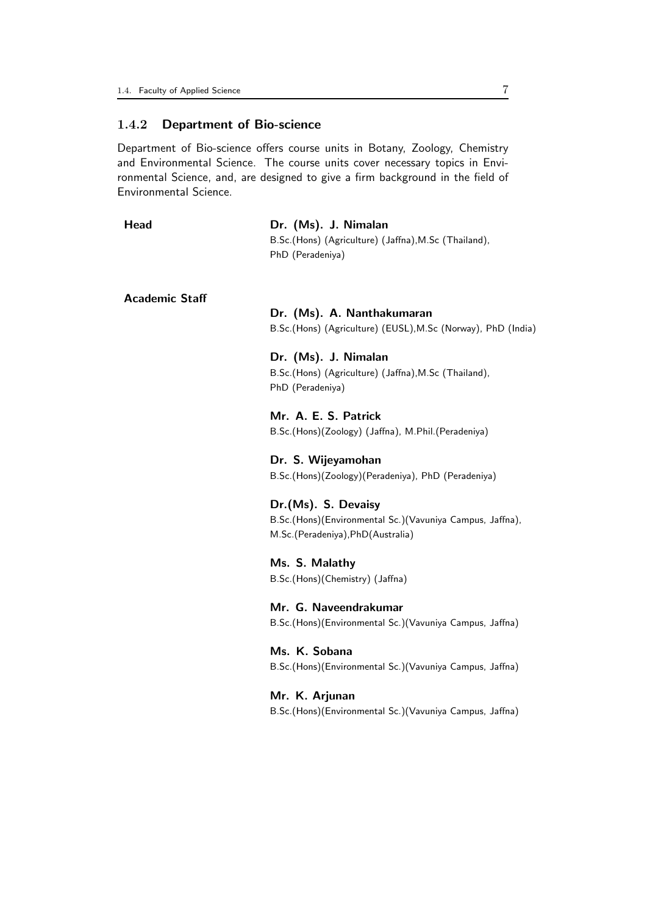### 1.4.2 Department of Bio-science

Department of Bio-science offers course units in Botany, Zoology, Chemistry and Environmental Science. The course units cover necessary topics in Environmental Science, and, are designed to give a firm background in the field of Environmental Science.

**Head**

**Dr. (Ms). J. Nimalan**
B.Sc.(Hons) (Agriculture) (Jaffna),M.Sc (Thailand), PhD (Peradeniya)

**Academic Staff**

**Dr. (Ms). A. Nanthakumaran**
B.Sc.(Hons) (Agriculture) (EUSL),M.Sc (Norway), PhD (India)

**Dr. (Ms). J. Nimalan**
B.Sc.(Hons) (Agriculture) (Jaffna),M.Sc (Thailand), PhD (Peradeniya)

**Mr. A. E. S. Patrick**
B.Sc.(Hons)(Zoology) (Jaffna), M.Phil.(Peradeniya)

**Dr. S. Wijeyamohan**
B.Sc.(Hons)(Zoology)(Peradeniya), PhD (Peradeniya)

**Dr.(Ms). S. Devaisy**
B.Sc.(Hons)(Environmental Sc.)(Vavuniya Campus, Jaffna), M.Sc.(Peradeniya),PhD(Australia)

**Ms. S. Malathy**
B.Sc.(Hons)(Chemistry) (Jaffna)

**Mr. G. Naveendrakumar**
B.Sc.(Hons)(Environmental Sc.)(Vavuniya Campus, Jaffna)

**Ms. K. Sobana**
B.Sc.(Hons)(Environmental Sc.)(Vavuniya Campus, Jaffna)

**Mr. K. Arjunan**
B.Sc.(Hons)(Environmental Sc.)(Vavuniya Campus, Jaffna)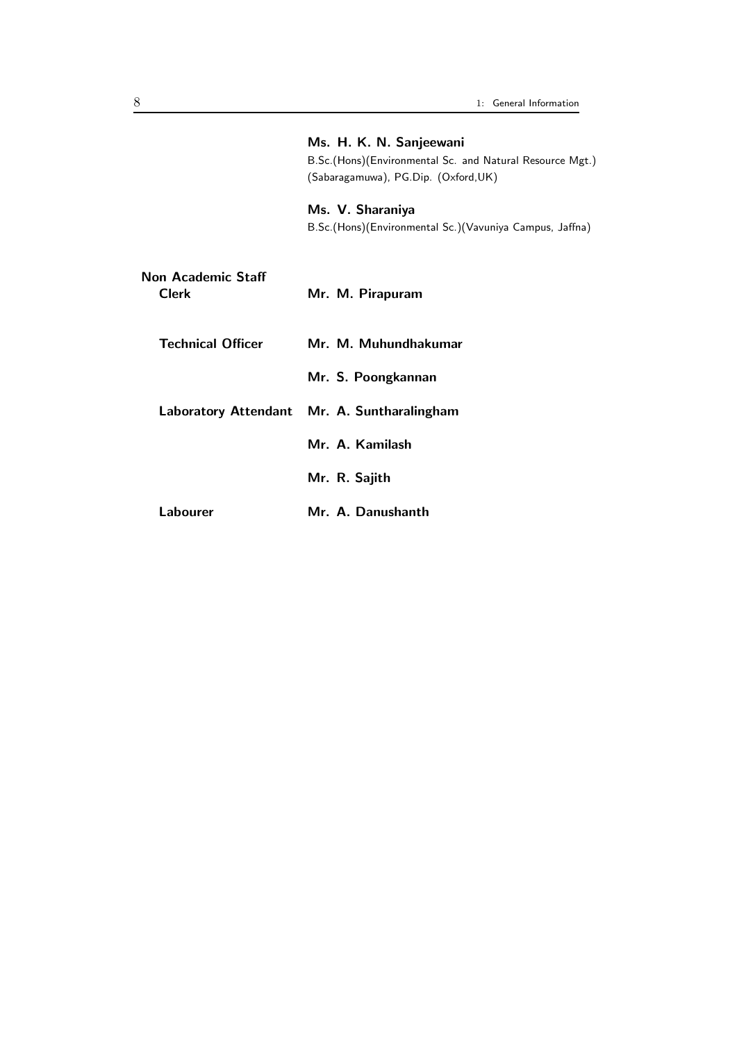**Ms. H. K. N. Sanjeewani**
B.Sc.(Hons)(Environmental Sc. and Natural Resource Mgt.) (Sabaragamuwa), PG.Dip. (Oxford,UK)

**Ms. V. Sharaniya**
B.Sc.(Hons)(Environmental Sc.)(Vavuniya Campus, Jaffna)

**Non Academic Staff**

| | |
|---|---|
| **Clerk** | **Mr. M. Pirapuram** |
| **Technical Officer** | **Mr. M. Muhundhakumar** |
| | **Mr. S. Poongkannan** |
| **Laboratory Attendant** | **Mr. A. Suntharalingham** |
| | **Mr. A. Kamilash** |
| | **Mr. R. Sajith** |
| **Labourer** | **Mr. A. Danushanth** |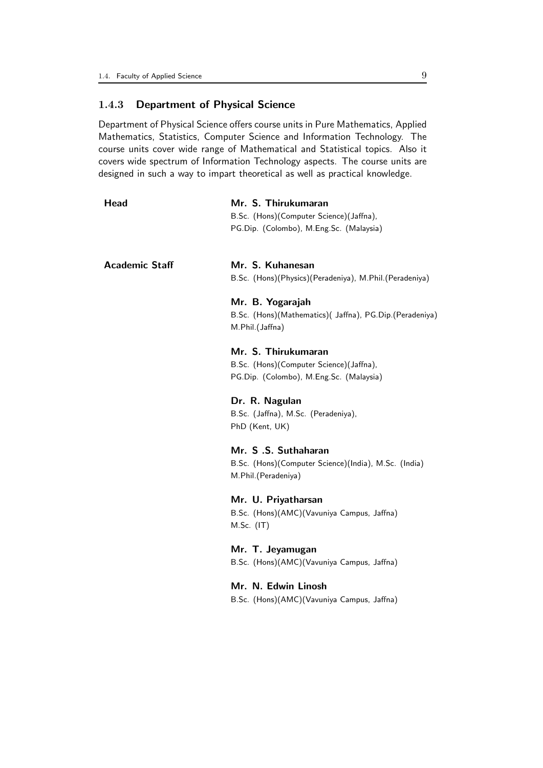### 1.4.3 Department of Physical Science

Department of Physical Science offers course units in Pure Mathematics, Applied Mathematics, Statistics, Computer Science and Information Technology. The course units cover wide range of Mathematical and Statistical topics. Also it covers wide spectrum of Information Technology aspects. The course units are designed in such a way to impart theoretical as well as practical knowledge.

**Head**

**Mr. S. Thirukumaran**
B.Sc. (Hons)(Computer Science)(Jaffna),
PG.Dip. (Colombo), M.Eng.Sc. (Malaysia)

**Academic Staff**

**Mr. S. Kuhanesan**
B.Sc. (Hons)(Physics)(Peradeniya), M.Phil.(Peradeniya)

**Mr. B. Yogarajah**
B.Sc. (Hons)(Mathematics)( Jaffna), PG.Dip.(Peradeniya)
M.Phil.(Jaffna)

**Mr. S. Thirukumaran**
B.Sc. (Hons)(Computer Science)(Jaffna),
PG.Dip. (Colombo), M.Eng.Sc. (Malaysia)

**Dr. R. Nagulan**
B.Sc. (Jaffna), M.Sc. (Peradeniya),
PhD (Kent, UK)

**Mr. S .S. Suthaharan**
B.Sc. (Hons)(Computer Science)(India), M.Sc. (India)
M.Phil.(Peradeniya)

**Mr. U. Priyatharsan**
B.Sc. (Hons)(AMC)(Vavuniya Campus, Jaffna)
M.Sc. (IT)

**Mr. T. Jeyamugan**
B.Sc. (Hons)(AMC)(Vavuniya Campus, Jaffna)

**Mr. N. Edwin Linosh**
B.Sc. (Hons)(AMC)(Vavuniya Campus, Jaffna)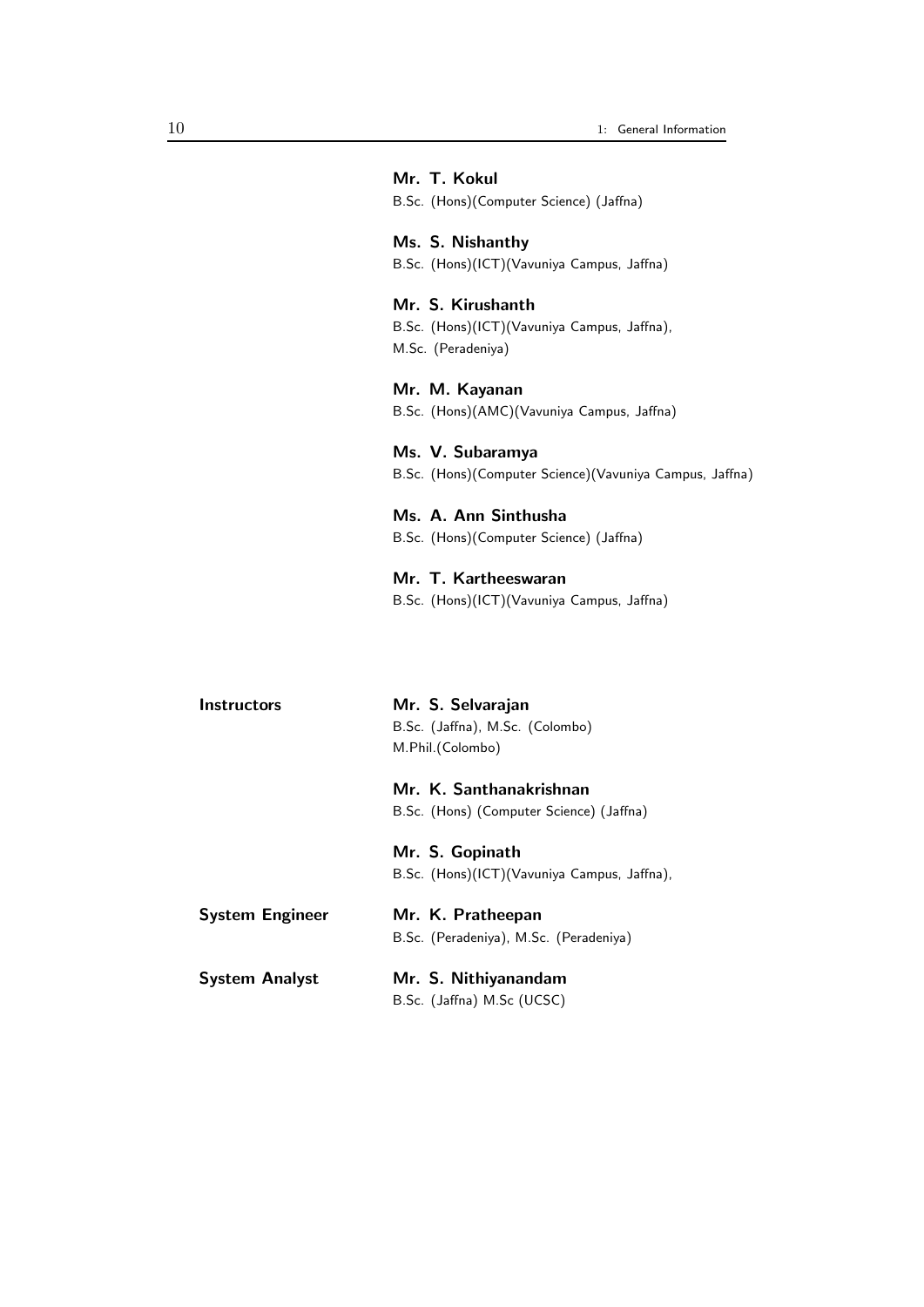**Mr. T. Kokul**
B.Sc. (Hons)(Computer Science) (Jaffna)

**Ms. S. Nishanthy**
B.Sc. (Hons)(ICT)(Vavuniya Campus, Jaffna)

**Mr. S. Kirushanth**
B.Sc. (Hons)(ICT)(Vavuniya Campus, Jaffna),
M.Sc. (Peradeniya)

**Mr. M. Kayanan**
B.Sc. (Hons)(AMC)(Vavuniya Campus, Jaffna)

**Ms. V. Subaramya**
B.Sc. (Hons)(Computer Science)(Vavuniya Campus, Jaffna)

**Ms. A. Ann Sinthusha**
B.Sc. (Hons)(Computer Science) (Jaffna)

**Mr. T. Kartheeswaran**
B.Sc. (Hons)(ICT)(Vavuniya Campus, Jaffna)

**Instructors**

**Mr. S. Selvarajan**
B.Sc. (Jaffna), M.Sc. (Colombo)
M.Phil.(Colombo)

**Mr. K. Santhanakrishnan**
B.Sc. (Hons) (Computer Science) (Jaffna)

**Mr. S. Gopinath**
B.Sc. (Hons)(ICT)(Vavuniya Campus, Jaffna),

**System Engineer**

**Mr. K. Pratheepan**
B.Sc. (Peradeniya), M.Sc. (Peradeniya)

**System Analyst**

**Mr. S. Nithiyanandam**
B.Sc. (Jaffna) M.Sc (UCSC)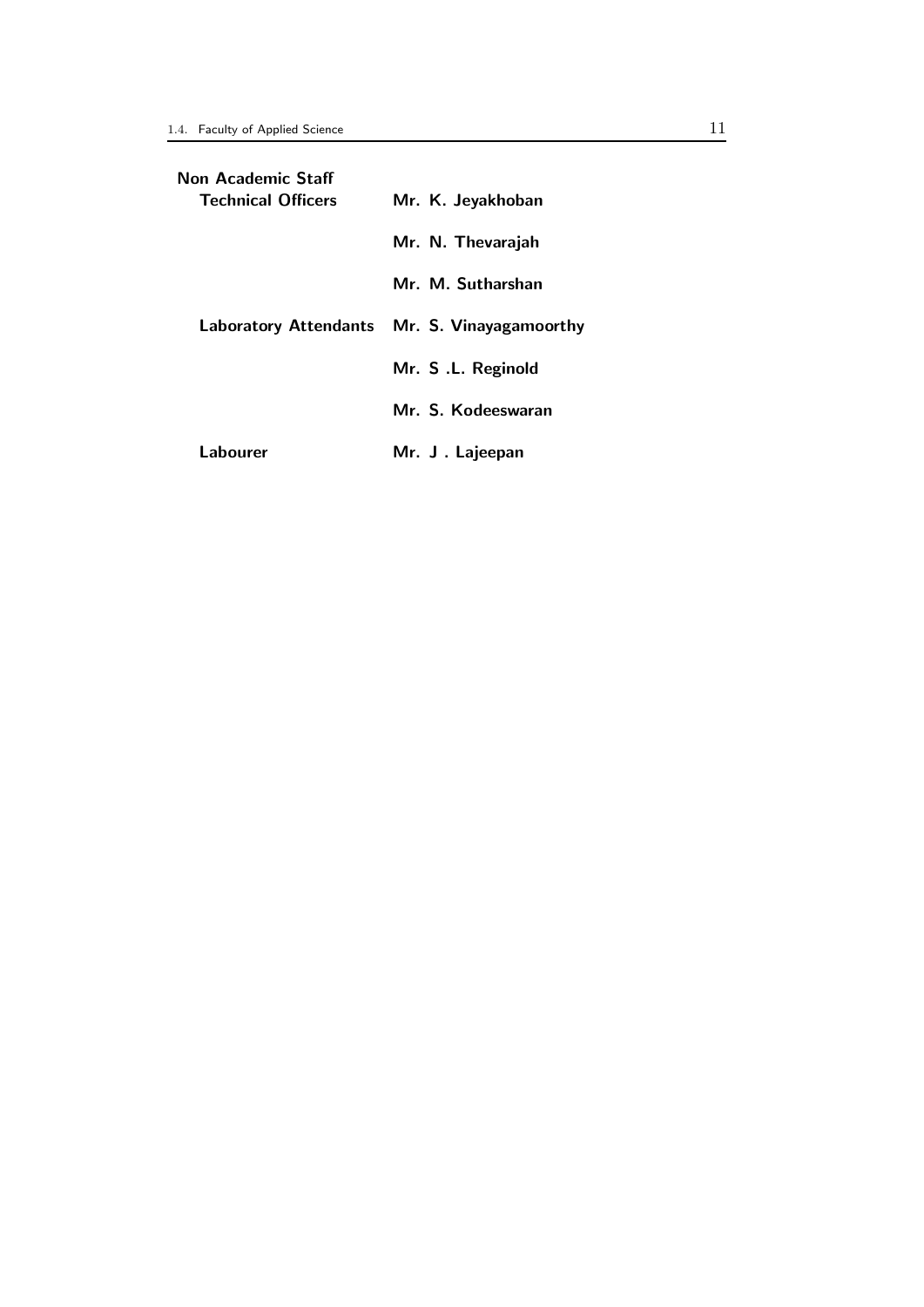**Non Academic Staff**

| | |
|---|---|
| **Technical Officers** | **Mr. K. Jeyakhoban** |
| | **Mr. N. Thevarajah** |
| | **Mr. M. Sutharshan** |
| **Laboratory Attendants** | **Mr. S. Vinayagamoorthy** |
| | **Mr. S .L. Reginold** |
| | **Mr. S. Kodeeswaran** |
| **Labourer** | **Mr. J . Lajeepan** |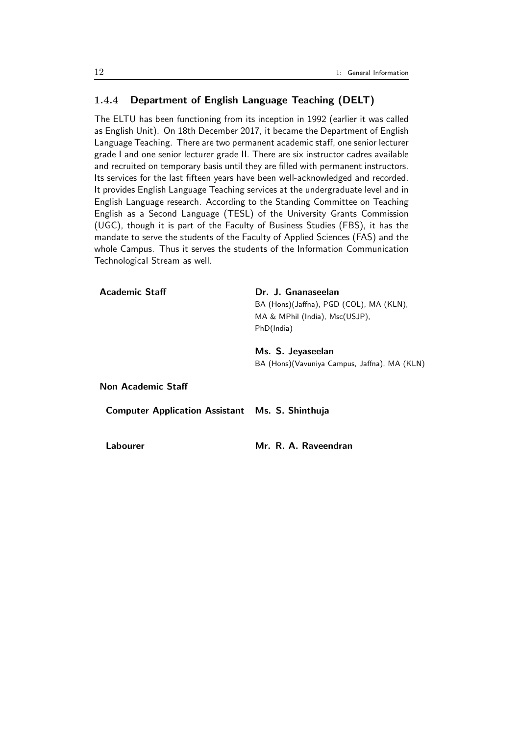### 1.4.4 Department of English Language Teaching (DELT)

The ELTU has been functioning from its inception in 1992 (earlier it was called as English Unit). On 18th December 2017, it became the Department of English Language Teaching. There are two permanent academic staff, one senior lecturer grade I and one senior lecturer grade II. There are six instructor cadres available and recruited on temporary basis until they are filled with permanent instructors. Its services for the last fifteen years have been well-acknowledged and recorded. It provides English Language Teaching services at the undergraduate level and in English Language research. According to the Standing Committee on Teaching English as a Second Language (TESL) of the University Grants Commission (UGC), though it is part of the Faculty of Business Studies (FBS), it has the mandate to serve the students of the Faculty of Applied Sciences (FAS) and the whole Campus. Thus it serves the students of the Information Communication Technological Stream as well.

**Academic Staff**

**Dr. J. Gnanaseelan**
BA (Hons)(Jaffna), PGD (COL), MA (KLN), MA & MPhil (India), Msc(USJP), PhD(India)

**Ms. S. Jeyaseelan**
BA (Hons)(Vavuniya Campus, Jaffna), MA (KLN)

**Non Academic Staff**

**Computer Application Assistant** **Ms. S. Shinthuja**

**Labourer** **Mr. R. A. Raveendran**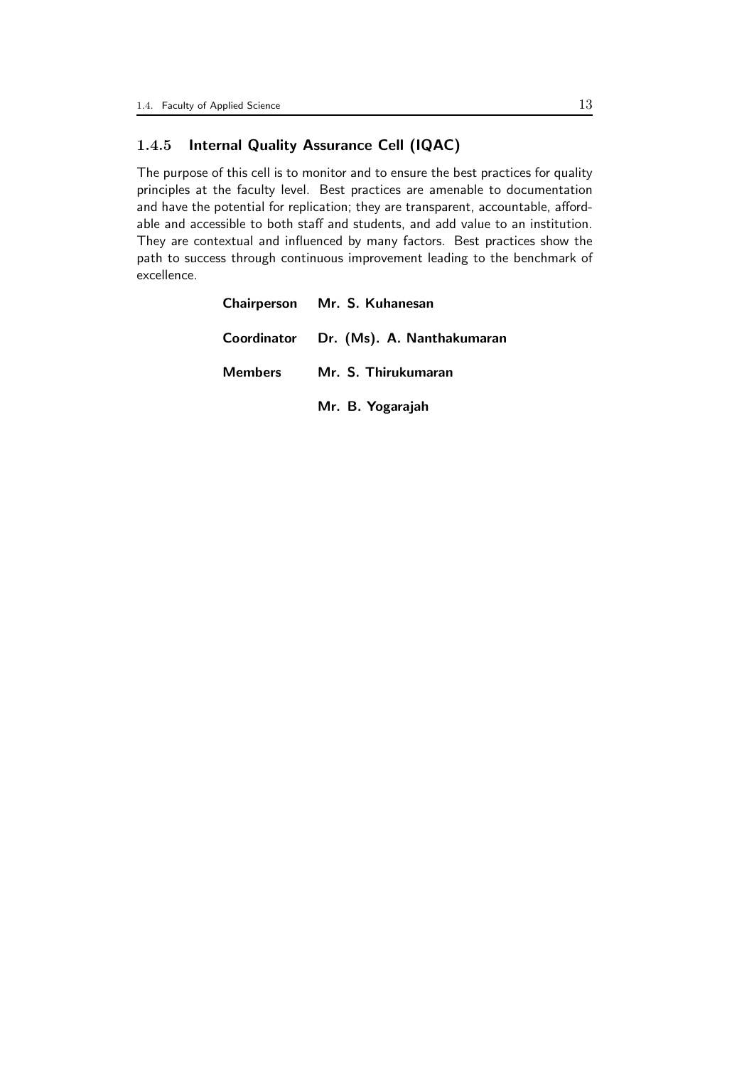### 1.4.5 Internal Quality Assurance Cell (IQAC)

The purpose of this cell is to monitor and to ensure the best practices for quality principles at the faculty level. Best practices are amenable to documentation and have the potential for replication; they are transparent, accountable, affordable and accessible to both staff and students, and add value to an institution. They are contextual and influenced by many factors. Best practices show the path to success through continuous improvement leading to the benchmark of excellence.

| | |
|---|---|
| **Chairperson** | **Mr. S. Kuhanesan** |
| **Coordinator** | **Dr. (Ms). A. Nanthakumaran** |
| **Members** | **Mr. S. Thirukumaran** |
| | **Mr. B. Yogarajah** |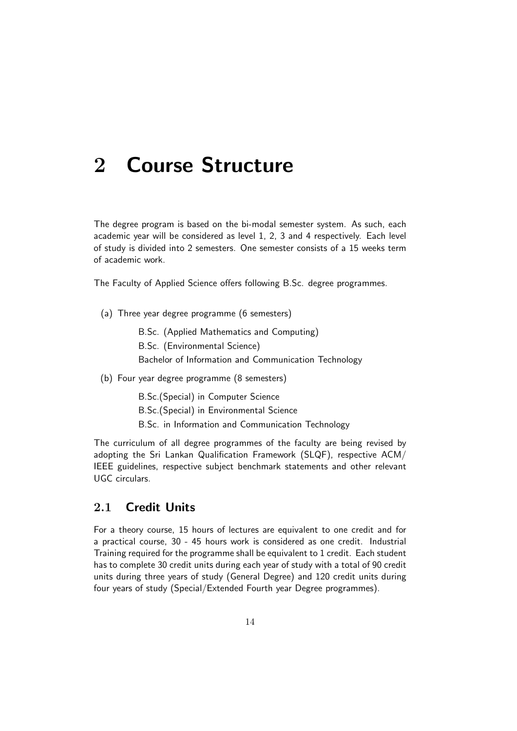# 2 Course Structure

The degree program is based on the bi-modal semester system. As such, each academic year will be considered as level 1, 2, 3 and 4 respectively. Each level of study is divided into 2 semesters. One semester consists of a 15 weeks term of academic work.

The Faculty of Applied Science offers following B.Sc. degree programmes.

(a) Three year degree programme (6 semesters)

 B.Sc. (Applied Mathematics and Computing)
 B.Sc. (Environmental Science)
 Bachelor of Information and Communication Technology

(b) Four year degree programme (8 semesters)

 B.Sc.(Special) in Computer Science
 B.Sc.(Special) in Environmental Science
 B.Sc. in Information and Communication Technology

The curriculum of all degree programmes of the faculty are being revised by adopting the Sri Lankan Qualification Framework (SLQF), respective ACM/ IEEE guidelines, respective subject benchmark statements and other relevant UGC circulars.

## 2.1 Credit Units

For a theory course, 15 hours of lectures are equivalent to one credit and for a practical course, 30 - 45 hours work is considered as one credit. Industrial Training required for the programme shall be equivalent to 1 credit. Each student has to complete 30 credit units during each year of study with a total of 90 credit units during three years of study (General Degree) and 120 credit units during four years of study (Special/Extended Fourth year Degree programmes).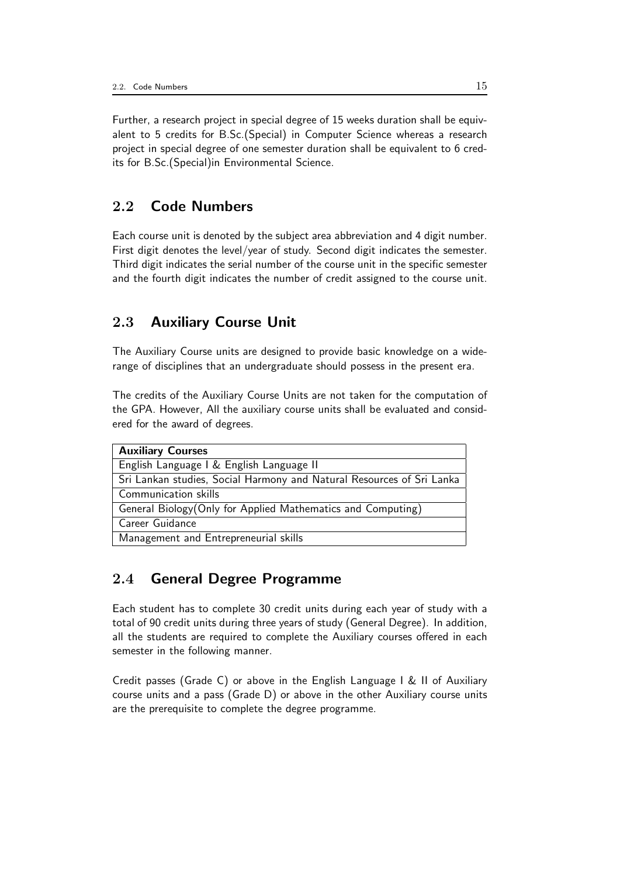Further, a research project in special degree of 15 weeks duration shall be equivalent to 5 credits for B.Sc.(Special) in Computer Science whereas a research project in special degree of one semester duration shall be equivalent to 6 credits for B.Sc.(Special)in Environmental Science.

## 2.2 Code Numbers

Each course unit is denoted by the subject area abbreviation and 4 digit number. First digit denotes the level/year of study. Second digit indicates the semester. Third digit indicates the serial number of the course unit in the specific semester and the fourth digit indicates the number of credit assigned to the course unit.

## 2.3 Auxiliary Course Unit

The Auxiliary Course units are designed to provide basic knowledge on a wide-range of disciplines that an undergraduate should possess in the present era.

The credits of the Auxiliary Course Units are not taken for the computation of the GPA. However, All the auxiliary course units shall be evaluated and considered for the award of degrees.

| **Auxiliary Courses** |
|---|
| English Language I & English Language II |
| Sri Lankan studies, Social Harmony and Natural Resources of Sri Lanka |
| Communication skills |
| General Biology(Only for Applied Mathematics and Computing) |
| Career Guidance |
| Management and Entrepreneurial skills |

## 2.4 General Degree Programme

Each student has to complete 30 credit units during each year of study with a total of 90 credit units during three years of study (General Degree). In addition, all the students are required to complete the Auxiliary courses offered in each semester in the following manner.

Credit passes (Grade C) or above in the English Language I & II of Auxiliary course units and a pass (Grade D) or above in the other Auxiliary course units are the prerequisite to complete the degree programme.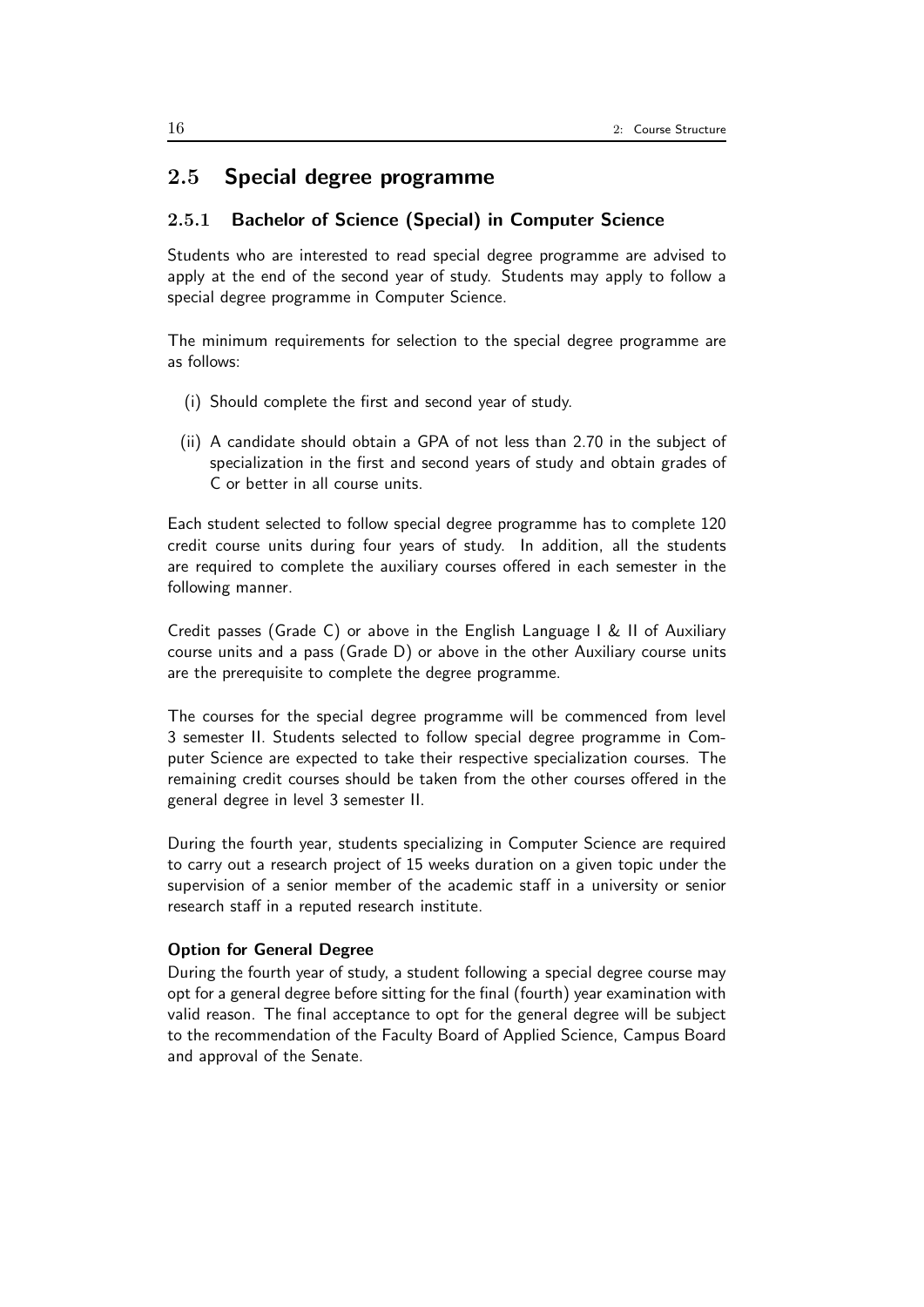## 2.5 Special degree programme

### 2.5.1 Bachelor of Science (Special) in Computer Science

Students who are interested to read special degree programme are advised to apply at the end of the second year of study. Students may apply to follow a special degree programme in Computer Science.

The minimum requirements for selection to the special degree programme are as follows:

(i) Should complete the first and second year of study.

(ii) A candidate should obtain a GPA of not less than 2.70 in the subject of specialization in the first and second years of study and obtain grades of C or better in all course units.

Each student selected to follow special degree programme has to complete 120 credit course units during four years of study. In addition, all the students are required to complete the auxiliary courses offered in each semester in the following manner.

Credit passes (Grade C) or above in the English Language I & II of Auxiliary course units and a pass (Grade D) or above in the other Auxiliary course units are the prerequisite to complete the degree programme.

The courses for the special degree programme will be commenced from level 3 semester II. Students selected to follow special degree programme in Computer Science are expected to take their respective specialization courses. The remaining credit courses should be taken from the other courses offered in the general degree in level 3 semester II.

During the fourth year, students specializing in Computer Science are required to carry out a research project of 15 weeks duration on a given topic under the supervision of a senior member of the academic staff in a university or senior research staff in a reputed research institute.

**Option for General Degree**

During the fourth year of study, a student following a special degree course may opt for a general degree before sitting for the final (fourth) year examination with valid reason. The final acceptance to opt for the general degree will be subject to the recommendation of the Faculty Board of Applied Science, Campus Board and approval of the Senate.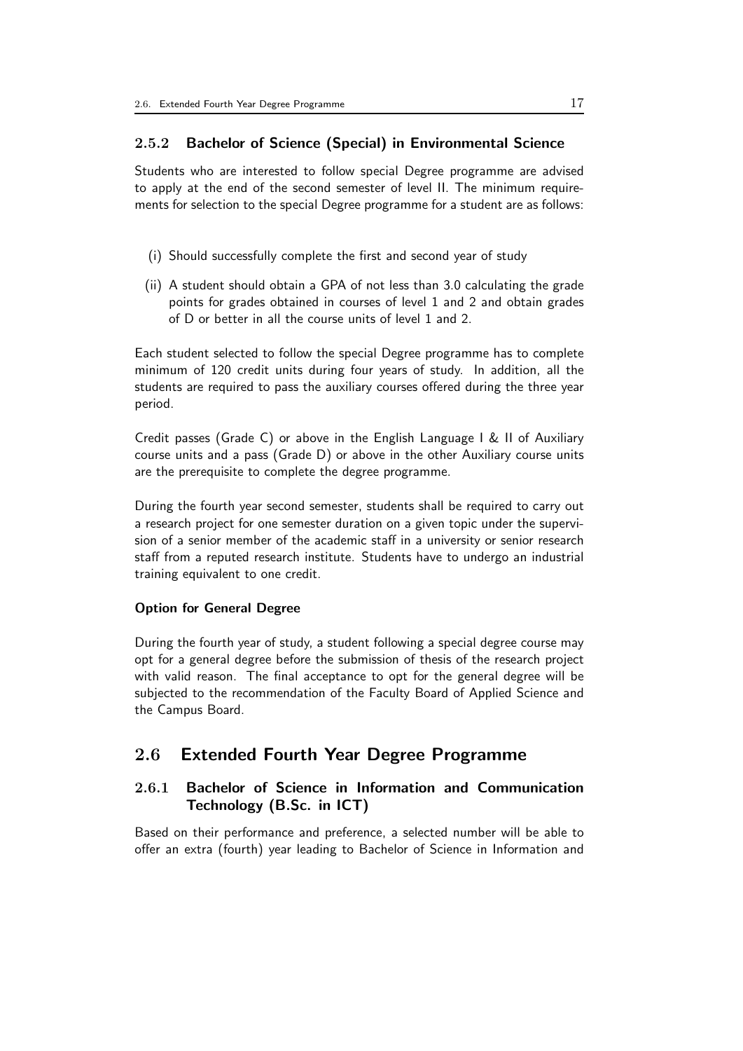### 2.5.2 Bachelor of Science (Special) in Environmental Science

Students who are interested to follow special Degree programme are advised to apply at the end of the second semester of level II. The minimum requirements for selection to the special Degree programme for a student are as follows:

(i) Should successfully complete the first and second year of study

(ii) A student should obtain a GPA of not less than 3.0 calculating the grade points for grades obtained in courses of level 1 and 2 and obtain grades of D or better in all the course units of level 1 and 2.

Each student selected to follow the special Degree programme has to complete minimum of 120 credit units during four years of study. In addition, all the students are required to pass the auxiliary courses offered during the three year period.

Credit passes (Grade C) or above in the English Language I & II of Auxiliary course units and a pass (Grade D) or above in the other Auxiliary course units are the prerequisite to complete the degree programme.

During the fourth year second semester, students shall be required to carry out a research project for one semester duration on a given topic under the supervision of a senior member of the academic staff in a university or senior research staff from a reputed research institute. Students have to undergo an industrial training equivalent to one credit.

**Option for General Degree**

During the fourth year of study, a student following a special degree course may opt for a general degree before the submission of thesis of the research project with valid reason. The final acceptance to opt for the general degree will be subjected to the recommendation of the Faculty Board of Applied Science and the Campus Board.

## 2.6 Extended Fourth Year Degree Programme

### 2.6.1 Bachelor of Science in Information and Communication Technology (B.Sc. in ICT)

Based on their performance and preference, a selected number will be able to offer an extra (fourth) year leading to Bachelor of Science in Information and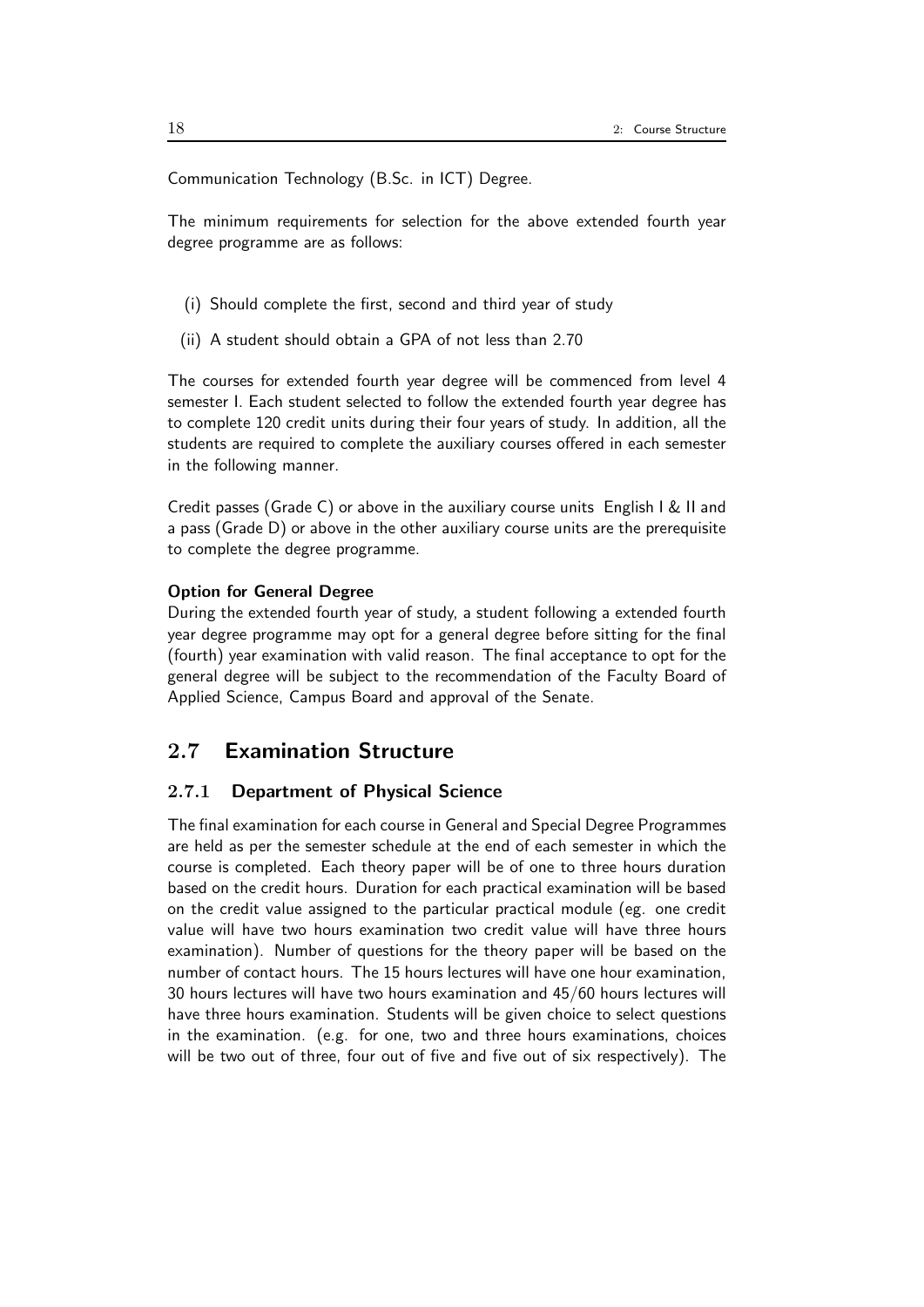Communication Technology (B.Sc. in ICT) Degree.

The minimum requirements for selection for the above extended fourth year degree programme are as follows:

(i) Should complete the first, second and third year of study

(ii) A student should obtain a GPA of not less than 2.70

The courses for extended fourth year degree will be commenced from level 4 semester I. Each student selected to follow the extended fourth year degree has to complete 120 credit units during their four years of study. In addition, all the students are required to complete the auxiliary courses offered in each semester in the following manner.

Credit passes (Grade C) or above in the auxiliary course units English I & II and a pass (Grade D) or above in the other auxiliary course units are the prerequisite to complete the degree programme.

**Option for General Degree**
During the extended fourth year of study, a student following a extended fourth year degree programme may opt for a general degree before sitting for the final (fourth) year examination with valid reason. The final acceptance to opt for the general degree will be subject to the recommendation of the Faculty Board of Applied Science, Campus Board and approval of the Senate.

## 2.7 Examination Structure

### 2.7.1 Department of Physical Science

The final examination for each course in General and Special Degree Programmes are held as per the semester schedule at the end of each semester in which the course is completed. Each theory paper will be of one to three hours duration based on the credit hours. Duration for each practical examination will be based on the credit value assigned to the particular practical module (eg. one credit value will have two hours examination two credit value will have three hours examination). Number of questions for the theory paper will be based on the number of contact hours. The 15 hours lectures will have one hour examination, 30 hours lectures will have two hours examination and 45/60 hours lectures will have three hours examination. Students will be given choice to select questions in the examination. (e.g. for one, two and three hours examinations, choices will be two out of three, four out of five and five out of six respectively). The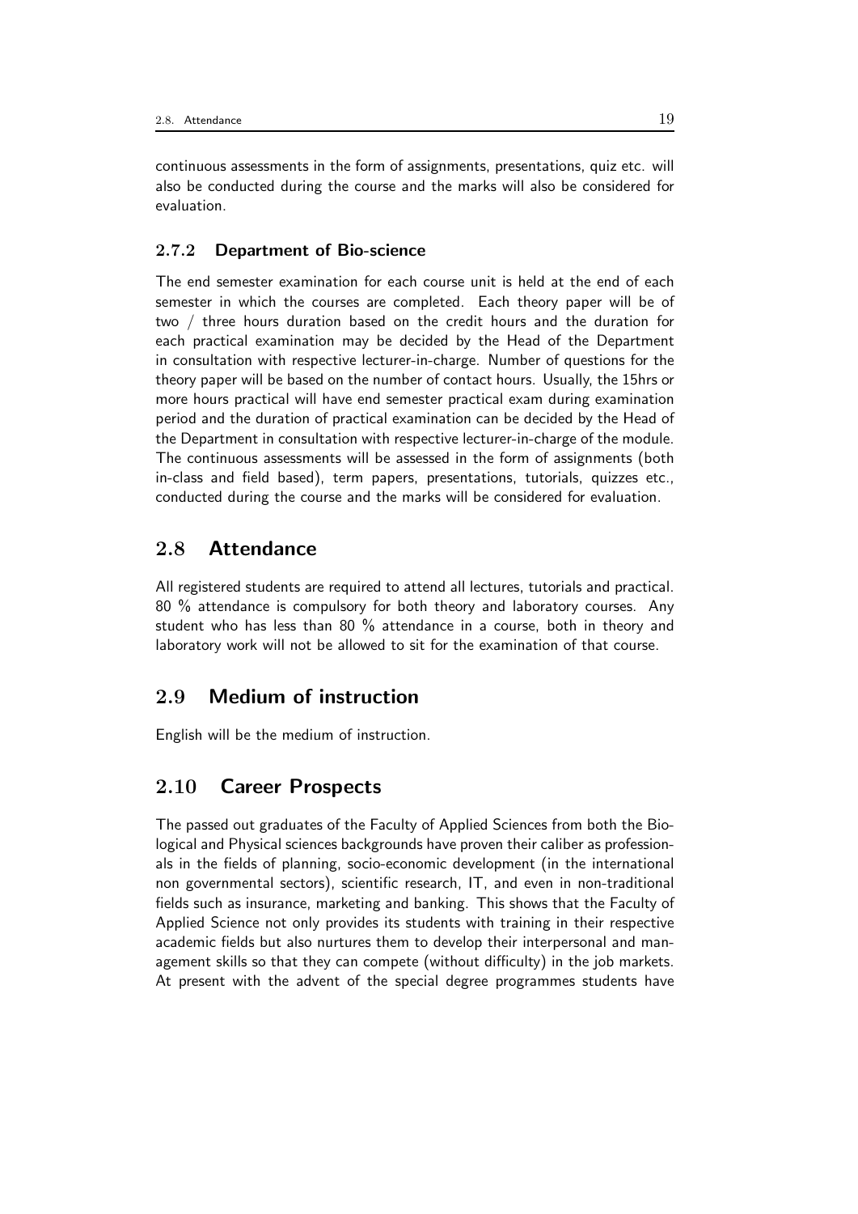continuous assessments in the form of assignments, presentations, quiz etc. will also be conducted during the course and the marks will also be considered for evaluation.

### 2.7.2 Department of Bio-science

The end semester examination for each course unit is held at the end of each semester in which the courses are completed. Each theory paper will be of two / three hours duration based on the credit hours and the duration for each practical examination may be decided by the Head of the Department in consultation with respective lecturer-in-charge. Number of questions for the theory paper will be based on the number of contact hours. Usually, the 15hrs or more hours practical will have end semester practical exam during examination period and the duration of practical examination can be decided by the Head of the Department in consultation with respective lecturer-in-charge of the module. The continuous assessments will be assessed in the form of assignments (both in-class and field based), term papers, presentations, tutorials, quizzes etc., conducted during the course and the marks will be considered for evaluation.

## 2.8 Attendance

All registered students are required to attend all lectures, tutorials and practical. 80 % attendance is compulsory for both theory and laboratory courses. Any student who has less than 80 % attendance in a course, both in theory and laboratory work will not be allowed to sit for the examination of that course.

## 2.9 Medium of instruction

English will be the medium of instruction.

## 2.10 Career Prospects

The passed out graduates of the Faculty of Applied Sciences from both the Biological and Physical sciences backgrounds have proven their caliber as professionals in the fields of planning, socio-economic development (in the international non governmental sectors), scientific research, IT, and even in non-traditional fields such as insurance, marketing and banking. This shows that the Faculty of Applied Science not only provides its students with training in their respective academic fields but also nurtures them to develop their interpersonal and management skills so that they can compete (without difficulty) in the job markets. At present with the advent of the special degree programmes students have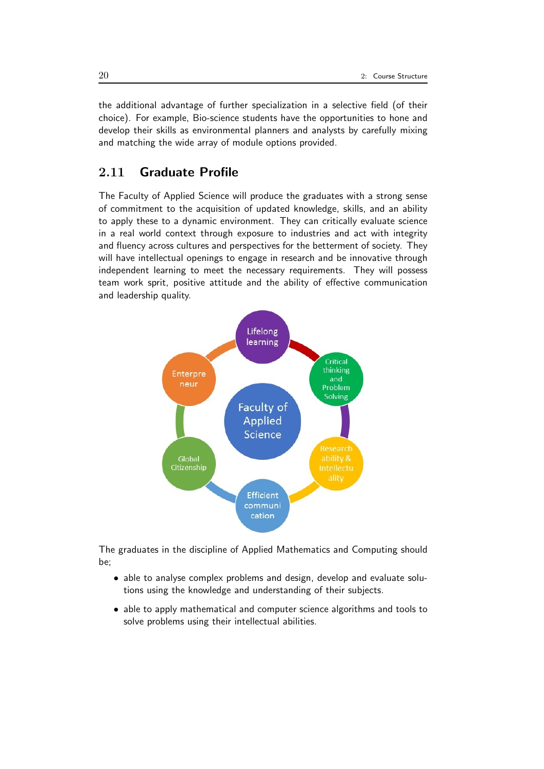the additional advantage of further specialization in a selective field (of their choice). For example, Bio-science students have the opportunities to hone and develop their skills as environmental planners and analysts by carefully mixing and matching the wide array of module options provided.

## 2.11 Graduate Profile

The Faculty of Applied Science will produce the graduates with a strong sense of commitment to the acquisition of updated knowledge, skills, and an ability to apply these to a dynamic environment. They can critically evaluate science in a real world context through exposure to industries and act with integrity and fluency across cultures and perspectives for the betterment of society. They will have intellectual openings to engage in research and be innovative through independent learning to meet the necessary requirements. They will possess team work sprit, positive attitude and the ability of effective communication and leadership quality.

Faculty of Applied Science

Lifelong learning

Critical thinking and Problem Solving

Research ability & Intellectuality

Efficient communication

Global Citizenship

Entrepreneur

The graduates in the discipline of Applied Mathematics and Computing should be;

- able to analyse complex problems and design, develop and evaluate solutions using the knowledge and understanding of their subjects.
- able to apply mathematical and computer science algorithms and tools to solve problems using their intellectual abilities.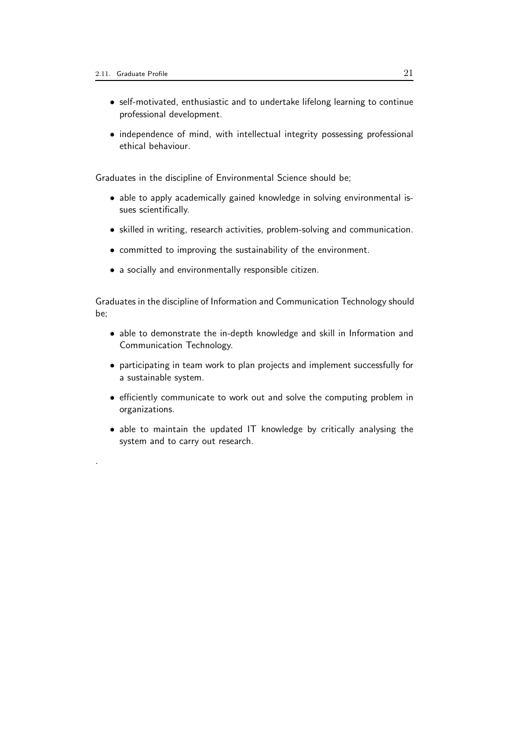- self-motivated, enthusiastic and to undertake lifelong learning to continue professional development.

- independence of mind, with intellectual integrity possessing professional ethical behaviour.

Graduates in the discipline of Environmental Science should be;

- able to apply academically gained knowledge in solving environmental issues scientifically.

- skilled in writing, research activities, problem-solving and communication.

- committed to improving the sustainability of the environment.

- a socially and environmentally responsible citizen.

Graduates in the discipline of Information and Communication Technology should be;

- able to demonstrate the in-depth knowledge and skill in Information and Communication Technology.

- participating in team work to plan projects and implement successfully for a sustainable system.

- efficiently communicate to work out and solve the computing problem in organizations.

- able to maintain the updated IT knowledge by critically analysing the system and to carry out research.

.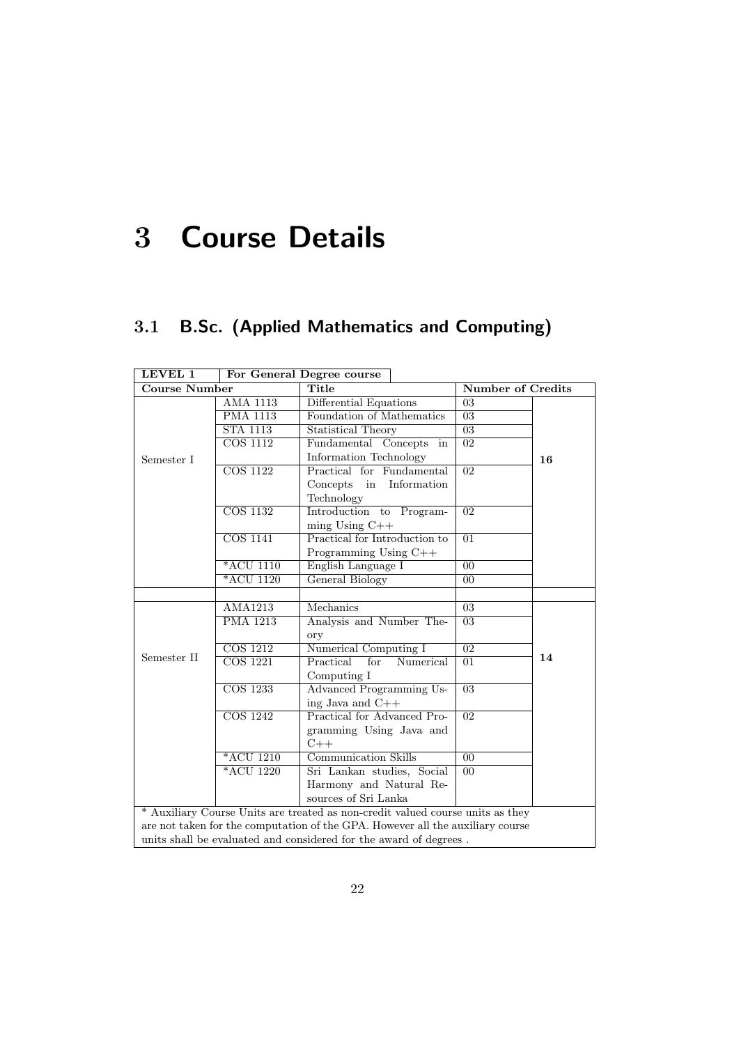# 3 Course Details

## 3.1 B.Sc. (Applied Mathematics and Computing)

| LEVEL 1 | For General Degree course | | | |
|---|---|---|---|---|
| **Course Number** | | **Title** | **Number of Credits** | |
| Semester I | AMA 1113 | Differential Equations | 03 | 16 |
| | PMA 1113 | Foundation of Mathematics | 03 | |
| | STA 1113 | Statistical Theory | 03 | |
| | COS 1112 | Fundamental Concepts in Information Technology | 02 | |
| | COS 1122 | Practical for Fundamental Concepts in Information Technology | 02 | |
| | COS 1132 | Introduction to Programming Using C++ | 02 | |
| | COS 1141 | Practical for Introduction to Programming Using C++ | 01 | |
| | *ACU 1110 | English Language I | 00 | |
| | *ACU 1120 | General Biology | 00 | |
| | | | | |
| Semester II | AMA1213 | Mechanics | 03 | 14 |
| | PMA 1213 | Analysis and Number Theory | 03 | |
| | COS 1212 | Numerical Computing I | 02 | |
| | COS 1221 | Practical for Numerical Computing I | 01 | |
| | COS 1233 | Advanced Programming Using Java and C++ | 03 | |
| | COS 1242 | Practical for Advanced Programming Using Java and C++ | 02 | |
| | *ACU 1210 | Communication Skills | 00 | |
| | *ACU 1220 | Sri Lankan studies, Social Harmony and Natural Resources of Sri Lanka | 00 | |

* Auxiliary Course Units are treated as non-credit valued course units as they are not taken for the computation of the GPA. However all the auxiliary course units shall be evaluated and considered for the award of degrees .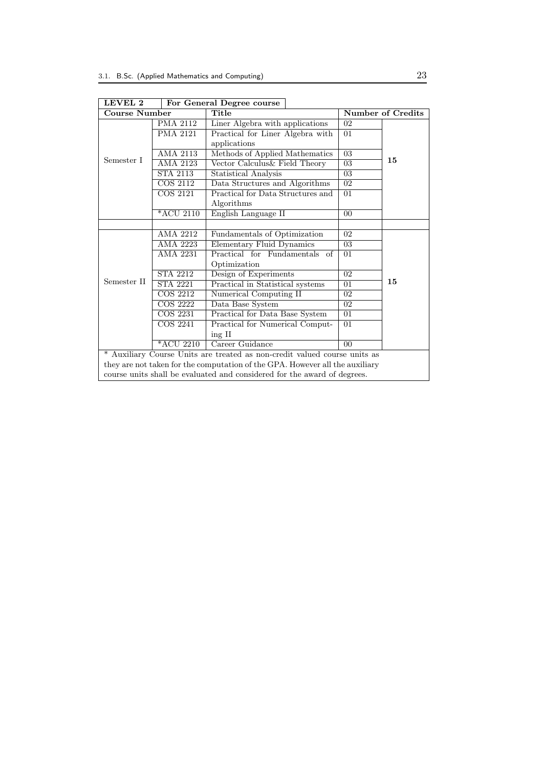| LEVEL 2 | For General Degree course | | | |
|---|---|---|---|---|
| **Course Number** | | **Title** | **Number of Credits** | |
| Semester I | PMA 2112 | Liner Algebra with applications | 02 | **15** |
| | PMA 2121 | Practical for Liner Algebra with applications | 01 | |
| | AMA 2113 | Methods of Applied Mathematics | 03 | |
| | AMA 2123 | Vector Calculus& Field Theory | 03 | |
| | STA 2113 | Statistical Analysis | 03 | |
| | COS 2112 | Data Structures and Algorithms | 02 | |
| | COS 2121 | Practical for Data Structures and Algorithms | 01 | |
| | *ACU 2110 | English Language II | 00 | |
| | | | | |
| Semester II | AMA 2212 | Fundamentals of Optimization | 02 | **15** |
| | AMA 2223 | Elementary Fluid Dynamics | 03 | |
| | AMA 2231 | Practical for Fundamentals of Optimization | 01 | |
| | STA 2212 | Design of Experiments | 02 | |
| | STA 2221 | Practical in Statistical systems | 01 | |
| | COS 2212 | Numerical Computing II | 02 | |
| | COS 2222 | Data Base System | 02 | |
| | COS 2231 | Practical for Data Base System | 01 | |
| | COS 2241 | Practical for Numerical Computing II | 01 | |
| | *ACU 2210 | Career Guidance | 00 | |

* Auxiliary Course Units are treated as non-credit valued course units as they are not taken for the computation of the GPA. However all the auxiliary course units shall be evaluated and considered for the award of degrees.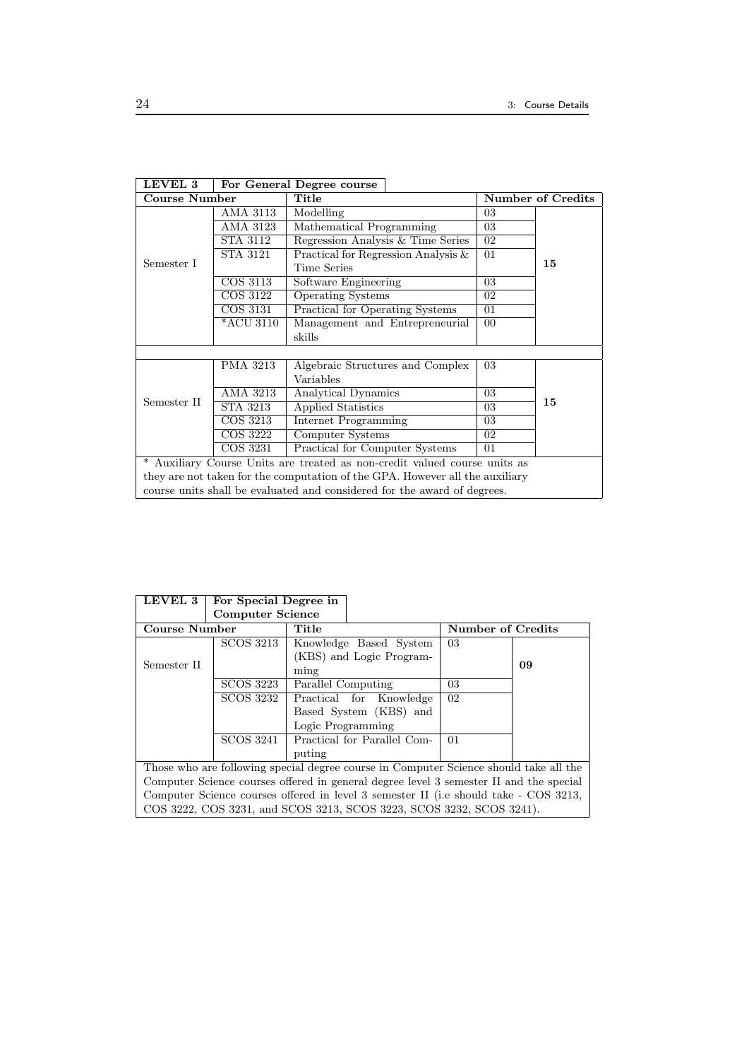| LEVEL 3 | For General Degree course | | | |
|---|---|---|---|---|
| **Course Number** | | **Title** | **Number of Credits** | |
| Semester I | AMA 3113 | Modelling | 03 | 15 |
| | AMA 3123 | Mathematical Programming | 03 | |
| | STA 3112 | Regression Analysis & Time Series | 02 | |
| | STA 3121 | Practical for Regression Analysis & Time Series | 01 | |
| | COS 3113 | Software Engineering | 03 | |
| | COS 3122 | Operating Systems | 02 | |
| | COS 3131 | Practical for Operating Systems | 01 | |
| | *ACU 3110 | Management and Entrepreneurial skills | 00 | |
| Semester II | PMA 3213 | Algebraic Structures and Complex Variables | 03 | 15 |
| | AMA 3213 | Analytical Dynamics | 03 | |
| | STA 3213 | Applied Statistics | 03 | |
| | COS 3213 | Internet Programming | 03 | |
| | COS 3222 | Computer Systems | 02 | |
| | COS 3231 | Practical for Computer Systems | 01 | |

* Auxiliary Course Units are treated as non-credit valued course units as they are not taken for the computation of the GPA. However all the auxiliary course units shall be evaluated and considered for the award of degrees.

| LEVEL 3 | For Special Degree in Computer Science | | | |
|---|---|---|---|---|
| **Course Number** | | **Title** | **Number of Credits** | |
| Semester II | SCOS 3213 | Knowledge Based System (KBS) and Logic Programming | 03 | 09 |
| | SCOS 3223 | Parallel Computing | 03 | |
| | SCOS 3232 | Practical for Knowledge Based System (KBS) and Logic Programming | 02 | |
| | SCOS 3241 | Practical for Parallel Computing | 01 | |

Those who are following special degree course in Computer Science should take all the Computer Science courses offered in general degree level 3 semester II and the special Computer Science courses offered in level 3 semester II (i.e should take - COS 3213, COS 3222, COS 3231, and SCOS 3213, SCOS 3223, SCOS 3232, SCOS 3241).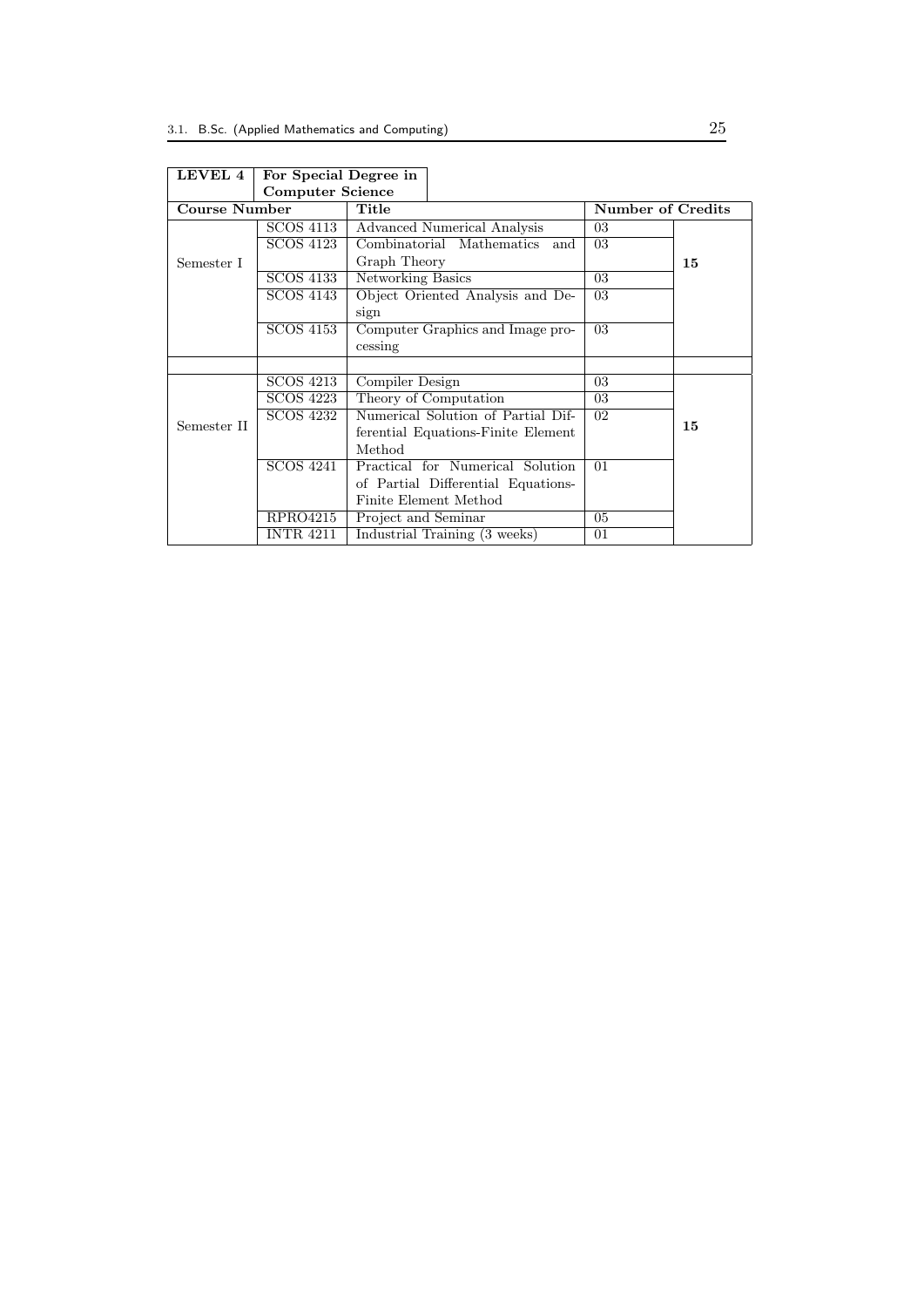| LEVEL 4 | For Special Degree in Computer Science | | | |
|---|---|---|---|---|
| **Course Number** | | **Title** | **Number of Credits** | |
| Semester I | SCOS 4113 | Advanced Numerical Analysis | 03 | 15 |
| | SCOS 4123 | Combinatorial Mathematics and Graph Theory | 03 | |
| | SCOS 4133 | Networking Basics | 03 | |
| | SCOS 4143 | Object Oriented Analysis and Design | 03 | |
| | SCOS 4153 | Computer Graphics and Image processing | 03 | |
| | | | | |
| Semester II | SCOS 4213 | Compiler Design | 03 | 15 |
| | SCOS 4223 | Theory of Computation | 03 | |
| | SCOS 4232 | Numerical Solution of Partial Differential Equations-Finite Element Method | 02 | |
| | SCOS 4241 | Practical for Numerical Solution of Partial Differential Equations-Finite Element Method | 01 | |
| | RPRO4215 | Project and Seminar | 05 | |
| | INTR 4211 | Industrial Training (3 weeks) | 01 | |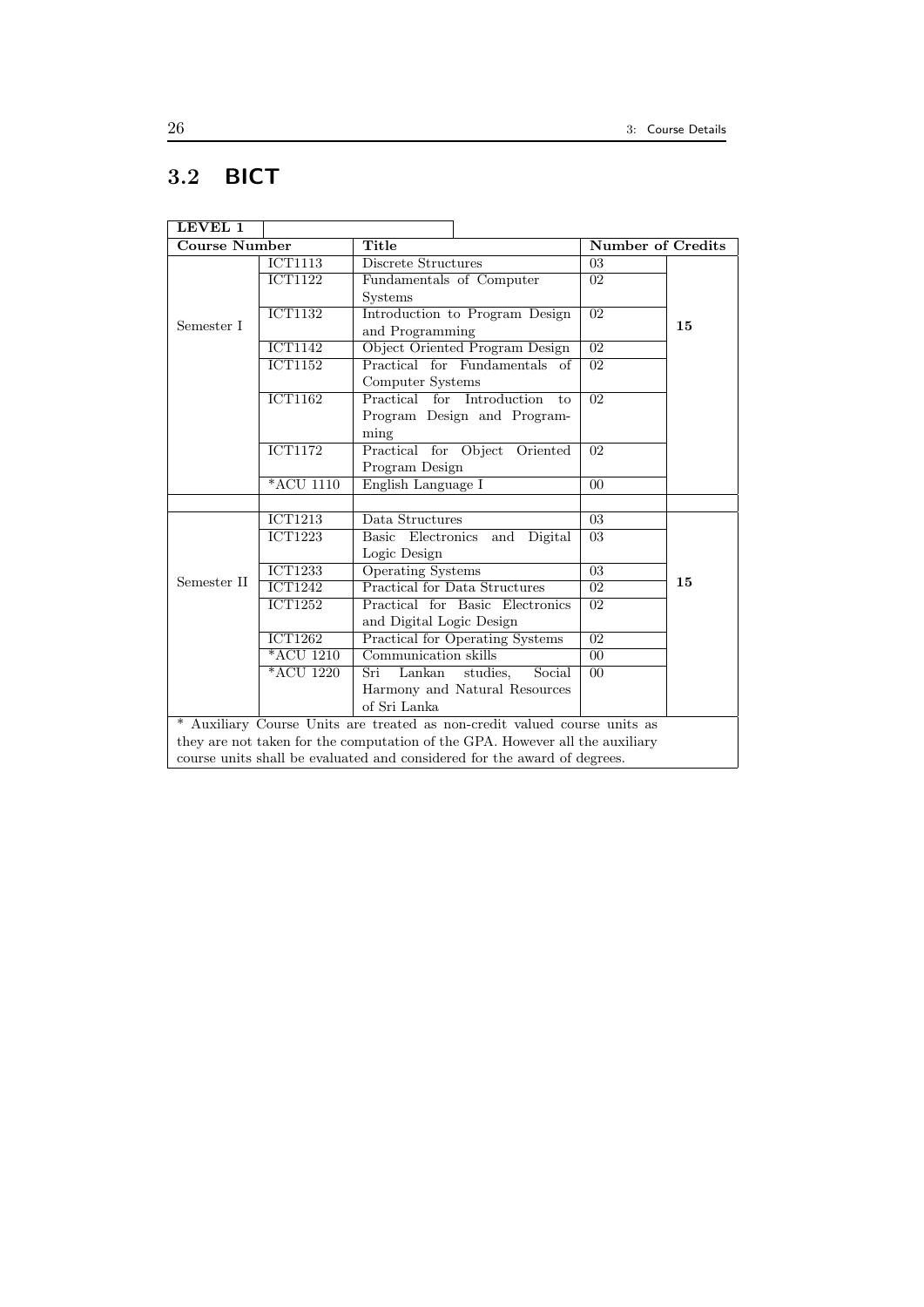## 3.2 BICT

| LEVEL 1 | | | | |
|---|---|---|---|---|
| **Course Number** | | **Title** | **Number of Credits** | |
| Semester I | ICT1113 | Discrete Structures | 03 | 15 |
| | ICT1122 | Fundamentals of Computer Systems | 02 | |
| | ICT1132 | Introduction to Program Design and Programming | 02 | |
| | ICT1142 | Object Oriented Program Design | 02 | |
| | ICT1152 | Practical for Fundamentals of Computer Systems | 02 | |
| | ICT1162 | Practical for Introduction to Program Design and Programming | 02 | |
| | ICT1172 | Practical for Object Oriented Program Design | 02 | |
| | *ACU 1110 | English Language I | 00 | |
| | | | | |
| Semester II | ICT1213 | Data Structures | 03 | 15 |
| | ICT1223 | Basic Electronics and Digital Logic Design | 03 | |
| | ICT1233 | Operating Systems | 03 | |
| | ICT1242 | Practical for Data Structures | 02 | |
| | ICT1252 | Practical for Basic Electronics and Digital Logic Design | 02 | |
| | ICT1262 | Practical for Operating Systems | 02 | |
| | *ACU 1210 | Communication skills | 00 | |
| | *ACU 1220 | Sri Lankan studies, Social Harmony and Natural Resources of Sri Lanka | 00 | |

* Auxiliary Course Units are treated as non-credit valued course units as they are not taken for the computation of the GPA. However all the auxiliary course units shall be evaluated and considered for the award of degrees.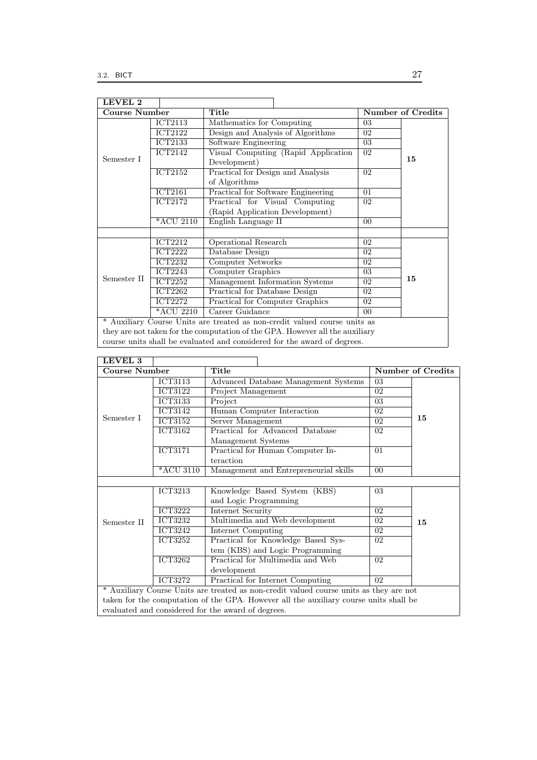**LEVEL 2**

| Course Number | | Title | Number of Credits | |
|---|---|---|---|---|
| Semester I | ICT2113 | Mathematics for Computing | 03 | 15 |
| | ICT2122 | Design and Analysis of Algorithms | 02 | |
| | ICT2133 | Software Engineering | 03 | |
| | ICT2142 | Visual Computing (Rapid Application Development) | 02 | |
| | ICT2152 | Practical for Design and Analysis of Algorithms | 02 | |
| | ICT2161 | Practical for Software Engineering | 01 | |
| | ICT2172 | Practical for Visual Computing (Rapid Application Development) | 02 | |
| | *ACU 2110 | English Language II | 00 | |
| | | | | |
| Semester II | ICT2212 | Operational Research | 02 | 15 |
| | ICT2222 | Database Design | 02 | |
| | ICT2232 | Computer Networks | 02 | |
| | ICT2243 | Computer Graphics | 03 | |
| | ICT2252 | Management Information Systems | 02 | |
| | ICT2262 | Practical for Database Design | 02 | |
| | ICT2272 | Practical for Computer Graphics | 02 | |
| | *ACU 2210 | Career Guidance | 00 | |

* Auxiliary Course Units are treated as non-credit valued course units as they are not taken for the computation of the GPA. However all the auxiliary course units shall be evaluated and considered for the award of degrees.

**LEVEL 3**

| Course Number | | Title | Number of Credits | |
|---|---|---|---|---|
| Semester I | ICT3113 | Advanced Database Management Systems | 03 | 15 |
| | ICT3122 | Project Management | 02 | |
| | ICT3133 | Project | 03 | |
| | ICT3142 | Human Computer Interaction | 02 | |
| | ICT3152 | Server Management | 02 | |
| | ICT3162 | Practical for Advanced Database Management Systems | 02 | |
| | ICT3171 | Practical for Human Computer Interaction | 01 | |
| | *ACU 3110 | Management and Entrepreneurial skills | 00 | |
| | | | | |
| Semester II | ICT3213 | Knowledge Based System (KBS) and Logic Programming | 03 | 15 |
| | ICT3222 | Internet Security | 02 | |
| | ICT3232 | Multimedia and Web development | 02 | |
| | ICT3242 | Internet Computing | 02 | |
| | ICT3252 | Practical for Knowledge Based System (KBS) and Logic Programming | 02 | |
| | ICT3262 | Practical for Multimedia and Web development | 02 | |
| | ICT3272 | Practical for Internet Computing | 02 | |

* Auxiliary Course Units are treated as non-credit valued course units as they are not taken for the computation of the GPA. However all the auxiliary course units shall be evaluated and considered for the award of degrees.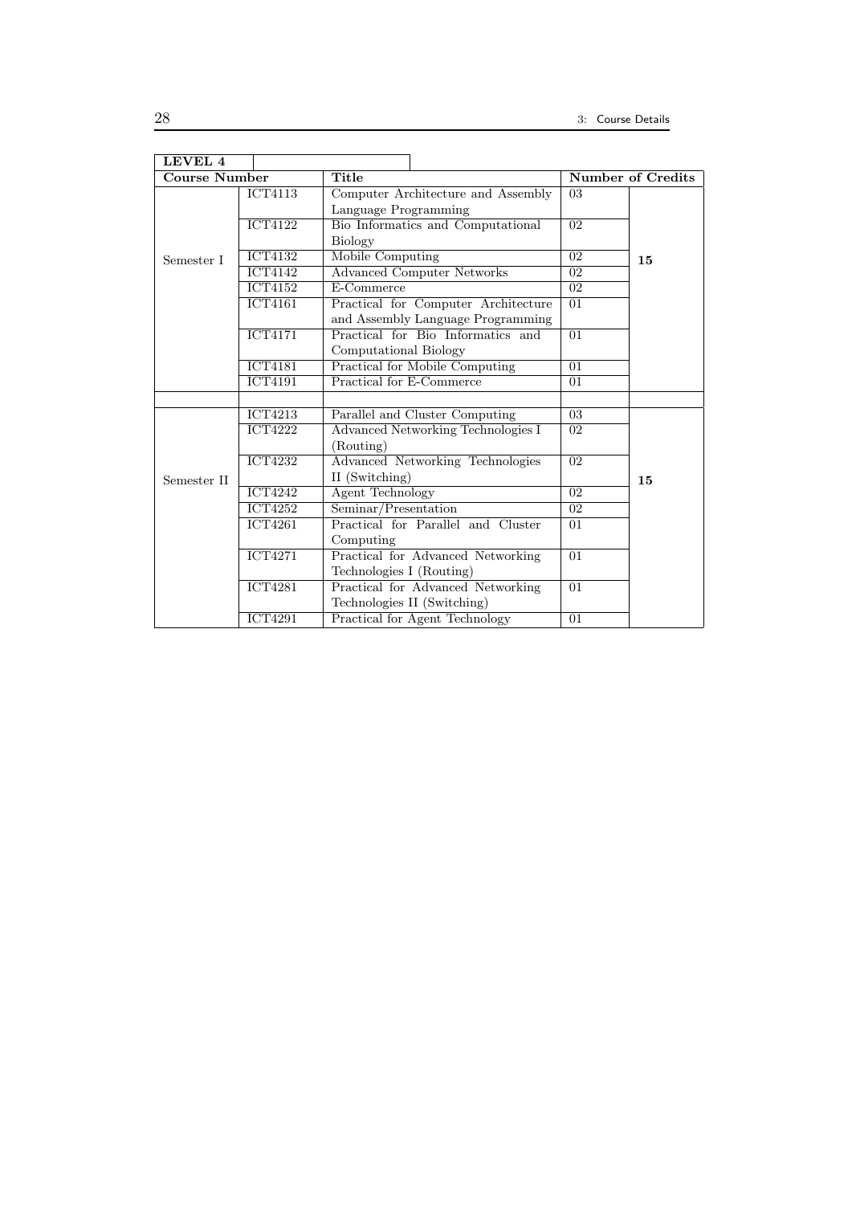| LEVEL 4 | | | | |
|---|---|---|---|---|
| **Course Number** | | **Title** | **Number of Credits** | |
| Semester I | ICT4113 | Computer Architecture and Assembly Language Programming | 03 | **15** |
| | ICT4122 | Bio Informatics and Computational Biology | 02 | |
| | ICT4132 | Mobile Computing | 02 | |
| | ICT4142 | Advanced Computer Networks | 02 | |
| | ICT4152 | E-Commerce | 02 | |
| | ICT4161 | Practical for Computer Architecture and Assembly Language Programming | 01 | |
| | ICT4171 | Practical for Bio Informatics and Computational Biology | 01 | |
| | ICT4181 | Practical for Mobile Computing | 01 | |
| | ICT4191 | Practical for E-Commerce | 01 | |
| | | | | |
| Semester II | ICT4213 | Parallel and Cluster Computing | 03 | **15** |
| | ICT4222 | Advanced Networking Technologies I (Routing) | 02 | |
| | ICT4232 | Advanced Networking Technologies II (Switching) | 02 | |
| | ICT4242 | Agent Technology | 02 | |
| | ICT4252 | Seminar/Presentation | 02 | |
| | ICT4261 | Practical for Parallel and Cluster Computing | 01 | |
| | ICT4271 | Practical for Advanced Networking Technologies I (Routing) | 01 | |
| | ICT4281 | Practical for Advanced Networking Technologies II (Switching) | 01 | |
| | ICT4291 | Practical for Agent Technology | 01 | |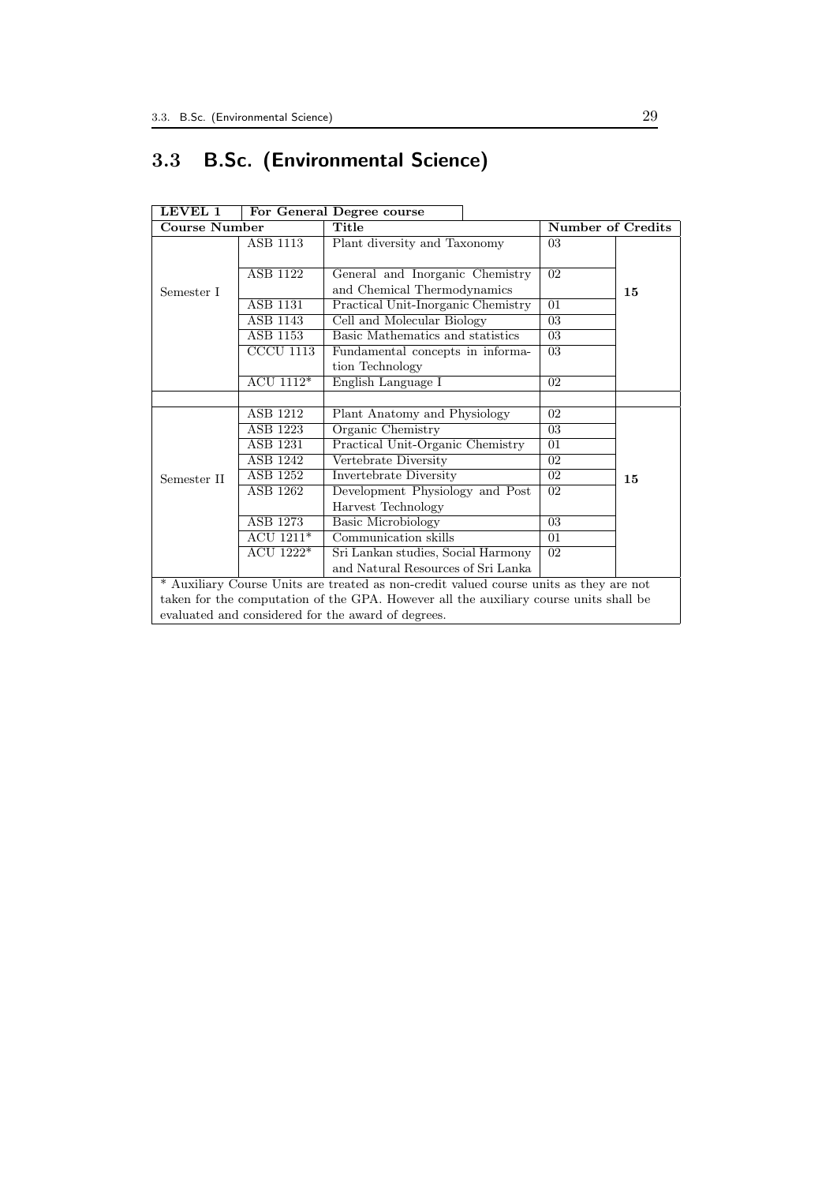## 3.3 B.Sc. (Environmental Science)

| LEVEL 1 | For General Degree course | | | |
|---|---|---|---|---|
| **Course Number** | | **Title** | **Number of Credits** | |
| Semester I | ASB 1113 | Plant diversity and Taxonomy | 03 | 15 |
| | ASB 1122 | General and Inorganic Chemistry and Chemical Thermodynamics | 02 | |
| | ASB 1131 | Practical Unit-Inorganic Chemistry | 01 | |
| | ASB 1143 | Cell and Molecular Biology | 03 | |
| | ASB 1153 | Basic Mathematics and statistics | 03 | |
| | CCCU 1113 | Fundamental concepts in information Technology | 03 | |
| | ACU 1112* | English Language I | 02 | |
| | | | | |
| Semester II | ASB 1212 | Plant Anatomy and Physiology | 02 | 15 |
| | ASB 1223 | Organic Chemistry | 03 | |
| | ASB 1231 | Practical Unit-Organic Chemistry | 01 | |
| | ASB 1242 | Vertebrate Diversity | 02 | |
| | ASB 1252 | Invertebrate Diversity | 02 | |
| | ASB 1262 | Development Physiology and Post Harvest Technology | 02 | |
| | ASB 1273 | Basic Microbiology | 03 | |
| | ACU 1211* | Communication skills | 01 | |
| | ACU 1222* | Sri Lankan studies, Social Harmony and Natural Resources of Sri Lanka | 02 | |

\* Auxiliary Course Units are treated as non-credit valued course units as they are not taken for the computation of the GPA. However all the auxiliary course units shall be evaluated and considered for the award of degrees.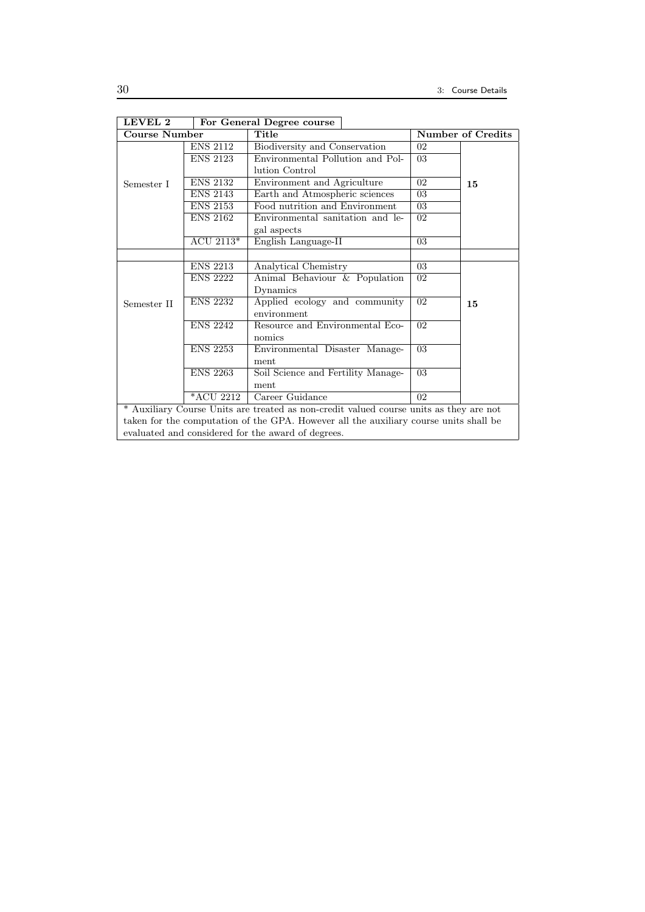| LEVEL 2 | For General Degree course | | | |
|---|---|---|---|---|
| **Course Number** | | **Title** | **Number of Credits** | |
| Semester I | ENS 2112 | Biodiversity and Conservation | 02 | **15** |
| | ENS 2123 | Environmental Pollution and Pollution Control | 03 | |
| | ENS 2132 | Environment and Agriculture | 02 | |
| | ENS 2143 | Earth and Atmospheric sciences | 03 | |
| | ENS 2153 | Food nutrition and Environment | 03 | |
| | ENS 2162 | Environmental sanitation and legal aspects | 02 | |
| | ACU 2113* | English Language-II | 03 | |
| | | | | |
| Semester II | ENS 2213 | Analytical Chemistry | 03 | **15** |
| | ENS 2222 | Animal Behaviour & Population Dynamics | 02 | |
| | ENS 2232 | Applied ecology and community environment | 02 | |
| | ENS 2242 | Resource and Environmental Economics | 02 | |
| | ENS 2253 | Environmental Disaster Management | 03 | |
| | ENS 2263 | Soil Science and Fertility Management | 03 | |
| | *ACU 2212 | Career Guidance | 02 | |

* Auxiliary Course Units are treated as non-credit valued course units as they are not taken for the computation of the GPA. However all the auxiliary course units shall be evaluated and considered for the award of degrees.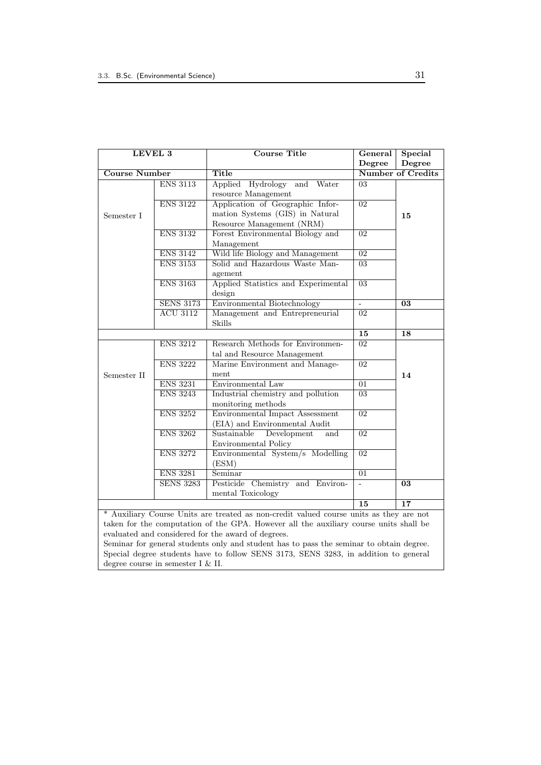| LEVEL 3 | | Course Title | General Degree | Special Degree |
|---|---|---|---|---|
| Course Number | | Title | Number of Credits | |
| Semester I | ENS 3113 | Applied Hydrology and Water resource Management | 03 | 15 |
| | ENS 3122 | Application of Geographic Information Systems (GIS) in Natural Resource Management (NRM) | 02 | |
| | ENS 3132 | Forest Environmental Biology and Management | 02 | |
| | ENS 3142 | Wild life Biology and Management | 02 | |
| | ENS 3153 | Solid and Hazardous Waste Management | 03 | |
| | ENS 3163 | Applied Statistics and Experimental design | 03 | |
| | SENS 3173 | Environmental Biotechnology | - | **03** |
| | ACU 3112 | Management and Entrepreneurial Skills | 02 | |
| | | | **15** | **18** |
| Semester II | ENS 3212 | Research Methods for Environmental and Resource Management | 02 | 14 |
| | ENS 3222 | Marine Environment and Management | 02 | |
| | ENS 3231 | Environmental Law | 01 | |
| | ENS 3243 | Industrial chemistry and pollution monitoring methods | 03 | |
| | ENS 3252 | Environmental Impact Assessment (EIA) and Environmental Audit | 02 | |
| | ENS 3262 | Sustainable Development and Environmental Policy | 02 | |
| | ENS 3272 | Environmental System/s Modelling (ESM) | 02 | |
| | ENS 3281 | Seminar | 01 | |
| | SENS 3283 | Pesticide Chemistry and Environmental Toxicology | - | **03** |
| | | | **15** | **17** |

* Auxiliary Course Units are treated as non-credit valued course units as they are not taken for the computation of the GPA. However all the auxiliary course units shall be evaluated and considered for the award of degrees.

Seminar for general students only and student has to pass the seminar to obtain degree. Special degree students have to follow SENS 3173, SENS 3283, in addition to general degree course in semester I & II.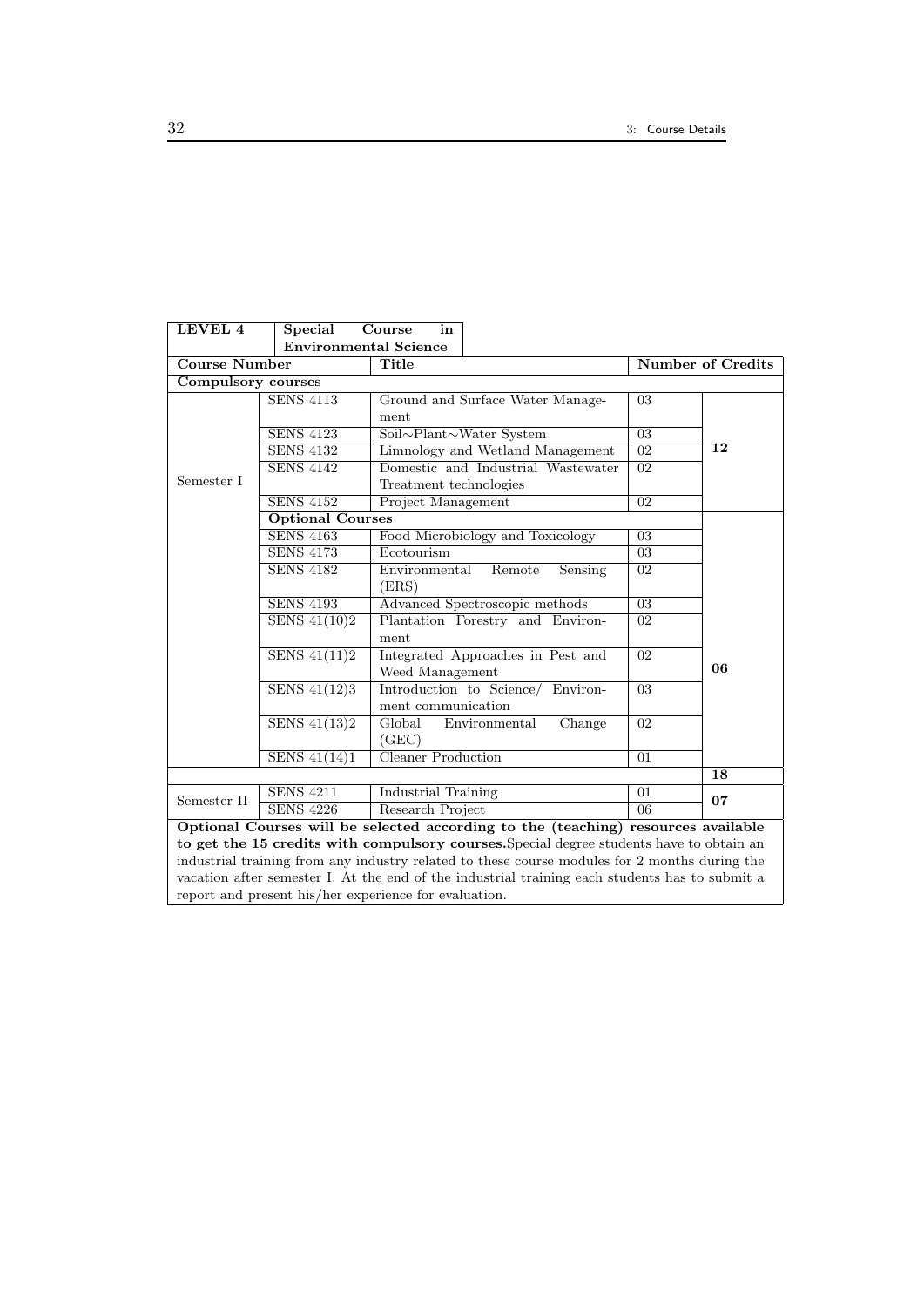| **LEVEL 4** | **Special Course in Environmental Science** | | | |
|---|---|---|---|---|
| **Course Number** | | **Title** | **Number of Credits** | |
| **Compulsory courses** | | | | |
| Semester I | SENS 4113 | Ground and Surface Water Management | 03 | **12** |
| | SENS 4123 | Soil∼Plant∼Water System | 03 | |
| | SENS 4132 | Limnology and Wetland Management | 02 | |
| | SENS 4142 | Domestic and Industrial Wastewater Treatment technologies | 02 | |
| | SENS 4152 | Project Management | 02 | |
| | **Optional Courses** | | | **06** |
| | SENS 4163 | Food Microbiology and Toxicology | 03 | |
| | SENS 4173 | Ecotourism | 03 | |
| | SENS 4182 | Environmental Remote Sensing (ERS) | 02 | |
| | SENS 4193 | Advanced Spectroscopic methods | 03 | |
| | SENS 41(10)2 | Plantation Forestry and Environment | 02 | |
| | SENS 41(11)2 | Integrated Approaches in Pest and Weed Management | 02 | |
| | SENS 41(12)3 | Introduction to Science/ Environment communication | 03 | |
| | SENS 41(13)2 | Global Environmental Change (GEC) | 02 | |
| | SENS 41(14)1 | Cleaner Production | 01 | |
| | | | | **18** |
| Semester II | SENS 4211 | Industrial Training | 01 | **07** |
| | SENS 4226 | Research Project | 06 | |

**Optional Courses will be selected according to the (teaching) resources available to get the 15 credits with compulsory courses.** Special degree students have to obtain an industrial training from any industry related to these course modules for 2 months during the vacation after semester I. At the end of the industrial training each students has to submit a report and present his/her experience for evaluation.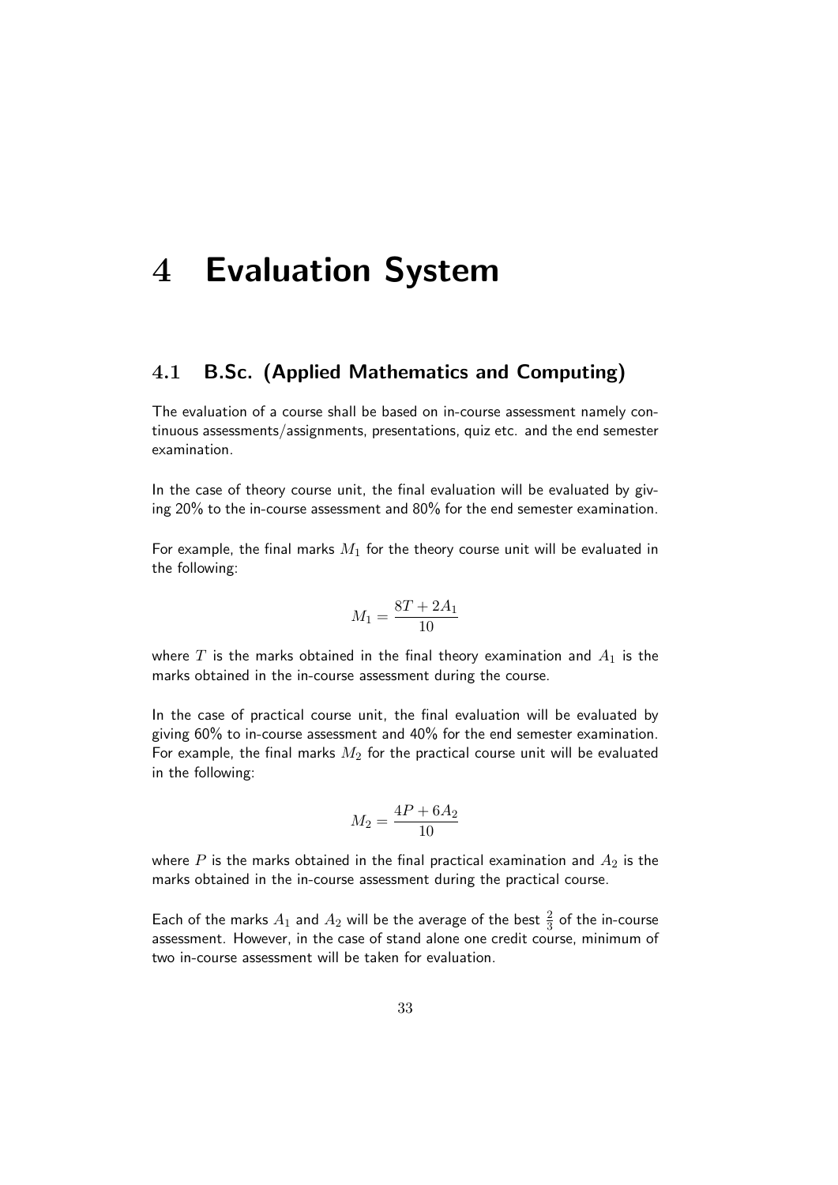# 4 Evaluation System

## 4.1 B.Sc. (Applied Mathematics and Computing)

The evaluation of a course shall be based on in-course assessment namely continuous assessments/assignments, presentations, quiz etc. and the end semester examination.

In the case of theory course unit, the final evaluation will be evaluated by giving 20% to the in-course assessment and 80% for the end semester examination.

For example, the final marks $M_1$ for the theory course unit will be evaluated in the following:

$$M_1 = \frac{8T + 2A_1}{10}$$

where $T$ is the marks obtained in the final theory examination and $A_1$ is the marks obtained in the in-course assessment during the course.

In the case of practical course unit, the final evaluation will be evaluated by giving 60% to in-course assessment and 40% for the end semester examination. For example, the final marks $M_2$ for the practical course unit will be evaluated in the following:

$$M_2 = \frac{4P + 6A_2}{10}$$

where $P$ is the marks obtained in the final practical examination and $A_2$ is the marks obtained in the in-course assessment during the practical course.

Each of the marks $A_1$ and $A_2$ will be the average of the best $\frac{2}{3}$ of the in-course assessment. However, in the case of stand alone one credit course, minimum of two in-course assessment will be taken for evaluation.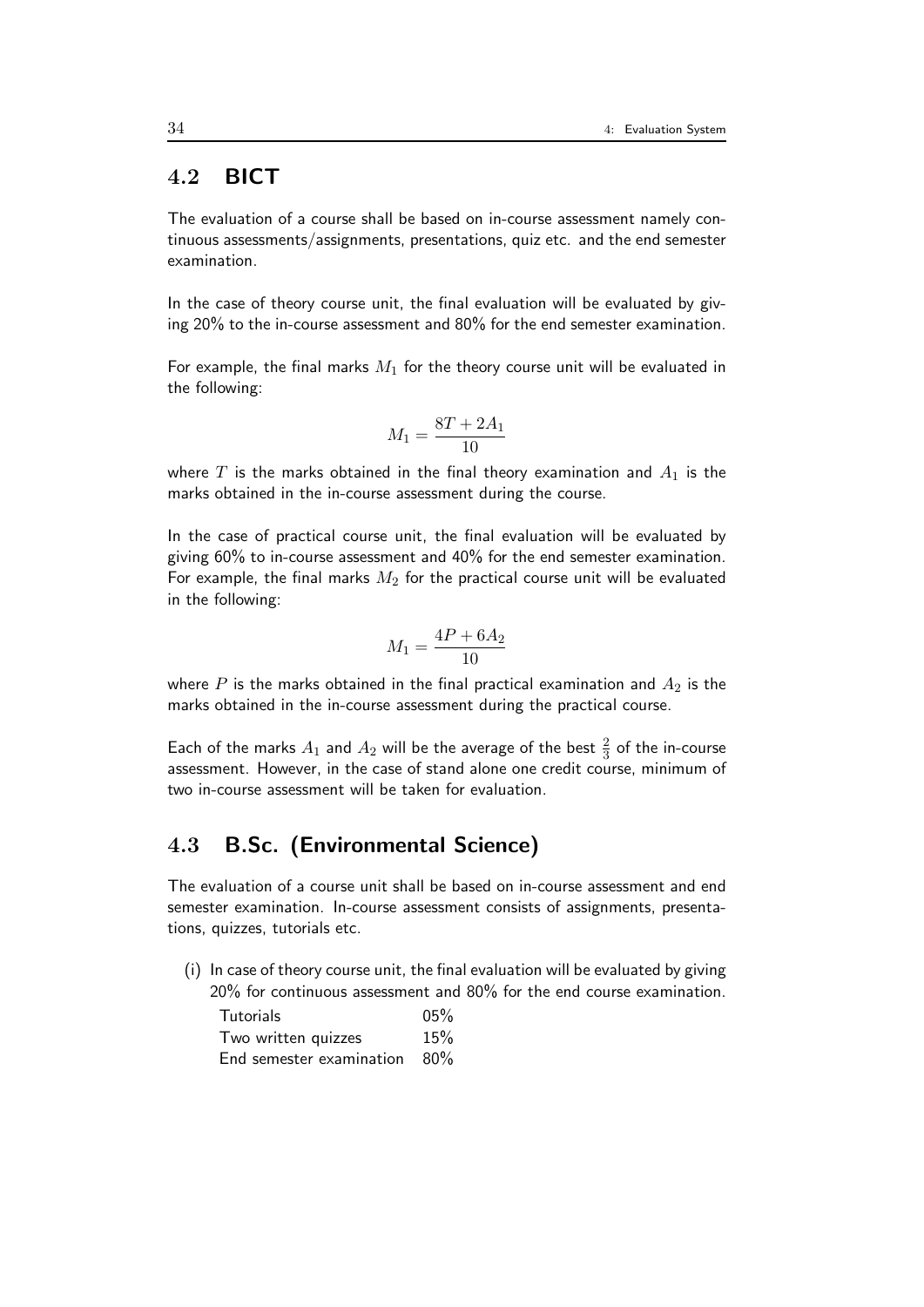## 4.2 BICT

The evaluation of a course shall be based on in-course assessment namely continuous assessments/assignments, presentations, quiz etc. and the end semester examination.

In the case of theory course unit, the final evaluation will be evaluated by giving 20% to the in-course assessment and 80% for the end semester examination.

For example, the final marks $M_1$ for the theory course unit will be evaluated in the following:

$$M_1 = \frac{8T + 2A_1}{10}$$

where $T$ is the marks obtained in the final theory examination and $A_1$ is the marks obtained in the in-course assessment during the course.

In the case of practical course unit, the final evaluation will be evaluated by giving 60% to in-course assessment and 40% for the end semester examination. For example, the final marks $M_2$ for the practical course unit will be evaluated in the following:

$$M_1 = \frac{4P + 6A_2}{10}$$

where $P$ is the marks obtained in the final practical examination and $A_2$ is the marks obtained in the in-course assessment during the practical course.

Each of the marks $A_1$ and $A_2$ will be the average of the best $\frac{2}{3}$ of the in-course assessment. However, in the case of stand alone one credit course, minimum of two in-course assessment will be taken for evaluation.

## 4.3 B.Sc. (Environmental Science)

The evaluation of a course unit shall be based on in-course assessment and end semester examination. In-course assessment consists of assignments, presentations, quizzes, tutorials etc.

(i) In case of theory course unit, the final evaluation will be evaluated by giving 20% for continuous assessment and 80% for the end course examination.

| | |
|---|---|
| Tutorials | 05% |
| Two written quizzes | 15% |
| End semester examination | 80% |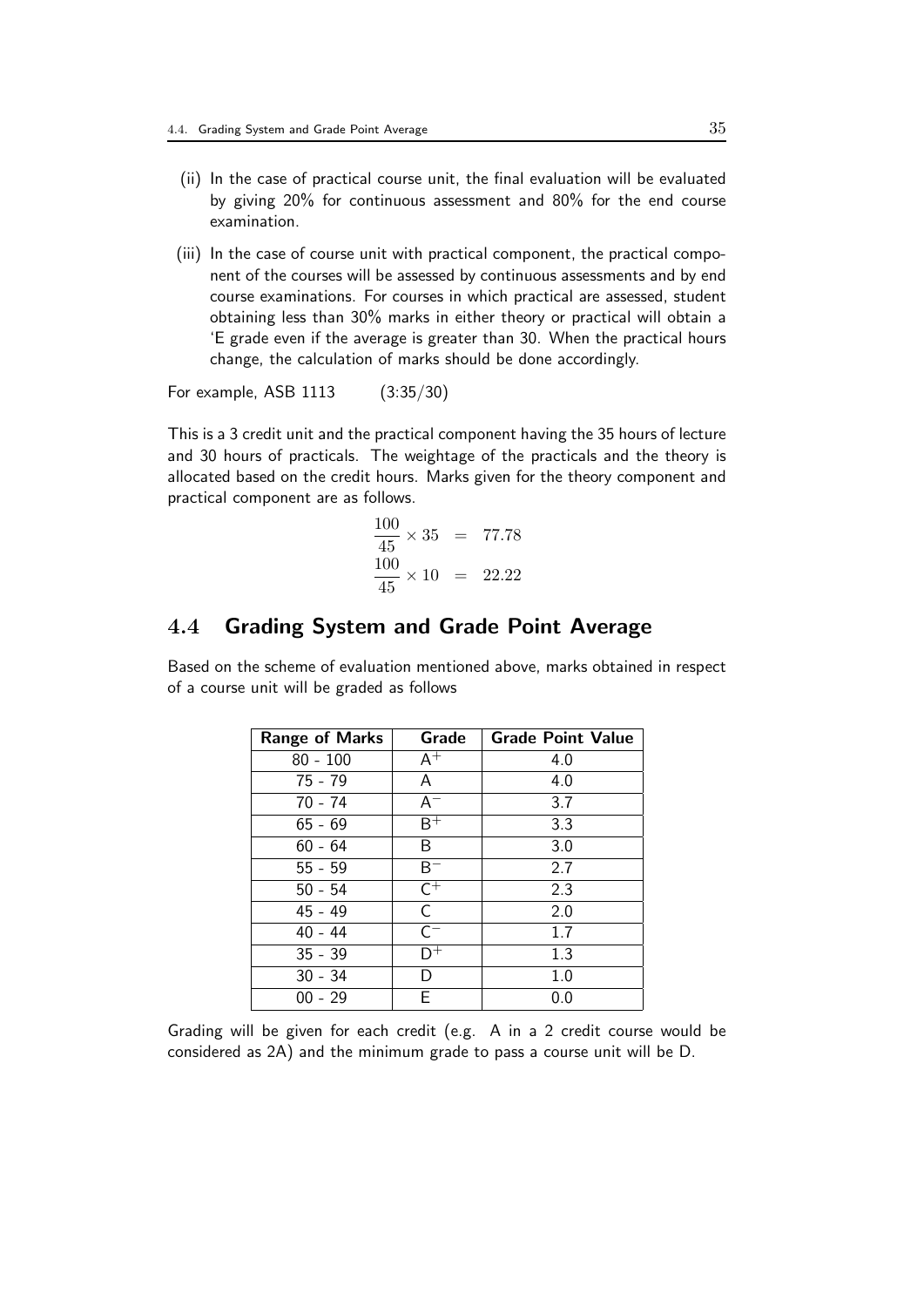(ii) In the case of practical course unit, the final evaluation will be evaluated by giving 20% for continuous assessment and 80% for the end course examination.

(iii) In the case of course unit with practical component, the practical component of the courses will be assessed by continuous assessments and by end course examinations. For courses in which practical are assessed, student obtaining less than 30% marks in either theory or practical will obtain a 'E grade even if the average is greater than 30. When the practical hours change, the calculation of marks should be done accordingly.

For example, ASB 1113 (3:35/30)

This is a 3 credit unit and the practical component having the 35 hours of lecture and 30 hours of practicals. The weightage of the practicals and the theory is allocated based on the credit hours. Marks given for the theory component and practical component are as follows.

$$\frac{100}{45} \times 35 = 77.78$$

$$\frac{100}{45} \times 10 = 22.22$$

## 4.4 Grading System and Grade Point Average

Based on the scheme of evaluation mentioned above, marks obtained in respect of a course unit will be graded as follows

| Range of Marks | Grade | Grade Point Value |
|---|---|---|
| 80 - 100 | $A^+$ | 4.0 |
| 75 - 79 | A | 4.0 |
| 70 - 74 | $A^-$ | 3.7 |
| 65 - 69 | $B^+$ | 3.3 |
| 60 - 64 | B | 3.0 |
| 55 - 59 | $B^-$ | 2.7 |
| 50 - 54 | $C^+$ | 2.3 |
| 45 - 49 | C | 2.0 |
| 40 - 44 | $C^-$ | 1.7 |
| 35 - 39 | $D^+$ | 1.3 |
| 30 - 34 | D | 1.0 |
| 00 - 29 | E | 0.0 |

Grading will be given for each credit (e.g. A in a 2 credit course would be considered as 2A) and the minimum grade to pass a course unit will be D.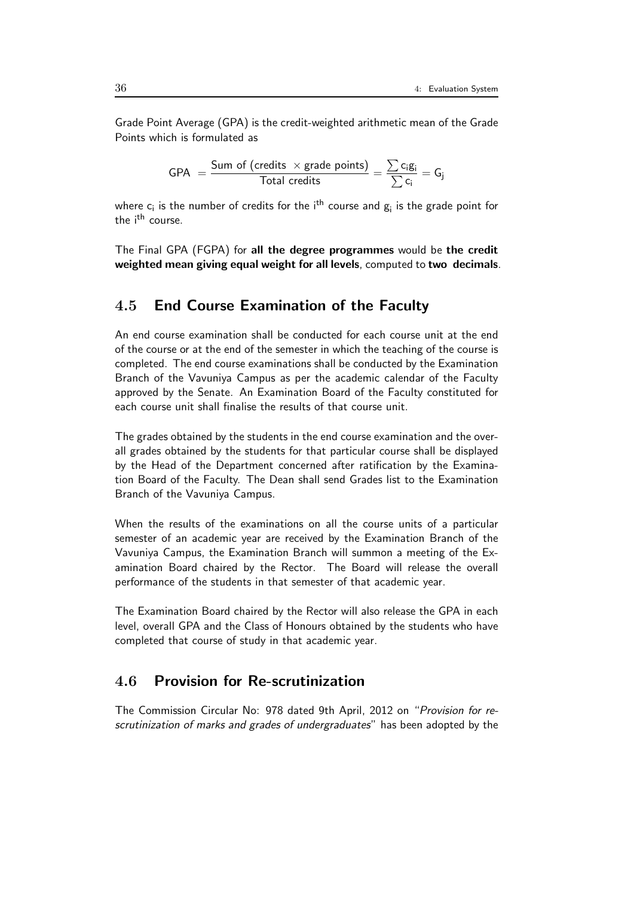Grade Point Average (GPA) is the credit-weighted arithmetic mean of the Grade Points which is formulated as

$$\text{GPA} = \frac{\text{Sum of (credits } \times \text{grade points)}}{\text{Total credits}} = \frac{\sum c_i g_i}{\sum c_i} = G_j$$

where $c_i$ is the number of credits for the $i^{th}$ course and $g_i$ is the grade point for the $i^{th}$ course.

The Final GPA (FGPA) for **all the degree programmes** would be **the credit weighted mean giving equal weight for all levels**, computed to **two decimals**.

## 4.5 End Course Examination of the Faculty

An end course examination shall be conducted for each course unit at the end of the course or at the end of the semester in which the teaching of the course is completed. The end course examinations shall be conducted by the Examination Branch of the Vavuniya Campus as per the academic calendar of the Faculty approved by the Senate. An Examination Board of the Faculty constituted for each course unit shall finalise the results of that course unit.

The grades obtained by the students in the end course examination and the overall grades obtained by the students for that particular course shall be displayed by the Head of the Department concerned after ratification by the Examination Board of the Faculty. The Dean shall send Grades list to the Examination Branch of the Vavuniya Campus.

When the results of the examinations on all the course units of a particular semester of an academic year are received by the Examination Branch of the Vavuniya Campus, the Examination Branch will summon a meeting of the Examination Board chaired by the Rector. The Board will release the overall performance of the students in that semester of that academic year.

The Examination Board chaired by the Rector will also release the GPA in each level, overall GPA and the Class of Honours obtained by the students who have completed that course of study in that academic year.

## 4.6 Provision for Re-scrutinization

The Commission Circular No: 978 dated 9th April, 2012 on "*Provision for re-scrutinization of marks and grades of undergraduates*" has been adopted by the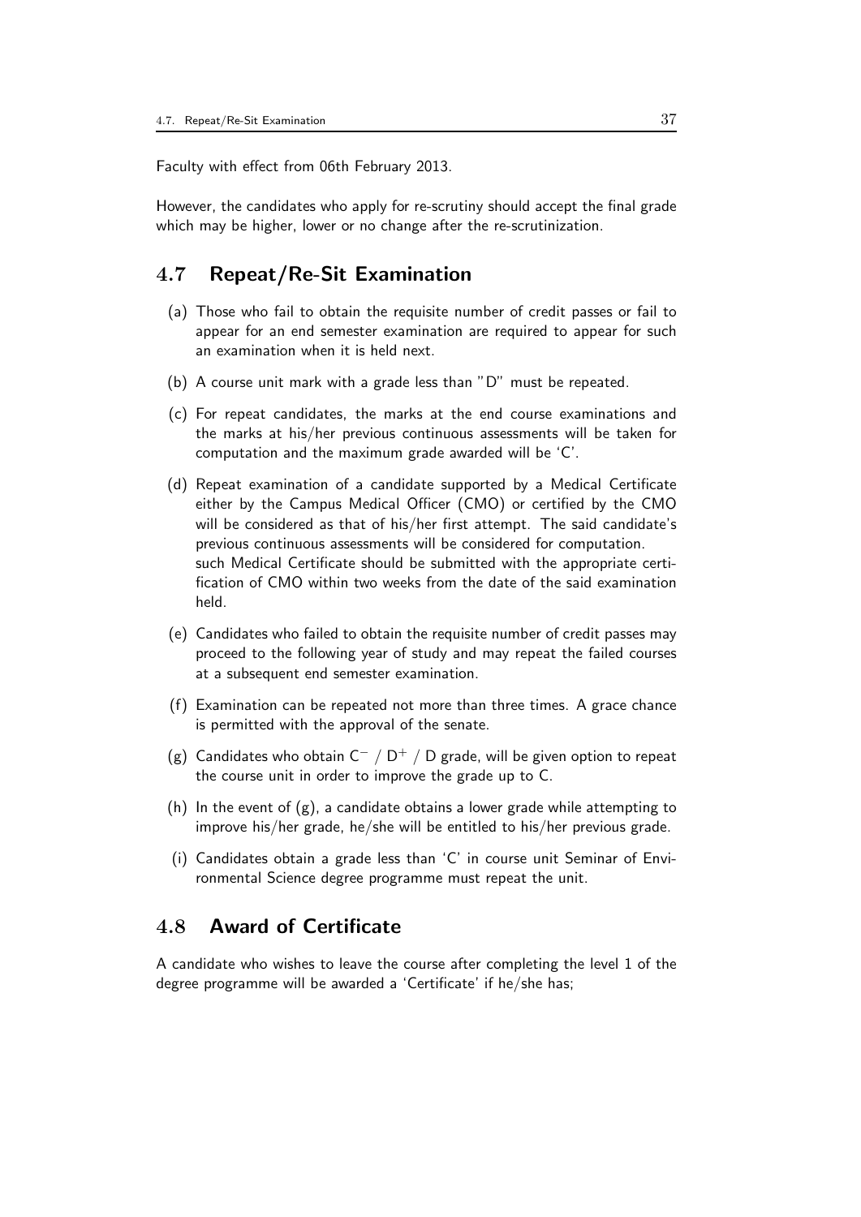Faculty with effect from 06th February 2013.

However, the candidates who apply for re-scrutiny should accept the final grade which may be higher, lower or no change after the re-scrutinization.

## 4.7 Repeat/Re-Sit Examination

(a) Those who fail to obtain the requisite number of credit passes or fail to appear for an end semester examination are required to appear for such an examination when it is held next.

(b) A course unit mark with a grade less than "D" must be repeated.

(c) For repeat candidates, the marks at the end course examinations and the marks at his/her previous continuous assessments will be taken for computation and the maximum grade awarded will be 'C'.

(d) Repeat examination of a candidate supported by a Medical Certificate either by the Campus Medical Officer (CMO) or certified by the CMO will be considered as that of his/her first attempt. The said candidate's previous continuous assessments will be considered for computation.
such Medical Certificate should be submitted with the appropriate certification of CMO within two weeks from the date of the said examination held.

(e) Candidates who failed to obtain the requisite number of credit passes may proceed to the following year of study and may repeat the failed courses at a subsequent end semester examination.

(f) Examination can be repeated not more than three times. A grace chance is permitted with the approval of the senate.

(g) Candidates who obtain $C^-$ / $D^+$ / D grade, will be given option to repeat the course unit in order to improve the grade up to C.

(h) In the event of (g), a candidate obtains a lower grade while attempting to improve his/her grade, he/she will be entitled to his/her previous grade.

(i) Candidates obtain a grade less than 'C' in course unit Seminar of Environmental Science degree programme must repeat the unit.

## 4.8 Award of Certificate

A candidate who wishes to leave the course after completing the level 1 of the degree programme will be awarded a 'Certificate' if he/she has;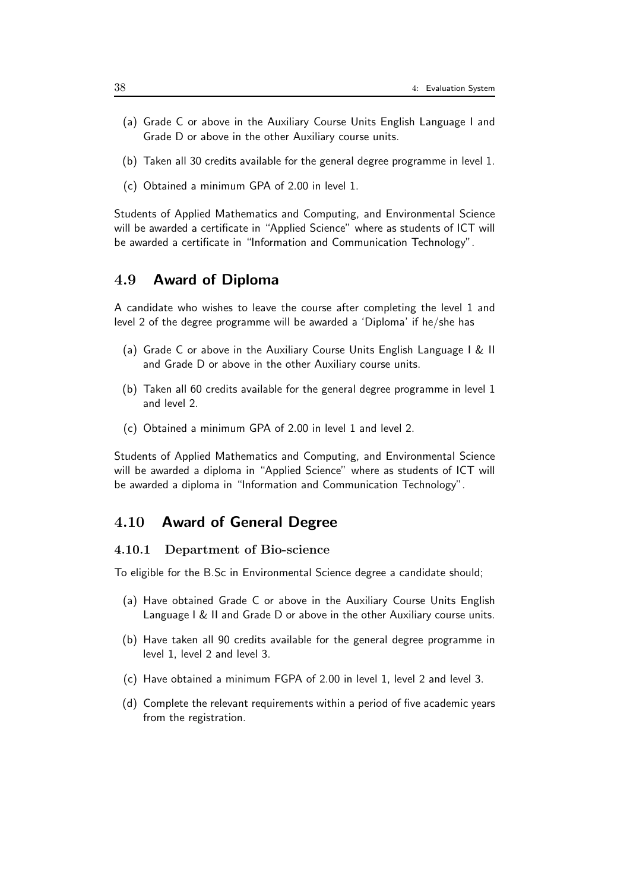(a) Grade C or above in the Auxiliary Course Units English Language I and Grade D or above in the other Auxiliary course units.

(b) Taken all 30 credits available for the general degree programme in level 1.

(c) Obtained a minimum GPA of 2.00 in level 1.

Students of Applied Mathematics and Computing, and Environmental Science will be awarded a certificate in "Applied Science" where as students of ICT will be awarded a certificate in "Information and Communication Technology".

## 4.9 Award of Diploma

A candidate who wishes to leave the course after completing the level 1 and level 2 of the degree programme will be awarded a 'Diploma' if he/she has

(a) Grade C or above in the Auxiliary Course Units English Language I & II and Grade D or above in the other Auxiliary course units.

(b) Taken all 60 credits available for the general degree programme in level 1 and level 2.

(c) Obtained a minimum GPA of 2.00 in level 1 and level 2.

Students of Applied Mathematics and Computing, and Environmental Science will be awarded a diploma in "Applied Science" where as students of ICT will be awarded a diploma in "Information and Communication Technology".

## 4.10 Award of General Degree

### 4.10.1 Department of Bio-science

To eligible for the B.Sc in Environmental Science degree a candidate should;

(a) Have obtained Grade C or above in the Auxiliary Course Units English Language I & II and Grade D or above in the other Auxiliary course units.

(b) Have taken all 90 credits available for the general degree programme in level 1, level 2 and level 3.

(c) Have obtained a minimum FGPA of 2.00 in level 1, level 2 and level 3.

(d) Complete the relevant requirements within a period of five academic years from the registration.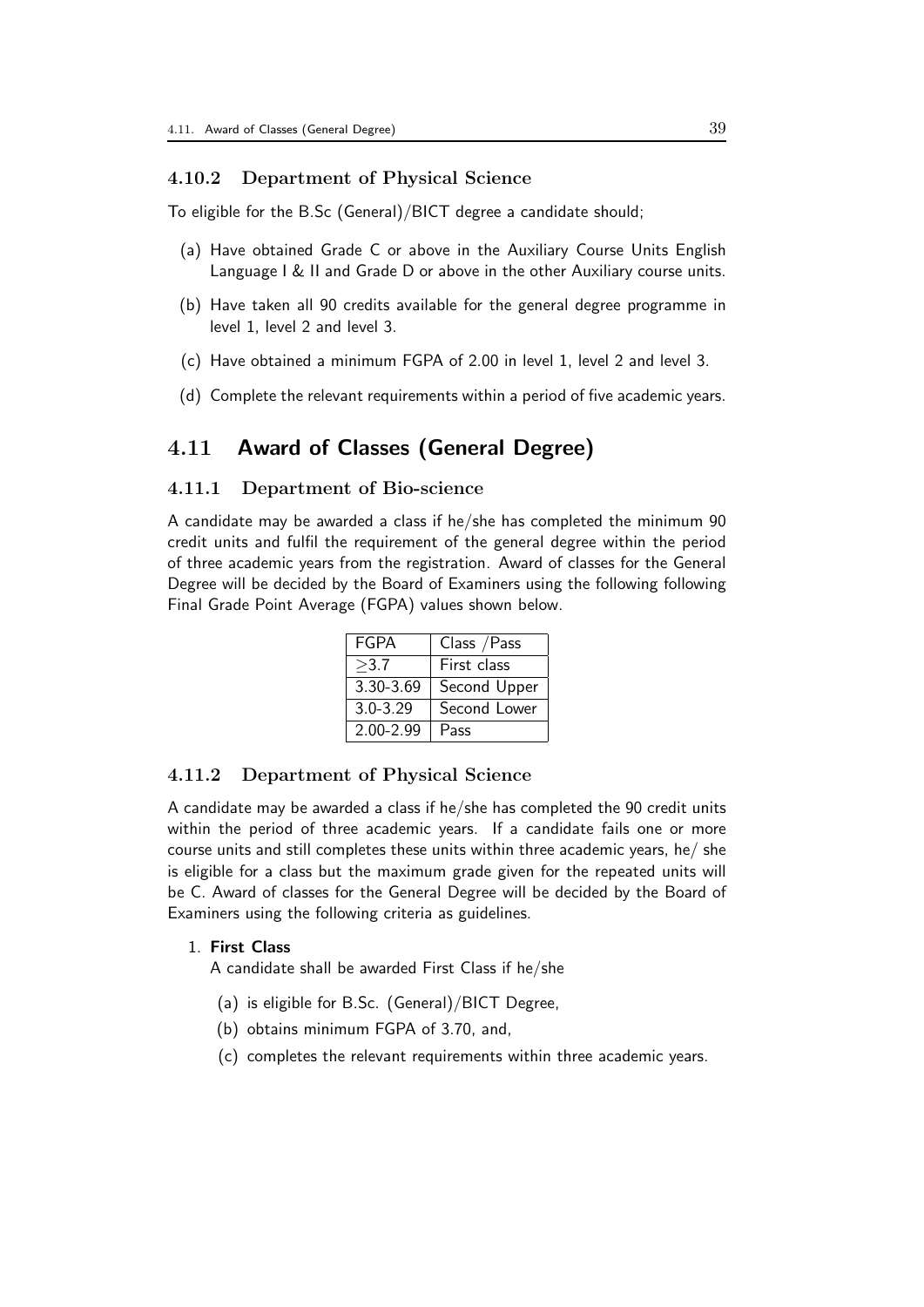### 4.10.2 Department of Physical Science

To eligible for the B.Sc (General)/BICT degree a candidate should;

(a) Have obtained Grade C or above in the Auxiliary Course Units English Language I & II and Grade D or above in the other Auxiliary course units.

(b) Have taken all 90 credits available for the general degree programme in level 1, level 2 and level 3.

(c) Have obtained a minimum FGPA of 2.00 in level 1, level 2 and level 3.

(d) Complete the relevant requirements within a period of five academic years.

## 4.11 Award of Classes (General Degree)

### 4.11.1 Department of Bio-science

A candidate may be awarded a class if he/she has completed the minimum 90 credit units and fulfil the requirement of the general degree within the period of three academic years from the registration. Award of classes for the General Degree will be decided by the Board of Examiners using the following following Final Grade Point Average (FGPA) values shown below.

| FGPA | Class /Pass |
|---|---|
| $\geq$3.7 | First class |
| 3.30-3.69 | Second Upper |
| 3.0-3.29 | Second Lower |
| 2.00-2.99 | Pass |

### 4.11.2 Department of Physical Science

A candidate may be awarded a class if he/she has completed the 90 credit units within the period of three academic years. If a candidate fails one or more course units and still completes these units within three academic years, he/ she is eligible for a class but the maximum grade given for the repeated units will be C. Award of classes for the General Degree will be decided by the Board of Examiners using the following criteria as guidelines.

1. **First Class**

   A candidate shall be awarded First Class if he/she

   (a) is eligible for B.Sc. (General)/BICT Degree,

   (b) obtains minimum FGPA of 3.70, and,

   (c) completes the relevant requirements within three academic years.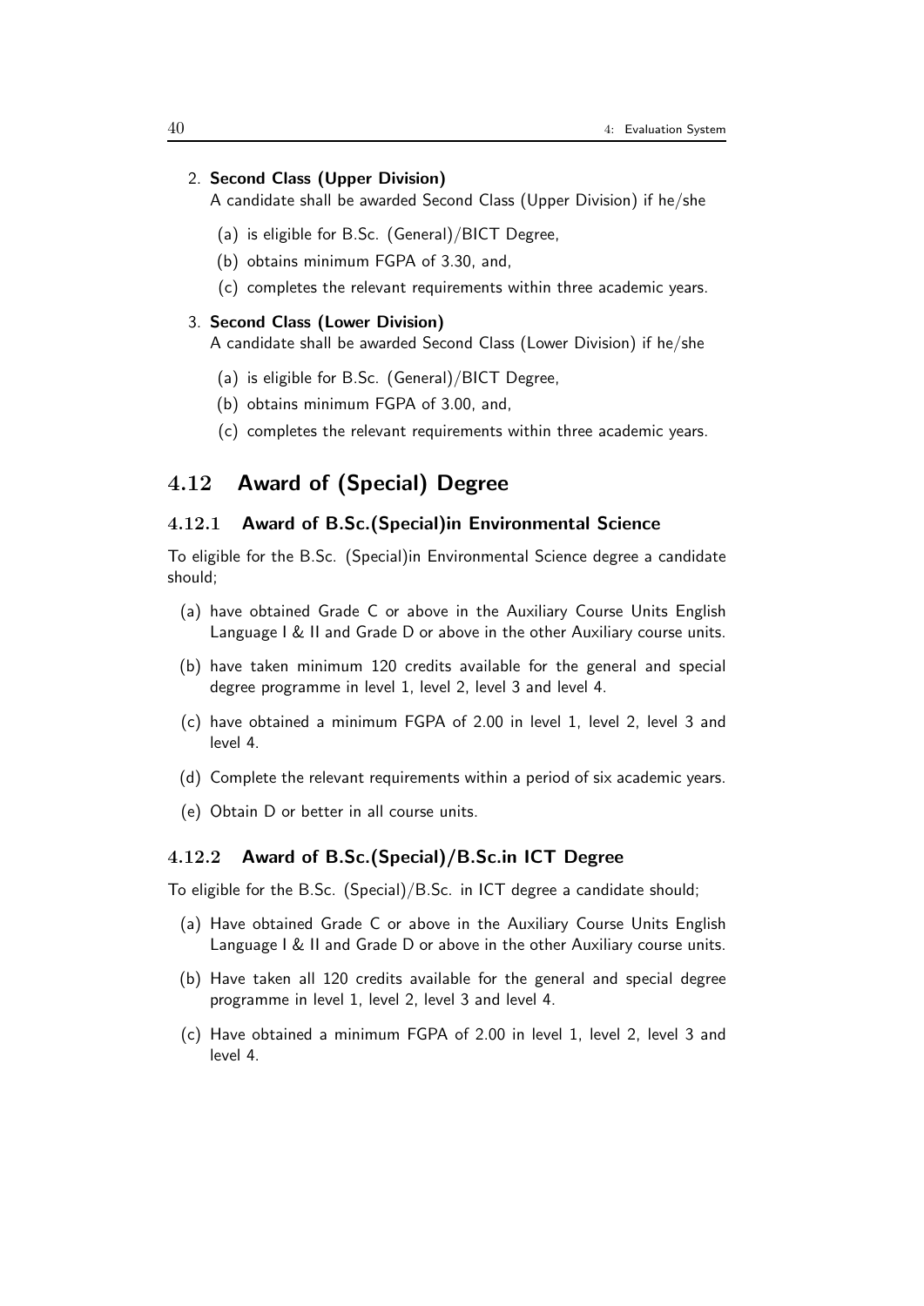2. **Second Class (Upper Division)**
   A candidate shall be awarded Second Class (Upper Division) if he/she
   (a) is eligible for B.Sc. (General)/BICT Degree,
   (b) obtains minimum FGPA of 3.30, and,
   (c) completes the relevant requirements within three academic years.

3. **Second Class (Lower Division)**
   A candidate shall be awarded Second Class (Lower Division) if he/she
   (a) is eligible for B.Sc. (General)/BICT Degree,
   (b) obtains minimum FGPA of 3.00, and,
   (c) completes the relevant requirements within three academic years.

## 4.12 Award of (Special) Degree

### 4.12.1 Award of B.Sc.(Special)in Environmental Science

To eligible for the B.Sc. (Special)in Environmental Science degree a candidate should;

(a) have obtained Grade C or above in the Auxiliary Course Units English Language I & II and Grade D or above in the other Auxiliary course units.

(b) have taken minimum 120 credits available for the general and special degree programme in level 1, level 2, level 3 and level 4.

(c) have obtained a minimum FGPA of 2.00 in level 1, level 2, level 3 and level 4.

(d) Complete the relevant requirements within a period of six academic years.

(e) Obtain D or better in all course units.

### 4.12.2 Award of B.Sc.(Special)/B.Sc.in ICT Degree

To eligible for the B.Sc. (Special)/B.Sc. in ICT degree a candidate should;

(a) Have obtained Grade C or above in the Auxiliary Course Units English Language I & II and Grade D or above in the other Auxiliary course units.

(b) Have taken all 120 credits available for the general and special degree programme in level 1, level 2, level 3 and level 4.

(c) Have obtained a minimum FGPA of 2.00 in level 1, level 2, level 3 and level 4.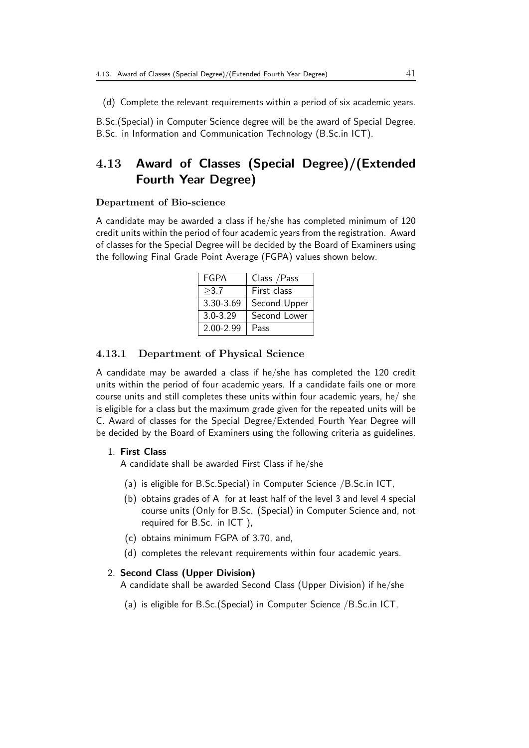(d) Complete the relevant requirements within a period of six academic years.

B.Sc.(Special) in Computer Science degree will be the award of Special Degree. B.Sc. in Information and Communication Technology (B.Sc.in ICT).

## 4.13 Award of Classes (Special Degree)/(Extended Fourth Year Degree)

#### Department of Bio-science

A candidate may be awarded a class if he/she has completed minimum of 120 credit units within the period of four academic years from the registration. Award of classes for the Special Degree will be decided by the Board of Examiners using the following Final Grade Point Average (FGPA) values shown below.

| FGPA | Class /Pass |
|---|---|
| ≥3.7 | First class |
| 3.30-3.69 | Second Upper |
| 3.0-3.29 | Second Lower |
| 2.00-2.99 | Pass |

### 4.13.1 Department of Physical Science

A candidate may be awarded a class if he/she has completed the 120 credit units within the period of four academic years. If a candidate fails one or more course units and still completes these units within four academic years, he/ she is eligible for a class but the maximum grade given for the repeated units will be C. Award of classes for the Special Degree/Extended Fourth Year Degree will be decided by the Board of Examiners using the following criteria as guidelines.

1. **First Class**

   A candidate shall be awarded First Class if he/she

   (a) is eligible for B.Sc.Special) in Computer Science /B.Sc.in ICT,

   (b) obtains grades of A for at least half of the level 3 and level 4 special course units (Only for B.Sc. (Special) in Computer Science and, not required for B.Sc. in ICT ),

   (c) obtains minimum FGPA of 3.70, and,

   (d) completes the relevant requirements within four academic years.

2. **Second Class (Upper Division)**

   A candidate shall be awarded Second Class (Upper Division) if he/she

   (a) is eligible for B.Sc.(Special) in Computer Science /B.Sc.in ICT,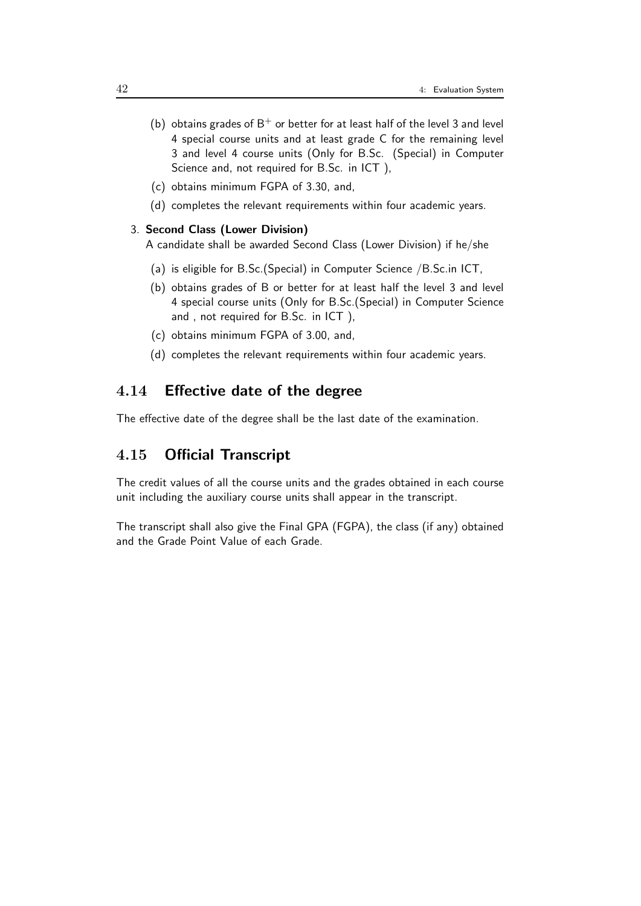(b) obtains grades of $B^+$ or better for at least half of the level 3 and level 4 special course units and at least grade C for the remaining level 3 and level 4 course units (Only for B.Sc. (Special) in Computer Science and, not required for B.Sc. in ICT ),

(c) obtains minimum FGPA of 3.30, and,

(d) completes the relevant requirements within four academic years.

3. **Second Class (Lower Division)**
   A candidate shall be awarded Second Class (Lower Division) if he/she

   (a) is eligible for B.Sc.(Special) in Computer Science /B.Sc.in ICT,

   (b) obtains grades of B or better for at least half the level 3 and level 4 special course units (Only for B.Sc.(Special) in Computer Science and , not required for B.Sc. in ICT ),

   (c) obtains minimum FGPA of 3.00, and,

   (d) completes the relevant requirements within four academic years.

## 4.14 Effective date of the degree

The effective date of the degree shall be the last date of the examination.

## 4.15 Official Transcript

The credit values of all the course units and the grades obtained in each course unit including the auxiliary course units shall appear in the transcript.

The transcript shall also give the Final GPA (FGPA), the class (if any) obtained and the Grade Point Value of each Grade.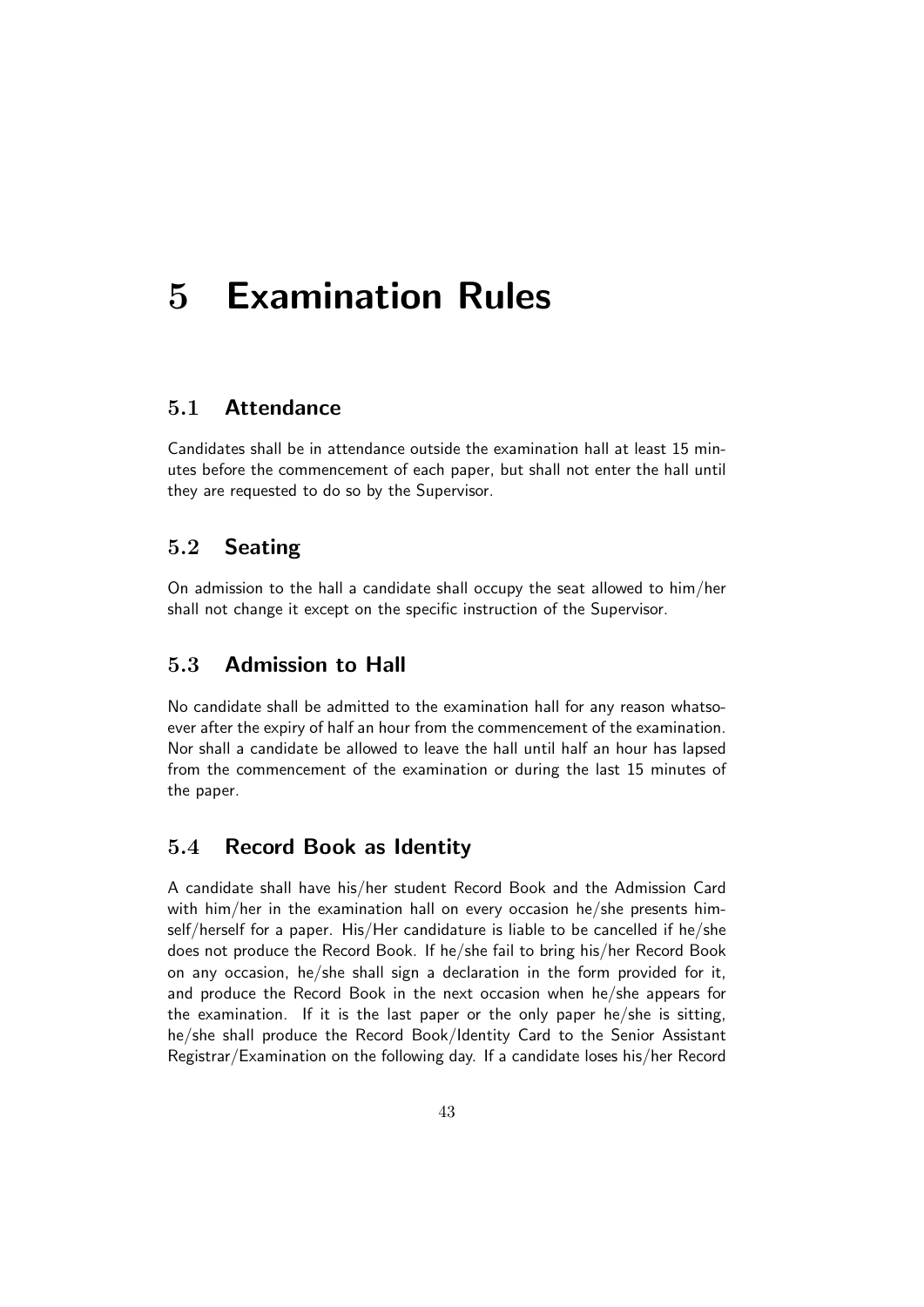# 5 Examination Rules

## 5.1 Attendance

Candidates shall be in attendance outside the examination hall at least 15 minutes before the commencement of each paper, but shall not enter the hall until they are requested to do so by the Supervisor.

## 5.2 Seating

On admission to the hall a candidate shall occupy the seat allowed to him/her shall not change it except on the specific instruction of the Supervisor.

## 5.3 Admission to Hall

No candidate shall be admitted to the examination hall for any reason whatsoever after the expiry of half an hour from the commencement of the examination. Nor shall a candidate be allowed to leave the hall until half an hour has lapsed from the commencement of the examination or during the last 15 minutes of the paper.

## 5.4 Record Book as Identity

A candidate shall have his/her student Record Book and the Admission Card with him/her in the examination hall on every occasion he/she presents himself/herself for a paper. His/Her candidature is liable to be cancelled if he/she does not produce the Record Book. If he/she fail to bring his/her Record Book on any occasion, he/she shall sign a declaration in the form provided for it, and produce the Record Book in the next occasion when he/she appears for the examination. If it is the last paper or the only paper he/she is sitting, he/she shall produce the Record Book/Identity Card to the Senior Assistant Registrar/Examination on the following day. If a candidate loses his/her Record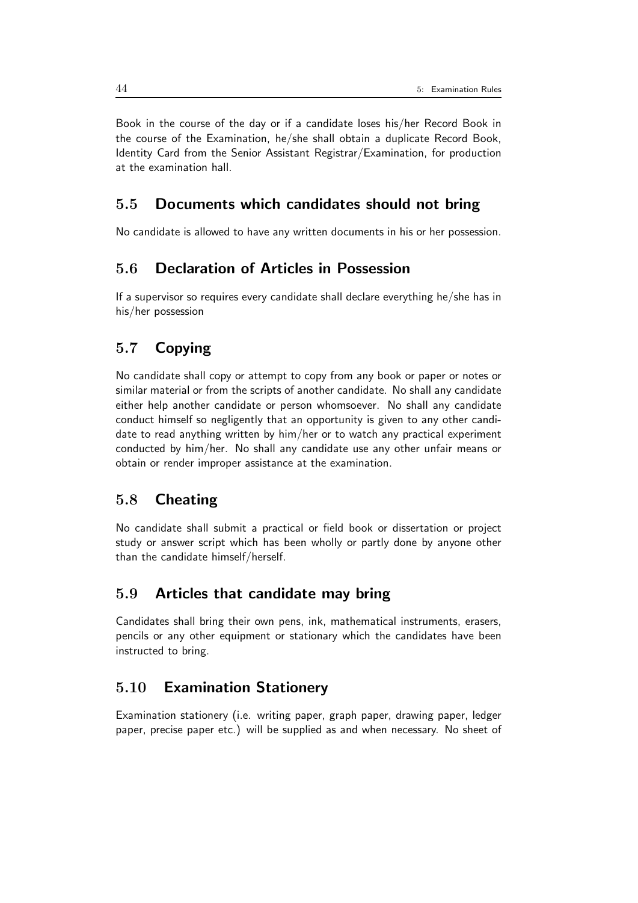Book in the course of the day or if a candidate loses his/her Record Book in the course of the Examination, he/she shall obtain a duplicate Record Book, Identity Card from the Senior Assistant Registrar/Examination, for production at the examination hall.

## 5.5 Documents which candidates should not bring

No candidate is allowed to have any written documents in his or her possession.

## 5.6 Declaration of Articles in Possession

If a supervisor so requires every candidate shall declare everything he/she has in his/her possession

## 5.7 Copying

No candidate shall copy or attempt to copy from any book or paper or notes or similar material or from the scripts of another candidate. No shall any candidate either help another candidate or person whomsoever. No shall any candidate conduct himself so negligently that an opportunity is given to any other candidate to read anything written by him/her or to watch any practical experiment conducted by him/her. No shall any candidate use any other unfair means or obtain or render improper assistance at the examination.

## 5.8 Cheating

No candidate shall submit a practical or field book or dissertation or project study or answer script which has been wholly or partly done by anyone other than the candidate himself/herself.

## 5.9 Articles that candidate may bring

Candidates shall bring their own pens, ink, mathematical instruments, erasers, pencils or any other equipment or stationary which the candidates have been instructed to bring.

## 5.10 Examination Stationery

Examination stationery (i.e. writing paper, graph paper, drawing paper, ledger paper, precise paper etc.) will be supplied as and when necessary. No sheet of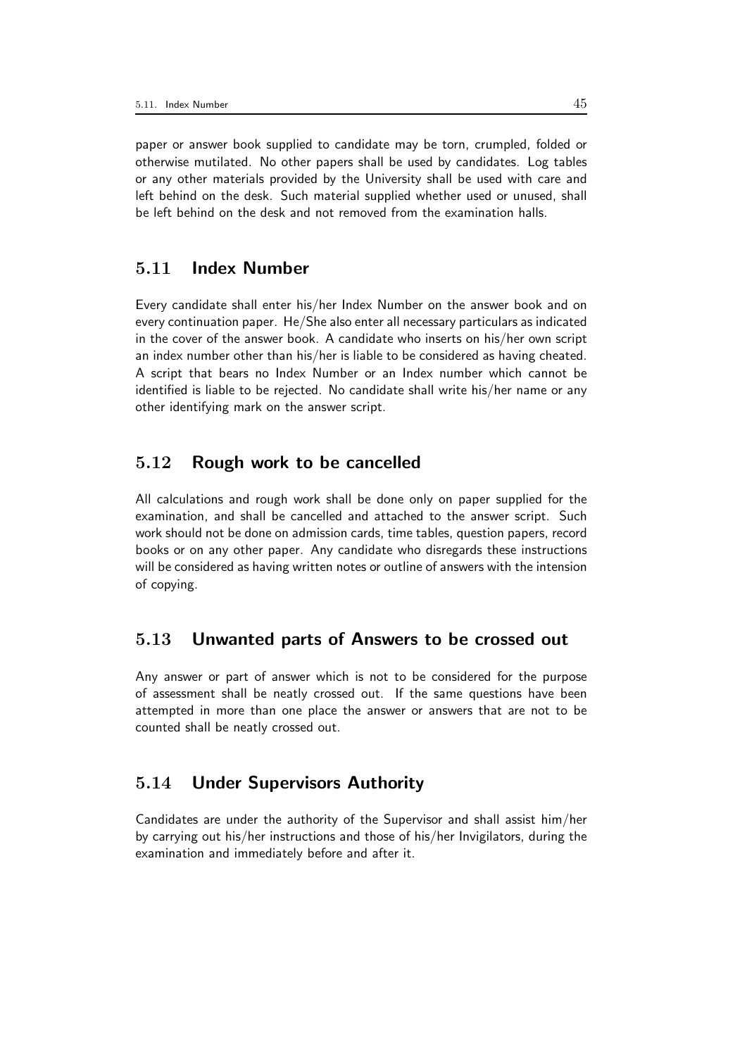paper or answer book supplied to candidate may be torn, crumpled, folded or otherwise mutilated. No other papers shall be used by candidates. Log tables or any other materials provided by the University shall be used with care and left behind on the desk. Such material supplied whether used or unused, shall be left behind on the desk and not removed from the examination halls.

## 5.11 Index Number

Every candidate shall enter his/her Index Number on the answer book and on every continuation paper. He/She also enter all necessary particulars as indicated in the cover of the answer book. A candidate who inserts on his/her own script an index number other than his/her is liable to be considered as having cheated. A script that bears no Index Number or an Index number which cannot be identified is liable to be rejected. No candidate shall write his/her name or any other identifying mark on the answer script.

## 5.12 Rough work to be cancelled

All calculations and rough work shall be done only on paper supplied for the examination, and shall be cancelled and attached to the answer script. Such work should not be done on admission cards, time tables, question papers, record books or on any other paper. Any candidate who disregards these instructions will be considered as having written notes or outline of answers with the intension of copying.

## 5.13 Unwanted parts of Answers to be crossed out

Any answer or part of answer which is not to be considered for the purpose of assessment shall be neatly crossed out. If the same questions have been attempted in more than one place the answer or answers that are not to be counted shall be neatly crossed out.

## 5.14 Under Supervisors Authority

Candidates are under the authority of the Supervisor and shall assist him/her by carrying out his/her instructions and those of his/her Invigilators, during the examination and immediately before and after it.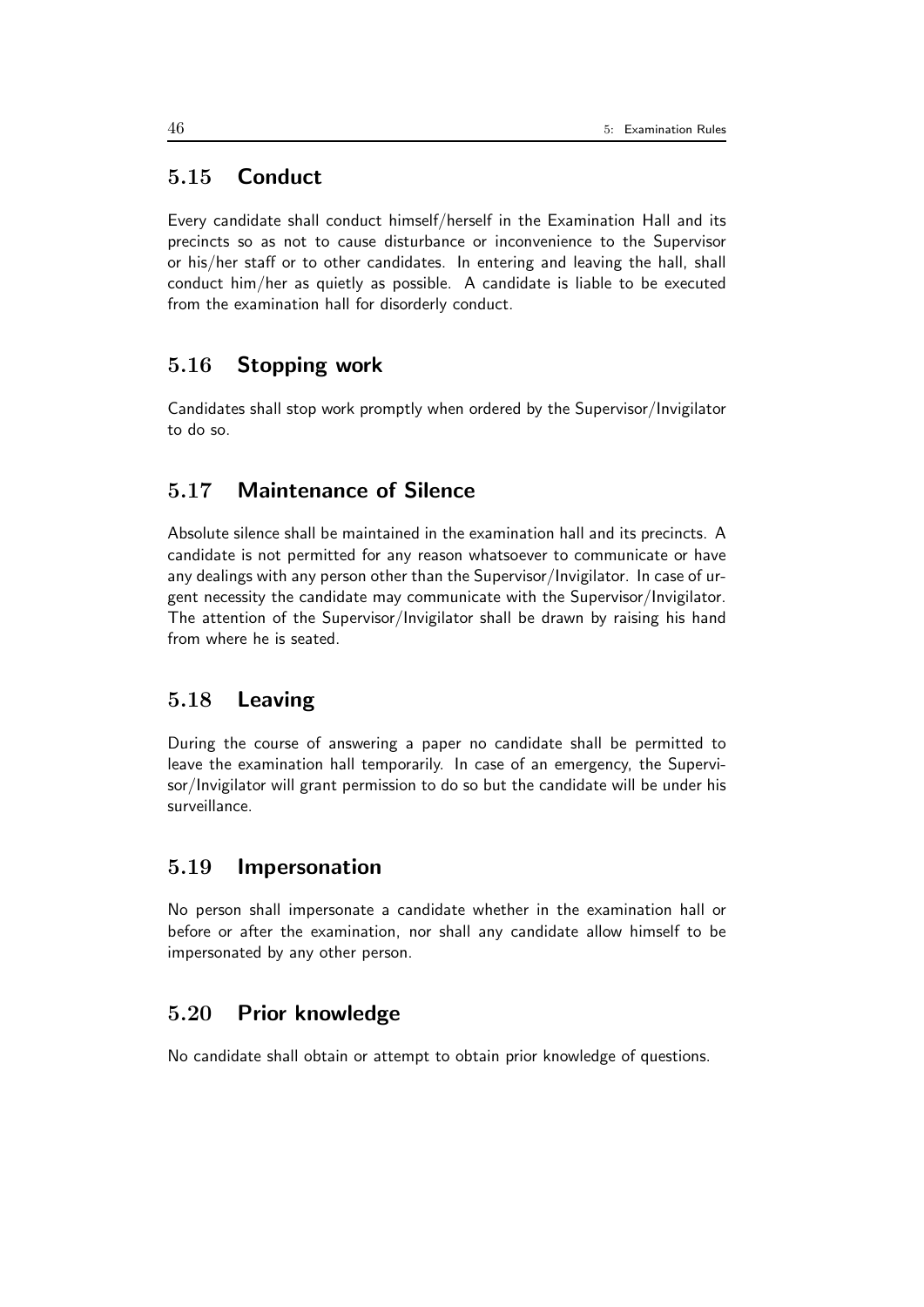## 5.15 Conduct

Every candidate shall conduct himself/herself in the Examination Hall and its precincts so as not to cause disturbance or inconvenience to the Supervisor or his/her staff or to other candidates. In entering and leaving the hall, shall conduct him/her as quietly as possible. A candidate is liable to be executed from the examination hall for disorderly conduct.

## 5.16 Stopping work

Candidates shall stop work promptly when ordered by the Supervisor/Invigilator to do so.

## 5.17 Maintenance of Silence

Absolute silence shall be maintained in the examination hall and its precincts. A candidate is not permitted for any reason whatsoever to communicate or have any dealings with any person other than the Supervisor/Invigilator. In case of urgent necessity the candidate may communicate with the Supervisor/Invigilator. The attention of the Supervisor/Invigilator shall be drawn by raising his hand from where he is seated.

## 5.18 Leaving

During the course of answering a paper no candidate shall be permitted to leave the examination hall temporarily. In case of an emergency, the Supervisor/Invigilator will grant permission to do so but the candidate will be under his surveillance.

## 5.19 Impersonation

No person shall impersonate a candidate whether in the examination hall or before or after the examination, nor shall any candidate allow himself to be impersonated by any other person.

## 5.20 Prior knowledge

No candidate shall obtain or attempt to obtain prior knowledge of questions.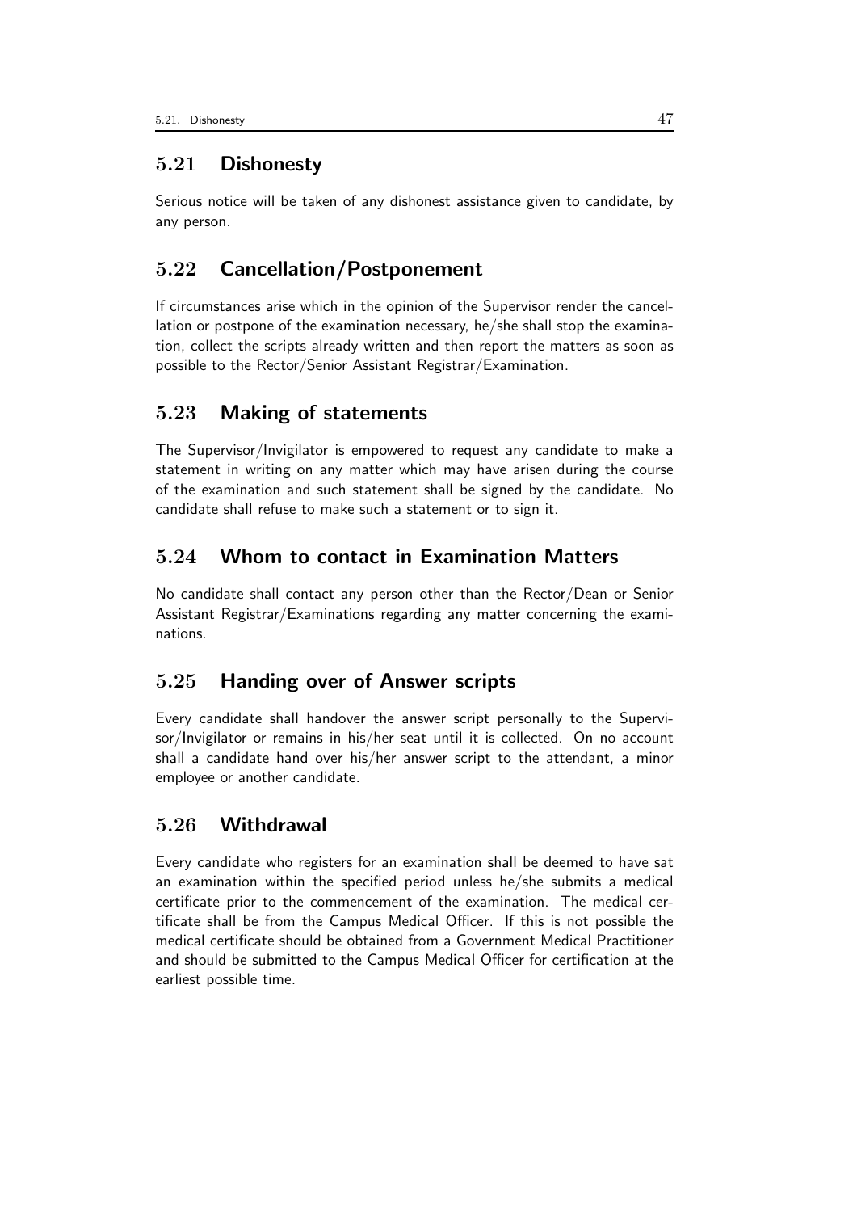## 5.21 Dishonesty

Serious notice will be taken of any dishonest assistance given to candidate, by any person.

## 5.22 Cancellation/Postponement

If circumstances arise which in the opinion of the Supervisor render the cancellation or postpone of the examination necessary, he/she shall stop the examination, collect the scripts already written and then report the matters as soon as possible to the Rector/Senior Assistant Registrar/Examination.

## 5.23 Making of statements

The Supervisor/Invigilator is empowered to request any candidate to make a statement in writing on any matter which may have arisen during the course of the examination and such statement shall be signed by the candidate. No candidate shall refuse to make such a statement or to sign it.

## 5.24 Whom to contact in Examination Matters

No candidate shall contact any person other than the Rector/Dean or Senior Assistant Registrar/Examinations regarding any matter concerning the examinations.

## 5.25 Handing over of Answer scripts

Every candidate shall handover the answer script personally to the Supervisor/Invigilator or remains in his/her seat until it is collected. On no account shall a candidate hand over his/her answer script to the attendant, a minor employee or another candidate.

## 5.26 Withdrawal

Every candidate who registers for an examination shall be deemed to have sat an examination within the specified period unless he/she submits a medical certificate prior to the commencement of the examination. The medical certificate shall be from the Campus Medical Officer. If this is not possible the medical certificate should be obtained from a Government Medical Practitioner and should be submitted to the Campus Medical Officer for certification at the earliest possible time.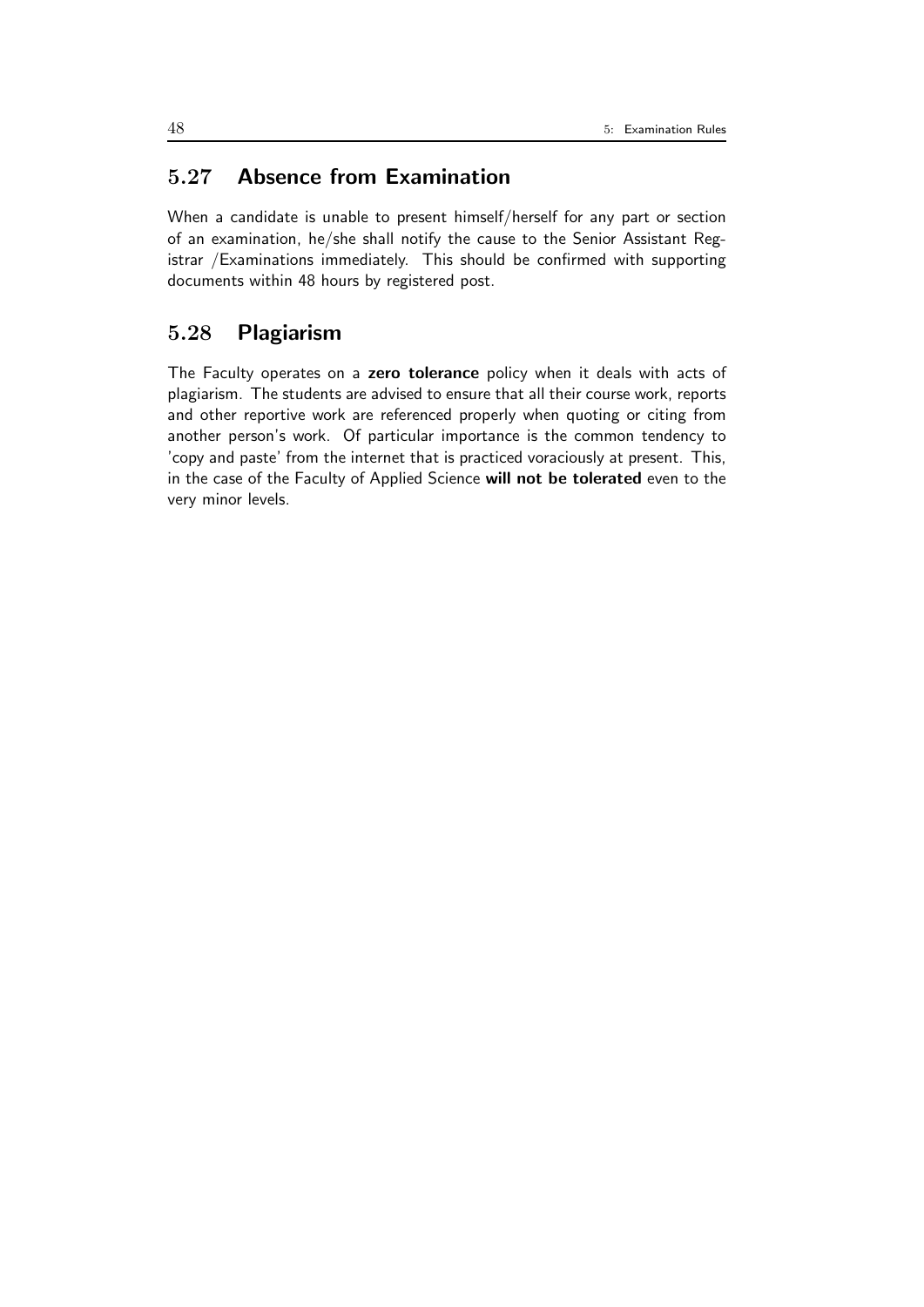## 5.27 Absence from Examination

When a candidate is unable to present himself/herself for any part or section of an examination, he/she shall notify the cause to the Senior Assistant Registrar /Examinations immediately. This should be confirmed with supporting documents within 48 hours by registered post.

## 5.28 Plagiarism

The Faculty operates on a **zero tolerance** policy when it deals with acts of plagiarism. The students are advised to ensure that all their course work, reports and other reportive work are referenced properly when quoting or citing from another person's work. Of particular importance is the common tendency to 'copy and paste' from the internet that is practiced voraciously at present. This, in the case of the Faculty of Applied Science **will not be tolerated** even to the very minor levels.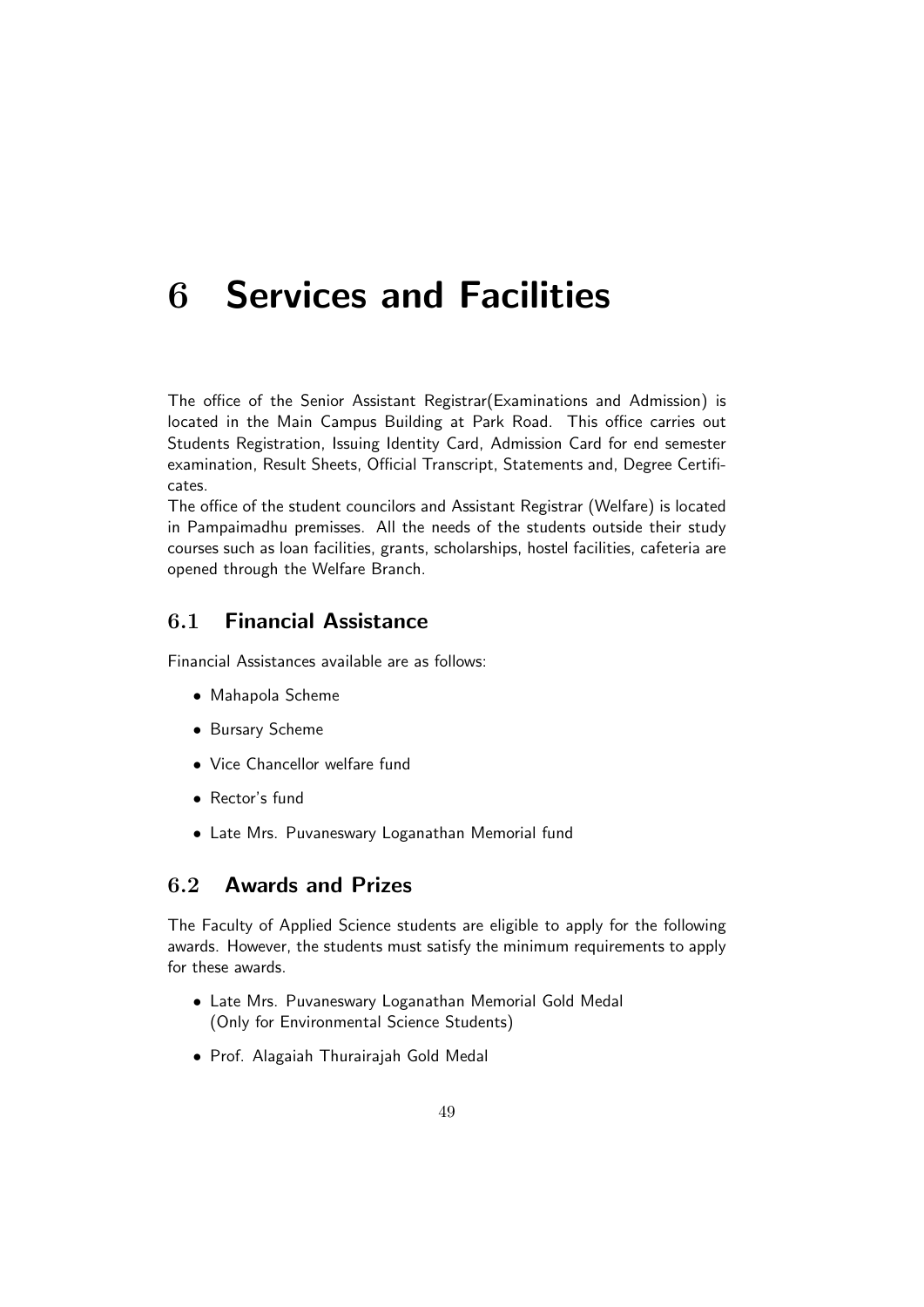# 6 Services and Facilities

The office of the Senior Assistant Registrar(Examinations and Admission) is located in the Main Campus Building at Park Road. This office carries out Students Registration, Issuing Identity Card, Admission Card for end semester examination, Result Sheets, Official Transcript, Statements and, Degree Certificates.

The office of the student councilors and Assistant Registrar (Welfare) is located in Pampaimadhu premisses. All the needs of the students outside their study courses such as loan facilities, grants, scholarships, hostel facilities, cafeteria are opened through the Welfare Branch.

## 6.1 Financial Assistance

Financial Assistances available are as follows:

- Mahapola Scheme
- Bursary Scheme
- Vice Chancellor welfare fund
- Rector's fund
- Late Mrs. Puvaneswary Loganathan Memorial fund

## 6.2 Awards and Prizes

The Faculty of Applied Science students are eligible to apply for the following awards. However, the students must satisfy the minimum requirements to apply for these awards.

- Late Mrs. Puvaneswary Loganathan Memorial Gold Medal (Only for Environmental Science Students)
- Prof. Alagaiah Thurairajah Gold Medal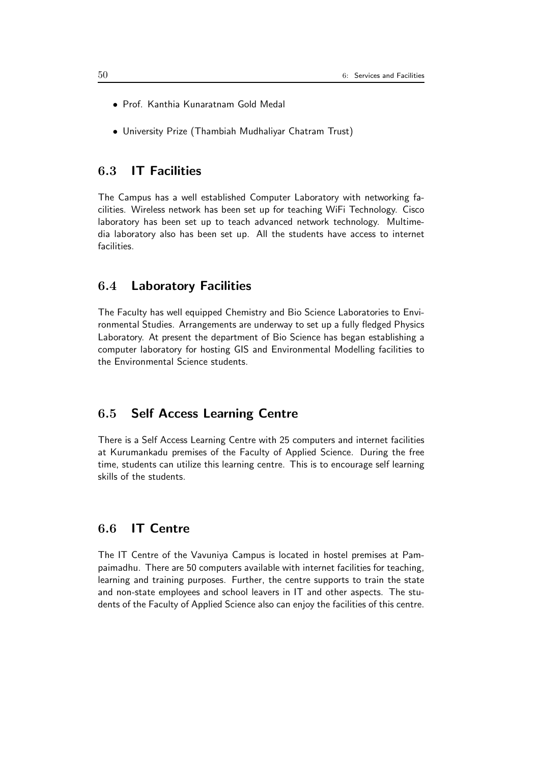- Prof. Kanthia Kunaratnam Gold Medal
- University Prize (Thambiah Mudhaliyar Chatram Trust)

## 6.3 IT Facilities

The Campus has a well established Computer Laboratory with networking facilities. Wireless network has been set up for teaching WiFi Technology. Cisco laboratory has been set up to teach advanced network technology. Multimedia laboratory also has been set up. All the students have access to internet facilities.

## 6.4 Laboratory Facilities

The Faculty has well equipped Chemistry and Bio Science Laboratories to Environmental Studies. Arrangements are underway to set up a fully fledged Physics Laboratory. At present the department of Bio Science has began establishing a computer laboratory for hosting GIS and Environmental Modelling facilities to the Environmental Science students.

## 6.5 Self Access Learning Centre

There is a Self Access Learning Centre with 25 computers and internet facilities at Kurumankadu premises of the Faculty of Applied Science. During the free time, students can utilize this learning centre. This is to encourage self learning skills of the students.

## 6.6 IT Centre

The IT Centre of the Vavuniya Campus is located in hostel premises at Pampaimadhu. There are 50 computers available with internet facilities for teaching, learning and training purposes. Further, the centre supports to train the state and non-state employees and school leavers in IT and other aspects. The students of the Faculty of Applied Science also can enjoy the facilities of this centre.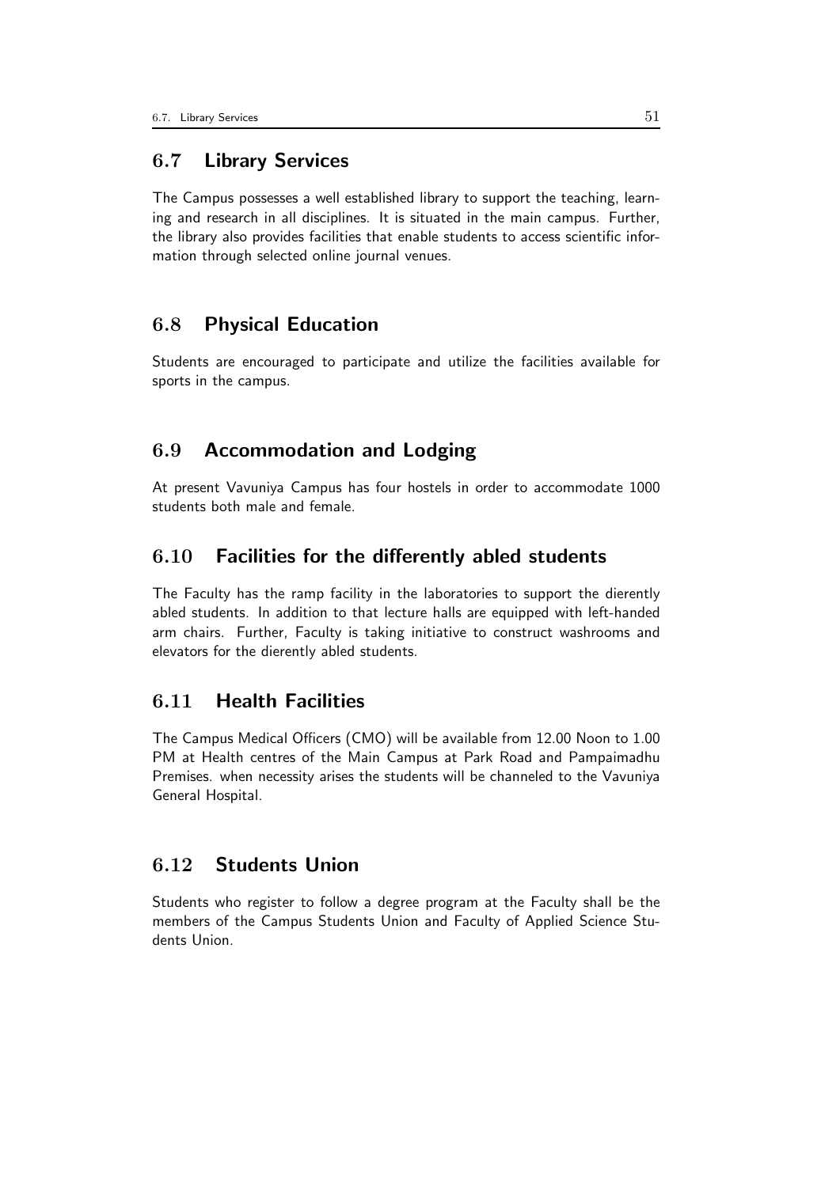## 6.7 Library Services

The Campus possesses a well established library to support the teaching, learning and research in all disciplines. It is situated in the main campus. Further, the library also provides facilities that enable students to access scientific information through selected online journal venues.

## 6.8 Physical Education

Students are encouraged to participate and utilize the facilities available for sports in the campus.

## 6.9 Accommodation and Lodging

At present Vavuniya Campus has four hostels in order to accommodate 1000 students both male and female.

## 6.10 Facilities for the differently abled students

The Faculty has the ramp facility in the laboratories to support the dierently abled students. In addition to that lecture halls are equipped with left-handed arm chairs. Further, Faculty is taking initiative to construct washrooms and elevators for the dierently abled students.

## 6.11 Health Facilities

The Campus Medical Officers (CMO) will be available from 12.00 Noon to 1.00 PM at Health centres of the Main Campus at Park Road and Pampaimadhu Premises. when necessity arises the students will be channeled to the Vavuniya General Hospital.

## 6.12 Students Union

Students who register to follow a degree program at the Faculty shall be the members of the Campus Students Union and Faculty of Applied Science Students Union.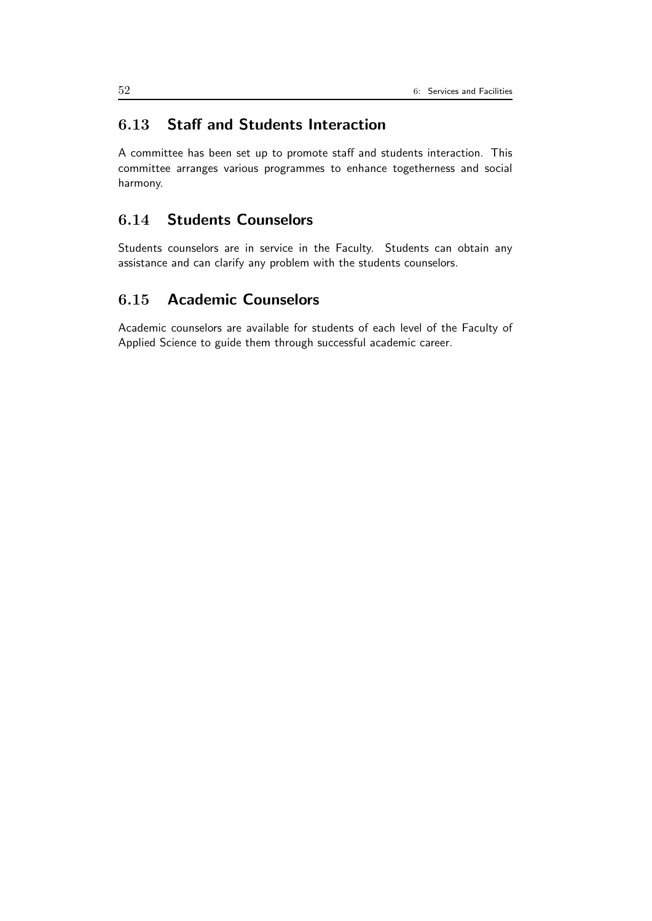## 6.13 Staff and Students Interaction

A committee has been set up to promote staff and students interaction. This committee arranges various programmes to enhance togetherness and social harmony.

## 6.14 Students Counselors

Students counselors are in service in the Faculty. Students can obtain any assistance and can clarify any problem with the students counselors.

## 6.15 Academic Counselors

Academic counselors are available for students of each level of the Faculty of Applied Science to guide them through successful academic career.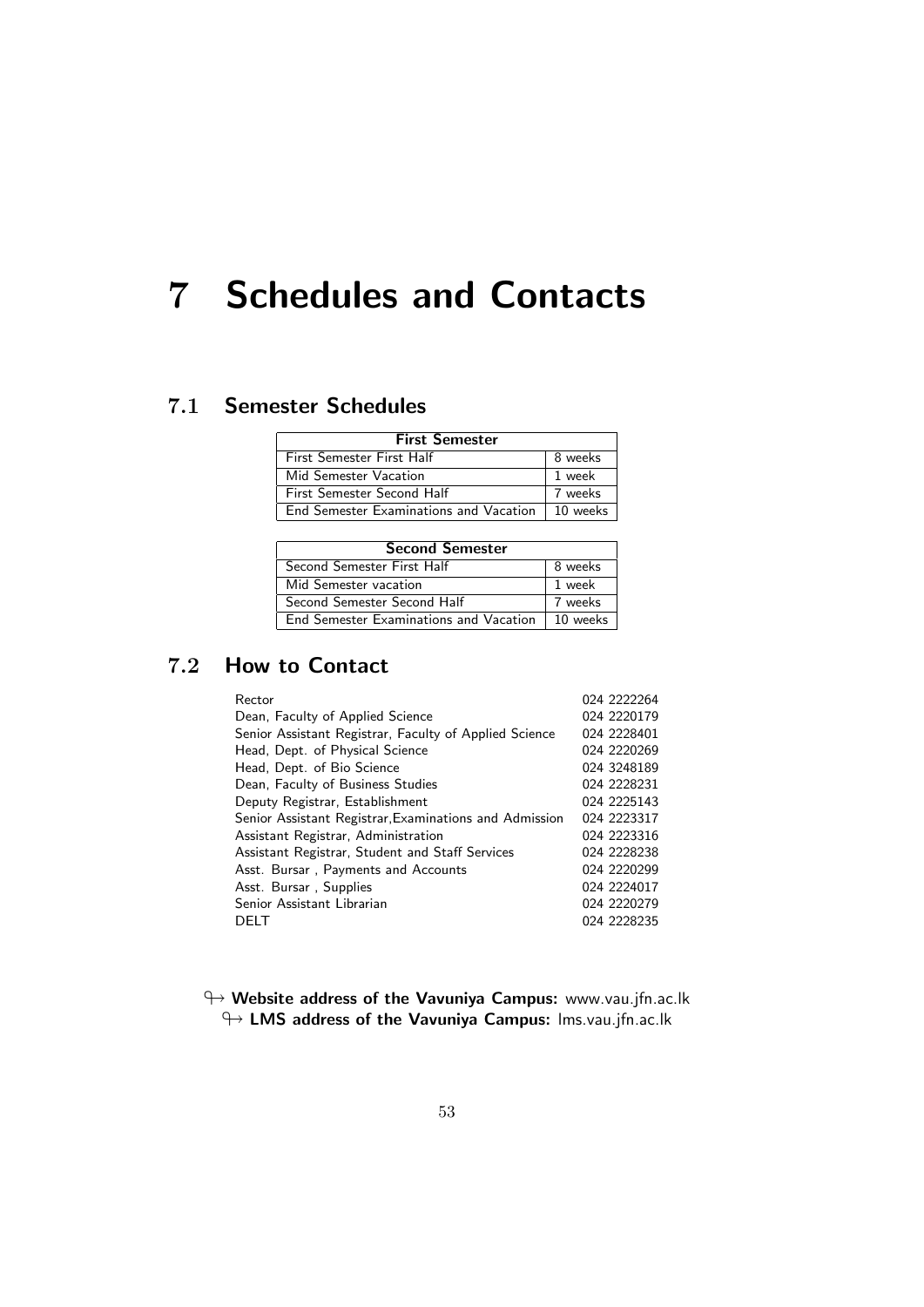# 7 Schedules and Contacts

## 7.1 Semester Schedules

| First Semester | |
|---|---|
| First Semester First Half | 8 weeks |
| Mid Semester Vacation | 1 week |
| First Semester Second Half | 7 weeks |
| End Semester Examinations and Vacation | 10 weeks |

| Second Semester | |
|---|---|
| Second Semester First Half | 8 weeks |
| Mid Semester vacation | 1 week |
| Second Semester Second Half | 7 weeks |
| End Semester Examinations and Vacation | 10 weeks |

## 7.2 How to Contact

| | |
|---|---|
| Rector | 024 2222264 |
| Dean, Faculty of Applied Science | 024 2220179 |
| Senior Assistant Registrar, Faculty of Applied Science | 024 2228401 |
| Head, Dept. of Physical Science | 024 2220269 |
| Head, Dept. of Bio Science | 024 3248189 |
| Dean, Faculty of Business Studies | 024 2228231 |
| Deputy Registrar, Establishment | 024 2225143 |
| Senior Assistant Registrar,Examinations and Admission | 024 2223317 |
| Assistant Registrar, Administration | 024 2223316 |
| Assistant Registrar, Student and Staff Services | 024 2228238 |
| Asst. Bursar , Payments and Accounts | 024 2220299 |
| Asst. Bursar , Supplies | 024 2224017 |
| Senior Assistant Librarian | 024 2220279 |
| DELT | 024 2228235 |

↬ **Website address of the Vavuniya Campus:** www.vau.jfn.ac.lk

↬ **LMS address of the Vavuniya Campus:** lms.vau.jfn.ac.lk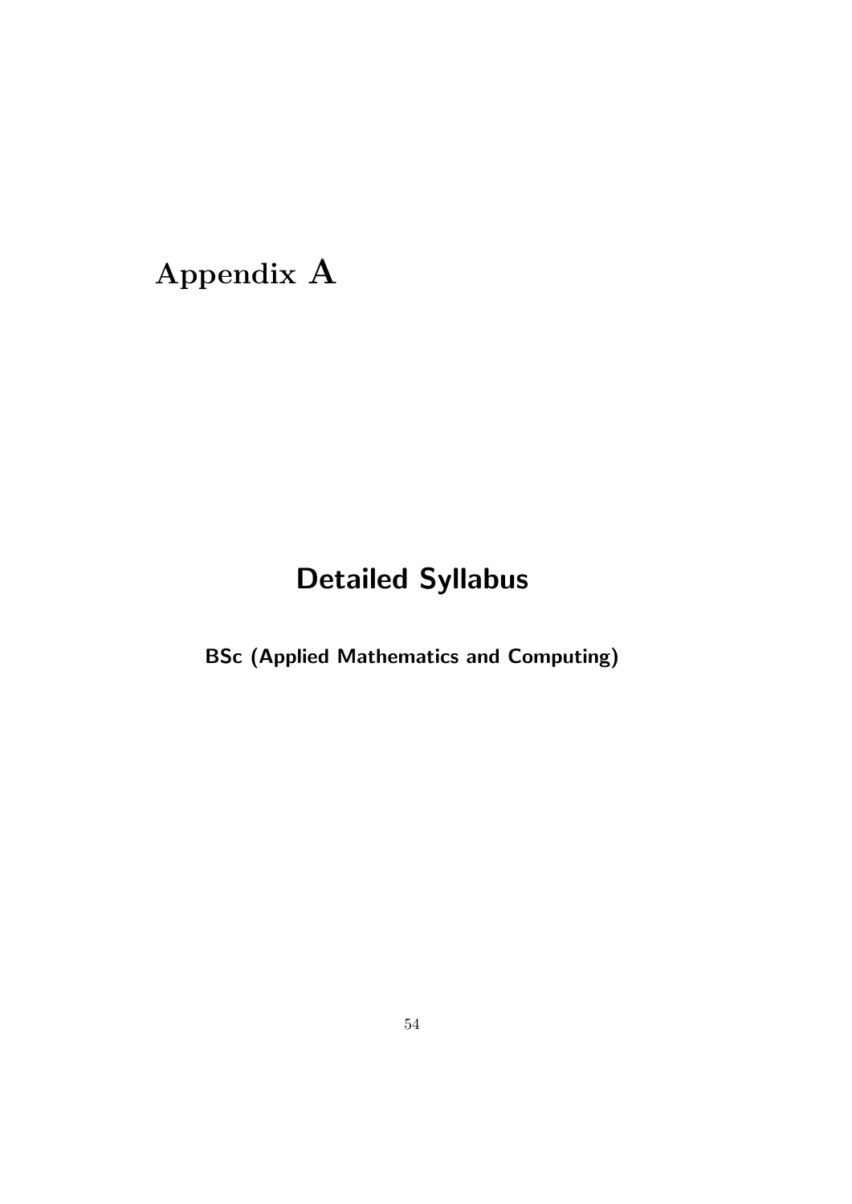# Appendix A

## Detailed Syllabus

**BSc (Applied Mathematics and Computing)**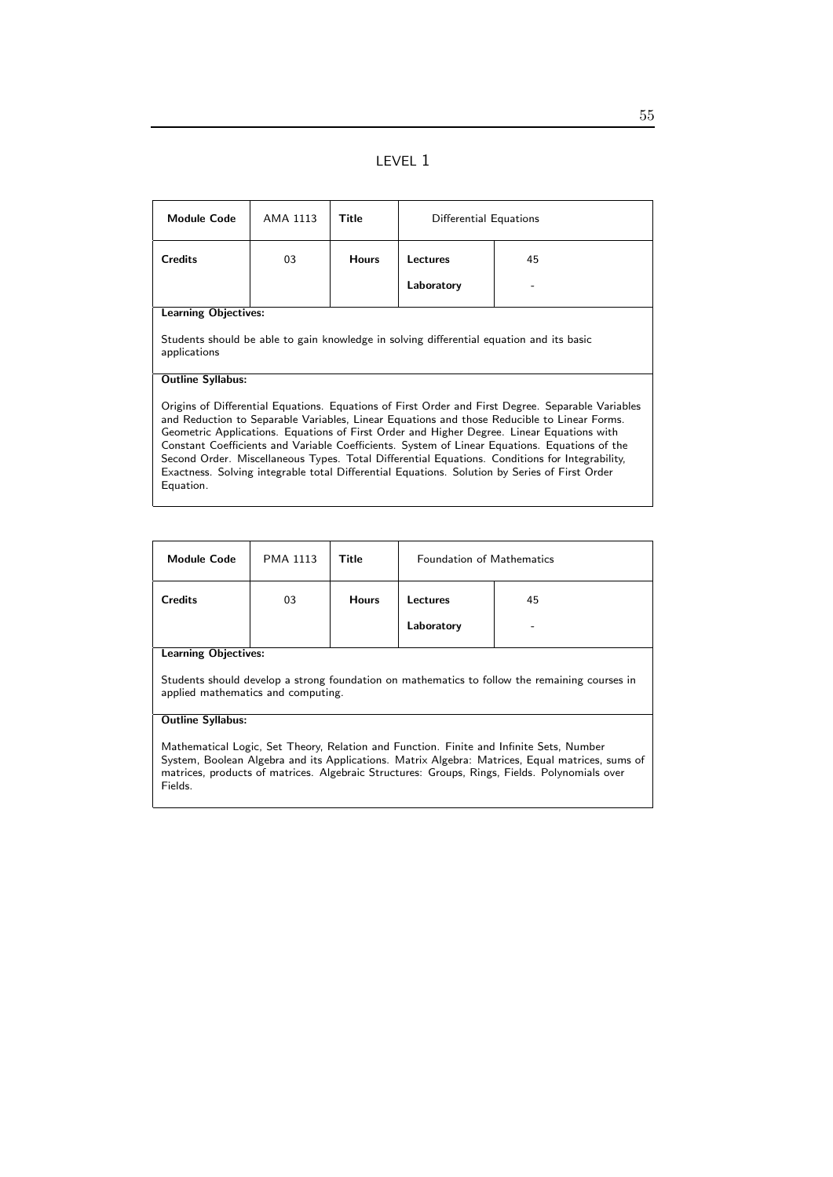## LEVEL 1

| Module Code | AMA 1113 | Title | Differential Equations | |
|---|---|---|---|---|
| Credits | 03 | Hours | Lectures | 45 |
| | | | Laboratory | - |

**Learning Objectives:**

Students should be able to gain knowledge in solving differential equation and its basic applications

**Outline Syllabus:**

Origins of Differential Equations. Equations of First Order and First Degree. Separable Variables and Reduction to Separable Variables, Linear Equations and those Reducible to Linear Forms. Geometric Applications. Equations of First Order and Higher Degree. Linear Equations with Constant Coefficients and Variable Coefficients. System of Linear Equations. Equations of the Second Order. Miscellaneous Types. Total Differential Equations. Conditions for Integrability, Exactness. Solving integrable total Differential Equations. Solution by Series of First Order Equation.

| Module Code | PMA 1113 | Title | Foundation of Mathematics | |
|---|---|---|---|---|
| Credits | 03 | Hours | Lectures | 45 |
| | | | Laboratory | - |

**Learning Objectives:**

Students should develop a strong foundation on mathematics to follow the remaining courses in applied mathematics and computing.

**Outline Syllabus:**

Mathematical Logic, Set Theory, Relation and Function. Finite and Infinite Sets, Number System, Boolean Algebra and its Applications. Matrix Algebra: Matrices, Equal matrices, sums of matrices, products of matrices. Algebraic Structures: Groups, Rings, Fields. Polynomials over Fields.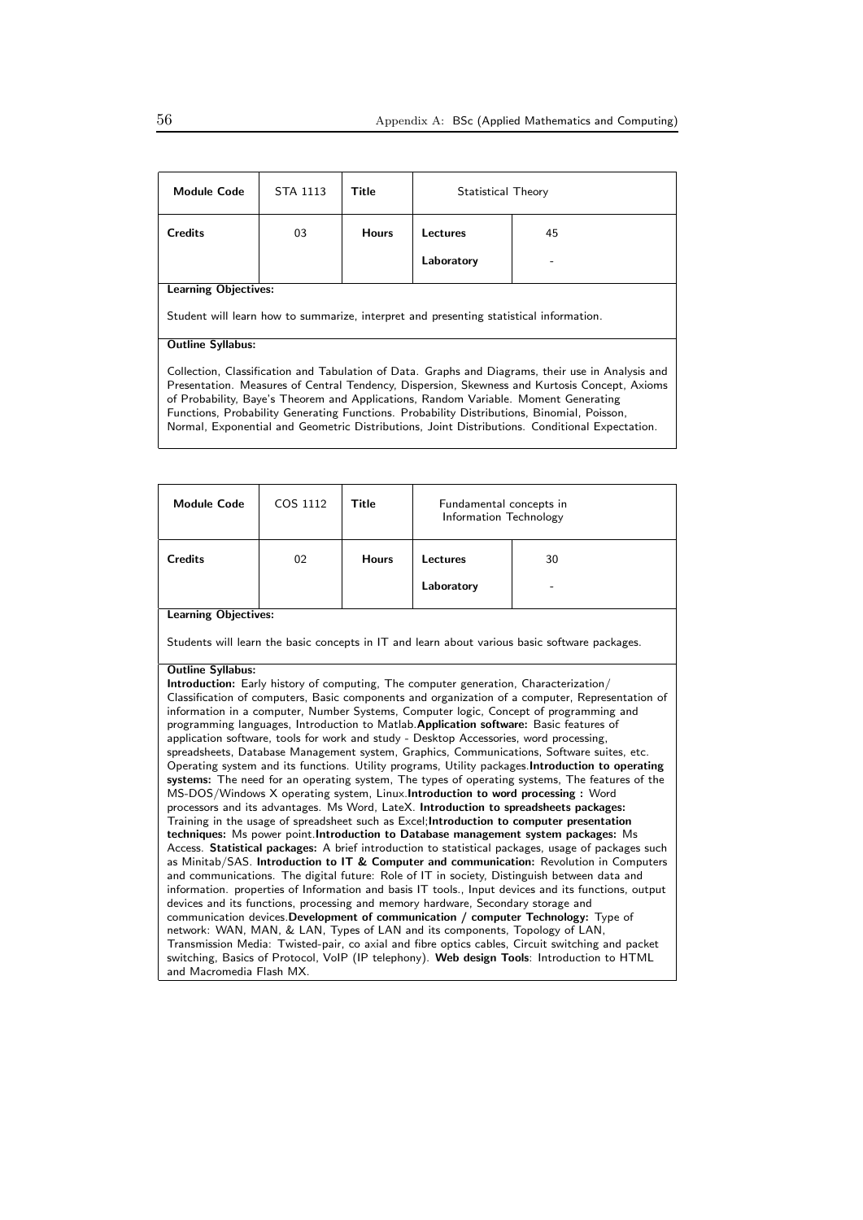| Module Code | STA 1113 | Title | Statistical Theory | |
|---|---|---|---|---|
| Credits | 03 | Hours | Lectures | 45 |
| | | | Laboratory | - |

**Learning Objectives:**

Student will learn how to summarize, interpret and presenting statistical information.

**Outline Syllabus:**

Collection, Classification and Tabulation of Data. Graphs and Diagrams, their use in Analysis and Presentation. Measures of Central Tendency, Dispersion, Skewness and Kurtosis Concept, Axioms of Probability, Baye's Theorem and Applications, Random Variable. Moment Generating Functions, Probability Generating Functions. Probability Distributions, Binomial, Poisson, Normal, Exponential and Geometric Distributions, Joint Distributions. Conditional Expectation.

| Module Code | COS 1112 | Title | Fundamental concepts in Information Technology | |
|---|---|---|---|---|
| Credits | 02 | Hours | Lectures | 30 |
| | | | Laboratory | - |

**Learning Objectives:**

Students will learn the basic concepts in IT and learn about various basic software packages.

**Outline Syllabus:**

**Introduction:** Early history of computing, The computer generation, Characterization/ Classification of computers, Basic components and organization of a computer, Representation of information in a computer, Number Systems, Computer logic, Concept of programming and programming languages, Introduction to Matlab.**Application software:** Basic features of application software, tools for work and study - Desktop Accessories, word processing, spreadsheets, Database Management system, Graphics, Communications, Software suites, etc. Operating system and its functions. Utility programs, Utility packages.**Introduction to operating systems:** The need for an operating system, The types of operating systems, The features of the MS-DOS/Windows X operating system, Linux.**Introduction to word processing :** Word processors and its advantages. Ms Word, LateX. **Introduction to spreadsheets packages:** Training in the usage of spreadsheet such as Excel;**Introduction to computer presentation techniques:** Ms power point.**Introduction to Database management system packages:** Ms Access. **Statistical packages:** A brief introduction to statistical packages, usage of packages such as Minitab/SAS. **Introduction to IT & Computer and communication:** Revolution in Computers and communications. The digital future: Role of IT in society, Distinguish between data and information. properties of Information and basis IT tools., Input devices and its functions, output devices and its functions, processing and memory hardware, Secondary storage and communication devices.**Development of communication / computer Technology:** Type of network: WAN, MAN, & LAN, Types of LAN and its components, Topology of LAN, Transmission Media: Twisted-pair, co axial and fibre optics cables, Circuit switching and packet switching, Basics of Protocol, VoIP (IP telephony). **Web design Tools**: Introduction to HTML and Macromedia Flash MX.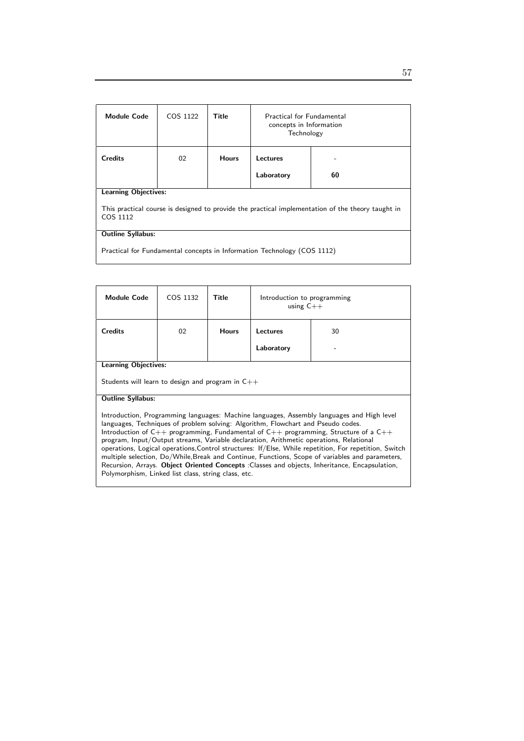| Module Code | COS 1122 | Title | Practical for Fundamental concepts in Information Technology | |
|---|---|---|---|---|
| Credits | 02 | Hours | Lectures | - |
| | | | Laboratory | 60 |

**Learning Objectives:**

This practical course is designed to provide the practical implementation of the theory taught in COS 1112

**Outline Syllabus:**

Practical for Fundamental concepts in Information Technology (COS 1112)

| Module Code | COS 1132 | Title | Introduction to programming using C++ | |
|---|---|---|---|---|
| Credits | 02 | Hours | Lectures | 30 |
| | | | Laboratory | - |

**Learning Objectives:**

Students will learn to design and program in C++

**Outline Syllabus:**

Introduction, Programming languages: Machine languages, Assembly languages and High level languages, Techniques of problem solving: Algorithm, Flowchart and Pseudo codes. Introduction of C++ programming, Fundamental of C++ programming, Structure of a C++ program, Input/Output streams, Variable declaration, Arithmetic operations, Relational operations, Logical operations,Control structures: If/Else, While repetition, For repetition, Switch multiple selection, Do/While,Break and Continue, Functions, Scope of variables and parameters, Recursion, Arrays. **Object Oriented Concepts** :Classes and objects, Inheritance, Encapsulation, Polymorphism, Linked list class, string class, etc.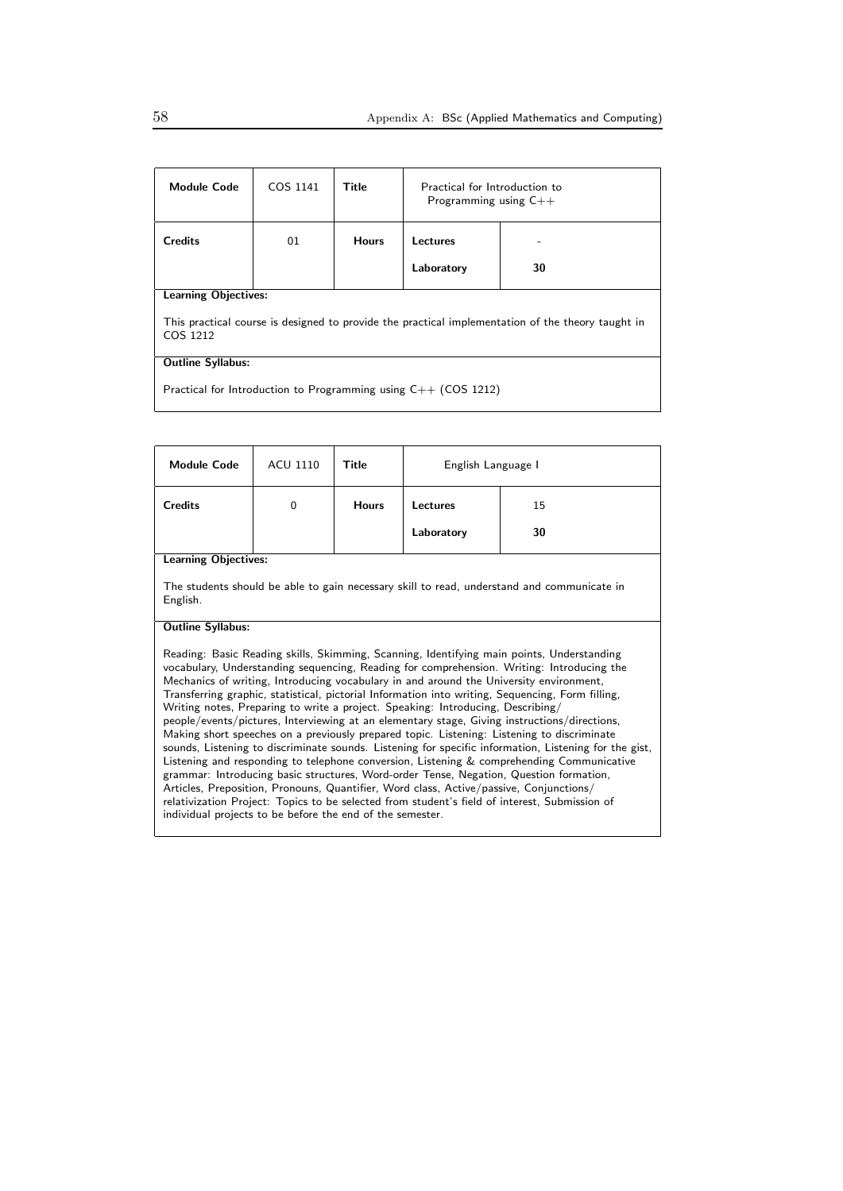| Module Code | COS 1141 | Title | Practical for Introduction to Programming using C++ | |
|---|---|---|---|---|
| Credits | 01 | Hours | Lectures | - |
| | | | Laboratory | 30 |

**Learning Objectives:**

This practical course is designed to provide the practical implementation of the theory taught in COS 1212

**Outline Syllabus:**

Practical for Introduction to Programming using C++ (COS 1212)

| Module Code | ACU 1110 | Title | English Language I | |
|---|---|---|---|---|
| Credits | 0 | Hours | Lectures | 15 |
| | | | Laboratory | 30 |

**Learning Objectives:**

The students should be able to gain necessary skill to read, understand and communicate in English.

**Outline Syllabus:**

Reading: Basic Reading skills, Skimming, Scanning, Identifying main points, Understanding vocabulary, Understanding sequencing, Reading for comprehension. Writing: Introducing the Mechanics of writing, Introducing vocabulary in and around the University environment, Transferring graphic, statistical, pictorial Information into writing, Sequencing, Form filling, Writing notes, Preparing to write a project. Speaking: Introducing, Describing/ people/events/pictures, Interviewing at an elementary stage, Giving instructions/directions, Making short speeches on a previously prepared topic. Listening: Listening to discriminate sounds, Listening to discriminate sounds. Listening for specific information, Listening for the gist, Listening and responding to telephone conversion, Listening & comprehending Communicative grammar: Introducing basic structures, Word-order Tense, Negation, Question formation, Articles, Preposition, Pronouns, Quantifier, Word class, Active/passive, Conjunctions/ relativization Project: Topics to be selected from student's field of interest, Submission of individual projects to be before the end of the semester.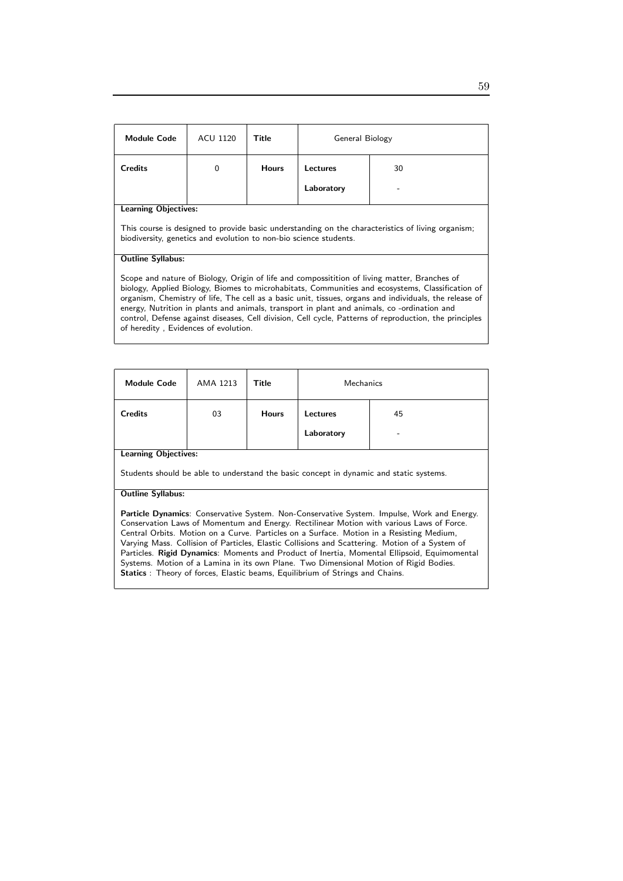| **Module Code** | ACU 1120 | **Title** | General Biology | |
|---|---|---|---|---|
| **Credits** | 0 | **Hours** | **Lectures** | 30 |
| | | | **Laboratory** | - |

**Learning Objectives:**

This course is designed to provide basic understanding on the characteristics of living organism; biodiversity, genetics and evolution to non-bio science students.

**Outline Syllabus:**

Scope and nature of Biology, Origin of life and compossitition of living matter, Branches of biology, Applied Biology, Biomes to microhabitats, Communities and ecosystems, Classification of organism, Chemistry of life, The cell as a basic unit, tissues, organs and individuals, the release of energy, Nutrition in plants and animals, transport in plant and animals, co -ordination and control, Defense against diseases, Cell division, Cell cycle, Patterns of reproduction, the principles of heredity , Evidences of evolution.

| **Module Code** | AMA 1213 | **Title** | Mechanics | |
|---|---|---|---|---|
| **Credits** | 03 | **Hours** | **Lectures** | 45 |
| | | | **Laboratory** | - |

**Learning Objectives:**

Students should be able to understand the basic concept in dynamic and static systems.

**Outline Syllabus:**

**Particle Dynamics**: Conservative System. Non-Conservative System. Impulse, Work and Energy. Conservation Laws of Momentum and Energy. Rectilinear Motion with various Laws of Force. Central Orbits. Motion on a Curve. Particles on a Surface. Motion in a Resisting Medium, Varying Mass. Collision of Particles, Elastic Collisions and Scattering. Motion of a System of Particles. **Rigid Dynamics**: Moments and Product of Inertia, Momental Ellipsoid, Equimomental Systems. Motion of a Lamina in its own Plane. Two Dimensional Motion of Rigid Bodies. **Statics** : Theory of forces, Elastic beams, Equilibrium of Strings and Chains.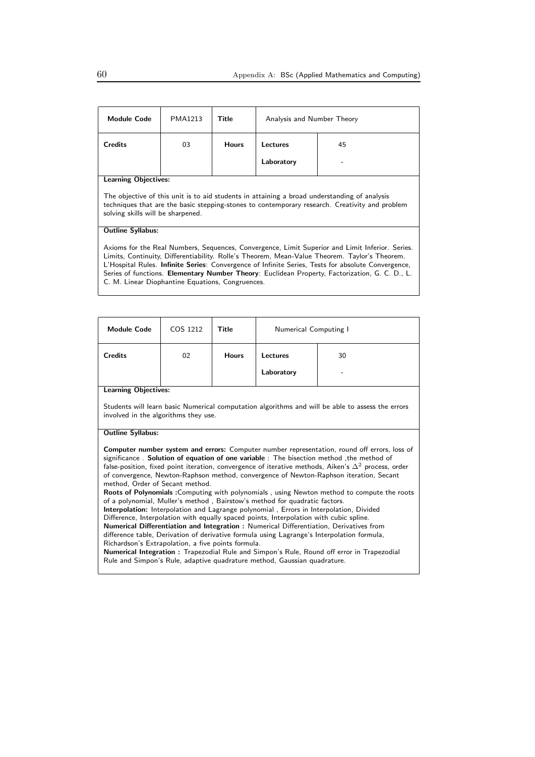| Module Code | PMA1213 | Title | Analysis and Number Theory | |
|---|---|---|---|---|
| Credits | 03 | Hours | Lectures | 45 |
| | | | Laboratory | - |

**Learning Objectives:**

The objective of this unit is to aid students in attaining a broad understanding of analysis techniques that are the basic stepping-stones to contemporary research. Creativity and problem solving skills will be sharpened.

**Outline Syllabus:**

Axioms for the Real Numbers, Sequences, Convergence, Limit Superior and Limit Inferior. Series. Limits, Continuity, Differentiability. Rolle's Theorem, Mean-Value Theorem. Taylor's Theorem. L'Hospital Rules. **Infinite Series**: Convergence of Infinite Series, Tests for absolute Convergence, Series of functions. **Elementary Number Theory**: Euclidean Property, Factorization, G. C. D., L. C. M. Linear Diophantine Equations, Congruences.

| Module Code | COS 1212 | Title | Numerical Computing I | |
|---|---|---|---|---|
| Credits | 02 | Hours | Lectures | 30 |
| | | | Laboratory | - |

**Learning Objectives:**

Students will learn basic Numerical computation algorithms and will be able to assess the errors involved in the algorithms they use.

**Outline Syllabus:**

**Computer number system and errors:** Computer number representation, round off errors, loss of significance . **Solution of equation of one variable** : The bisection method ,the method of false-position, fixed point iteration, convergence of iterative methods, Aiken's $\Delta^2$ process, order of convergence, Newton-Raphson method, convergence of Newton-Raphson iteration, Secant method, Order of Secant method.
**Roots of Polynomials :**Computing with polynomials , using Newton method to compute the roots of a polynomial, Muller's method , Bairstow's method for quadratic factors.
**Interpolation:** Interpolation and Lagrange polynomial , Errors in Interpolation, Divided Difference, Interpolation with equally spaced points, Interpolation with cubic spline.
**Numerical Differentiation and Integration :** Numerical Differentiation, Derivatives from difference table, Derivation of derivative formula using Lagrange's Interpolation formula, Richardson's Extrapolation, a five points formula.
**Numerical Integration :** Trapezodial Rule and Simpon's Rule, Round off error in Trapezodial Rule and Simpon's Rule, adaptive quadrature method, Gaussian quadrature.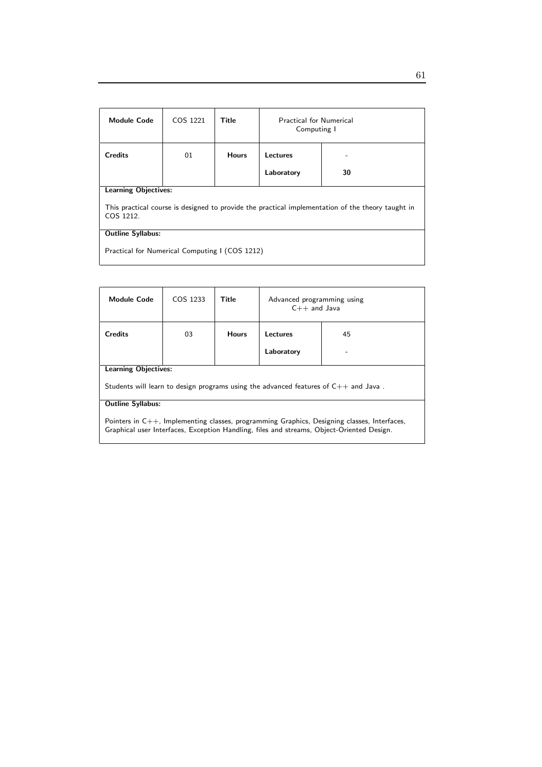| Module Code | COS 1221 | Title | Practical for Numerical Computing I | |
|---|---|---|---|---|
| **Credits** | 01 | **Hours** | **Lectures** | - |
| | | | **Laboratory** | **30** |

**Learning Objectives:**

This practical course is designed to provide the practical implementation of the theory taught in COS 1212.

**Outline Syllabus:**

Practical for Numerical Computing I (COS 1212)

| Module Code | COS 1233 | Title | Advanced programming using C++ and Java | |
|---|---|---|---|---|
| **Credits** | 03 | **Hours** | **Lectures** | 45 |
| | | | **Laboratory** | - |

**Learning Objectives:**

Students will learn to design programs using the advanced features of C++ and Java .

**Outline Syllabus:**

Pointers in C++, Implementing classes, programming Graphics, Designing classes, Interfaces, Graphical user Interfaces, Exception Handling, files and streams, Object-Oriented Design.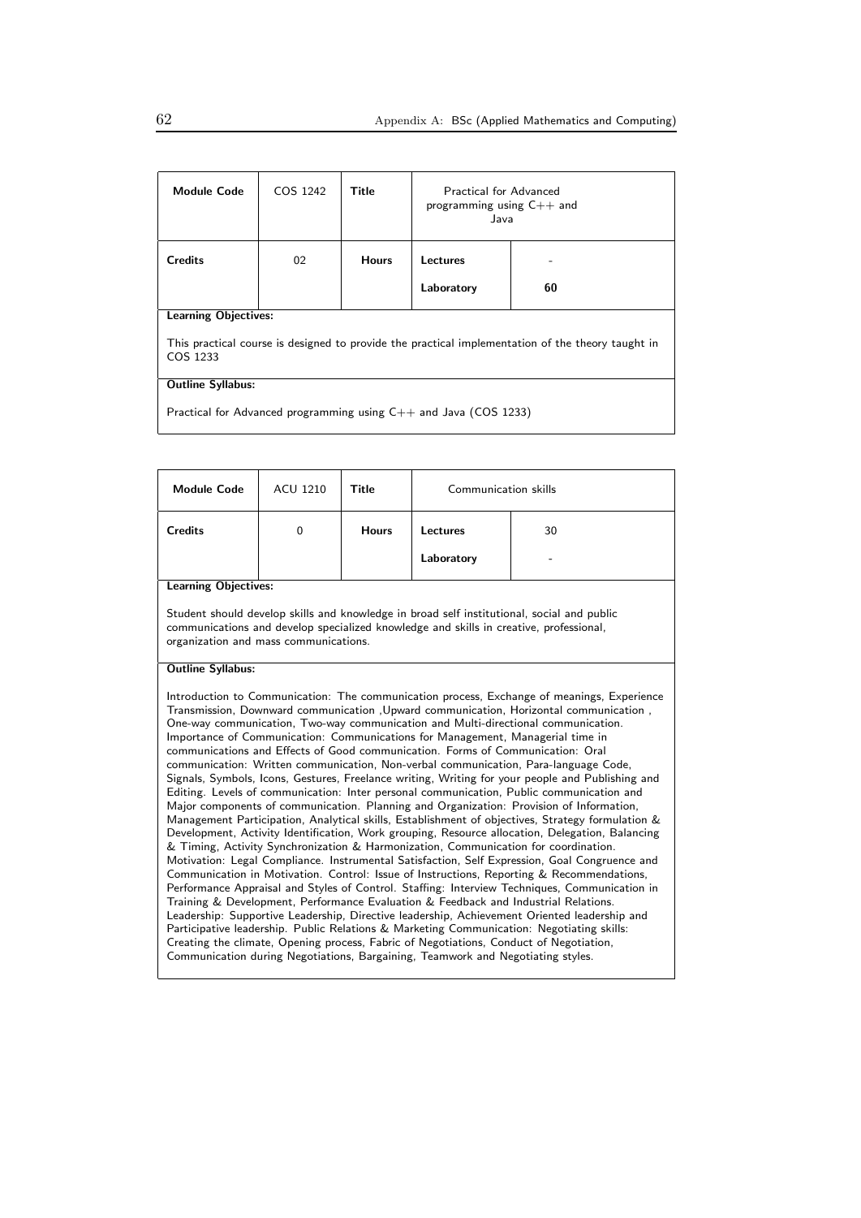| Module Code | COS 1242 | Title | Practical for Advanced programming using C++ and Java | |
|---|---|---|---|---|
| Credits | 02 | Hours | Lectures | - |
| | | | Laboratory | 60 |

**Learning Objectives:**

This practical course is designed to provide the practical implementation of the theory taught in COS 1233

**Outline Syllabus:**

Practical for Advanced programming using C++ and Java (COS 1233)

| Module Code | ACU 1210 | Title | Communication skills | |
|---|---|---|---|---|
| Credits | 0 | Hours | Lectures | 30 |
| | | | Laboratory | - |

**Learning Objectives:**

Student should develop skills and knowledge in broad self institutional, social and public communications and develop specialized knowledge and skills in creative, professional, organization and mass communications.

**Outline Syllabus:**

Introduction to Communication: The communication process, Exchange of meanings, Experience Transmission, Downward communication ,Upward communication, Horizontal communication , One-way communication, Two-way communication and Multi-directional communication. Importance of Communication: Communications for Management, Managerial time in communications and Effects of Good communication. Forms of Communication: Oral communication: Written communication, Non-verbal communication, Para-language Code, Signals, Symbols, Icons, Gestures, Freelance writing, Writing for your people and Publishing and Editing. Levels of communication: Inter personal communication, Public communication and Major components of communication. Planning and Organization: Provision of Information, Management Participation, Analytical skills, Establishment of objectives, Strategy formulation & Development, Activity Identification, Work grouping, Resource allocation, Delegation, Balancing & Timing, Activity Synchronization & Harmonization, Communication for coordination. Motivation: Legal Compliance. Instrumental Satisfaction, Self Expression, Goal Congruence and Communication in Motivation. Control: Issue of Instructions, Reporting & Recommendations, Performance Appraisal and Styles of Control. Staffing: Interview Techniques, Communication in Training & Development, Performance Evaluation & Feedback and Industrial Relations. Leadership: Supportive Leadership, Directive leadership, Achievement Oriented leadership and Participative leadership. Public Relations & Marketing Communication: Negotiating skills: Creating the climate, Opening process, Fabric of Negotiations, Conduct of Negotiation, Communication during Negotiations, Bargaining, Teamwork and Negotiating styles.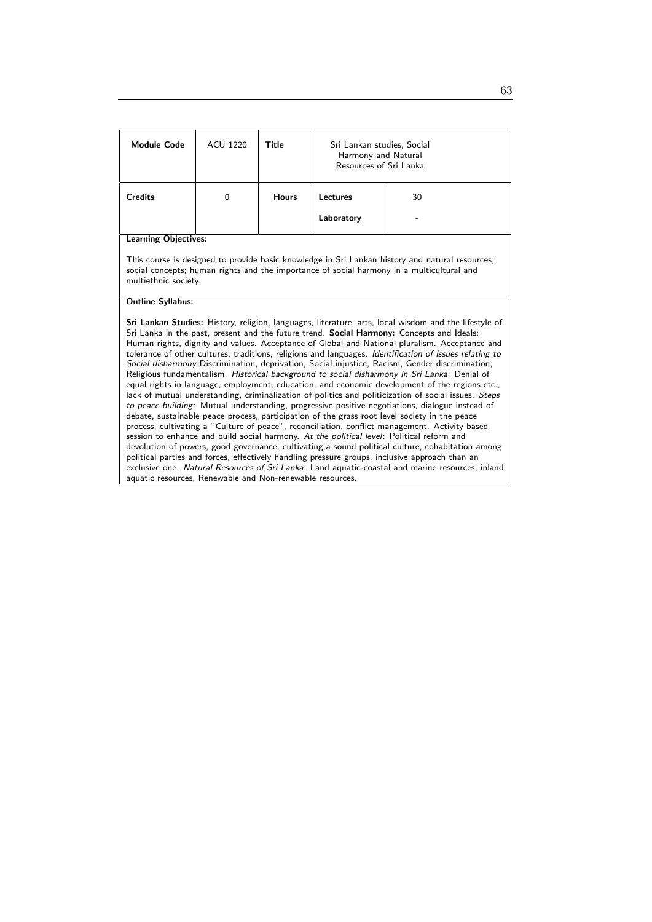| Module Code | ACU 1220 | Title | Sri Lankan studies, Social Harmony and Natural Resources of Sri Lanka | |
|---|---|---|---|---|
| Credits | 0 | Hours | Lectures | 30 |
| | | | Laboratory | - |

**Learning Objectives:**

This course is designed to provide basic knowledge in Sri Lankan history and natural resources; social concepts; human rights and the importance of social harmony in a multicultural and multiethnic society.

**Outline Syllabus:**

**Sri Lankan Studies:** History, religion, languages, literature, arts, local wisdom and the lifestyle of Sri Lanka in the past, present and the future trend. **Social Harmony:** Concepts and Ideals: Human rights, dignity and values. Acceptance of Global and National pluralism. Acceptance and tolerance of other cultures, traditions, religions and languages. *Identification of issues relating to Social disharmony*:Discrimination, deprivation, Social injustice, Racism, Gender discrimination, Religious fundamentalism. *Historical background to social disharmony in Sri Lanka*: Denial of equal rights in language, employment, education, and economic development of the regions etc., lack of mutual understanding, criminalization of politics and politicization of social issues. *Steps to peace building*: Mutual understanding, progressive positive negotiations, dialogue instead of debate, sustainable peace process, participation of the grass root level society in the peace process, cultivating a "Culture of peace", reconciliation, conflict management. Activity based session to enhance and build social harmony. *At the political level*: Political reform and devolution of powers, good governance, cultivating a sound political culture, cohabitation among political parties and forces, effectively handling pressure groups, inclusive approach than an exclusive one. *Natural Resources of Sri Lanka*: Land aquatic-coastal and marine resources, inland aquatic resources, Renewable and Non-renewable resources.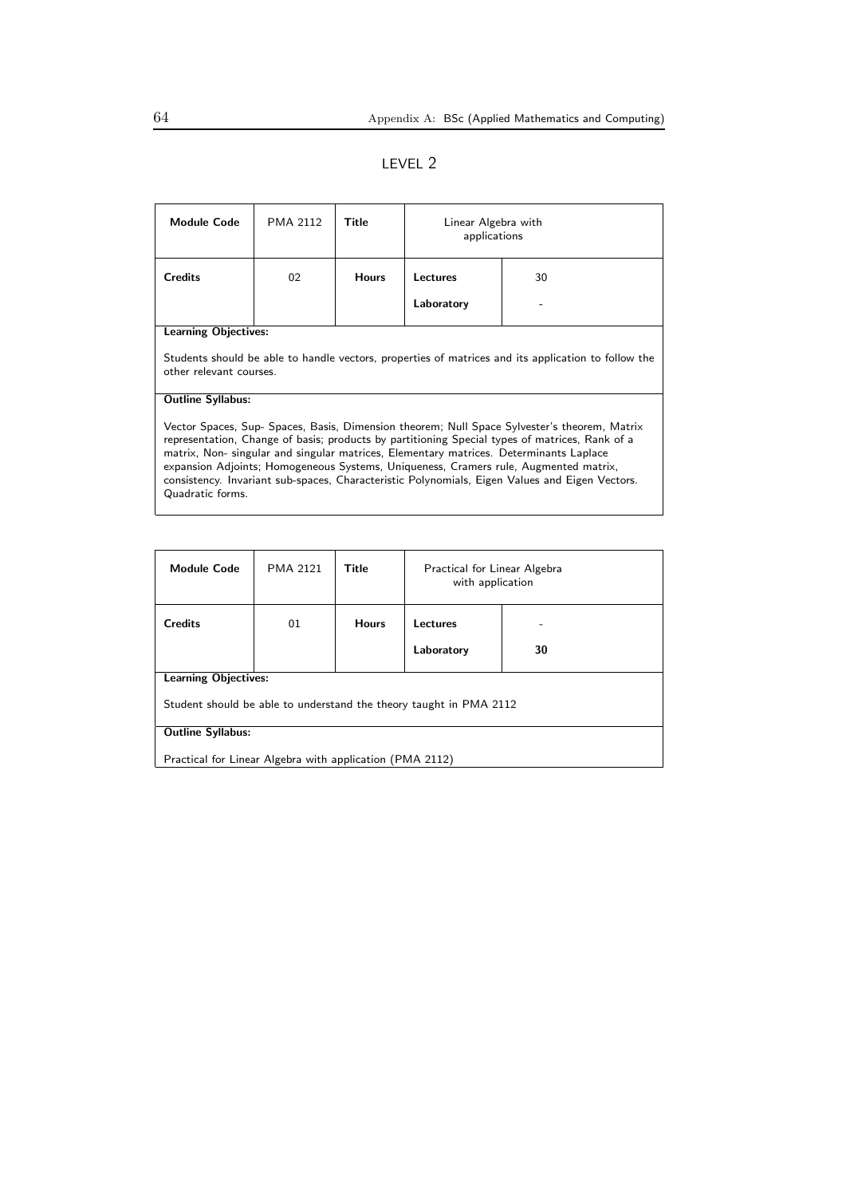## LEVEL 2

| Module Code | PMA 2112 | Title | Linear Algebra with applications | |
|---|---|---|---|---|
| Credits | 02 | Hours | Lectures | 30 |
| | | | Laboratory | - |

**Learning Objectives:**

Students should be able to handle vectors, properties of matrices and its application to follow the other relevant courses.

**Outline Syllabus:**

Vector Spaces, Sup- Spaces, Basis, Dimension theorem; Null Space Sylvester's theorem, Matrix representation, Change of basis; products by partitioning Special types of matrices, Rank of a matrix, Non- singular and singular matrices, Elementary matrices. Determinants Laplace expansion Adjoints; Homogeneous Systems, Uniqueness, Cramers rule, Augmented matrix, consistency. Invariant sub-spaces, Characteristic Polynomials, Eigen Values and Eigen Vectors. Quadratic forms.

| Module Code | PMA 2121 | Title | Practical for Linear Algebra with application | |
|---|---|---|---|---|
| Credits | 01 | Hours | Lectures | - |
| | | | Laboratory | 30 |

**Learning Objectives:**

Student should be able to understand the theory taught in PMA 2112

**Outline Syllabus:**

Practical for Linear Algebra with application (PMA 2112)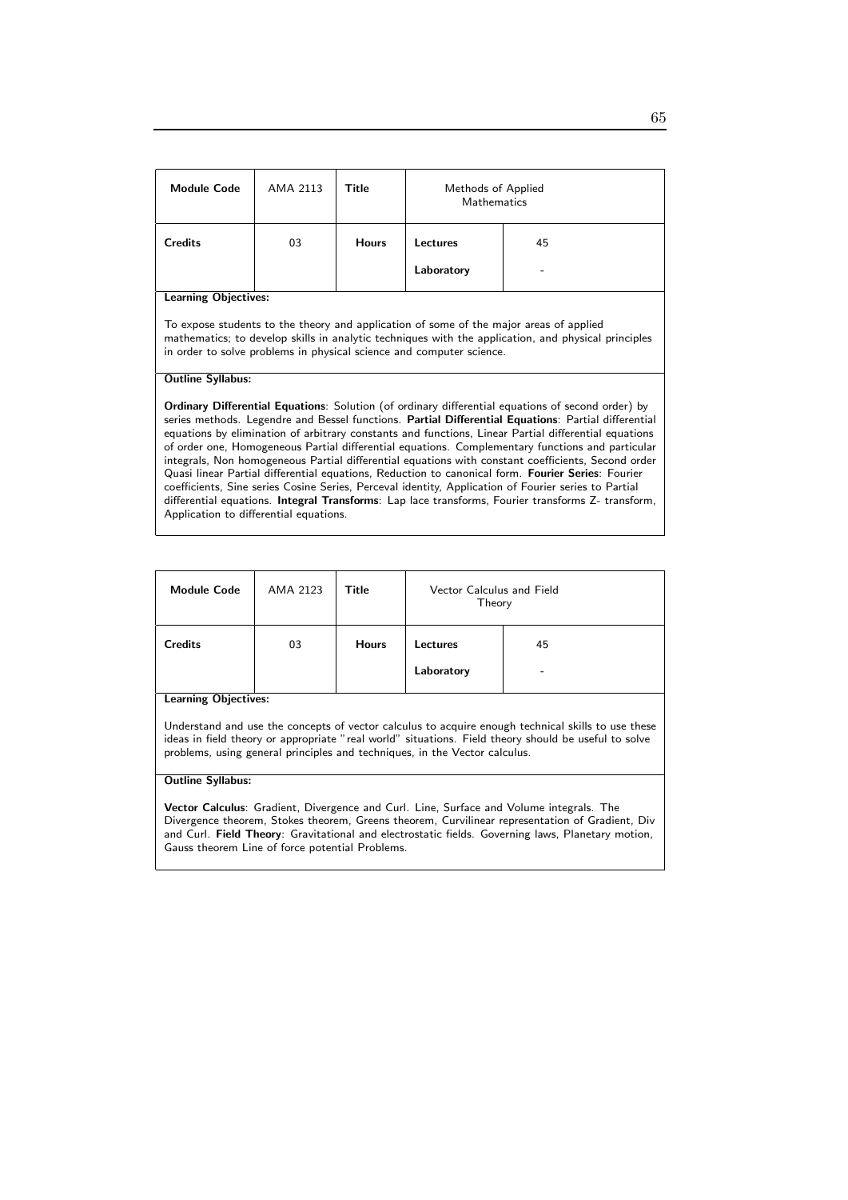| Module Code | AMA 2113 | Title | Methods of Applied Mathematics | |
|---|---|---|---|---|
| Credits | 03 | Hours | Lectures | 45 |
| | | | Laboratory | - |

**Learning Objectives:**

To expose students to the theory and application of some of the major areas of applied mathematics; to develop skills in analytic techniques with the application, and physical principles in order to solve problems in physical science and computer science.

**Outline Syllabus:**

**Ordinary Differential Equations**: Solution (of ordinary differential equations of second order) by series methods. Legendre and Bessel functions. **Partial Differential Equations**: Partial differential equations by elimination of arbitrary constants and functions, Linear Partial differential equations of order one, Homogeneous Partial differential equations. Complementary functions and particular integrals, Non homogeneous Partial differential equations with constant coefficients, Second order Quasi linear Partial differential equations, Reduction to canonical form. **Fourier Series**: Fourier coefficients, Sine series Cosine Series, Perceval identity, Application of Fourier series to Partial differential equations. **Integral Transforms**: Lap lace transforms, Fourier transforms Z- transform, Application to differential equations.

| Module Code | AMA 2123 | Title | Vector Calculus and Field Theory | |
|---|---|---|---|---|
| Credits | 03 | Hours | Lectures | 45 |
| | | | Laboratory | - |

**Learning Objectives:**

Understand and use the concepts of vector calculus to acquire enough technical skills to use these ideas in field theory or appropriate "real world" situations. Field theory should be useful to solve problems, using general principles and techniques, in the Vector calculus.

**Outline Syllabus:**

**Vector Calculus**: Gradient, Divergence and Curl. Line, Surface and Volume integrals. The Divergence theorem, Stokes theorem, Greens theorem, Curvilinear representation of Gradient, Div and Curl. **Field Theory**: Gravitational and electrostatic fields. Governing laws, Planetary motion, Gauss theorem Line of force potential Problems.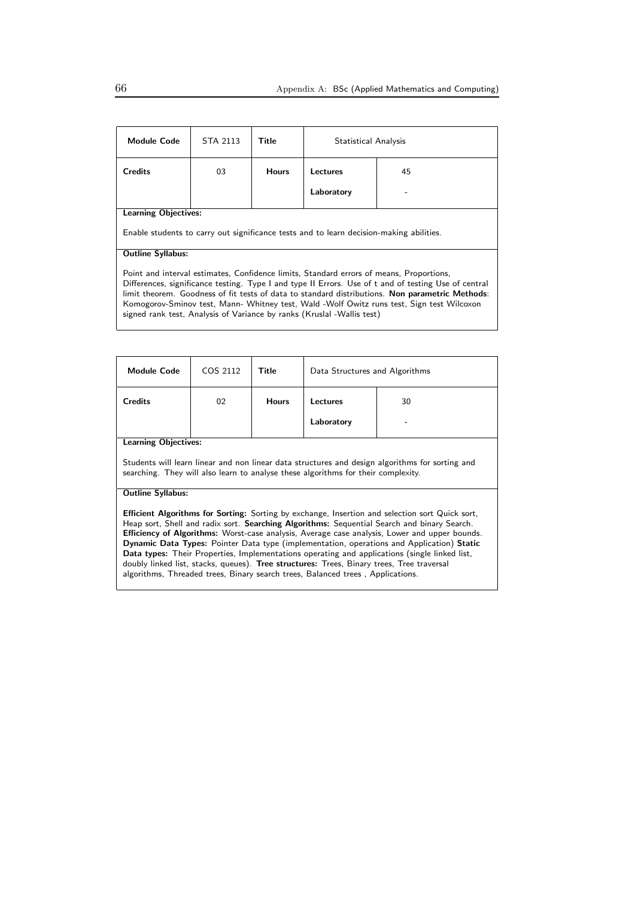| **Module Code** | STA 2113 | **Title** | Statistical Analysis | |
|---|---|---|---|---|
| **Credits** | 03 | **Hours** | **Lectures** | 45 |
| | | | **Laboratory** | - |

**Learning Objectives:**

Enable students to carry out significance tests and to learn decision-making abilities.

**Outline Syllabus:**

Point and interval estimates, Confidence limits, Standard errors of means, Proportions, Differences, significance testing. Type I and type II Errors. Use of t and of testing Use of central limit theorem. Goodness of fit tests of data to standard distributions. **Non parametric Methods**: Komogorov-Sminov test, Mann- Whitney test, Wald -Wolf Owitz runs test, Sign test Wilcoxon signed rank test, Analysis of Variance by ranks (Kruslal -Wallis test)

| **Module Code** | COS 2112 | **Title** | Data Structures and Algorithms | |
|---|---|---|---|---|
| **Credits** | 02 | **Hours** | **Lectures** | 30 |
| | | | **Laboratory** | - |

**Learning Objectives:**

Students will learn linear and non linear data structures and design algorithms for sorting and searching. They will also learn to analyse these algorithms for their complexity.

**Outline Syllabus:**

**Efficient Algorithms for Sorting:** Sorting by exchange, Insertion and selection sort Quick sort, Heap sort, Shell and radix sort. **Searching Algorithms:** Sequential Search and binary Search. **Efficiency of Algorithms:** Worst-case analysis, Average case analysis, Lower and upper bounds. **Dynamic Data Types:** Pointer Data type (implementation, operations and Application) **Static Data types:** Their Properties, Implementations operating and applications (single linked list, doubly linked list, stacks, queues). **Tree structures:** Trees, Binary trees, Tree traversal algorithms, Threaded trees, Binary search trees, Balanced trees , Applications.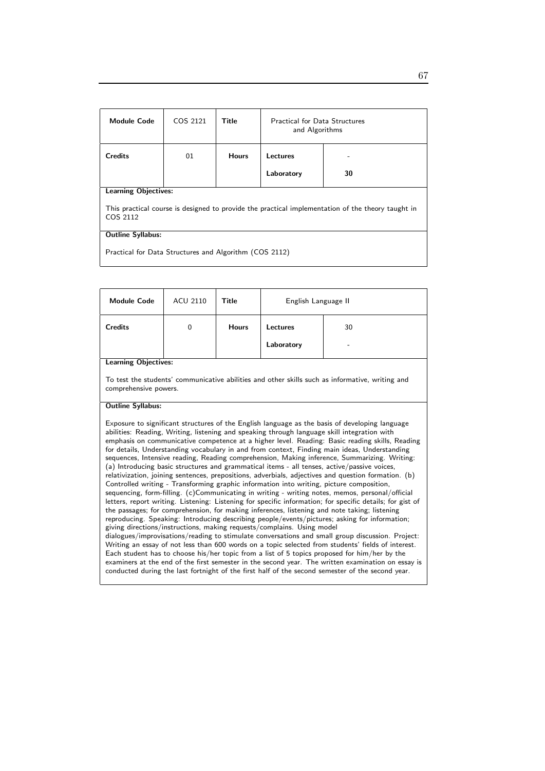| **Module Code** | COS 2121 | **Title** | Practical for Data Structures and Algorithms | |
|---|---|---|---|---|
| **Credits** | 01 | **Hours** | **Lectures** | - |
| | | | **Laboratory** | 30 |

**Learning Objectives:**

This practical course is designed to provide the practical implementation of the theory taught in COS 2112

**Outline Syllabus:**

Practical for Data Structures and Algorithm (COS 2112)

| **Module Code** | ACU 2110 | **Title** | English Language II | |
|---|---|---|---|---|
| **Credits** | 0 | **Hours** | **Lectures** | 30 |
| | | | **Laboratory** | - |

**Learning Objectives:**

To test the students' communicative abilities and other skills such as informative, writing and comprehensive powers.

**Outline Syllabus:**

Exposure to significant structures of the English language as the basis of developing language abilities: Reading, Writing, listening and speaking through language skill integration with emphasis on communicative competence at a higher level. Reading: Basic reading skills, Reading for details, Understanding vocabulary in and from context, Finding main ideas, Understanding sequences, Intensive reading, Reading comprehension, Making inference, Summarizing. Writing: (a) Introducing basic structures and grammatical items - all tenses, active/passive voices, relativization, joining sentences, prepositions, adverbials, adjectives and question formation. (b) Controlled writing - Transforming graphic information into writing, picture composition, sequencing, form-filling. (c)Communicating in writing - writing notes, memos, personal/official letters, report writing. Listening: Listening for specific information; for specific details; for gist of the passages; for comprehension, for making inferences, listening and note taking; listening reproducing. Speaking: Introducing describing people/events/pictures; asking for information; giving directions/instructions, making requests/complains. Using model dialogues/improvisations/reading to stimulate conversations and small group discussion. Project: Writing an essay of not less than 600 words on a topic selected from students' fields of interest. Each student has to choose his/her topic from a list of 5 topics proposed for him/her by the examiners at the end of the first semester in the second year. The written examination on essay is conducted during the last fortnight of the first half of the second semester of the second year.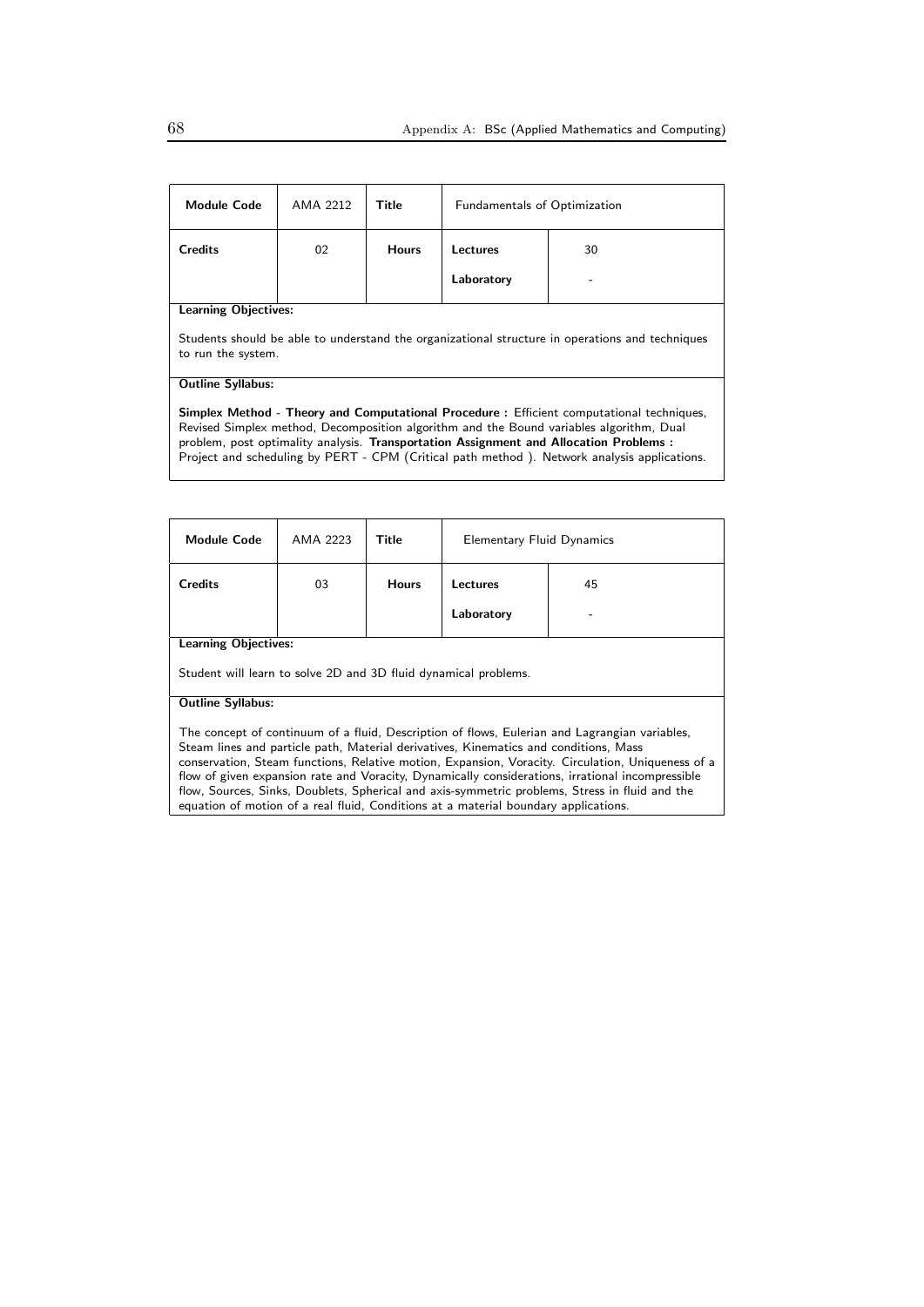| Module Code | AMA 2212 | Title | Fundamentals of Optimization | |
|---|---|---|---|---|
| Credits | 02 | Hours | Lectures | 30 |
| | | | Laboratory | - |

**Learning Objectives:**

Students should be able to understand the organizational structure in operations and techniques to run the system.

**Outline Syllabus:**

**Simplex Method - Theory and Computational Procedure :** Efficient computational techniques, Revised Simplex method, Decomposition algorithm and the Bound variables algorithm, Dual problem, post optimality analysis. **Transportation Assignment and Allocation Problems :** Project and scheduling by PERT - CPM (Critical path method ). Network analysis applications.

| Module Code | AMA 2223 | Title | Elementary Fluid Dynamics | |
|---|---|---|---|---|
| Credits | 03 | Hours | Lectures | 45 |
| | | | Laboratory | - |

**Learning Objectives:**

Student will learn to solve 2D and 3D fluid dynamical problems.

**Outline Syllabus:**

The concept of continuum of a fluid, Description of flows, Eulerian and Lagrangian variables, Steam lines and particle path, Material derivatives, Kinematics and conditions, Mass conservation, Steam functions, Relative motion, Expansion, Voracity. Circulation, Uniqueness of a flow of given expansion rate and Voracity, Dynamically considerations, irrational incompressible flow, Sources, Sinks, Doublets, Spherical and axis-symmetric problems, Stress in fluid and the equation of motion of a real fluid, Conditions at a material boundary applications.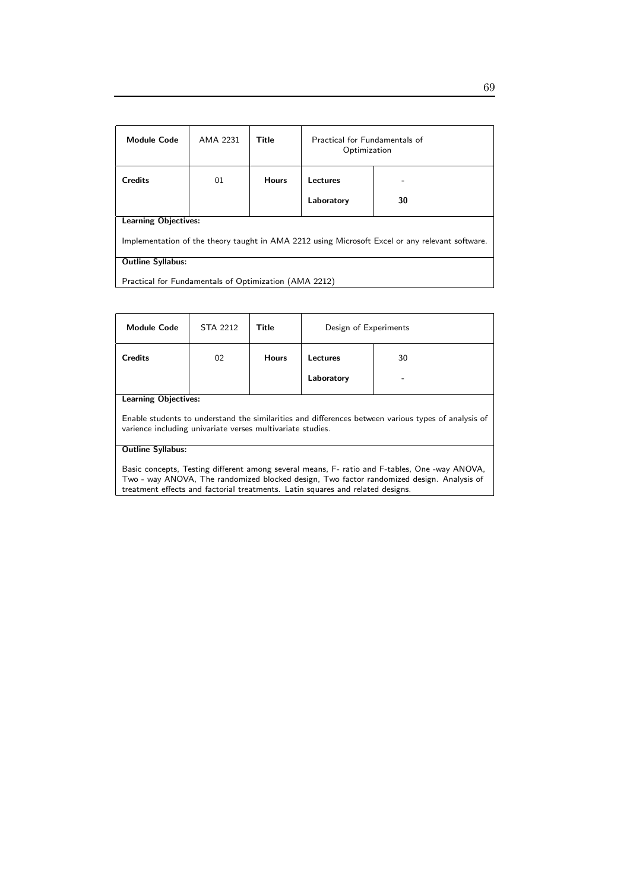| Module Code | AMA 2231 | Title | Practical for Fundamentals of Optimization | |
|---|---|---|---|---|
| Credits | 01 | Hours | Lectures | - |
| | | | Laboratory | 30 |

**Learning Objectives:**

Implementation of the theory taught in AMA 2212 using Microsoft Excel or any relevant software.

**Outline Syllabus:**

Practical for Fundamentals of Optimization (AMA 2212)

| Module Code | STA 2212 | Title | Design of Experiments | |
|---|---|---|---|---|
| Credits | 02 | Hours | Lectures | 30 |
| | | | Laboratory | - |

**Learning Objectives:**

Enable students to understand the similarities and differences between various types of analysis of varience including univariate verses multivariate studies.

**Outline Syllabus:**

Basic concepts, Testing different among several means, F- ratio and F-tables, One -way ANOVA, Two - way ANOVA, The randomized blocked design, Two factor randomized design. Analysis of treatment effects and factorial treatments. Latin squares and related designs.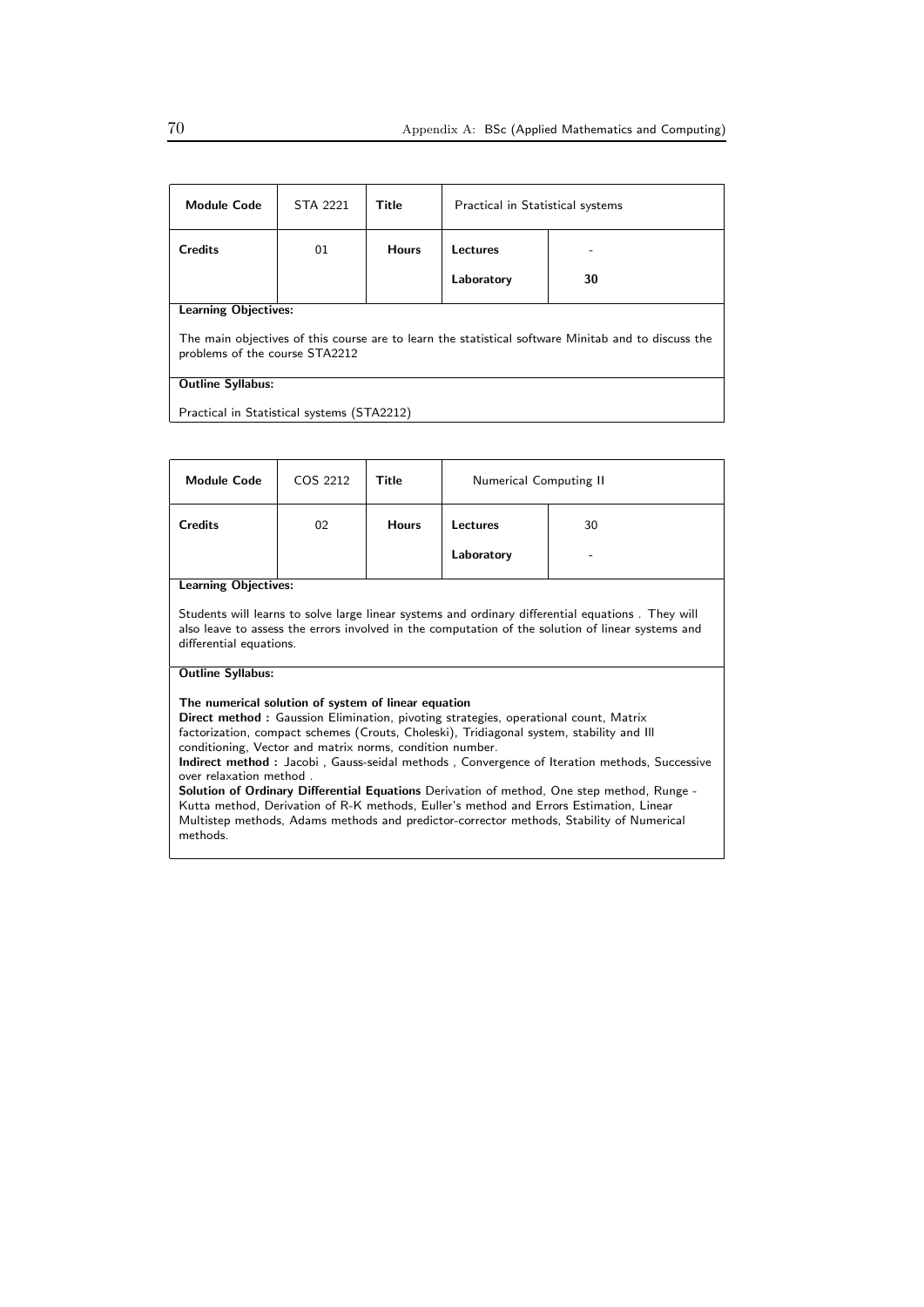| Module Code | STA 2221 | Title | Practical in Statistical systems | |
|---|---|---|---|---|
| Credits | 01 | Hours | Lectures | - |
| | | | Laboratory | 30 |

**Learning Objectives:**

The main objectives of this course are to learn the statistical software Minitab and to discuss the problems of the course STA2212

**Outline Syllabus:**

Practical in Statistical systems (STA2212)

| Module Code | COS 2212 | Title | Numerical Computing II | |
|---|---|---|---|---|
| Credits | 02 | Hours | Lectures | 30 |
| | | | Laboratory | - |

**Learning Objectives:**

Students will learns to solve large linear systems and ordinary differential equations . They will also leave to assess the errors involved in the computation of the solution of linear systems and differential equations.

**Outline Syllabus:**

**The numerical solution of system of linear equation**

**Direct method :** Gaussion Elimination, pivoting strategies, operational count, Matrix factorization, compact schemes (Crouts, Choleski), Tridiagonal system, stability and Ill conditioning, Vector and matrix norms, condition number.

**Indirect method :** Jacobi , Gauss-seidal methods , Convergence of Iteration methods, Successive over relaxation method .

**Solution of Ordinary Differential Equations** Derivation of method, One step method, Runge - Kutta method, Derivation of R-K methods, Euller's method and Errors Estimation, Linear Multistep methods, Adams methods and predictor-corrector methods, Stability of Numerical methods.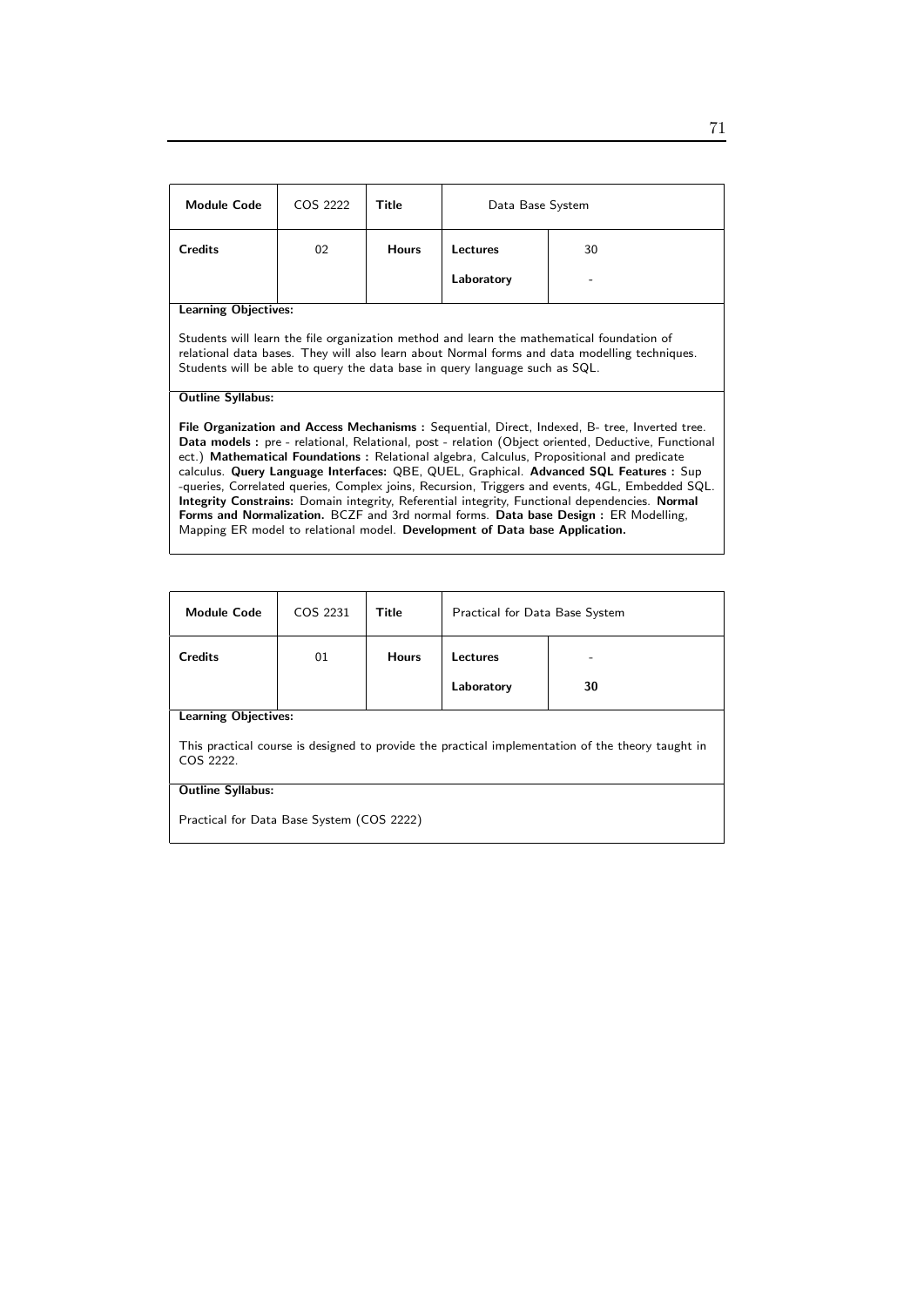| **Module Code** | COS 2222 | **Title** | Data Base System | |
|---|---|---|---|---|
| **Credits** | 02 | **Hours** | **Lectures** | 30 |
| | | | **Laboratory** | - |

**Learning Objectives:**

Students will learn the file organization method and learn the mathematical foundation of relational data bases. They will also learn about Normal forms and data modelling techniques. Students will be able to query the data base in query language such as SQL.

**Outline Syllabus:**

**File Organization and Access Mechanisms :** Sequential, Direct, Indexed, B- tree, Inverted tree. **Data models :** pre - relational, Relational, post - relation (Object oriented, Deductive, Functional ect.) **Mathematical Foundations :** Relational algebra, Calculus, Propositional and predicate calculus. **Query Language Interfaces:** QBE, QUEL, Graphical. **Advanced SQL Features :** Sup -queries, Correlated queries, Complex joins, Recursion, Triggers and events, 4GL, Embedded SQL. **Integrity Constrains:** Domain integrity, Referential integrity, Functional dependencies. **Normal Forms and Normalization.** BCZF and 3rd normal forms. **Data base Design :** ER Modelling, Mapping ER model to relational model. **Development of Data base Application.**

| **Module Code** | COS 2231 | **Title** | Practical for Data Base System | |
|---|---|---|---|---|
| **Credits** | 01 | **Hours** | **Lectures** | - |
| | | | **Laboratory** | **30** |

**Learning Objectives:**

This practical course is designed to provide the practical implementation of the theory taught in COS 2222.

**Outline Syllabus:**

Practical for Data Base System (COS 2222)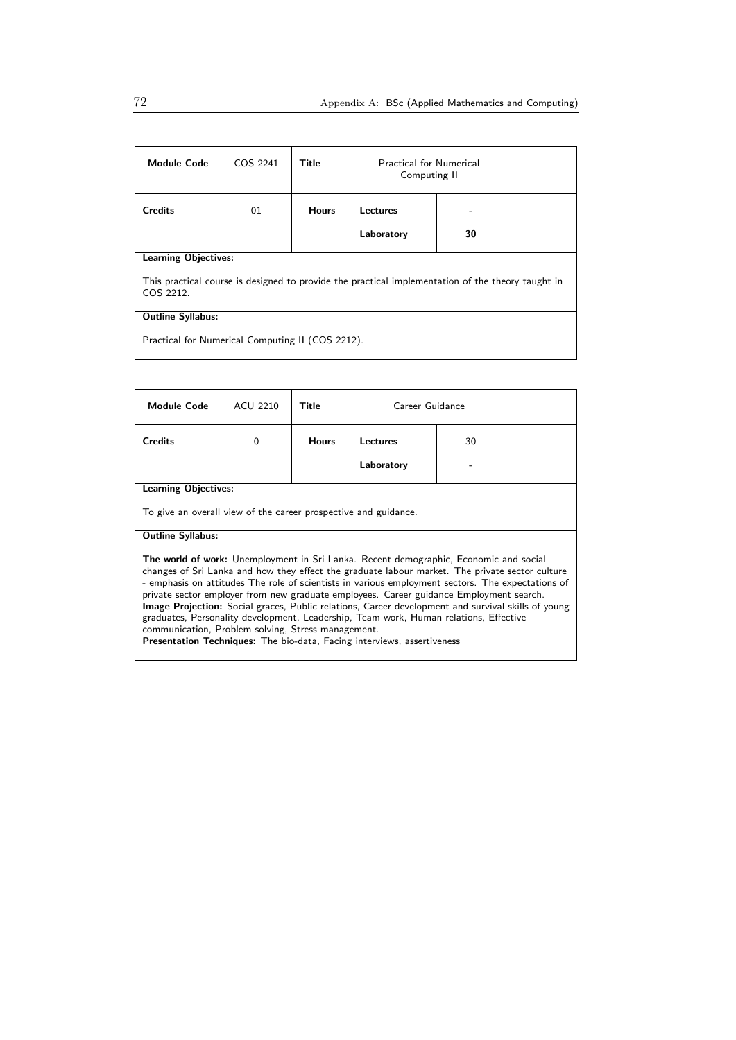| **Module Code** | COS 2241 | **Title** | Practical for Numerical Computing II | |
|---|---|---|---|---|
| **Credits** | 01 | **Hours** | **Lectures** | - |
| | | | **Laboratory** | **30** |

**Learning Objectives:**

This practical course is designed to provide the practical implementation of the theory taught in COS 2212.

**Outline Syllabus:**

Practical for Numerical Computing II (COS 2212).

| **Module Code** | ACU 2210 | **Title** | Career Guidance | |
|---|---|---|---|---|
| **Credits** | 0 | **Hours** | **Lectures** | 30 |
| | | | **Laboratory** | - |

**Learning Objectives:**

To give an overall view of the career prospective and guidance.

**Outline Syllabus:**

**The world of work:** Unemployment in Sri Lanka. Recent demographic, Economic and social changes of Sri Lanka and how they effect the graduate labour market. The private sector culture - emphasis on attitudes The role of scientists in various employment sectors. The expectations of private sector employer from new graduate employees. Career guidance Employment search.
**Image Projection:** Social graces, Public relations, Career development and survival skills of young graduates, Personality development, Leadership, Team work, Human relations, Effective communication, Problem solving, Stress management.
**Presentation Techniques:** The bio-data, Facing interviews, assertiveness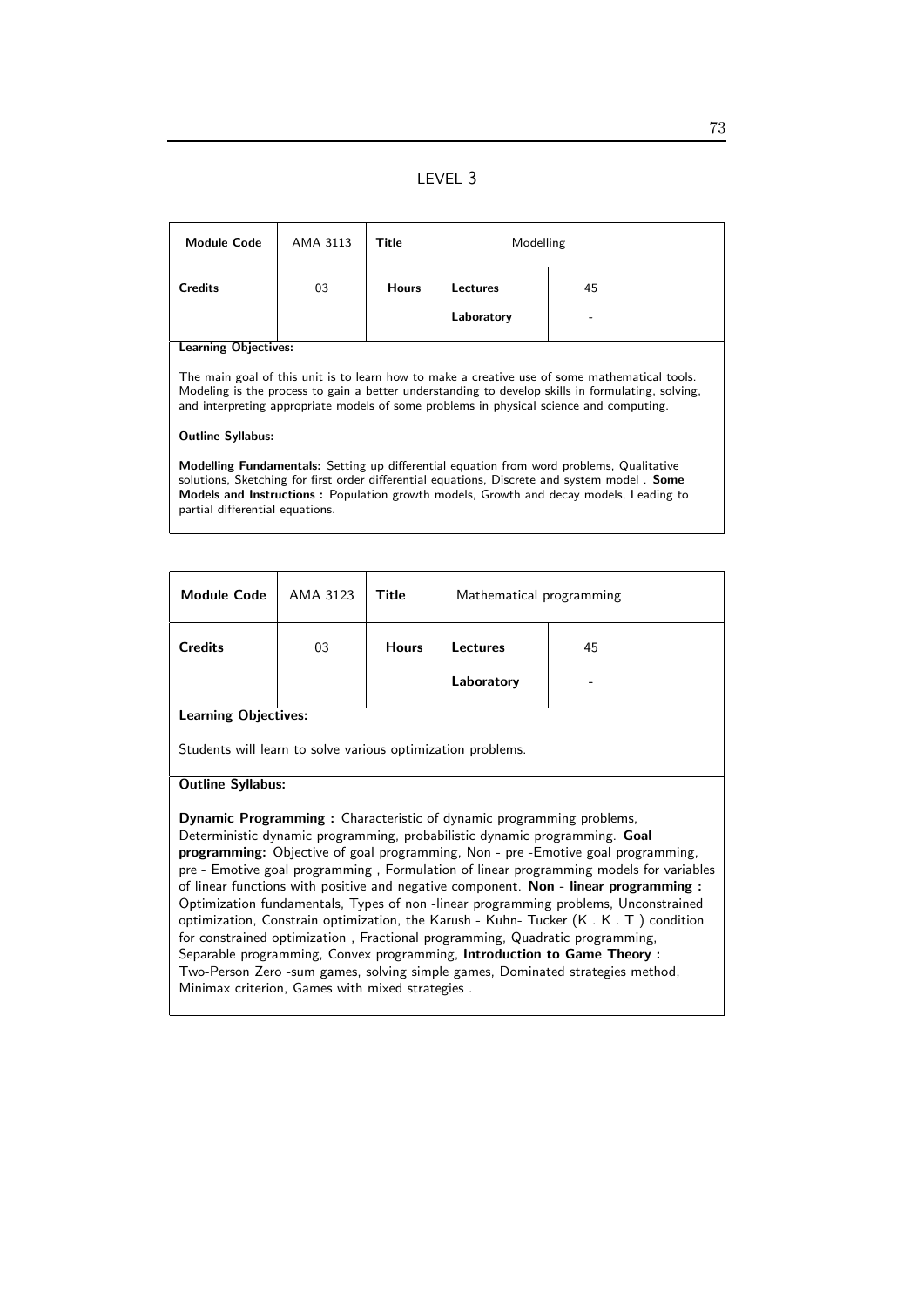## LEVEL 3

| Module Code | AMA 3113 | Title | Modelling | |
|---|---|---|---|---|
| Credits | 03 | Hours | Lectures | 45 |
| | | | Laboratory | - |

**Learning Objectives:**

The main goal of this unit is to learn how to make a creative use of some mathematical tools. Modeling is the process to gain a better understanding to develop skills in formulating, solving, and interpreting appropriate models of some problems in physical science and computing.

**Outline Syllabus:**

**Modelling Fundamentals:** Setting up differential equation from word problems, Qualitative solutions, Sketching for first order differential equations, Discrete and system model . **Some Models and Instructions :** Population growth models, Growth and decay models, Leading to partial differential equations.

| Module Code | AMA 3123 | Title | Mathematical programming | |
|---|---|---|---|---|
| Credits | 03 | Hours | Lectures | 45 |
| | | | Laboratory | - |

**Learning Objectives:**

Students will learn to solve various optimization problems.

**Outline Syllabus:**

**Dynamic Programming :** Characteristic of dynamic programming problems, Deterministic dynamic programming, probabilistic dynamic programming. **Goal programming:** Objective of goal programming, Non - pre -Emotive goal programming, pre - Emotive goal programming , Formulation of linear programming models for variables of linear functions with positive and negative component. **Non - linear programming :** Optimization fundamentals, Types of non -linear programming problems, Unconstrained optimization, Constrain optimization, the Karush - Kuhn- Tucker (K . K . T ) condition for constrained optimization , Fractional programming, Quadratic programming, Separable programming, Convex programming, **Introduction to Game Theory :** Two-Person Zero -sum games, solving simple games, Dominated strategies method, Minimax criterion, Games with mixed strategies .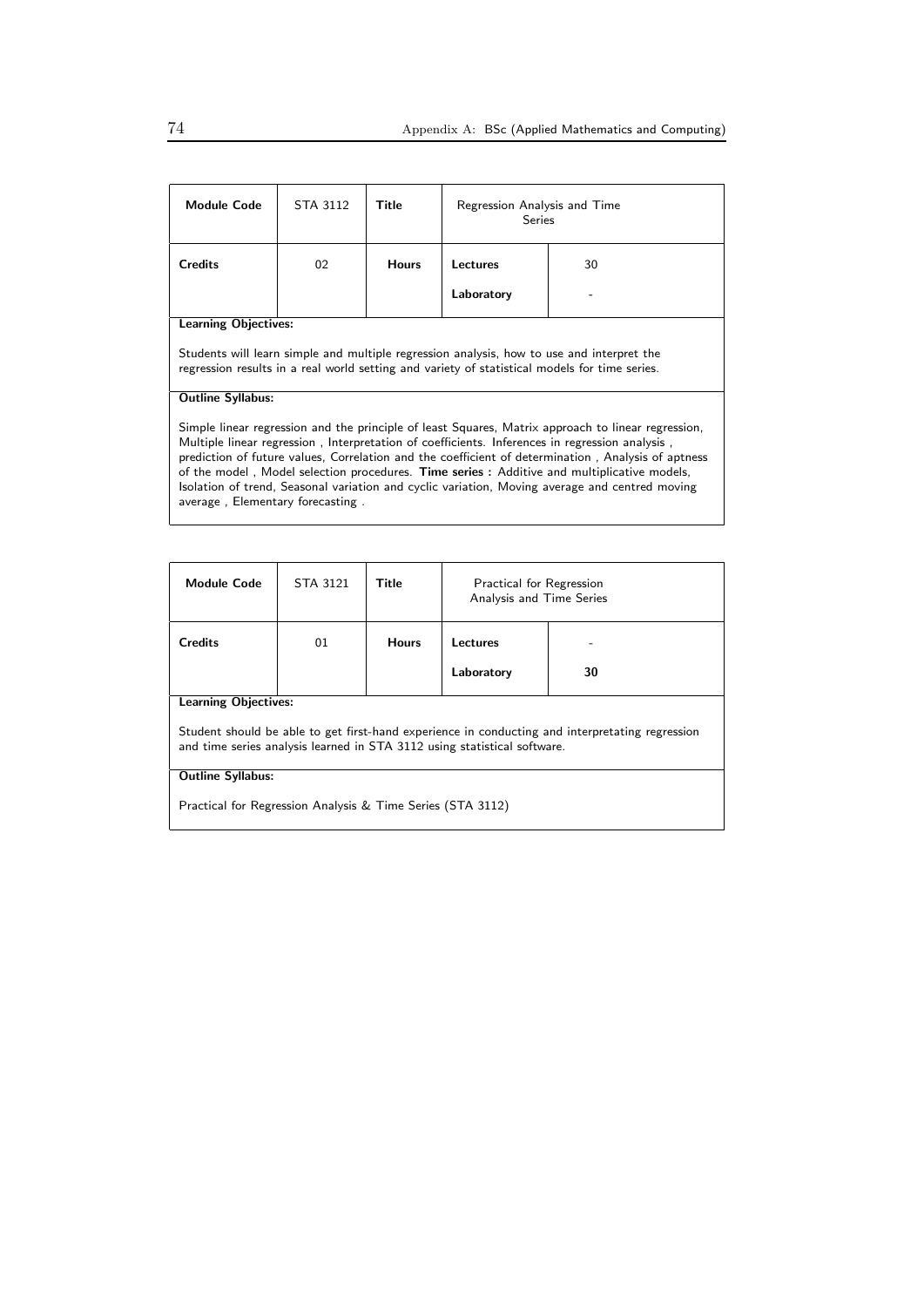| Module Code | STA 3112 | Title | Regression Analysis and Time Series | |
|---|---|---|---|---|
| Credits | 02 | Hours | Lectures | 30 |
| | | | Laboratory | - |

**Learning Objectives:**

Students will learn simple and multiple regression analysis, how to use and interpret the regression results in a real world setting and variety of statistical models for time series.

**Outline Syllabus:**

Simple linear regression and the principle of least Squares, Matrix approach to linear regression, Multiple linear regression , Interpretation of coefficients. Inferences in regression analysis , prediction of future values, Correlation and the coefficient of determination , Analysis of aptness of the model , Model selection procedures. **Time series :** Additive and multiplicative models, Isolation of trend, Seasonal variation and cyclic variation, Moving average and centred moving average , Elementary forecasting .

| Module Code | STA 3121 | Title | Practical for Regression Analysis and Time Series | |
|---|---|---|---|---|
| Credits | 01 | Hours | Lectures | - |
| | | | Laboratory | **30** |

**Learning Objectives:**

Student should be able to get first-hand experience in conducting and interpreting regression and time series analysis learned in STA 3112 using statistical software.

**Outline Syllabus:**

Practical for Regression Analysis & Time Series (STA 3112)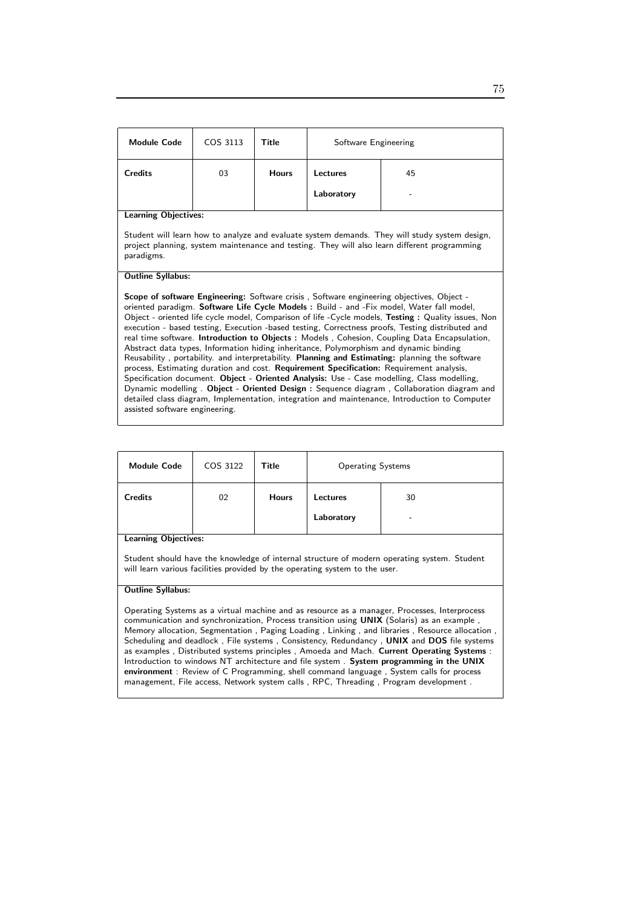| Module Code | COS 3113 | Title | Software Engineering | |
|---|---|---|---|---|
| Credits | 03 | Hours | Lectures | 45 |
| | | | Laboratory | - |

**Learning Objectives:**

Student will learn how to analyze and evaluate system demands. They will study system design, project planning, system maintenance and testing. They will also learn different programming paradigms.

**Outline Syllabus:**

**Scope of software Engineering:** Software crisis , Software engineering objectives, Object - oriented paradigm. **Software Life Cycle Models :** Build - and -Fix model, Water fall model, Object - oriented life cycle model, Comparison of life -Cycle models, **Testing :** Quality issues, Non execution - based testing, Execution -based testing, Correctness proofs, Testing distributed and real time software. **Introduction to Objects :** Models , Cohesion, Coupling Data Encapsulation, Abstract data types, Information hiding inheritance, Polymorphism and dynamic binding Reusability , portability. and interpretability. **Planning and Estimating:** planning the software process, Estimating duration and cost. **Requirement Specification:** Requirement analysis, Specification document. **Object - Oriented Analysis:** Use - Case modelling, Class modelling, Dynamic modelling . **Object - Oriented Design :** Sequence diagram , Collaboration diagram and detailed class diagram, Implementation, integration and maintenance, Introduction to Computer assisted software engineering.

| Module Code | COS 3122 | Title | Operating Systems | |
|---|---|---|---|---|
| Credits | 02 | Hours | Lectures | 30 |
| | | | Laboratory | - |

**Learning Objectives:**

Student should have the knowledge of internal structure of modern operating system. Student will learn various facilities provided by the operating system to the user.

**Outline Syllabus:**

Operating Systems as a virtual machine and as resource as a manager, Processes, Interprocess communication and synchronization, Process transition using **UNIX** (Solaris) as an example , Memory allocation, Segmentation , Paging Loading , Linking , and libraries , Resource allocation , Scheduling and deadlock , File systems , Consistency, Redundancy , **UNIX** and **DOS** file systems as examples , Distributed systems principles , Amoeda and Mach. **Current Operating Systems** : Introduction to windows NT architecture and file system . **System programming in the UNIX environment** : Review of C Programming, shell command language , System calls for process management, File access, Network system calls , RPC, Threading , Program development .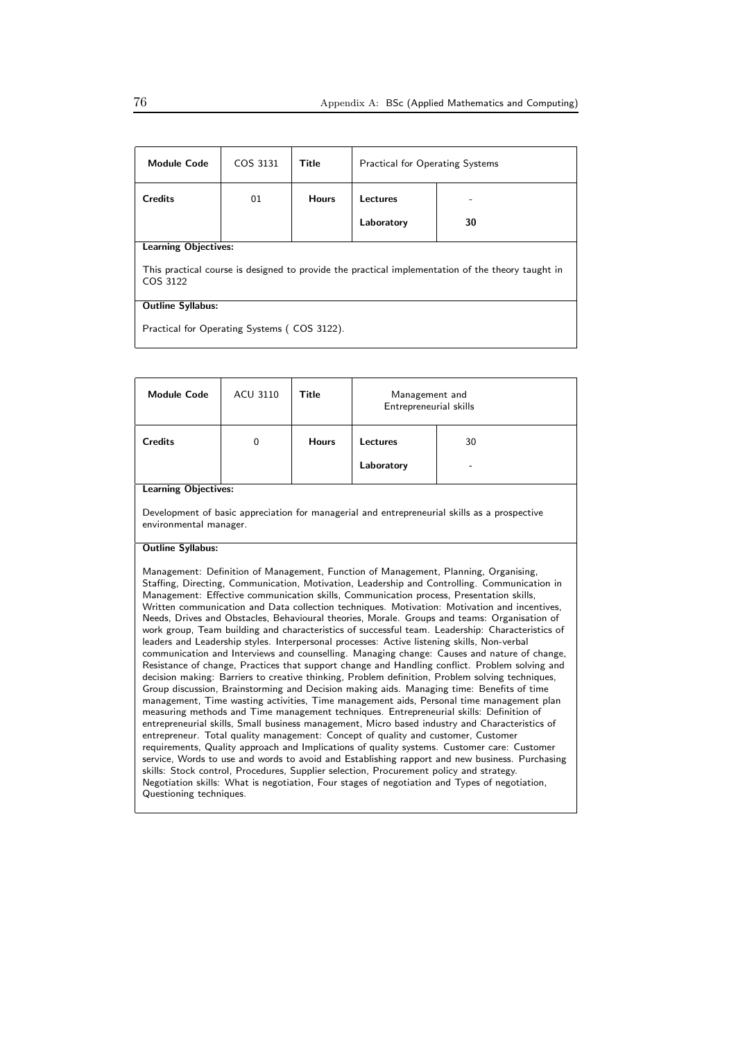| Module Code | COS 3131 | Title | Practical for Operating Systems | |
|---|---|---|---|---|
| Credits | 01 | Hours | Lectures | - |
| | | | Laboratory | 30 |

**Learning Objectives:**

This practical course is designed to provide the practical implementation of the theory taught in COS 3122

**Outline Syllabus:**

Practical for Operating Systems ( COS 3122).

| Module Code | ACU 3110 | Title | Management and Entrepreneurial skills | |
|---|---|---|---|---|
| Credits | 0 | Hours | Lectures | 30 |
| | | | Laboratory | - |

**Learning Objectives:**

Development of basic appreciation for managerial and entrepreneurial skills as a prospective environmental manager.

**Outline Syllabus:**

Management: Definition of Management, Function of Management, Planning, Organising, Staffing, Directing, Communication, Motivation, Leadership and Controlling. Communication in Management: Effective communication skills, Communication process, Presentation skills, Written communication and Data collection techniques. Motivation: Motivation and incentives, Needs, Drives and Obstacles, Behavioural theories, Morale. Groups and teams: Organisation of work group, Team building and characteristics of successful team. Leadership: Characteristics of leaders and Leadership styles. Interpersonal processes: Active listening skills, Non-verbal communication and Interviews and counselling. Managing change: Causes and nature of change, Resistance of change, Practices that support change and Handling conflict. Problem solving and decision making: Barriers to creative thinking, Problem definition, Problem solving techniques, Group discussion, Brainstorming and Decision making aids. Managing time: Benefits of time management, Time wasting activities, Time management aids, Personal time management plan measuring methods and Time management techniques. Entrepreneurial skills: Definition of entrepreneurial skills, Small business management, Micro based industry and Characteristics of entrepreneur. Total quality management: Concept of quality and customer, Customer requirements, Quality approach and Implications of quality systems. Customer care: Customer service, Words to use and words to avoid and Establishing rapport and new business. Purchasing skills: Stock control, Procedures, Supplier selection, Procurement policy and strategy. Negotiation skills: What is negotiation, Four stages of negotiation and Types of negotiation, Questioning techniques.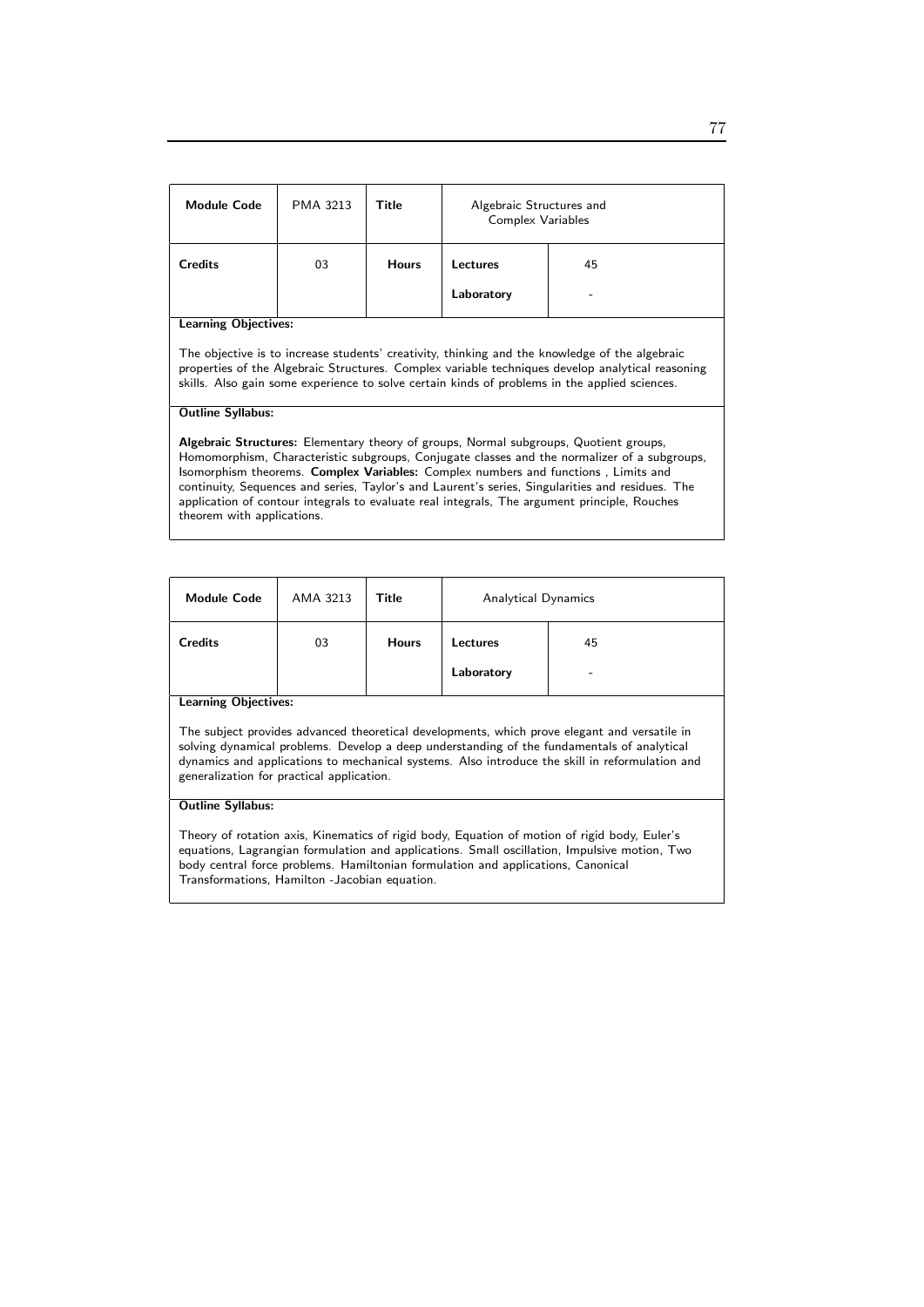| Module Code | PMA 3213 | Title | Algebraic Structures and Complex Variables | |
|---|---|---|---|---|
| Credits | 03 | Hours | Lectures | 45 |
| | | | Laboratory | - |

**Learning Objectives:**

The objective is to increase students' creativity, thinking and the knowledge of the algebraic properties of the Algebraic Structures. Complex variable techniques develop analytical reasoning skills. Also gain some experience to solve certain kinds of problems in the applied sciences.

**Outline Syllabus:**

**Algebraic Structures:** Elementary theory of groups, Normal subgroups, Quotient groups, Homomorphism, Characteristic subgroups, Conjugate classes and the normalizer of a subgroups, Isomorphism theorems. **Complex Variables:** Complex numbers and functions , Limits and continuity, Sequences and series, Taylor's and Laurent's series, Singularities and residues. The application of contour integrals to evaluate real integrals, The argument principle, Rouches theorem with applications.

| Module Code | AMA 3213 | Title | Analytical Dynamics | |
|---|---|---|---|---|
| Credits | 03 | Hours | Lectures | 45 |
| | | | Laboratory | - |

**Learning Objectives:**

The subject provides advanced theoretical developments, which prove elegant and versatile in solving dynamical problems. Develop a deep understanding of the fundamentals of analytical dynamics and applications to mechanical systems. Also introduce the skill in reformulation and generalization for practical application.

**Outline Syllabus:**

Theory of rotation axis, Kinematics of rigid body, Equation of motion of rigid body, Euler's equations, Lagrangian formulation and applications. Small oscillation, Impulsive motion, Two body central force problems. Hamiltonian formulation and applications, Canonical Transformations, Hamilton -Jacobian equation.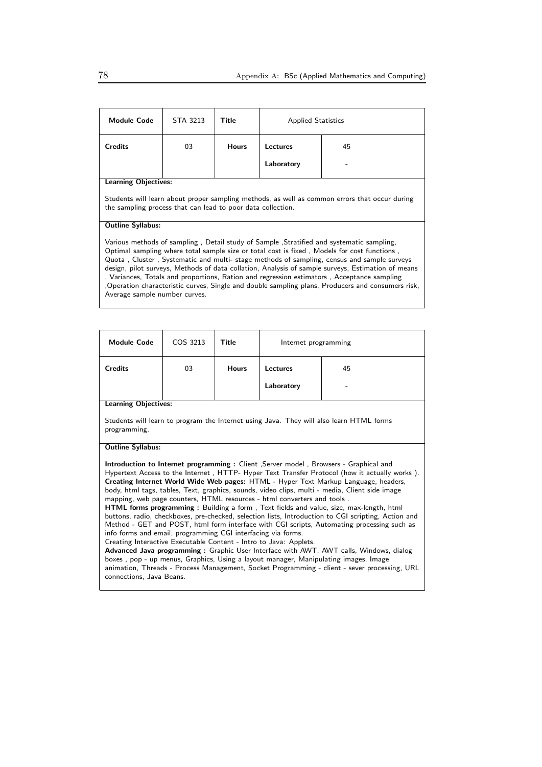| **Module Code** | STA 3213 | **Title** | Applied Statistics | |
|---|---|---|---|---|
| **Credits** | 03 | **Hours** | **Lectures** | 45 |
| | | | **Laboratory** | - |

**Learning Objectives:**

Students will learn about proper sampling methods, as well as common errors that occur during the sampling process that can lead to poor data collection.

**Outline Syllabus:**

Various methods of sampling , Detail study of Sample ,Stratified and systematic sampling, Optimal sampling where total sample size or total cost is fixed , Models for cost functions , Quota , Cluster , Systematic and multi- stage methods of sampling, census and sample surveys design, pilot surveys, Methods of data collation, Analysis of sample surveys, Estimation of means , Variances, Totals and proportions, Ration and regression estimators , Acceptance sampling ,Operation characteristic curves, Single and double sampling plans, Producers and consumers risk, Average sample number curves.

| **Module Code** | COS 3213 | **Title** | Internet programming | |
|---|---|---|---|---|
| **Credits** | 03 | **Hours** | **Lectures** | 45 |
| | | | **Laboratory** | - |

**Learning Objectives:**

Students will learn to program the Internet using Java. They will also learn HTML forms programming.

**Outline Syllabus:**

**Introduction to Internet programming :** Client ,Server model , Browsers - Graphical and Hypertext Access to the Internet , HTTP- Hyper Text Transfer Protocol (how it actually works ).
**Creating Internet World Wide Web pages:** HTML - Hyper Text Markup Language, headers, body, html tags, tables, Text, graphics, sounds, video clips, multi - media, Client side image mapping, web page counters, HTML resources - html converters and tools .
**HTML forms programming :** Building a form , Text fields and value, size, max-length, html buttons, radio, checkboxes, pre-checked, selection lists, Introduction to CGI scripting, Action and Method - GET and POST, html form interface with CGI scripts, Automating processing such as info forms and email, programming CGI interfacing via forms.
Creating Interactive Executable Content - Intro to Java: Applets.
**Advanced Java programming :** Graphic User Interface with AWT, AWT calls, Windows, dialog boxes , pop - up menus, Graphics, Using a layout manager, Manipulating images, Image animation, Threads - Process Management, Socket Programming - client - sever processing, URL connections, Java Beans.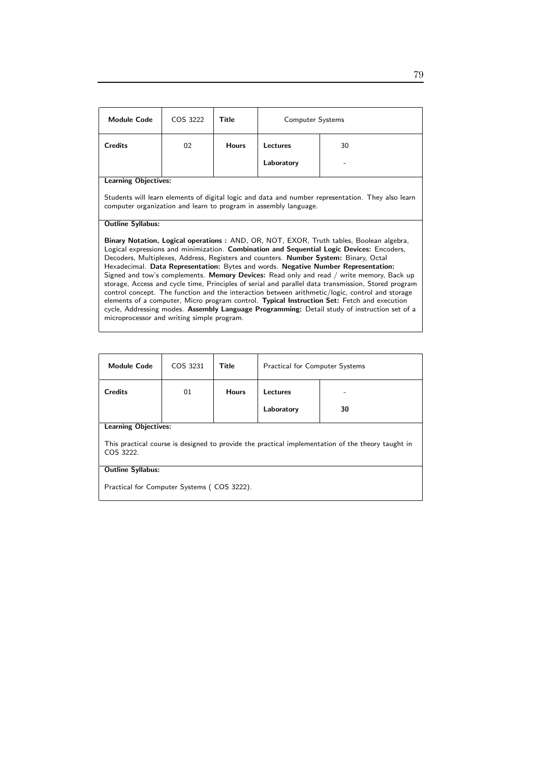| Module Code | COS 3222 | Title | Computer Systems | |
|---|---|---|---|---|
| Credits | 02 | Hours | Lectures | 30 |
| | | | Laboratory | - |

**Learning Objectives:**

Students will learn elements of digital logic and data and number representation. They also learn computer organization and learn to program in assembly language.

**Outline Syllabus:**

**Binary Notation, Logical operations :** AND, OR, NOT, EXOR, Truth tables, Boolean algebra, Logical expressions and minimization. **Combination and Sequential Logic Devices:** Encoders, Decoders, Multiplexes, Address, Registers and counters. **Number System:** Binary, Octal Hexadecimal. **Data Representation:** Bytes and words. **Negative Number Representation:** Signed and tow's complements. **Memory Devices:** Read only and read / write memory, Back up storage, Access and cycle time, Principles of serial and parallel data transmission, Stored program control concept. The function and the interaction between arithmetic/logic, control and storage elements of a computer, Micro program control. **Typical Instruction Set:** Fetch and execution cycle, Addressing modes. **Assembly Language Programming:** Detail study of instruction set of a microprocessor and writing simple program.

| Module Code | COS 3231 | Title | Practical for Computer Systems | |
|---|---|---|---|---|
| Credits | 01 | Hours | Lectures | - |
| | | | Laboratory | 30 |

**Learning Objectives:**

This practical course is designed to provide the practical implementation of the theory taught in COS 3222.

**Outline Syllabus:**

Practical for Computer Systems ( COS 3222).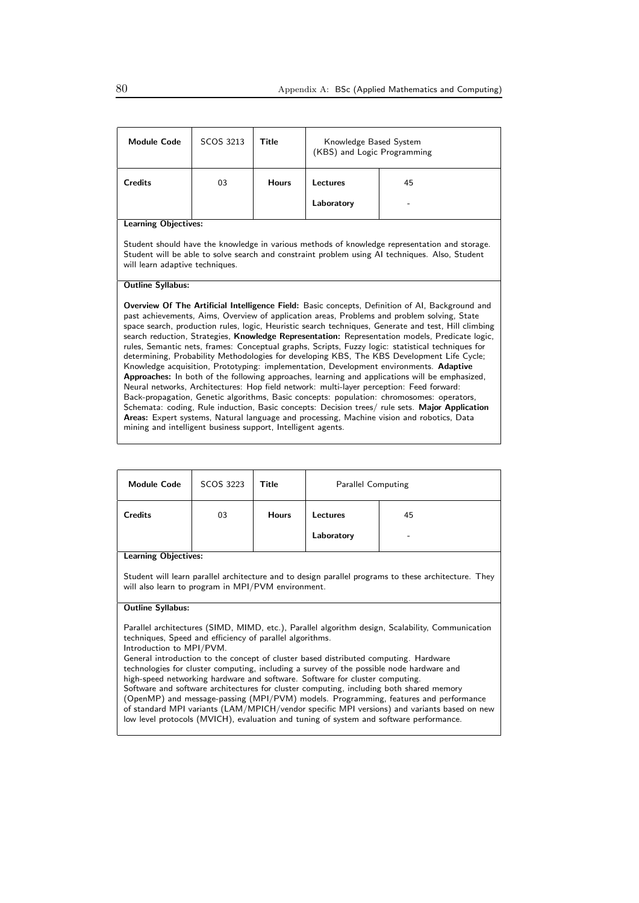| Module Code | SCOS 3213 | Title | Knowledge Based System (KBS) and Logic Programming | |
|---|---|---|---|---|
| Credits | 03 | Hours | Lectures | 45 |
| | | | Laboratory | - |

**Learning Objectives:**

Student should have the knowledge in various methods of knowledge representation and storage. Student will be able to solve search and constraint problem using AI techniques. Also, Student will learn adaptive techniques.

**Outline Syllabus:**

**Overview Of The Artificial Intelligence Field:** Basic concepts, Definition of AI, Background and past achievements, Aims, Overview of application areas, Problems and problem solving, State space search, production rules, logic, Heuristic search techniques, Generate and test, Hill climbing search reduction, Strategies, **Knowledge Representation:** Representation models, Predicate logic, rules, Semantic nets, frames: Conceptual graphs, Scripts, Fuzzy logic: statistical techniques for determining, Probability Methodologies for developing KBS, The KBS Development Life Cycle; Knowledge acquisition, Prototyping: implementation, Development environments. **Adaptive Approaches:** In both of the following approaches, learning and applications will be emphasized, Neural networks, Architectures: Hop field network: multi-layer perception: Feed forward: Back-propagation, Genetic algorithms, Basic concepts: population: chromosomes: operators, Schemata: coding, Rule induction, Basic concepts: Decision trees/ rule sets. **Major Application Areas:** Expert systems, Natural language and processing, Machine vision and robotics, Data mining and intelligent business support, Intelligent agents.

| Module Code | SCOS 3223 | Title | Parallel Computing | |
|---|---|---|---|---|
| Credits | 03 | Hours | Lectures | 45 |
| | | | Laboratory | - |

**Learning Objectives:**

Student will learn parallel architecture and to design parallel programs to these architecture. They will also learn to program in MPI/PVM environment.

**Outline Syllabus:**

Parallel architectures (SIMD, MIMD, etc.), Parallel algorithm design, Scalability, Communication techniques, Speed and efficiency of parallel algorithms.
Introduction to MPI/PVM.
General introduction to the concept of cluster based distributed computing. Hardware technologies for cluster computing, including a survey of the possible node hardware and high-speed networking hardware and software. Software for cluster computing.
Software and software architectures for cluster computing, including both shared memory (OpenMP) and message-passing (MPI/PVM) models. Programming, features and performance of standard MPI variants (LAM/MPICH/vendor specific MPI versions) and variants based on new low level protocols (MVICH), evaluation and tuning of system and software performance.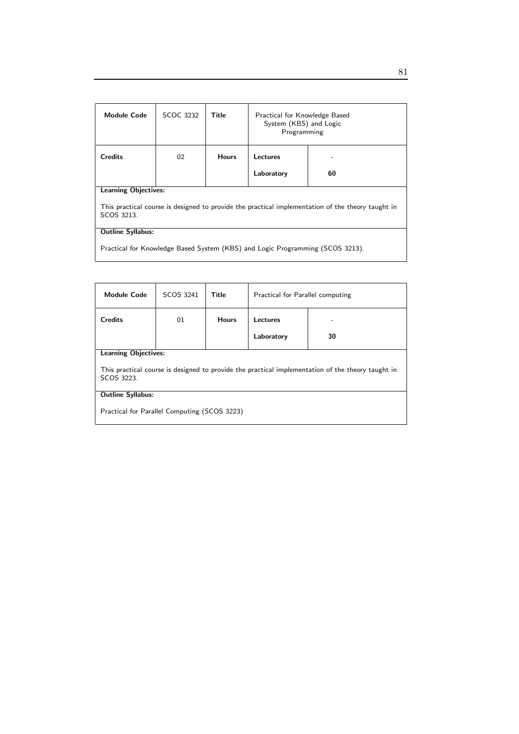| Module Code | SCOC 3232 | Title | Practical for Knowledge Based System (KBS) and Logic Programming | |
|---|---|---|---|---|
| Credits | 02 | Hours | Lectures | - |
| | | | Laboratory | 60 |

**Learning Objectives:**

This practical course is designed to provide the practical implementation of the theory taught in SCOS 3213.

**Outline Syllabus:**

Practical for Knowledge Based System (KBS) and Logic Programming (SCOS 3213).

| Module Code | SCOS 3241 | Title | Practical for Parallel computing | |
|---|---|---|---|---|
| Credits | 01 | Hours | Lectures | - |
| | | | Laboratory | 30 |

**Learning Objectives:**

This practical course is designed to provide the practical implementation of the theory taught in SCOS 3223.

**Outline Syllabus:**

Practical for Parallel Computing (SCOS 3223)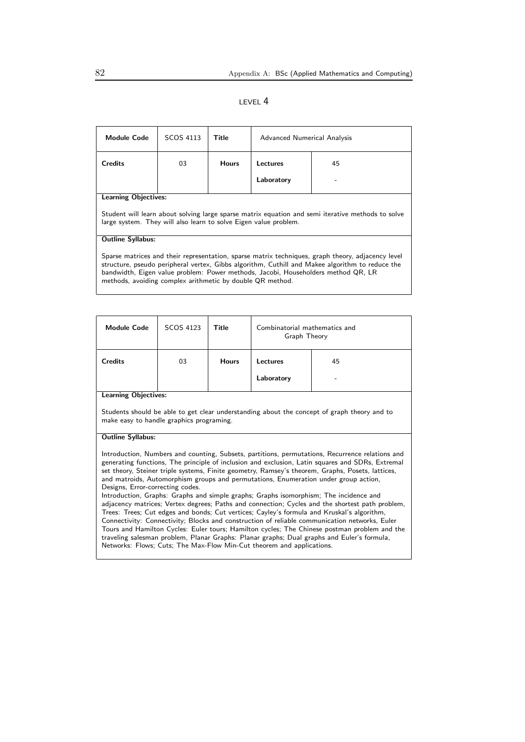LEVEL 4

| Module Code | SCOS 4113 | Title | Advanced Numerical Analysis | |
|---|---|---|---|---|
| Credits | 03 | Hours | Lectures | 45 |
| | | | Laboratory | - |

**Learning Objectives:**

Student will learn about solving large sparse matrix equation and semi iterative methods to solve large system. They will also learn to solve Eigen value problem.

**Outline Syllabus:**

Sparse matrices and their representation, sparse matrix techniques, graph theory, adjacency level structure, pseudo peripheral vertex, Gibbs algorithm, Cuthill and Makee algorithm to reduce the bandwidth, Eigen value problem: Power methods, Jacobi, Householders method QR, LR methods, avoiding complex arithmetic by double QR method.

| Module Code | SCOS 4123 | Title | Combinatorial mathematics and Graph Theory | |
|---|---|---|---|---|
| Credits | 03 | Hours | Lectures | 45 |
| | | | Laboratory | - |

**Learning Objectives:**

Students should be able to get clear understanding about the concept of graph theory and to make easy to handle graphics programing.

**Outline Syllabus:**

Introduction, Numbers and counting, Subsets, partitions, permutations, Recurrence relations and generating functions, The principle of inclusion and exclusion, Latin squares and SDRs, Extremal set theory, Steiner triple systems, Finite geometry, Ramsey's theorem, Graphs, Posets, lattices, and matroids, Automorphism groups and permutations, Enumeration under group action, Designs, Error-correcting codes.
Introduction, Graphs: Graphs and simple graphs; Graphs isomorphism; The incidence and adjacency matrices; Vertex degrees; Paths and connection; Cycles and the shortest path problem, Trees: Trees; Cut edges and bonds; Cut vertices; Cayley's formula and Kruskal's algorithm, Connectivity: Connectivity; Blocks and construction of reliable communication networks, Euler Tours and Hamilton Cycles: Euler tours; Hamilton cycles; The Chinese postman problem and the traveling salesman problem, Planar Graphs: Planar graphs; Dual graphs and Euler's formula, Networks: Flows; Cuts; The Max-Flow Min-Cut theorem and applications.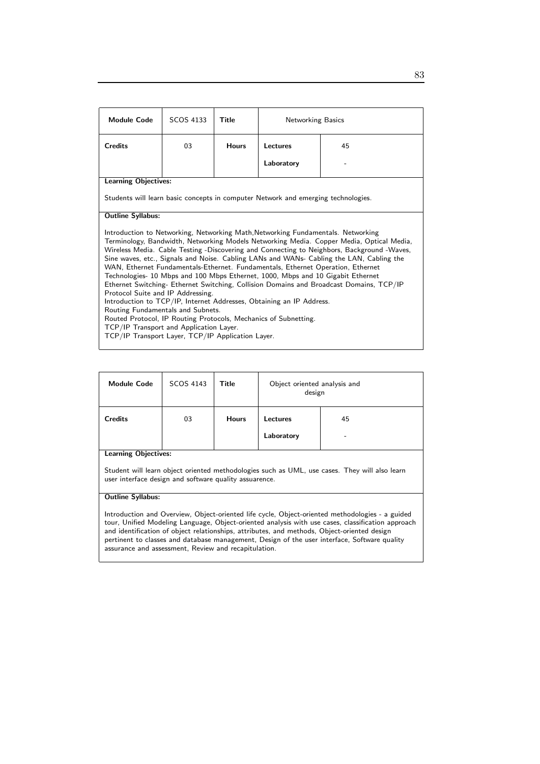| Module Code | SCOS 4133 | Title | Networking Basics | |
|---|---|---|---|---|
| Credits | 03 | Hours | Lectures | 45 |
| | | | Laboratory | - |

**Learning Objectives:**

Students will learn basic concepts in computer Network and emerging technologies.

**Outline Syllabus:**

Introduction to Networking, Networking Math,Networking Fundamentals. Networking Terminology, Bandwidth, Networking Models Networking Media. Copper Media, Optical Media, Wireless Media. Cable Testing -Discovering and Connecting to Neighbors, Background -Waves, Sine waves, etc., Signals and Noise. Cabling LANs and WANs- Cabling the LAN, Cabling the WAN, Ethernet Fundamentals-Ethernet. Fundamentals, Ethernet Operation, Ethernet Technologies- 10 Mbps and 100 Mbps Ethernet, 1000, Mbps and 10 Gigabit Ethernet Ethernet Switching- Ethernet Switching, Collision Domains and Broadcast Domains, TCP/IP Protocol Suite and IP Addressing.
Introduction to TCP/IP, Internet Addresses, Obtaining an IP Address.
Routing Fundamentals and Subnets.
Routed Protocol, IP Routing Protocols, Mechanics of Subnetting.
TCP/IP Transport and Application Layer.
TCP/IP Transport Layer, TCP/IP Application Layer.

| Module Code | SCOS 4143 | Title | Object oriented analysis and design | |
|---|---|---|---|---|
| Credits | 03 | Hours | Lectures | 45 |
| | | | Laboratory | - |

**Learning Objectives:**

Student will learn object oriented methodologies such as UML, use cases. They will also learn user interface design and software quality assuarence.

**Outline Syllabus:**

Introduction and Overview, Object-oriented life cycle, Object-oriented methodologies - a guided tour, Unified Modeling Language, Object-oriented analysis with use cases, classification approach and identification of object relationships, attributes, and methods, Object-oriented design pertinent to classes and database management, Design of the user interface, Software quality assurance and assessment, Review and recapitulation.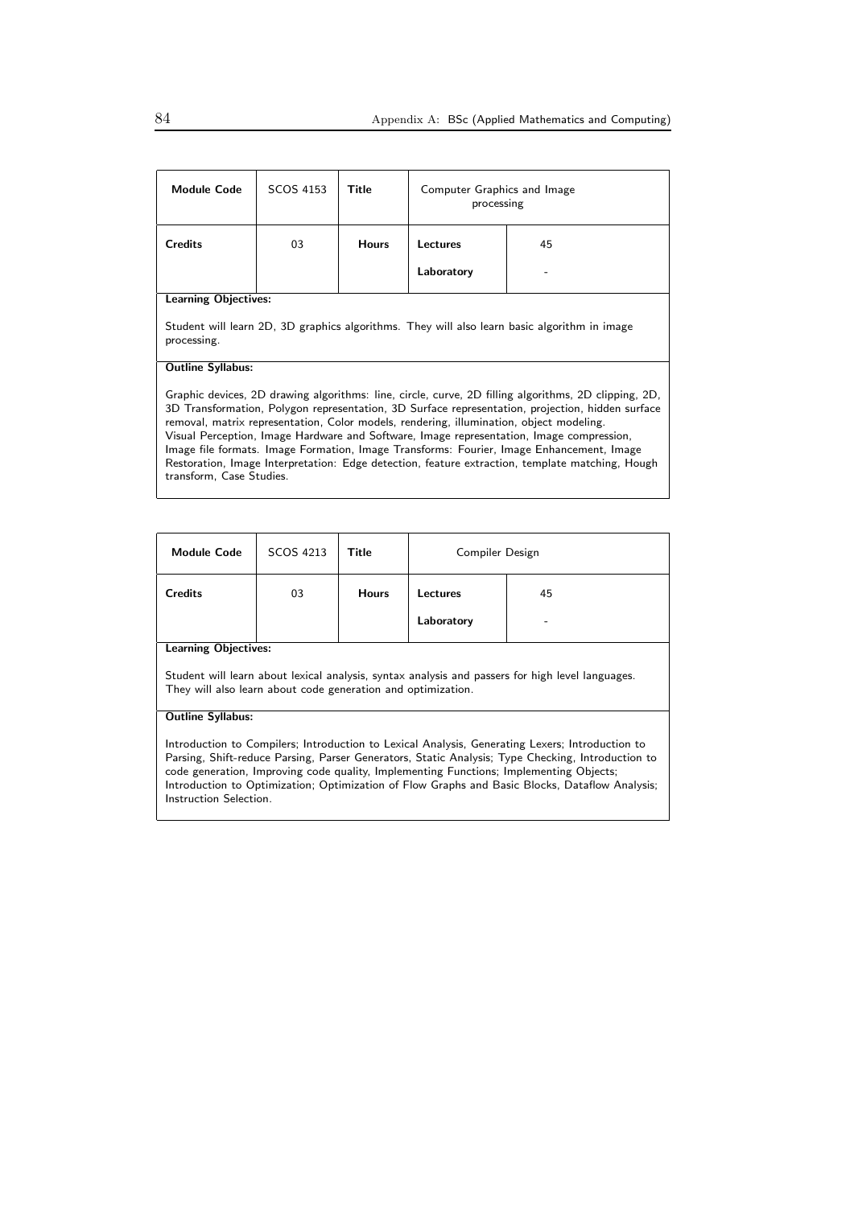| Module Code | SCOS 4153 | Title | Computer Graphics and Image processing | |
|---|---|---|---|---|
| Credits | 03 | Hours | Lectures | 45 |
| | | | Laboratory | - |

**Learning Objectives:**

Student will learn 2D, 3D graphics algorithms. They will also learn basic algorithm in image processing.

**Outline Syllabus:**

Graphic devices, 2D drawing algorithms: line, circle, curve, 2D filling algorithms, 2D clipping, 2D, 3D Transformation, Polygon representation, 3D Surface representation, projection, hidden surface removal, matrix representation, Color models, rendering, illumination, object modeling.
Visual Perception, Image Hardware and Software, Image representation, Image compression, Image file formats. Image Formation, Image Transforms: Fourier, Image Enhancement, Image Restoration, Image Interpretation: Edge detection, feature extraction, template matching, Hough transform, Case Studies.

| Module Code | SCOS 4213 | Title | Compiler Design | |
|---|---|---|---|---|
| Credits | 03 | Hours | Lectures | 45 |
| | | | Laboratory | - |

**Learning Objectives:**

Student will learn about lexical analysis, syntax analysis and passers for high level languages. They will also learn about code generation and optimization.

**Outline Syllabus:**

Introduction to Compilers; Introduction to Lexical Analysis, Generating Lexers; Introduction to Parsing, Shift-reduce Parsing, Parser Generators, Static Analysis; Type Checking, Introduction to code generation, Improving code quality, Implementing Functions; Implementing Objects; Introduction to Optimization; Optimization of Flow Graphs and Basic Blocks, Dataflow Analysis; Instruction Selection.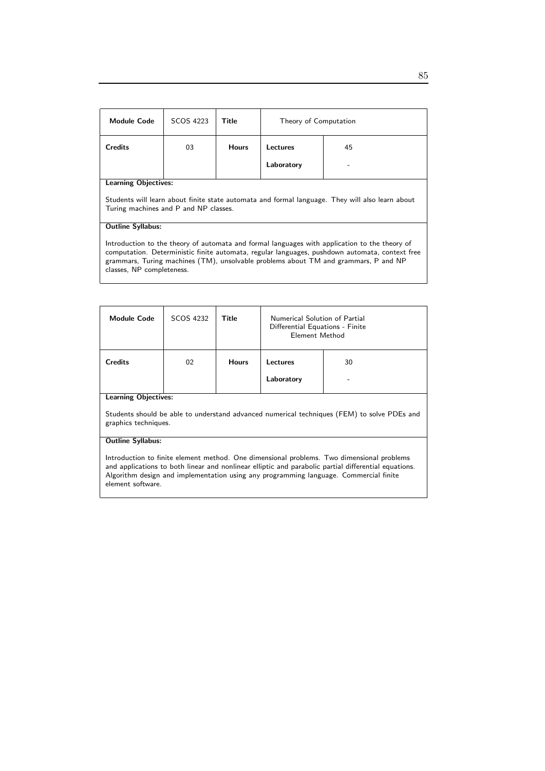| Module Code | SCOS 4223 | Title | Theory of Computation | |
|---|---|---|---|---|
| Credits | 03 | Hours | Lectures | 45 |
| | | | Laboratory | - |

**Learning Objectives:**

Students will learn about finite state automata and formal language. They will also learn about Turing machines and P and NP classes.

**Outline Syllabus:**

Introduction to the theory of automata and formal languages with application to the theory of computation. Deterministic finite automata, regular languages, pushdown automata, context free grammars, Turing machines (TM), unsolvable problems about TM and grammars, P and NP classes, NP completeness.

| Module Code | SCOS 4232 | Title | Numerical Solution of Partial Differential Equations - Finite Element Method | |
|---|---|---|---|---|
| Credits | 02 | Hours | Lectures | 30 |
| | | | Laboratory | - |

**Learning Objectives:**

Students should be able to understand advanced numerical techniques (FEM) to solve PDEs and graphics techniques.

**Outline Syllabus:**

Introduction to finite element method. One dimensional problems. Two dimensional problems and applications to both linear and nonlinear elliptic and parabolic partial differential equations. Algorithm design and implementation using any programming language. Commercial finite element software.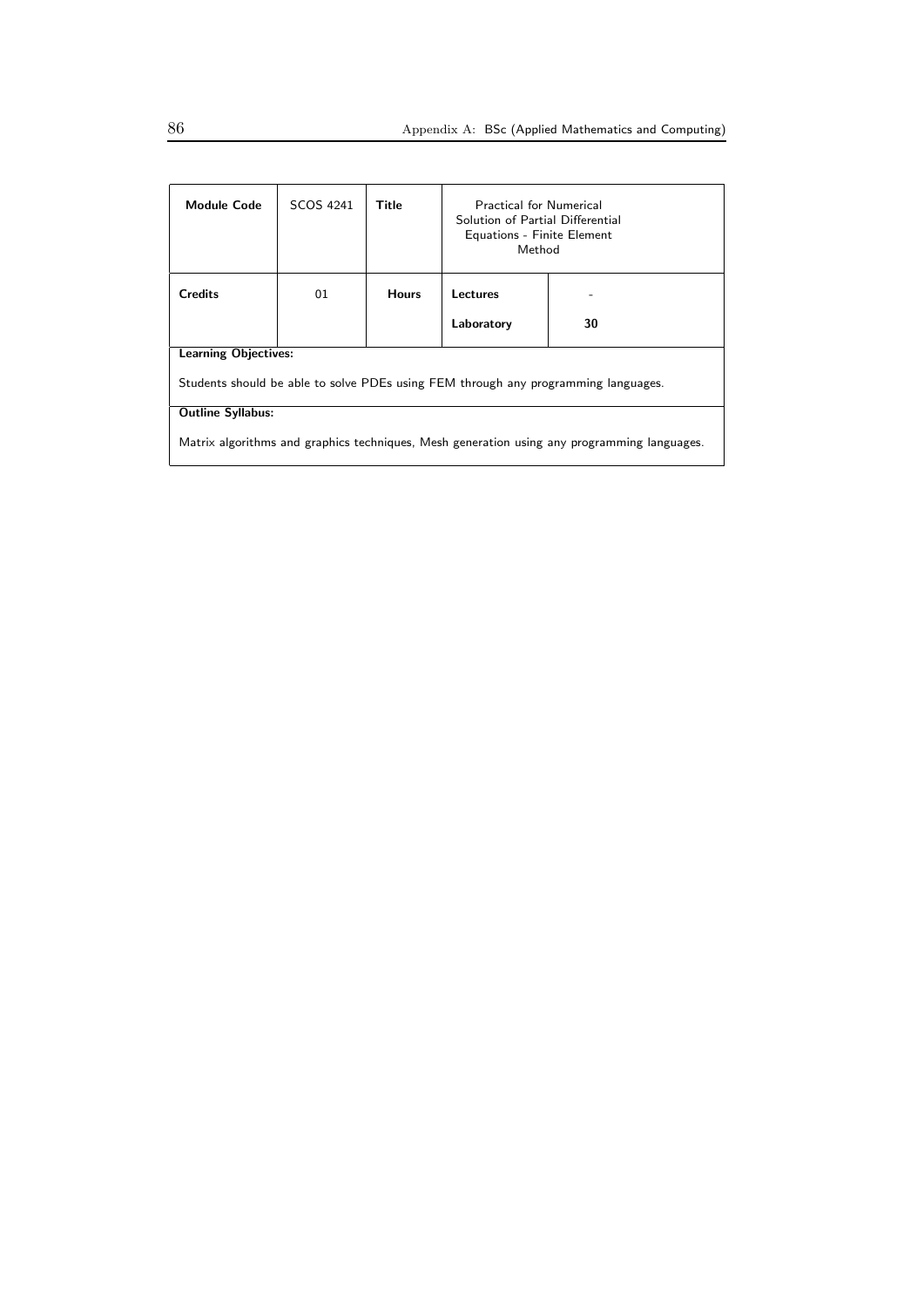| Module Code | SCOS 4241 | Title | Practical for Numerical Solution of Partial Differential Equations - Finite Element Method | |
|---|---|---|---|---|
| **Credits** | 01 | **Hours** | **Lectures** | - |
| | | | **Laboratory** | **30** |

**Learning Objectives:**

Students should be able to solve PDEs using FEM through any programming languages.

**Outline Syllabus:**

Matrix algorithms and graphics techniques, Mesh generation using any programming languages.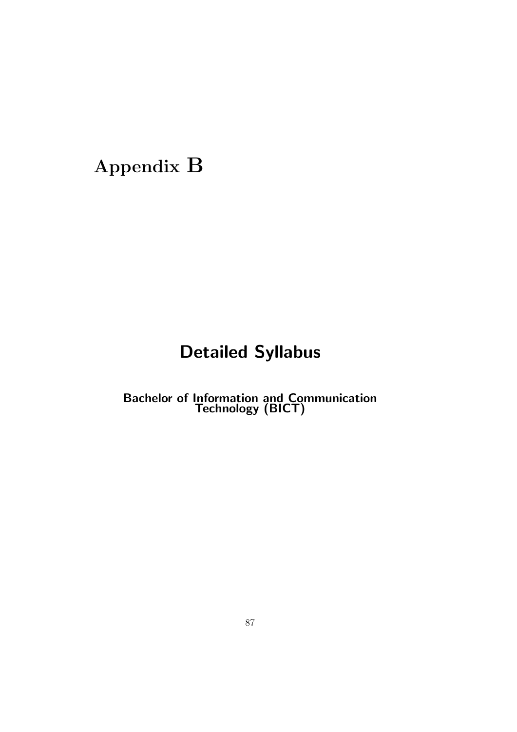# Appendix B

## Detailed Syllabus

**Bachelor of Information and Communication Technology (BICT)**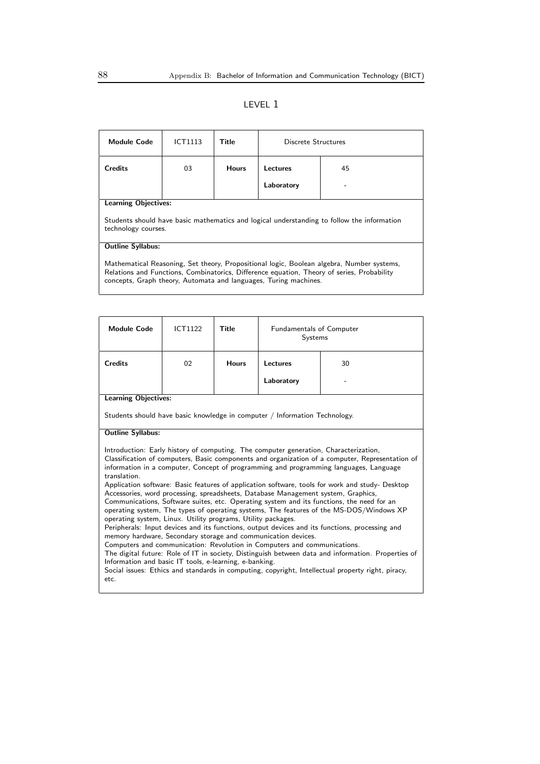# LEVEL 1

| Module Code | ICT1113 | Title | Discrete Structures | |
|---|---|---|---|---|
| Credits | 03 | Hours | Lectures | 45 |
| | | | Laboratory | - |

**Learning Objectives:**

Students should have basic mathematics and logical understanding to follow the information technology courses.

**Outline Syllabus:**

Mathematical Reasoning, Set theory, Propositional logic, Boolean algebra, Number systems, Relations and Functions, Combinatorics, Difference equation, Theory of series, Probability concepts, Graph theory, Automata and languages, Turing machines.

| Module Code | ICT1122 | Title | Fundamentals of Computer Systems | |
|---|---|---|---|---|
| Credits | 02 | Hours | Lectures | 30 |
| | | | Laboratory | - |

**Learning Objectives:**

Students should have basic knowledge in computer / Information Technology.

**Outline Syllabus:**

Introduction: Early history of computing. The computer generation, Characterization, Classification of computers, Basic components and organization of a computer, Representation of information in a computer, Concept of programming and programming languages, Language translation.
Application software: Basic features of application software, tools for work and study- Desktop Accessories, word processing, spreadsheets, Database Management system, Graphics, Communications, Software suites, etc. Operating system and its functions, the need for an operating system, The types of operating systems, The features of the MS-DOS/Windows XP operating system, Linux. Utility programs, Utility packages.
Peripherals: Input devices and its functions, output devices and its functions, processing and memory hardware, Secondary storage and communication devices.
Computers and communication: Revolution in Computers and communications.
The digital future: Role of IT in society, Distinguish between data and information. Properties of Information and basic IT tools, e-learning, e-banking.
Social issues: Ethics and standards in computing, copyright, Intellectual property right, piracy, etc.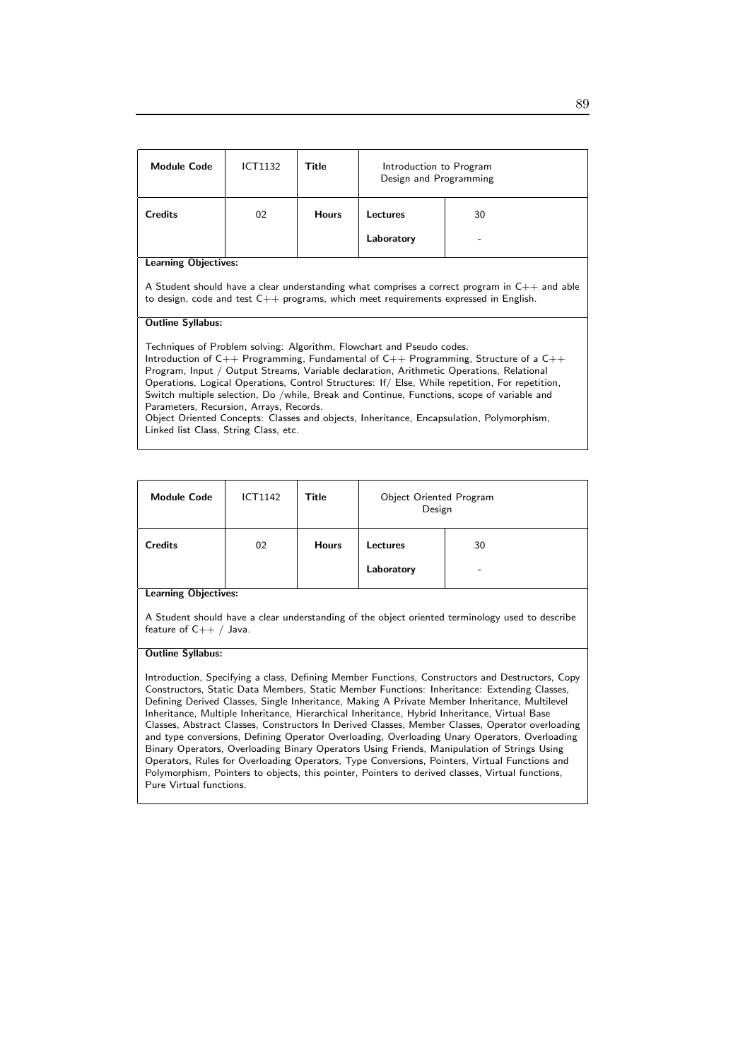| **Module Code** | ICT1132 | **Title** | Introduction to Program Design and Programming | |
|---|---|---|---|---|
| **Credits** | 02 | **Hours** | **Lectures** | 30 |
| | | | **Laboratory** | - |

**Learning Objectives:**

A Student should have a clear understanding what comprises a correct program in C++ and able to design, code and test C++ programs, which meet requirements expressed in English.

**Outline Syllabus:**

Techniques of Problem solving: Algorithm, Flowchart and Pseudo codes.
Introduction of C++ Programming, Fundamental of C++ Programming, Structure of a C++ Program, Input / Output Streams, Variable declaration, Arithmetic Operations, Relational Operations, Logical Operations, Control Structures: If/ Else, While repetition, For repetition, Switch multiple selection, Do /while, Break and Continue, Functions, scope of variable and Parameters, Recursion, Arrays, Records.
Object Oriented Concepts: Classes and objects, Inheritance, Encapsulation, Polymorphism, Linked list Class, String Class, etc.

| **Module Code** | ICT1142 | **Title** | Object Oriented Program Design | |
|---|---|---|---|---|
| **Credits** | 02 | **Hours** | **Lectures** | 30 |
| | | | **Laboratory** | - |

**Learning Objectives:**

A Student should have a clear understanding of the object oriented terminology used to describe feature of C++ / Java.

**Outline Syllabus:**

Introduction, Specifying a class, Defining Member Functions, Constructors and Destructors, Copy Constructors, Static Data Members, Static Member Functions: Inheritance: Extending Classes, Defining Derived Classes, Single Inheritance, Making A Private Member Inheritance, Multilevel Inheritance, Multiple Inheritance, Hierarchical Inheritance, Hybrid Inheritance, Virtual Base Classes, Abstract Classes, Constructors In Derived Classes, Member Classes, Operator overloading and type conversions, Defining Operator Overloading, Overloading Unary Operators, Overloading Binary Operators, Overloading Binary Operators Using Friends, Manipulation of Strings Using Operators, Rules for Overloading Operators, Type Conversions, Pointers, Virtual Functions and Polymorphism, Pointers to objects, this pointer, Pointers to derived classes, Virtual functions, Pure Virtual functions.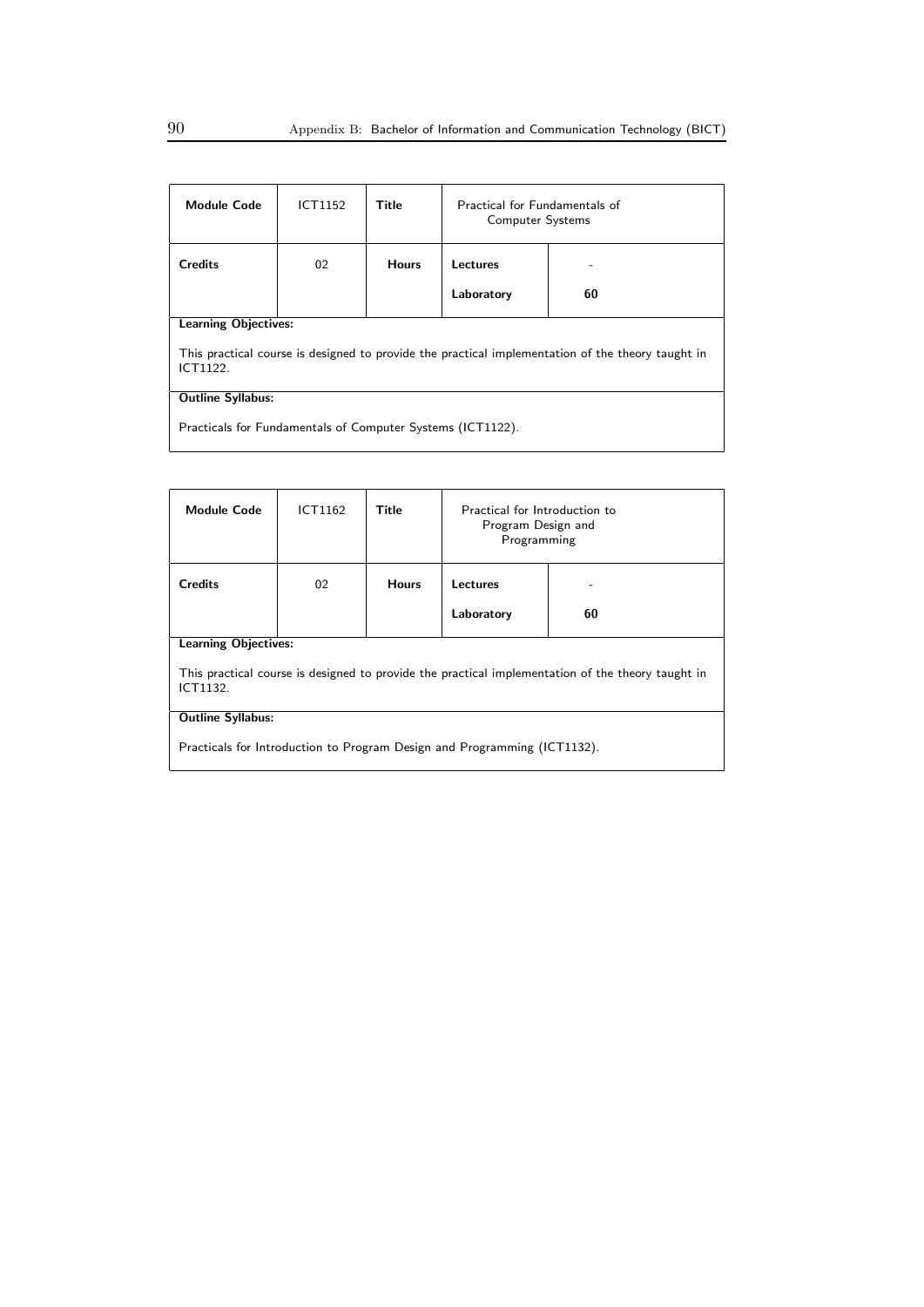| Module Code | ICT1152 | Title | Practical for Fundamentals of Computer Systems | |
|---|---|---|---|---|
| Credits | 02 | Hours | Lectures | - |
| | | | Laboratory | 60 |

**Learning Objectives:**

This practical course is designed to provide the practical implementation of the theory taught in ICT1122.

**Outline Syllabus:**

Practicals for Fundamentals of Computer Systems (ICT1122).

| Module Code | ICT1162 | Title | Practical for Introduction to Program Design and Programming | |
|---|---|---|---|---|
| Credits | 02 | Hours | Lectures | - |
| | | | Laboratory | 60 |

**Learning Objectives:**

This practical course is designed to provide the practical implementation of the theory taught in ICT1132.

**Outline Syllabus:**

Practicals for Introduction to Program Design and Programming (ICT1132).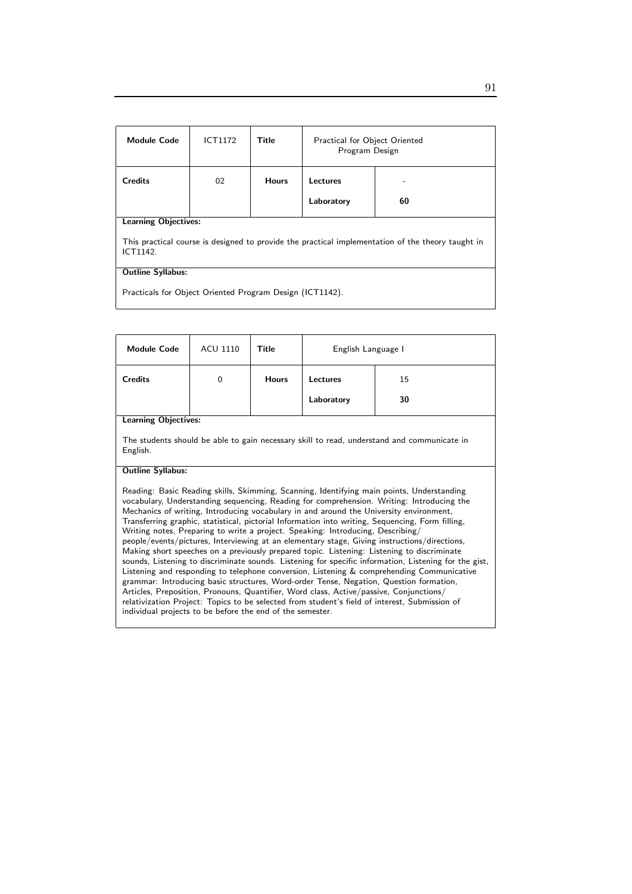| Module Code | ICT1172 | Title | Practical for Object Oriented Program Design | |
|---|---|---|---|---|
| Credits | 02 | Hours | Lectures | - |
| | | | Laboratory | 60 |

**Learning Objectives:**

This practical course is designed to provide the practical implementation of the theory taught in ICT1142.

**Outline Syllabus:**

Practicals for Object Oriented Program Design (ICT1142).

| Module Code | ACU 1110 | Title | English Language I | |
|---|---|---|---|---|
| Credits | 0 | Hours | Lectures | 15 |
| | | | Laboratory | 30 |

**Learning Objectives:**

The students should be able to gain necessary skill to read, understand and communicate in English.

**Outline Syllabus:**

Reading: Basic Reading skills, Skimming, Scanning, Identifying main points, Understanding vocabulary, Understanding sequencing, Reading for comprehension. Writing: Introducing the Mechanics of writing, Introducing vocabulary in and around the University environment, Transferring graphic, statistical, pictorial Information into writing, Sequencing, Form filling, Writing notes, Preparing to write a project. Speaking: Introducing, Describing/ people/events/pictures, Interviewing at an elementary stage, Giving instructions/directions, Making short speeches on a previously prepared topic. Listening: Listening to discriminate sounds, Listening to discriminate sounds. Listening for specific information, Listening for the gist, Listening and responding to telephone conversion, Listening & comprehending Communicative grammar: Introducing basic structures, Word-order Tense, Negation, Question formation, Articles, Preposition, Pronouns, Quantifier, Word class, Active/passive, Conjunctions/ relativization Project: Topics to be selected from student's field of interest, Submission of individual projects to be before the end of the semester.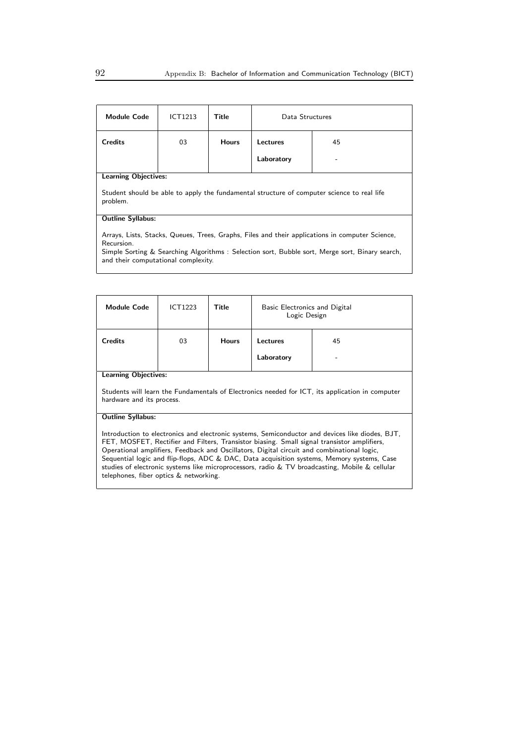| Module Code | ICT1213 | Title | Data Structures | |
|---|---|---|---|---|
| Credits | 03 | Hours | Lectures | 45 |
| | | | Laboratory | - |

**Learning Objectives:**

Student should be able to apply the fundamental structure of computer science to real life problem.

**Outline Syllabus:**

Arrays, Lists, Stacks, Queues, Trees, Graphs, Files and their applications in computer Science, Recursion.
Simple Sorting & Searching Algorithms : Selection sort, Bubble sort, Merge sort, Binary search, and their computational complexity.

| Module Code | ICT1223 | Title | Basic Electronics and Digital Logic Design | |
|---|---|---|---|---|
| Credits | 03 | Hours | Lectures | 45 |
| | | | Laboratory | - |

**Learning Objectives:**

Students will learn the Fundamentals of Electronics needed for ICT, its application in computer hardware and its process.

**Outline Syllabus:**

Introduction to electronics and electronic systems, Semiconductor and devices like diodes, BJT, FET, MOSFET, Rectifier and Filters, Transistor biasing. Small signal transistor amplifiers, Operational amplifiers, Feedback and Oscillators, Digital circuit and combinational logic, Sequential logic and flip-flops, ADC & DAC, Data acquisition systems, Memory systems, Case studies of electronic systems like microprocessors, radio & TV broadcasting, Mobile & cellular telephones, fiber optics & networking.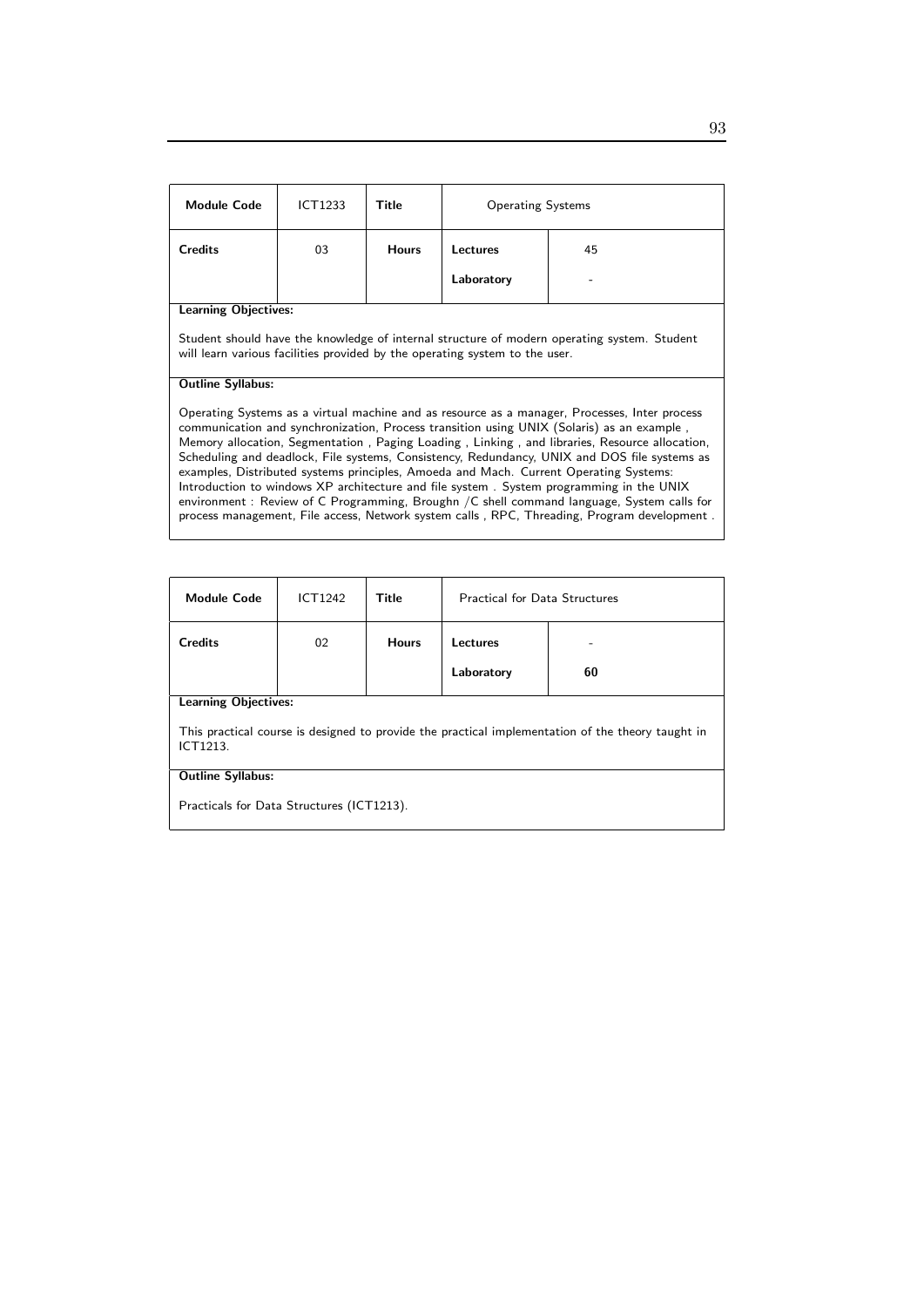| Module Code | ICT1233 | Title | Operating Systems | |
|---|---|---|---|---|
| Credits | 03 | Hours | Lectures | 45 |
| | | | Laboratory | - |

**Learning Objectives:**

Student should have the knowledge of internal structure of modern operating system. Student will learn various facilities provided by the operating system to the user.

**Outline Syllabus:**

Operating Systems as a virtual machine and as resource as a manager, Processes, Inter process communication and synchronization, Process transition using UNIX (Solaris) as an example , Memory allocation, Segmentation , Paging Loading , Linking , and libraries, Resource allocation, Scheduling and deadlock, File systems, Consistency, Redundancy, UNIX and DOS file systems as examples, Distributed systems principles, Amoeda and Mach. Current Operating Systems: Introduction to windows XP architecture and file system . System programming in the UNIX environment : Review of C Programming, Broughn /C shell command language, System calls for process management, File access, Network system calls , RPC, Threading, Program development .

| Module Code | ICT1242 | Title | Practical for Data Structures | |
|---|---|---|---|---|
| Credits | 02 | Hours | Lectures | - |
| | | | Laboratory | **60** |

**Learning Objectives:**

This practical course is designed to provide the practical implementation of the theory taught in ICT1213.

**Outline Syllabus:**

Practicals for Data Structures (ICT1213).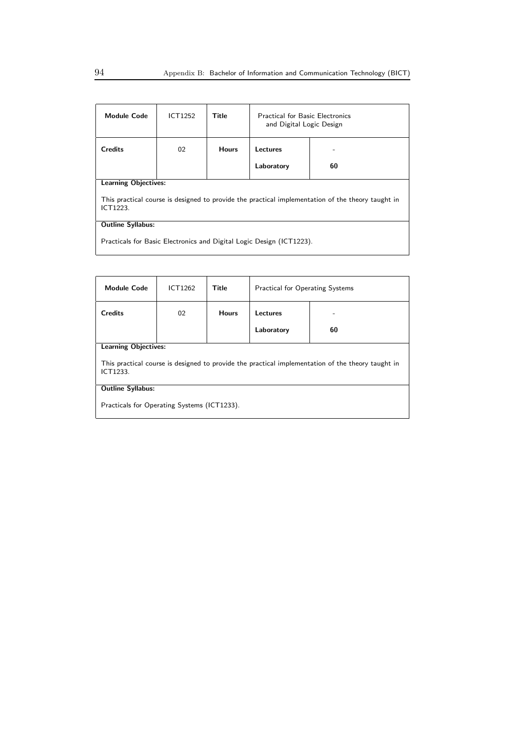| **Module Code** | ICT1252 | **Title** | Practical for Basic Electronics and Digital Logic Design | |
|---|---|---|---|---|
| **Credits** | 02 | **Hours** | **Lectures** | - |
| | | | **Laboratory** | **60** |

**Learning Objectives:**

This practical course is designed to provide the practical implementation of the theory taught in ICT1223.

**Outline Syllabus:**

Practicals for Basic Electronics and Digital Logic Design (ICT1223).

| **Module Code** | ICT1262 | **Title** | Practical for Operating Systems | |
|---|---|---|---|---|
| **Credits** | 02 | **Hours** | **Lectures** | - |
| | | | **Laboratory** | **60** |

**Learning Objectives:**

This practical course is designed to provide the practical implementation of the theory taught in ICT1233.

**Outline Syllabus:**

Practicals for Operating Systems (ICT1233).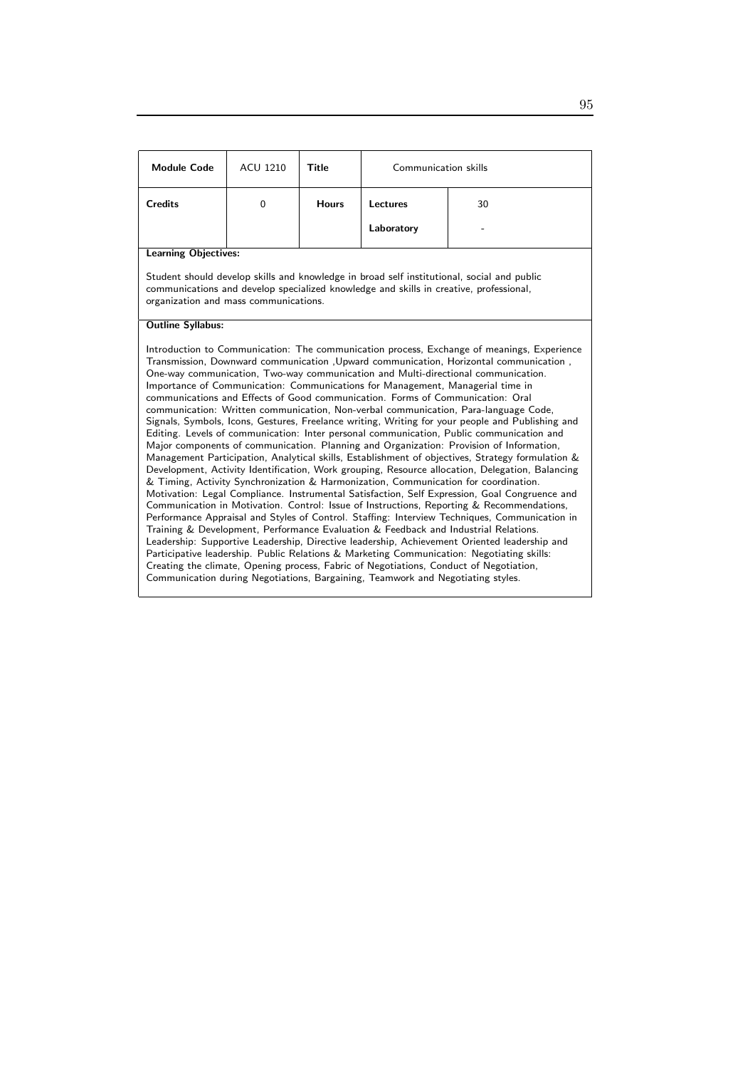| **Module Code** | ACU 1210 | **Title** | Communication skills | |
|---|---|---|---|---|
| **Credits** | 0 | **Hours** | **Lectures** | 30 |
| | | | **Laboratory** | - |

**Learning Objectives:**

Student should develop skills and knowledge in broad self institutional, social and public communications and develop specialized knowledge and skills in creative, professional, organization and mass communications.

**Outline Syllabus:**

Introduction to Communication: The communication process, Exchange of meanings, Experience Transmission, Downward communication ,Upward communication, Horizontal communication , One-way communication, Two-way communication and Multi-directional communication. Importance of Communication: Communications for Management, Managerial time in communications and Effects of Good communication. Forms of Communication: Oral communication: Written communication, Non-verbal communication, Para-language Code, Signals, Symbols, Icons, Gestures, Freelance writing, Writing for your people and Publishing and Editing. Levels of communication: Inter personal communication, Public communication and Major components of communication. Planning and Organization: Provision of Information, Management Participation, Analytical skills, Establishment of objectives, Strategy formulation & Development, Activity Identification, Work grouping, Resource allocation, Delegation, Balancing & Timing, Activity Synchronization & Harmonization, Communication for coordination. Motivation: Legal Compliance. Instrumental Satisfaction, Self Expression, Goal Congruence and Communication in Motivation. Control: Issue of Instructions, Reporting & Recommendations, Performance Appraisal and Styles of Control. Staffing: Interview Techniques, Communication in Training & Development, Performance Evaluation & Feedback and Industrial Relations. Leadership: Supportive Leadership, Directive leadership, Achievement Oriented leadership and Participative leadership. Public Relations & Marketing Communication: Negotiating skills: Creating the climate, Opening process, Fabric of Negotiations, Conduct of Negotiation, Communication during Negotiations, Bargaining, Teamwork and Negotiating styles.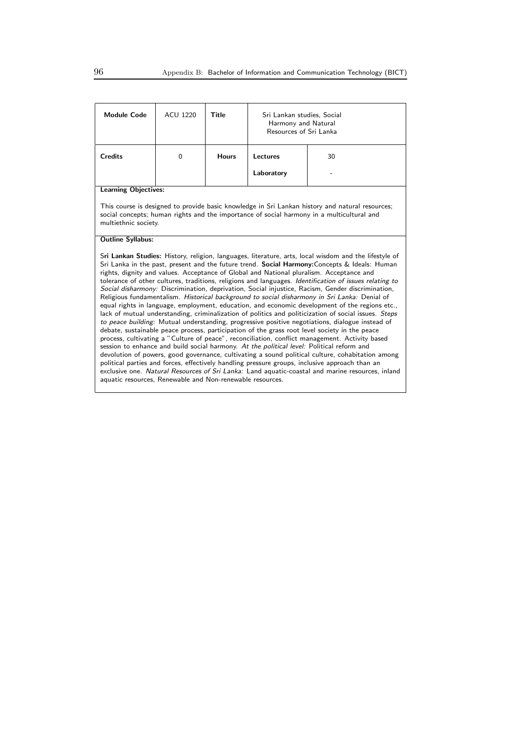| **Module Code** | ACU 1220 | **Title** | Sri Lankan studies, Social Harmony and Natural Resources of Sri Lanka | |
|---|---|---|---|---|
| **Credits** | 0 | **Hours** | **Lectures** | 30 |
| | | | **Laboratory** | - |

**Learning Objectives:**

This course is designed to provide basic knowledge in Sri Lankan history and natural resources; social concepts; human rights and the importance of social harmony in a multicultural and multiethnic society.

**Outline Syllabus:**

S**ri Lankan Studies:** History, religion, languages, literature, arts, local wisdom and the lifestyle of Sri Lanka in the past, present and the future trend. **Social Harmony:**Concepts & Ideals: Human rights, dignity and values. Acceptance of Global and National pluralism. Acceptance and tolerance of other cultures, traditions, religions and languages. *Identification of issues relating to Social disharmony:* Discrimination, deprivation, Social injustice, Racism, Gender discrimination, Religious fundamentalism. *Historical background to social disharmony in Sri Lanka:* Denial of equal rights in language, employment, education, and economic development of the regions etc., lack of mutual understanding, criminalization of politics and politicization of social issues. *Steps to peace building:* Mutual understanding, progressive positive negotiations, dialogue instead of debate, sustainable peace process, participation of the grass root level society in the peace process, cultivating a "Culture of peace", reconciliation, conflict management. Activity based session to enhance and build social harmony. *At the political level:* Political reform and devolution of powers, good governance, cultivating a sound political culture, cohabitation among political parties and forces, effectively handling pressure groups, inclusive approach than an exclusive one. *Natural Resources of Sri Lanka:* Land aquatic-coastal and marine resources, inland aquatic resources, Renewable and Non-renewable resources.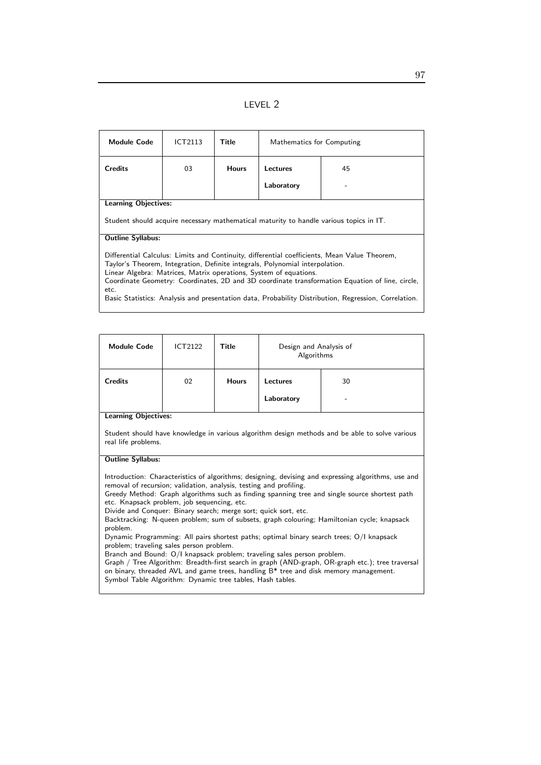# LEVEL 2

| Module Code | ICT2113 | Title | Mathematics for Computing | |
|---|---|---|---|---|
| Credits | 03 | Hours | Lectures | 45 |
| | | | Laboratory | - |

**Learning Objectives:**

Student should acquire necessary mathematical maturity to handle various topics in IT.

**Outline Syllabus:**

Differential Calculus: Limits and Continuity, differential coefficients, Mean Value Theorem, Taylor's Theorem, Integration, Definite integrals, Polynomial interpolation.
Linear Algebra: Matrices, Matrix operations, System of equations.
Coordinate Geometry: Coordinates, 2D and 3D coordinate transformation Equation of line, circle, etc.
Basic Statistics: Analysis and presentation data, Probability Distribution, Regression, Correlation.

| Module Code | ICT2122 | Title | Design and Analysis of Algorithms | |
|---|---|---|---|---|
| Credits | 02 | Hours | Lectures | 30 |
| | | | Laboratory | - |

**Learning Objectives:**

Student should have knowledge in various algorithm design methods and be able to solve various real life problems.

**Outline Syllabus:**

Introduction: Characteristics of algorithms; designing, devising and expressing algorithms, use and removal of recursion; validation, analysis, testing and profiling.
Greedy Method: Graph algorithms such as finding spanning tree and single source shortest path etc. Knapsack problem, job sequencing, etc.
Divide and Conquer: Binary search; merge sort; quick sort, etc.
Backtracking: N-queen problem; sum of subsets, graph colouring; Hamiltonian cycle; knapsack problem.
Dynamic Programming: All pairs shortest paths; optimal binary search trees; O/I knapsack problem; traveling sales person problem.
Branch and Bound: O/I knapsack problem; traveling sales person problem.
Graph / Tree Algorithm: Breadth-first search in graph (AND-graph, OR-graph etc.); tree traversal on binary, threaded AVL and game trees, handling B* tree and disk memory management.
Symbol Table Algorithm: Dynamic tree tables, Hash tables.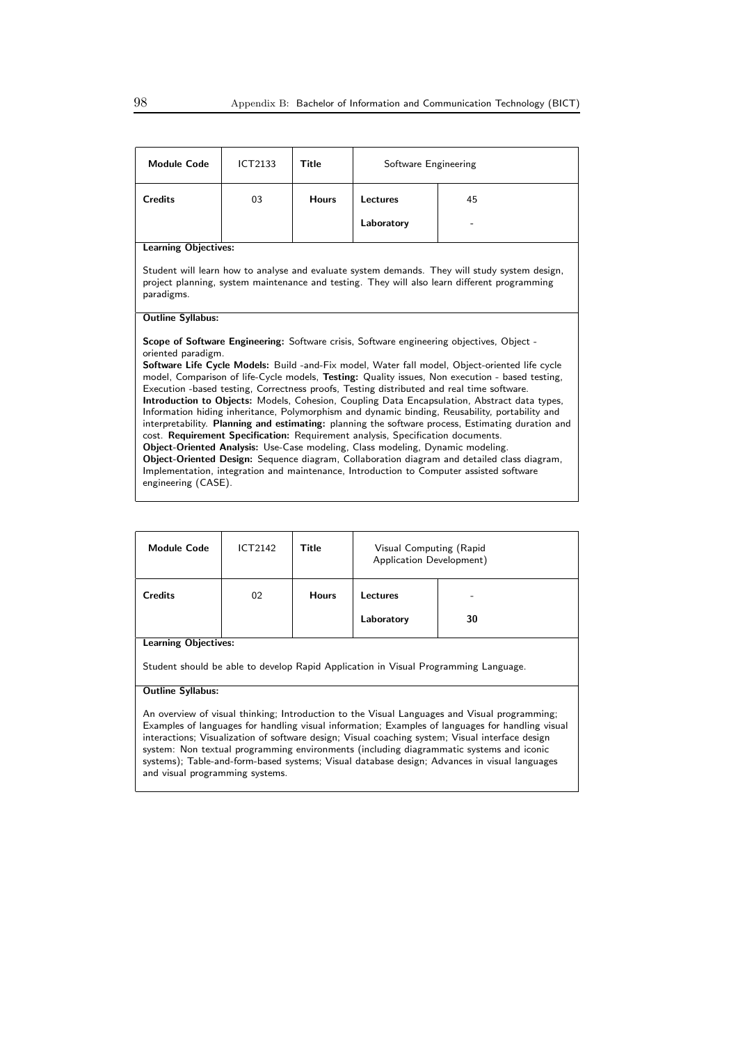| **Module Code** | ICT2133 | **Title** | Software Engineering | |
|---|---|---|---|---|
| **Credits** | 03 | **Hours** | **Lectures** | 45 |
| | | | **Laboratory** | - |

**Learning Objectives:**

Student will learn how to analyse and evaluate system demands. They will study system design, project planning, system maintenance and testing. They will also learn different programming paradigms.

**Outline Syllabus:**

**Scope of Software Engineering:** Software crisis, Software engineering objectives, Object - oriented paradigm.
**Software Life Cycle Models:** Build -and-Fix model, Water fall model, Object-oriented life cycle model, Comparison of life-Cycle models, **Testing:** Quality issues, Non execution - based testing, Execution -based testing, Correctness proofs, Testing distributed and real time software.
**Introduction to Objects:** Models, Cohesion, Coupling Data Encapsulation, Abstract data types, Information hiding inheritance, Polymorphism and dynamic binding, Reusability, portability and interpretability. **Planning and estimating:** planning the software process, Estimating duration and cost. **Requirement Specification:** Requirement analysis, Specification documents.
**Object-Oriented Analysis:** Use-Case modeling, Class modeling, Dynamic modeling.
**Object-Oriented Design:** Sequence diagram, Collaboration diagram and detailed class diagram, Implementation, integration and maintenance, Introduction to Computer assisted software engineering (CASE).

| **Module Code** | ICT2142 | **Title** | Visual Computing (Rapid Application Development) | |
|---|---|---|---|---|
| **Credits** | 02 | **Hours** | **Lectures** | - |
| | | | **Laboratory** | **30** |

**Learning Objectives:**

Student should be able to develop Rapid Application in Visual Programming Language.

**Outline Syllabus:**

An overview of visual thinking; Introduction to the Visual Languages and Visual programming; Examples of languages for handling visual information; Examples of languages for handling visual interactions; Visualization of software design; Visual coaching system; Visual interface design system: Non textual programming environments (including diagrammatic systems and iconic systems); Table-and-form-based systems; Visual database design; Advances in visual languages and visual programming systems.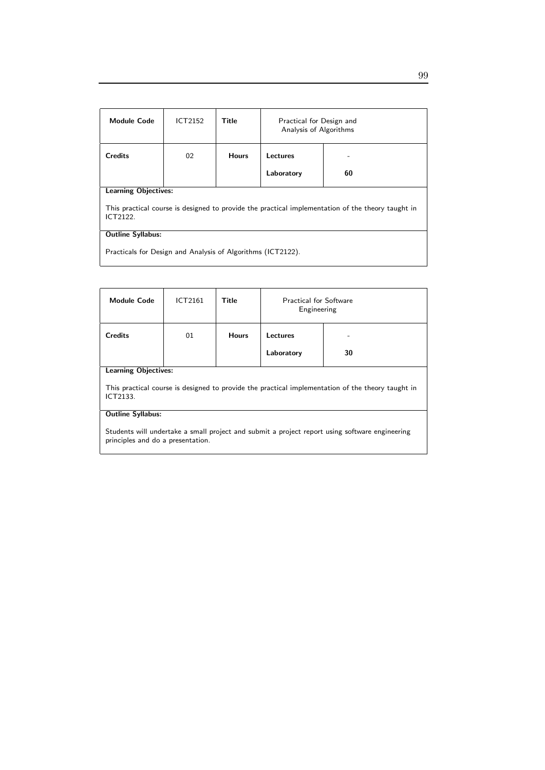| Module Code | ICT2152 | Title | Practical for Design and Analysis of Algorithms | |
|---|---|---|---|---|
| Credits | 02 | Hours | Lectures | - |
| | | | Laboratory | 60 |

**Learning Objectives:**

This practical course is designed to provide the practical implementation of the theory taught in ICT2122.

**Outline Syllabus:**

Practicals for Design and Analysis of Algorithms (ICT2122).

| Module Code | ICT2161 | Title | Practical for Software Engineering | |
|---|---|---|---|---|
| Credits | 01 | Hours | Lectures | - |
| | | | Laboratory | 30 |

**Learning Objectives:**

This practical course is designed to provide the practical implementation of the theory taught in ICT2133.

**Outline Syllabus:**

Students will undertake a small project and submit a project report using software engineering principles and do a presentation.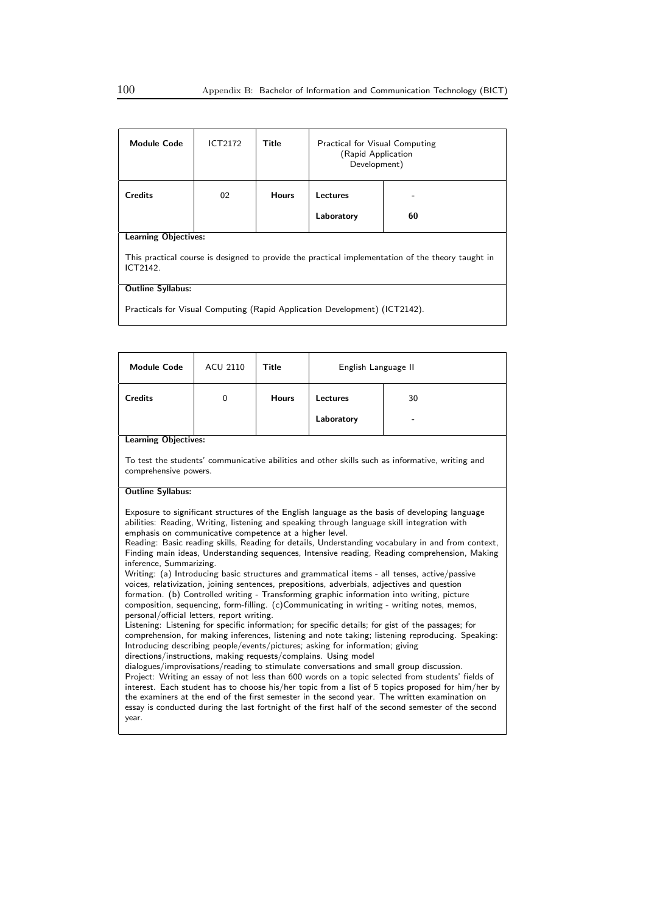| Module Code | ICT2172 | Title | Practical for Visual Computing (Rapid Application Development) | |
|---|---|---|---|---|
| Credits | 02 | Hours | Lectures | - |
| | | | Laboratory | 60 |

**Learning Objectives:**

This practical course is designed to provide the practical implementation of the theory taught in ICT2142.

**Outline Syllabus:**

Practicals for Visual Computing (Rapid Application Development) (ICT2142).

| Module Code | ACU 2110 | Title | English Language II | |
|---|---|---|---|---|
| Credits | 0 | Hours | Lectures | 30 |
| | | | Laboratory | - |

**Learning Objectives:**

To test the students' communicative abilities and other skills such as informative, writing and comprehensive powers.

**Outline Syllabus:**

Exposure to significant structures of the English language as the basis of developing language abilities: Reading, Writing, listening and speaking through language skill integration with emphasis on communicative competence at a higher level.
Reading: Basic reading skills, Reading for details, Understanding vocabulary in and from context, Finding main ideas, Understanding sequences, Intensive reading, Reading comprehension, Making inference, Summarizing.
Writing: (a) Introducing basic structures and grammatical items - all tenses, active/passive voices, relativization, joining sentences, prepositions, adverbials, adjectives and question formation. (b) Controlled writing - Transforming graphic information into writing, picture composition, sequencing, form-filling. (c)Communicating in writing - writing notes, memos, personal/official letters, report writing.
Listening: Listening for specific information; for specific details; for gist of the passages; for comprehension, for making inferences, listening and note taking; listening reproducing. Speaking: Introducing describing people/events/pictures; asking for information; giving directions/instructions, making requests/complains. Using model dialogues/improvisations/reading to stimulate conversations and small group discussion.
Project: Writing an essay of not less than 600 words on a topic selected from students' fields of interest. Each student has to choose his/her topic from a list of 5 topics proposed for him/her by the examiners at the end of the first semester in the second year. The written examination on essay is conducted during the last fortnight of the first half of the second semester of the second year.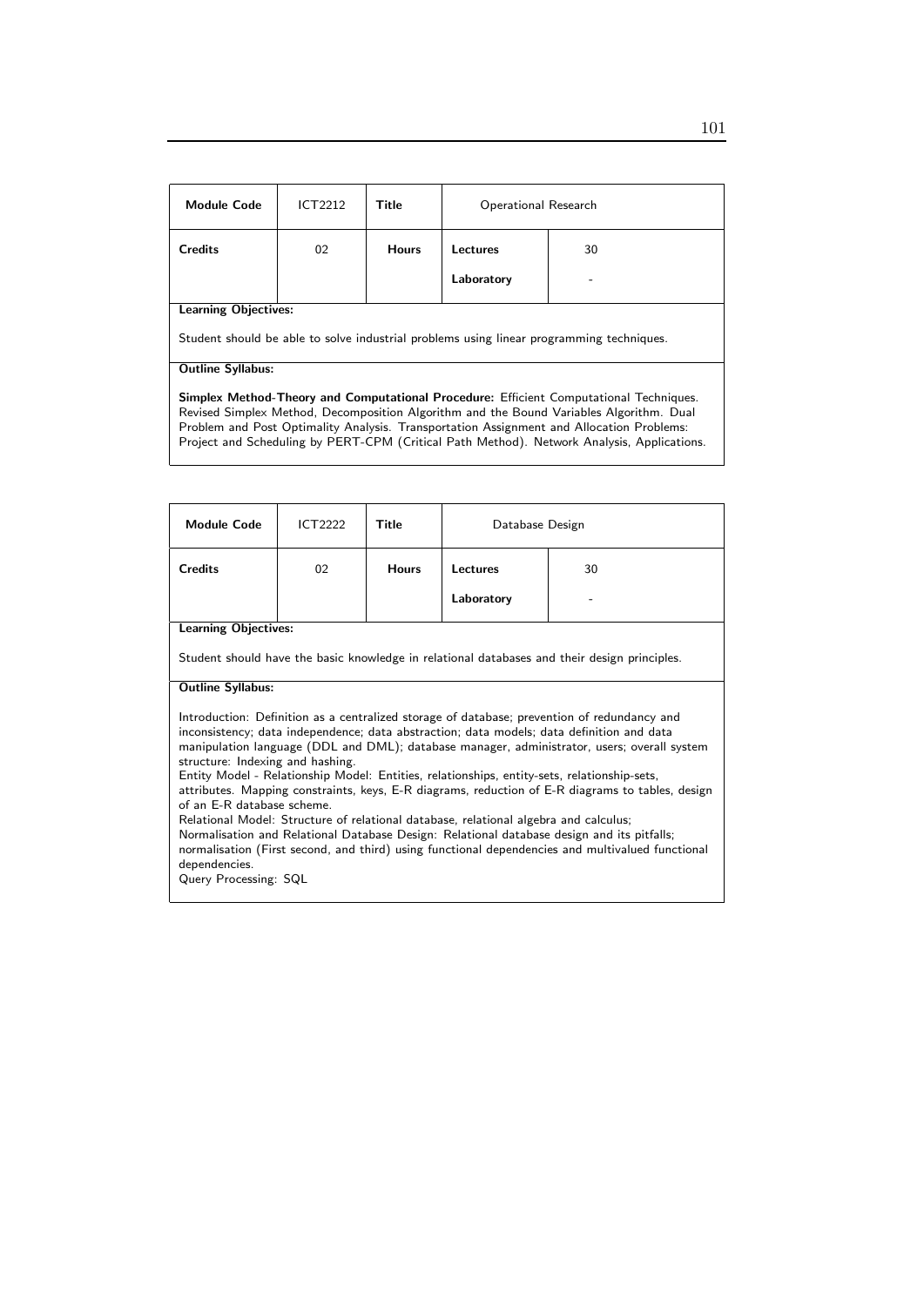| Module Code | ICT2212 | Title | Operational Research | |
|---|---|---|---|---|
| Credits | 02 | Hours | Lectures | 30 |
| | | | Laboratory | - |

**Learning Objectives:**

Student should be able to solve industrial problems using linear programming techniques.

**Outline Syllabus:**

**Simplex Method-Theory and Computational Procedure:** Efficient Computational Techniques. Revised Simplex Method, Decomposition Algorithm and the Bound Variables Algorithm. Dual Problem and Post Optimality Analysis. Transportation Assignment and Allocation Problems: Project and Scheduling by PERT-CPM (Critical Path Method). Network Analysis, Applications.

| Module Code | ICT2222 | Title | Database Design | |
|---|---|---|---|---|
| Credits | 02 | Hours | Lectures | 30 |
| | | | Laboratory | - |

**Learning Objectives:**

Student should have the basic knowledge in relational databases and their design principles.

**Outline Syllabus:**

Introduction: Definition as a centralized storage of database; prevention of redundancy and inconsistency; data independence; data abstraction; data models; data definition and data manipulation language (DDL and DML); database manager, administrator, users; overall system structure: Indexing and hashing.
Entity Model - Relationship Model: Entities, relationships, entity-sets, relationship-sets, attributes. Mapping constraints, keys, E-R diagrams, reduction of E-R diagrams to tables, design of an E-R database scheme.
Relational Model: Structure of relational database, relational algebra and calculus;
Normalisation and Relational Database Design: Relational database design and its pitfalls; normalisation (First second, and third) using functional dependencies and multivalued functional dependencies.
Query Processing: SQL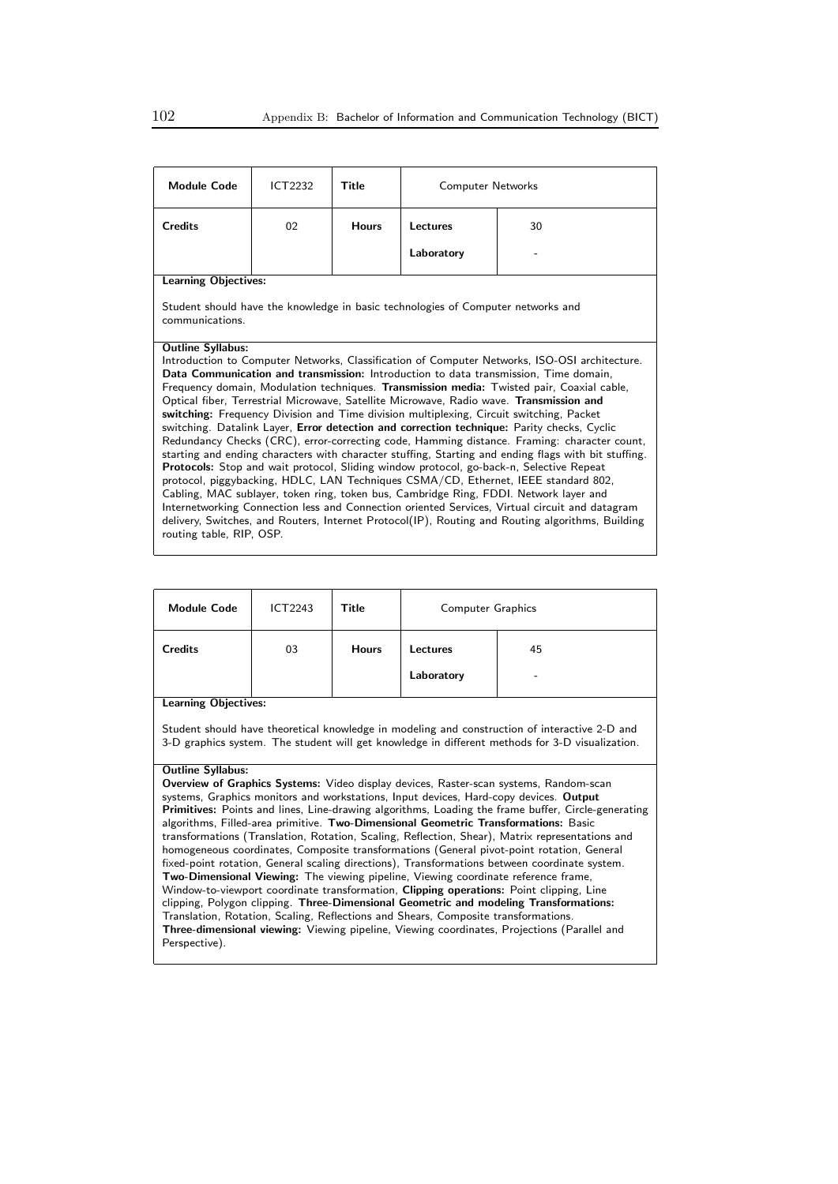| Module Code | ICT2232 | Title | Computer Networks | |
|---|---|---|---|---|
| Credits | 02 | Hours | Lectures | 30 |
| | | | Laboratory | - |

**Learning Objectives:**

Student should have the knowledge in basic technologies of Computer networks and communications.

**Outline Syllabus:**

Introduction to Computer Networks, Classification of Computer Networks, ISO-OSI architecture. **Data Communication and transmission:** Introduction to data transmission, Time domain, Frequency domain, Modulation techniques. **Transmission media:** Twisted pair, Coaxial cable, Optical fiber, Terrestrial Microwave, Satellite Microwave, Radio wave. **Transmission and switching:** Frequency Division and Time division multiplexing, Circuit switching, Packet switching. Datalink Layer, **Error detection and correction technique:** Parity checks, Cyclic Redundancy Checks (CRC), error-correcting code, Hamming distance. Framing: character count, starting and ending characters with character stuffing, Starting and ending flags with bit stuffing. **Protocols:** Stop and wait protocol, Sliding window protocol, go-back-n, Selective Repeat protocol, piggybacking, HDLC, LAN Techniques CSMA/CD, Ethernet, IEEE standard 802, Cabling, MAC sublayer, token ring, token bus, Cambridge Ring, FDDI. Network layer and Internetworking Connection less and Connection oriented Services, Virtual circuit and datagram delivery, Switches, and Routers, Internet Protocol(IP), Routing and Routing algorithms, Building routing table, RIP, OSP.

| Module Code | ICT2243 | Title | Computer Graphics | |
|---|---|---|---|---|
| Credits | 03 | Hours | Lectures | 45 |
| | | | Laboratory | - |

**Learning Objectives:**

Student should have theoretical knowledge in modeling and construction of interactive 2-D and 3-D graphics system. The student will get knowledge in different methods for 3-D visualization.

**Outline Syllabus:**

**Overview of Graphics Systems:** Video display devices, Raster-scan systems, Random-scan systems, Graphics monitors and workstations, Input devices, Hard-copy devices. **Output Primitives:** Points and lines, Line-drawing algorithms, Loading the frame buffer, Circle-generating algorithms, Filled-area primitive. **Two-Dimensional Geometric Transformations:** Basic transformations (Translation, Rotation, Scaling, Reflection, Shear), Matrix representations and homogeneous coordinates, Composite transformations (General pivot-point rotation, General fixed-point rotation, General scaling directions), Transformations between coordinate system. **Two-Dimensional Viewing:** The viewing pipeline, Viewing coordinate reference frame, Window-to-viewport coordinate transformation, **Clipping operations:** Point clipping, Line clipping, Polygon clipping. **Three-Dimensional Geometric and modeling Transformations:** Translation, Rotation, Scaling, Reflections and Shears, Composite transformations. **Three-dimensional viewing:** Viewing pipeline, Viewing coordinates, Projections (Parallel and Perspective).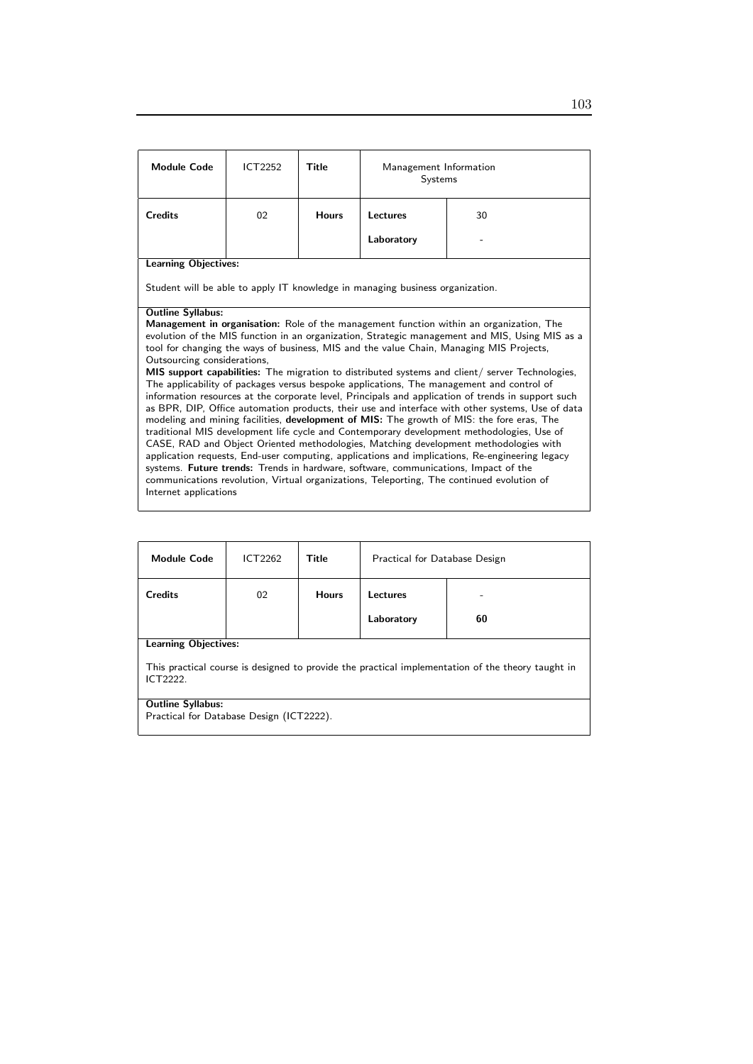| Module Code | ICT2252 | Title | Management Information Systems | |
|---|---|---|---|---|
| Credits | 02 | Hours | Lectures | 30 |
| | | | Laboratory | - |

**Learning Objectives:**

Student will be able to apply IT knowledge in managing business organization.

**Outline Syllabus:**
**Management in organisation:** Role of the management function within an organization, The evolution of the MIS function in an organization, Strategic management and MIS, Using MIS as a tool for changing the ways of business, MIS and the value Chain, Managing MIS Projects, Outsourcing considerations,
**MIS support capabilities:** The migration to distributed systems and client/ server Technologies, The applicability of packages versus bespoke applications, The management and control of information resources at the corporate level, Principals and application of trends in support such as BPR, DIP, Office automation products, their use and interface with other systems, Use of data modeling and mining facilities, **development of MIS:** The growth of MIS: the fore eras, The traditional MIS development life cycle and Contemporary development methodologies, Use of CASE, RAD and Object Oriented methodologies, Matching development methodologies with application requests, End-user computing, applications and implications, Re-engineering legacy systems. **Future trends:** Trends in hardware, software, communications, Impact of the communications revolution, Virtual organizations, Teleporting, The continued evolution of Internet applications

| Module Code | ICT2262 | Title | Practical for Database Design | |
|---|---|---|---|---|
| Credits | 02 | Hours | Lectures | - |
| | | | Laboratory | **60** |

**Learning Objectives:**

This practical course is designed to provide the practical implementation of the theory taught in ICT2222.

**Outline Syllabus:**
Practical for Database Design (ICT2222).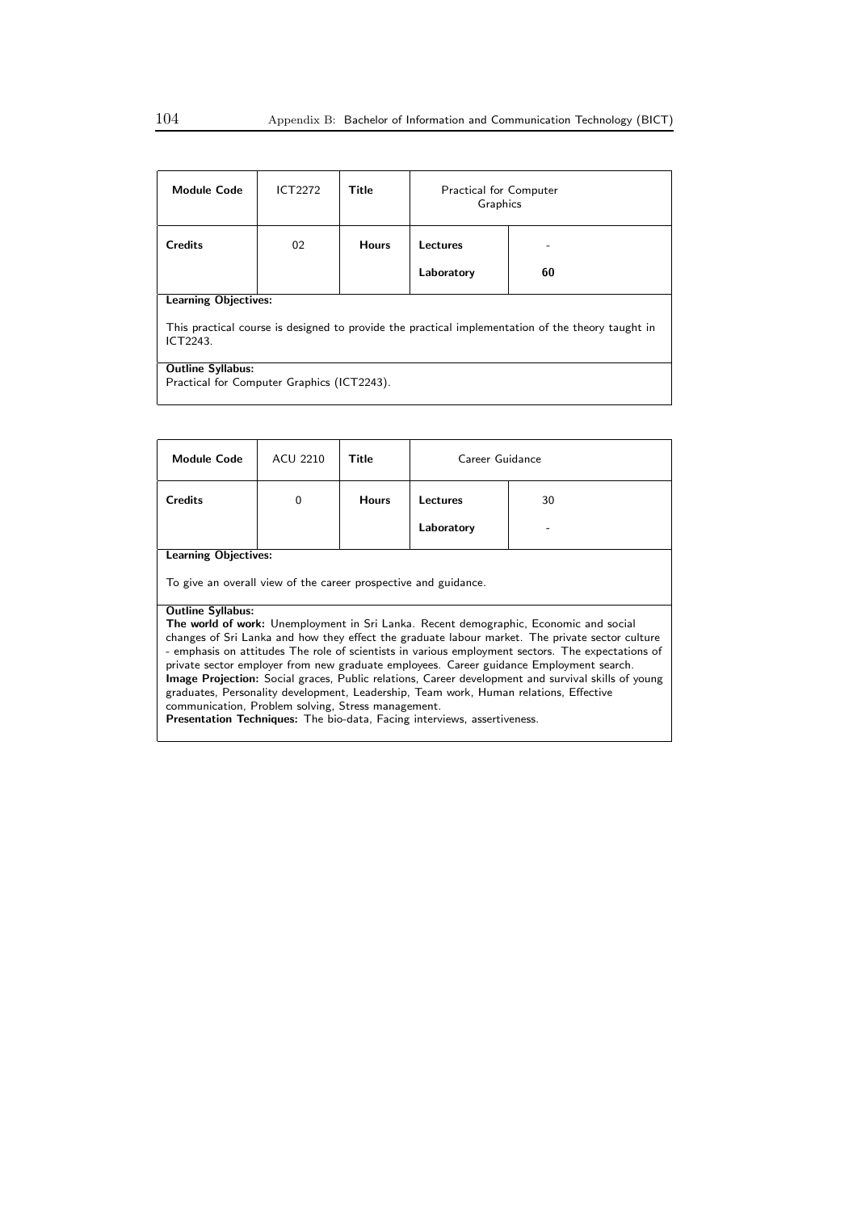| **Module Code** | ICT2272 | **Title** | Practical for Computer Graphics | |
|---|---|---|---|---|
| **Credits** | 02 | **Hours** | **Lectures** | - |
| | | | **Laboratory** | **60** |

**Learning Objectives:**

This practical course is designed to provide the practical implementation of the theory taught in ICT2243.

**Outline Syllabus:**
Practical for Computer Graphics (ICT2243).

| **Module Code** | ACU 2210 | **Title** | Career Guidance | |
|---|---|---|---|---|
| **Credits** | 0 | **Hours** | **Lectures** | 30 |
| | | | **Laboratory** | - |

**Learning Objectives:**

To give an overall view of the career prospective and guidance.

**Outline Syllabus:**
**The world of work:** Unemployment in Sri Lanka. Recent demographic, Economic and social changes of Sri Lanka and how they effect the graduate labour market. The private sector culture - emphasis on attitudes The role of scientists in various employment sectors. The expectations of private sector employer from new graduate employees. Career guidance Employment search.
**Image Projection:** Social graces, Public relations, Career development and survival skills of young graduates, Personality development, Leadership, Team work, Human relations, Effective communication, Problem solving, Stress management.
**Presentation Techniques:** The bio-data, Facing interviews, assertiveness.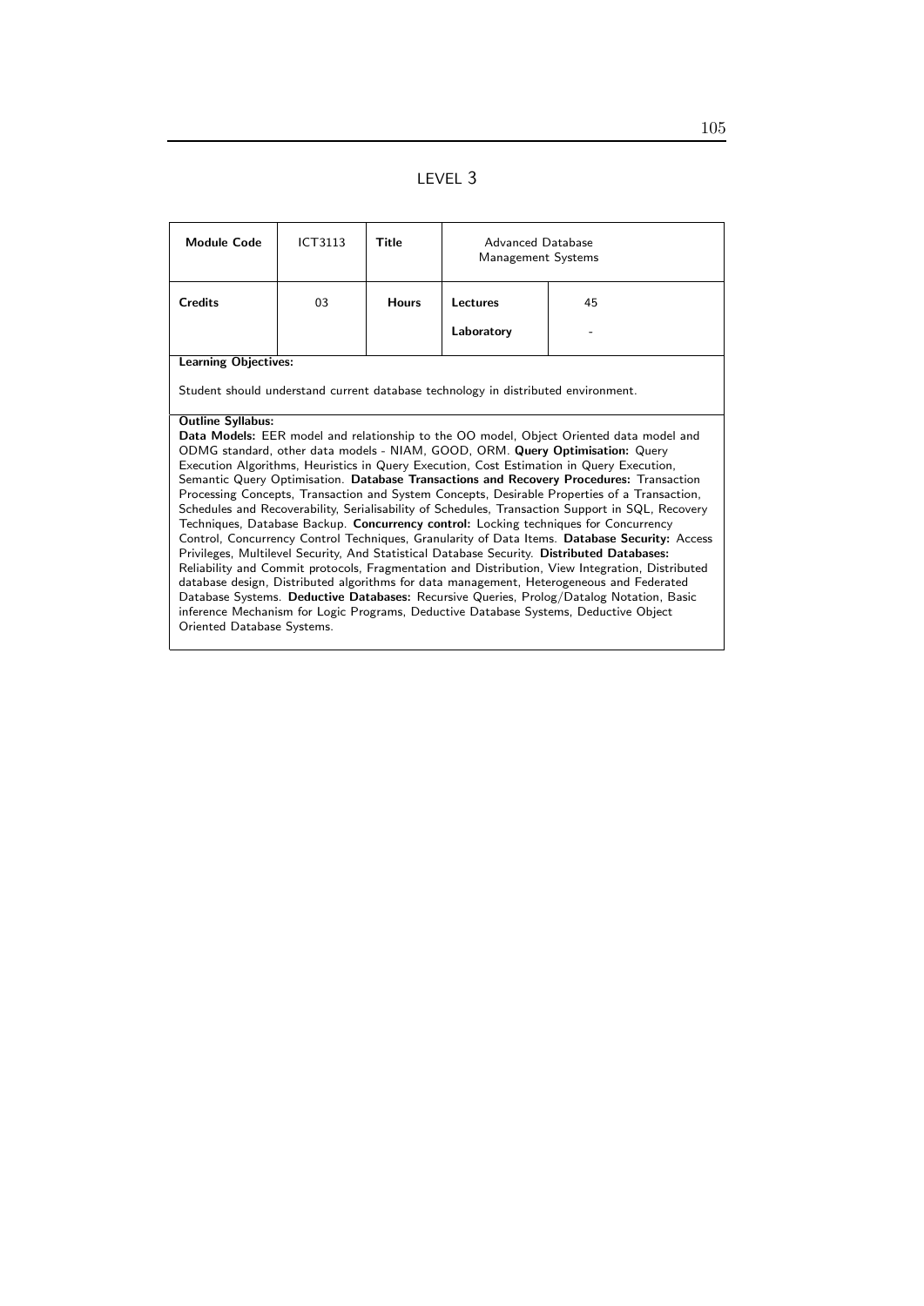## LEVEL 3

| Module Code | ICT3113 | Title | Advanced Database Management Systems | |
|---|---|---|---|---|
| Credits | 03 | Hours | Lectures | 45 |
| | | | Laboratory | - |

**Learning Objectives:**

Student should understand current database technology in distributed environment.

**Outline Syllabus:**

**Data Models:** EER model and relationship to the OO model, Object Oriented data model and ODMG standard, other data models - NIAM, GOOD, ORM. **Query Optimisation:** Query Execution Algorithms, Heuristics in Query Execution, Cost Estimation in Query Execution, Semantic Query Optimisation. **Database Transactions and Recovery Procedures:** Transaction Processing Concepts, Transaction and System Concepts, Desirable Properties of a Transaction, Schedules and Recoverability, Serialisability of Schedules, Transaction Support in SQL, Recovery Techniques, Database Backup. **Concurrency control:** Locking techniques for Concurrency Control, Concurrency Control Techniques, Granularity of Data Items. **Database Security:** Access Privileges, Multilevel Security, And Statistical Database Security. **Distributed Databases:** Reliability and Commit protocols, Fragmentation and Distribution, View Integration, Distributed database design, Distributed algorithms for data management, Heterogeneous and Federated Database Systems. **Deductive Databases:** Recursive Queries, Prolog/Datalog Notation, Basic inference Mechanism for Logic Programs, Deductive Database Systems, Deductive Object Oriented Database Systems.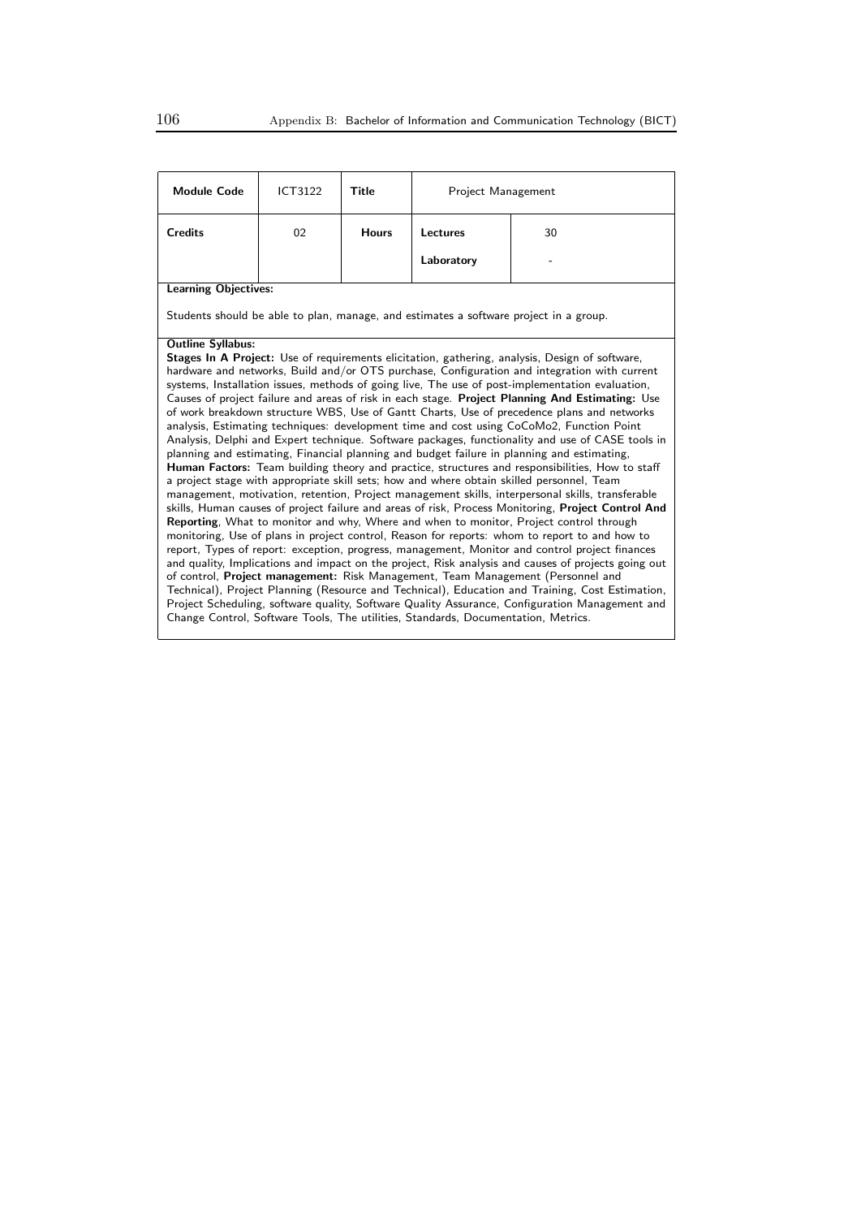| Module Code | ICT3122 | Title | Project Management | |
|---|---|---|---|---|
| Credits | 02 | Hours | Lectures | 30 |
| | | | Laboratory | - |

**Learning Objectives:**

Students should be able to plan, manage, and estimates a software project in a group.

**Outline Syllabus:**

**Stages In A Project:** Use of requirements elicitation, gathering, analysis, Design of software, hardware and networks, Build and/or OTS purchase, Configuration and integration with current systems, Installation issues, methods of going live, The use of post-implementation evaluation, Causes of project failure and areas of risk in each stage. **Project Planning And Estimating:** Use of work breakdown structure WBS, Use of Gantt Charts, Use of precedence plans and networks analysis, Estimating techniques: development time and cost using CoCoMo2, Function Point Analysis, Delphi and Expert technique. Software packages, functionality and use of CASE tools in planning and estimating, Financial planning and budget failure in planning and estimating, **Human Factors:** Team building theory and practice, structures and responsibilities, How to staff a project stage with appropriate skill sets; how and where obtain skilled personnel, Team management, motivation, retention, Project management skills, interpersonal skills, transferable skills, Human causes of project failure and areas of risk, Process Monitoring, **Project Control And Reporting**, What to monitor and why, Where and when to monitor, Project control through monitoring, Use of plans in project control, Reason for reports: whom to report to and how to report, Types of report: exception, progress, management, Monitor and control project finances and quality, Implications and impact on the project, Risk analysis and causes of projects going out of control, **Project management:** Risk Management, Team Management (Personnel and Technical), Project Planning (Resource and Technical), Education and Training, Cost Estimation, Project Scheduling, software quality, Software Quality Assurance, Configuration Management and Change Control, Software Tools, The utilities, Standards, Documentation, Metrics.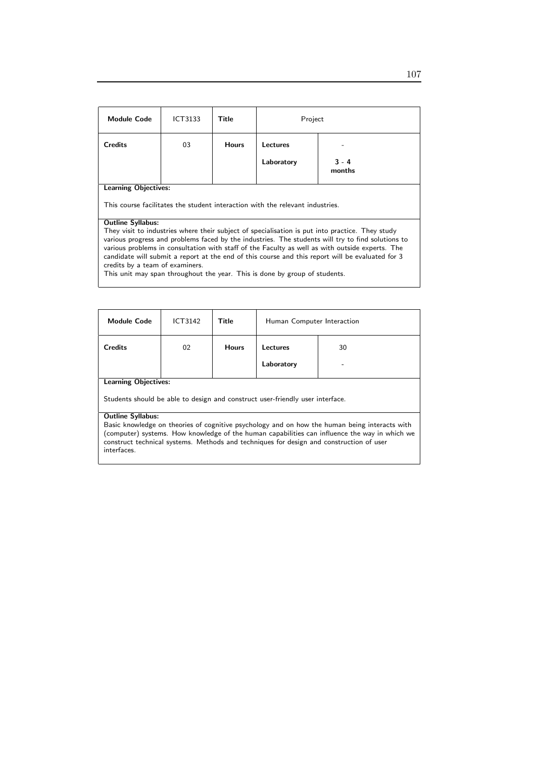| Module Code | ICT3133 | Title | Project | |
|---|---|---|---|---|
| Credits | 03 | Hours | Lectures | - |
| | | | Laboratory | 3 - 4 months |

**Learning Objectives:**

This course facilitates the student interaction with the relevant industries.

**Outline Syllabus:**

They visit to industries where their subject of specialisation is put into practice. They study various progress and problems faced by the industries. The students will try to find solutions to various problems in consultation with staff of the Faculty as well as with outside experts. The candidate will submit a report at the end of this course and this report will be evaluated for 3 credits by a team of examiners.
This unit may span throughout the year. This is done by group of students.

| Module Code | ICT3142 | Title | Human Computer Interaction | |
|---|---|---|---|---|
| Credits | 02 | Hours | Lectures | 30 |
| | | | Laboratory | - |

**Learning Objectives:**

Students should be able to design and construct user-friendly user interface.

**Outline Syllabus:**

Basic knowledge on theories of cognitive psychology and on how the human being interacts with (computer) systems. How knowledge of the human capabilities can influence the way in which we construct technical systems. Methods and techniques for design and construction of user interfaces.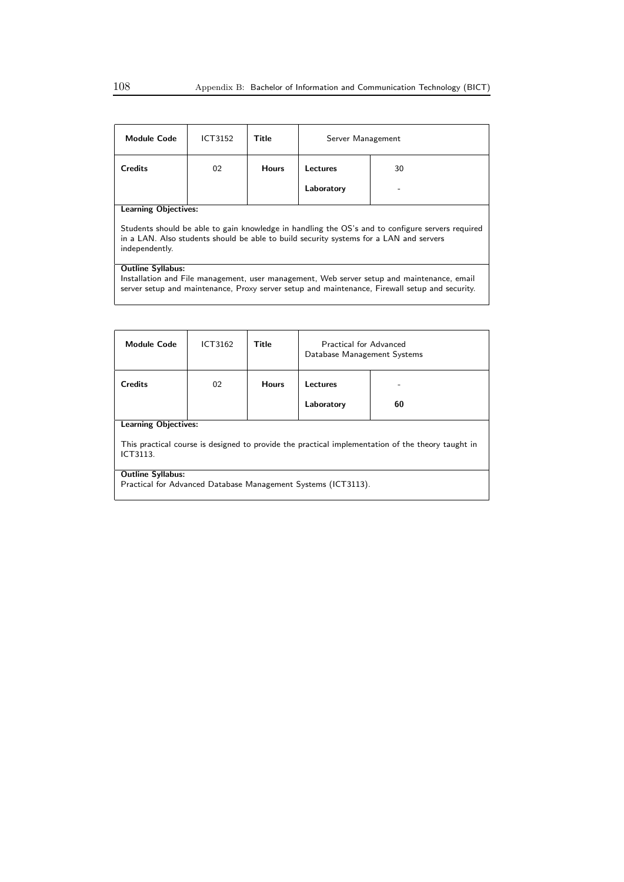| **Module Code** | ICT3152 | **Title** | Server Management | |
|---|---|---|---|---|
| **Credits** | 02 | **Hours** | **Lectures** | 30 |
| | | | **Laboratory** | - |

**Learning Objectives:**

Students should be able to gain knowledge in handling the OS's and to configure servers required in a LAN. Also students should be able to build security systems for a LAN and servers independently.

**Outline Syllabus:**
Installation and File management, user management, Web server setup and maintenance, email server setup and maintenance, Proxy server setup and maintenance, Firewall setup and security.

| **Module Code** | ICT3162 | **Title** | Practical for Advanced Database Management Systems | |
|---|---|---|---|---|
| **Credits** | 02 | **Hours** | **Lectures** | - |
| | | | **Laboratory** | **60** |

**Learning Objectives:**

This practical course is designed to provide the practical implementation of the theory taught in ICT3113.

**Outline Syllabus:**
Practical for Advanced Database Management Systems (ICT3113).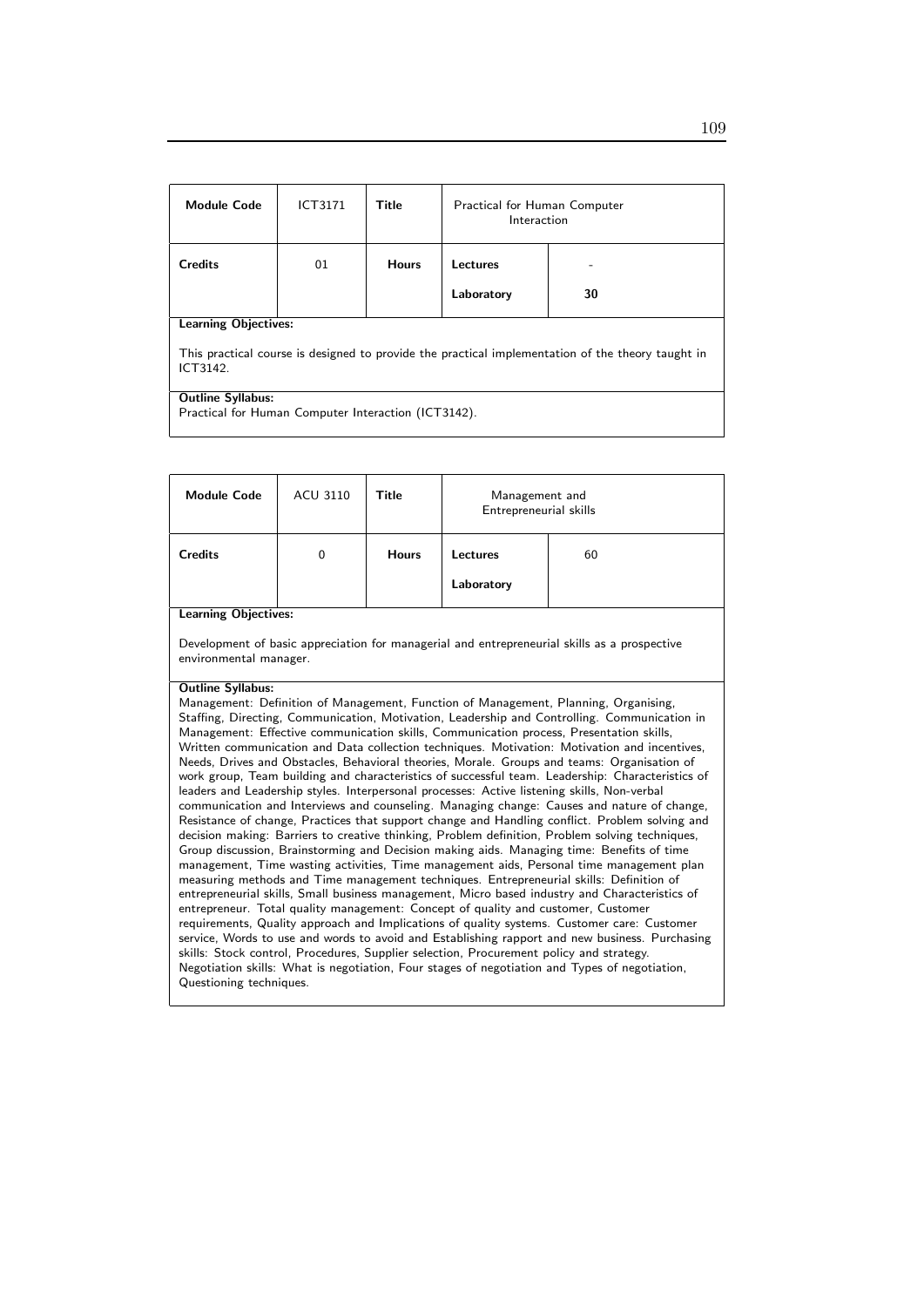| Module Code | ICT3171 | Title | Practical for Human Computer Interaction | |
|---|---|---|---|---|
| Credits | 01 | Hours | Lectures | - |
| | | | Laboratory | 30 |

**Learning Objectives:**

This practical course is designed to provide the practical implementation of the theory taught in ICT3142.

**Outline Syllabus:**
Practical for Human Computer Interaction (ICT3142).

| Module Code | ACU 3110 | Title | Management and Entrepreneurial skills | |
|---|---|---|---|---|
| Credits | 0 | Hours | Lectures | 60 |
| | | | Laboratory | |

**Learning Objectives:**

Development of basic appreciation for managerial and entrepreneurial skills as a prospective environmental manager.

**Outline Syllabus:**
Management: Definition of Management, Function of Management, Planning, Organising, Staffing, Directing, Communication, Motivation, Leadership and Controlling. Communication in Management: Effective communication skills, Communication process, Presentation skills, Written communication and Data collection techniques. Motivation: Motivation and incentives, Needs, Drives and Obstacles, Behavioral theories, Morale. Groups and teams: Organisation of work group, Team building and characteristics of successful team. Leadership: Characteristics of leaders and Leadership styles. Interpersonal processes: Active listening skills, Non-verbal communication and Interviews and counseling. Managing change: Causes and nature of change, Resistance of change, Practices that support change and Handling conflict. Problem solving and decision making: Barriers to creative thinking, Problem definition, Problem solving techniques, Group discussion, Brainstorming and Decision making aids. Managing time: Benefits of time management, Time wasting activities, Time management aids, Personal time management plan measuring methods and Time management techniques. Entrepreneurial skills: Definition of entrepreneurial skills, Small business management, Micro based industry and Characteristics of entrepreneur. Total quality management: Concept of quality and customer, Customer requirements, Quality approach and Implications of quality systems. Customer care: Customer service, Words to use and words to avoid and Establishing rapport and new business. Purchasing skills: Stock control, Procedures, Supplier selection, Procurement policy and strategy. Negotiation skills: What is negotiation, Four stages of negotiation and Types of negotiation, Questioning techniques.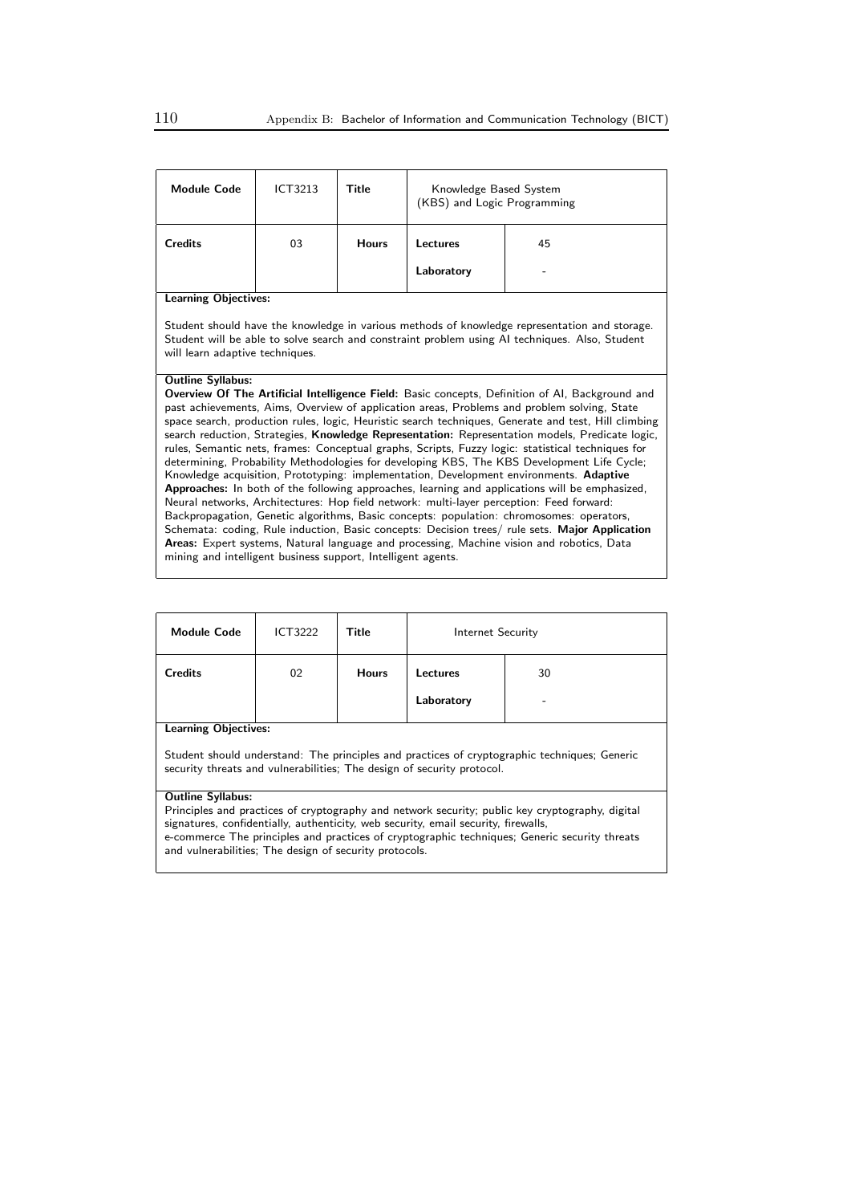| Module Code | ICT3213 | Title | Knowledge Based System (KBS) and Logic Programming | |
|---|---|---|---|---|
| Credits | 03 | Hours | Lectures | 45 |
| | | | Laboratory | - |

**Learning Objectives:**

Student should have the knowledge in various methods of knowledge representation and storage. Student will be able to solve search and constraint problem using AI techniques. Also, Student will learn adaptive techniques.

**Outline Syllabus:**

**Overview Of The Artificial Intelligence Field:** Basic concepts, Definition of AI, Background and past achievements, Aims, Overview of application areas, Problems and problem solving, State space search, production rules, logic, Heuristic search techniques, Generate and test, Hill climbing search reduction, Strategies, **Knowledge Representation:** Representation models, Predicate logic, rules, Semantic nets, frames: Conceptual graphs, Scripts, Fuzzy logic: statistical techniques for determining, Probability Methodologies for developing KBS, The KBS Development Life Cycle; Knowledge acquisition, Prototyping: implementation, Development environments. **Adaptive Approaches:** In both of the following approaches, learning and applications will be emphasized, Neural networks, Architectures: Hop field network: multi-layer perception: Feed forward: Backpropagation, Genetic algorithms, Basic concepts: population: chromosomes: operators, Schemata: coding, Rule induction, Basic concepts: Decision trees/ rule sets. **Major Application Areas:** Expert systems, Natural language and processing, Machine vision and robotics, Data mining and intelligent business support, Intelligent agents.

| Module Code | ICT3222 | Title | Internet Security | |
|---|---|---|---|---|
| Credits | 02 | Hours | Lectures | 30 |
| | | | Laboratory | - |

**Learning Objectives:**

Student should understand: The principles and practices of cryptographic techniques; Generic security threats and vulnerabilities; The design of security protocol.

**Outline Syllabus:**

Principles and practices of cryptography and network security; public key cryptography, digital signatures, confidentially, authenticity, web security, email security, firewalls, e-commerce The principles and practices of cryptographic techniques; Generic security threats and vulnerabilities; The design of security protocols.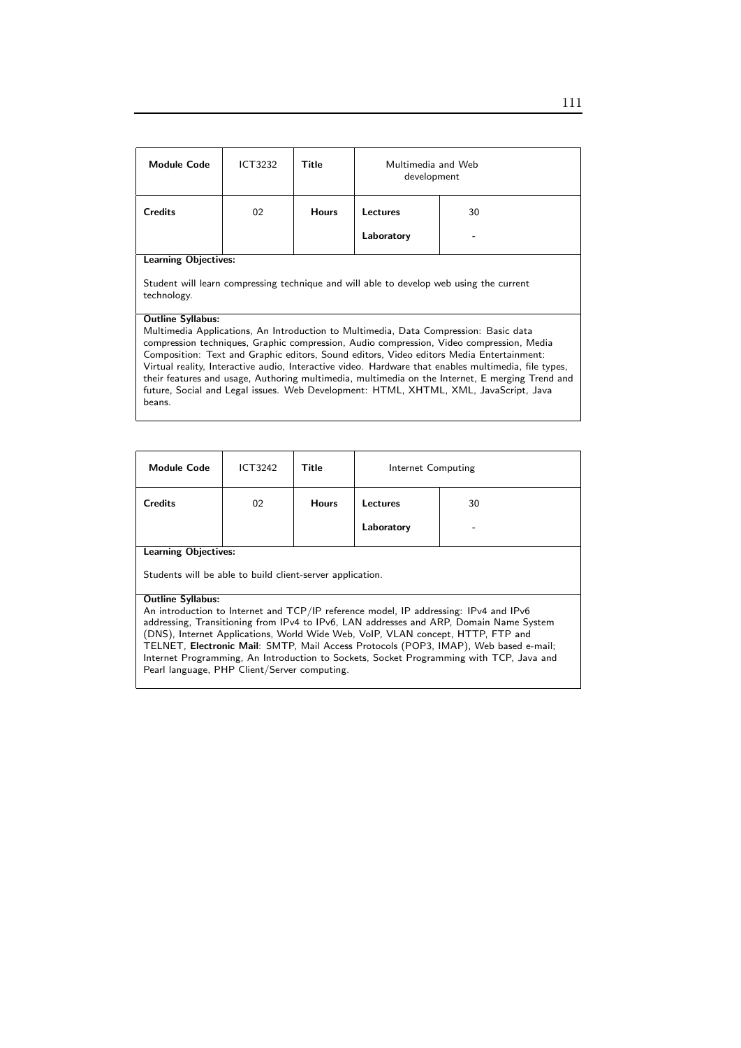| Module Code | ICT3232 | Title | Multimedia and Web development | |
|---|---|---|---|---|
| Credits | 02 | Hours | Lectures | 30 |
| | | | Laboratory | - |

**Learning Objectives:**

Student will learn compressing technique and will able to develop web using the current technology.

**Outline Syllabus:**
Multimedia Applications, An Introduction to Multimedia, Data Compression: Basic data compression techniques, Graphic compression, Audio compression, Video compression, Media Composition: Text and Graphic editors, Sound editors, Video editors Media Entertainment: Virtual reality, Interactive audio, Interactive video. Hardware that enables multimedia, file types, their features and usage, Authoring multimedia, multimedia on the Internet, E merging Trend and future, Social and Legal issues. Web Development: HTML, XHTML, XML, JavaScript, Java beans.

| Module Code | ICT3242 | Title | Internet Computing | |
|---|---|---|---|---|
| Credits | 02 | Hours | Lectures | 30 |
| | | | Laboratory | - |

**Learning Objectives:**

Students will be able to build client-server application.

**Outline Syllabus:**
An introduction to Internet and TCP/IP reference model, IP addressing: IPv4 and IPv6 addressing, Transitioning from IPv4 to IPv6, LAN addresses and ARP, Domain Name System (DNS), Internet Applications, World Wide Web, VoIP, VLAN concept, HTTP, FTP and TELNET, **Electronic Mail**: SMTP, Mail Access Protocols (POP3, IMAP), Web based e-mail; Internet Programming, An Introduction to Sockets, Socket Programming with TCP, Java and Pearl language, PHP Client/Server computing.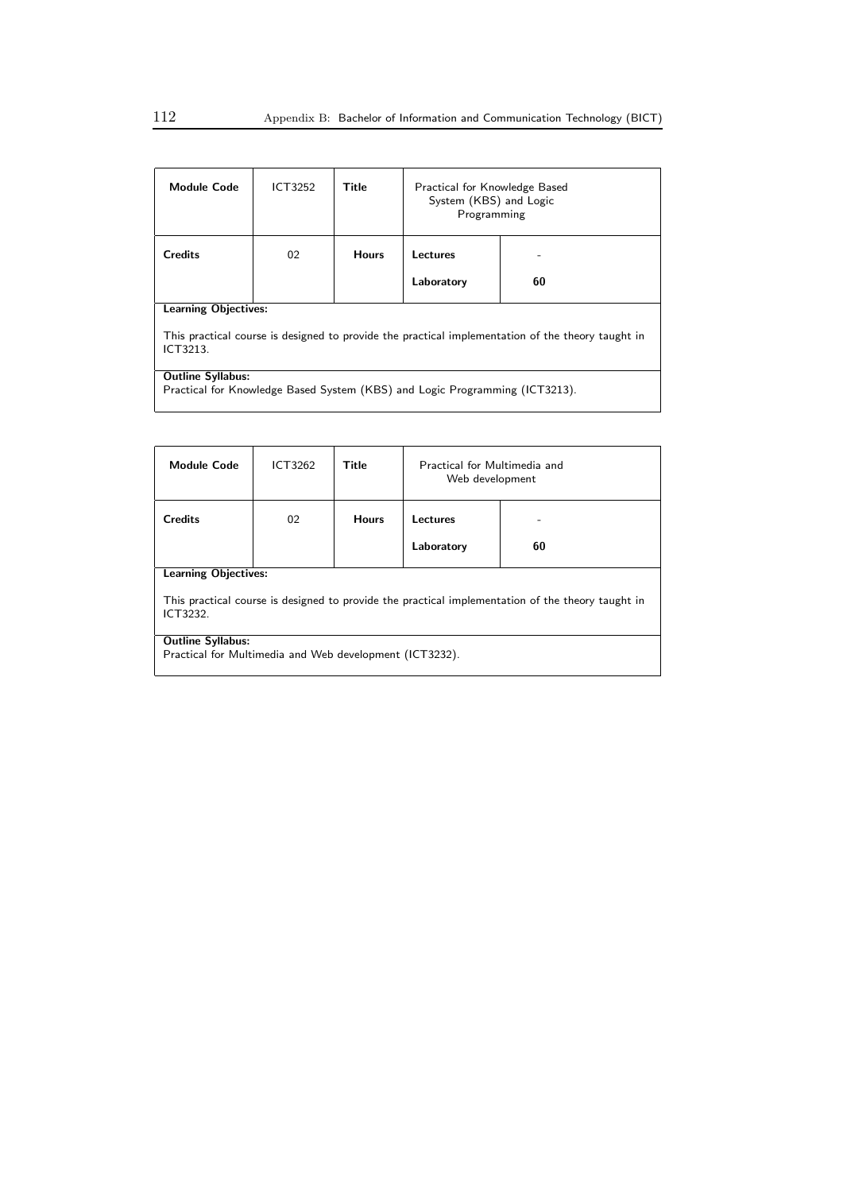| Module Code | ICT3252 | Title | Practical for Knowledge Based System (KBS) and Logic Programming | |
|---|---|---|---|---|
| **Credits** | 02 | **Hours** | **Lectures** | - |
| | | | **Laboratory** | **60** |

**Learning Objectives:**

This practical course is designed to provide the practical implementation of the theory taught in ICT3213.

**Outline Syllabus:**
Practical for Knowledge Based System (KBS) and Logic Programming (ICT3213).

| Module Code | ICT3262 | Title | Practical for Multimedia and Web development | |
|---|---|---|---|---|
| **Credits** | 02 | **Hours** | **Lectures** | - |
| | | | **Laboratory** | **60** |

**Learning Objectives:**

This practical course is designed to provide the practical implementation of the theory taught in ICT3232.

**Outline Syllabus:**
Practical for Multimedia and Web development (ICT3232).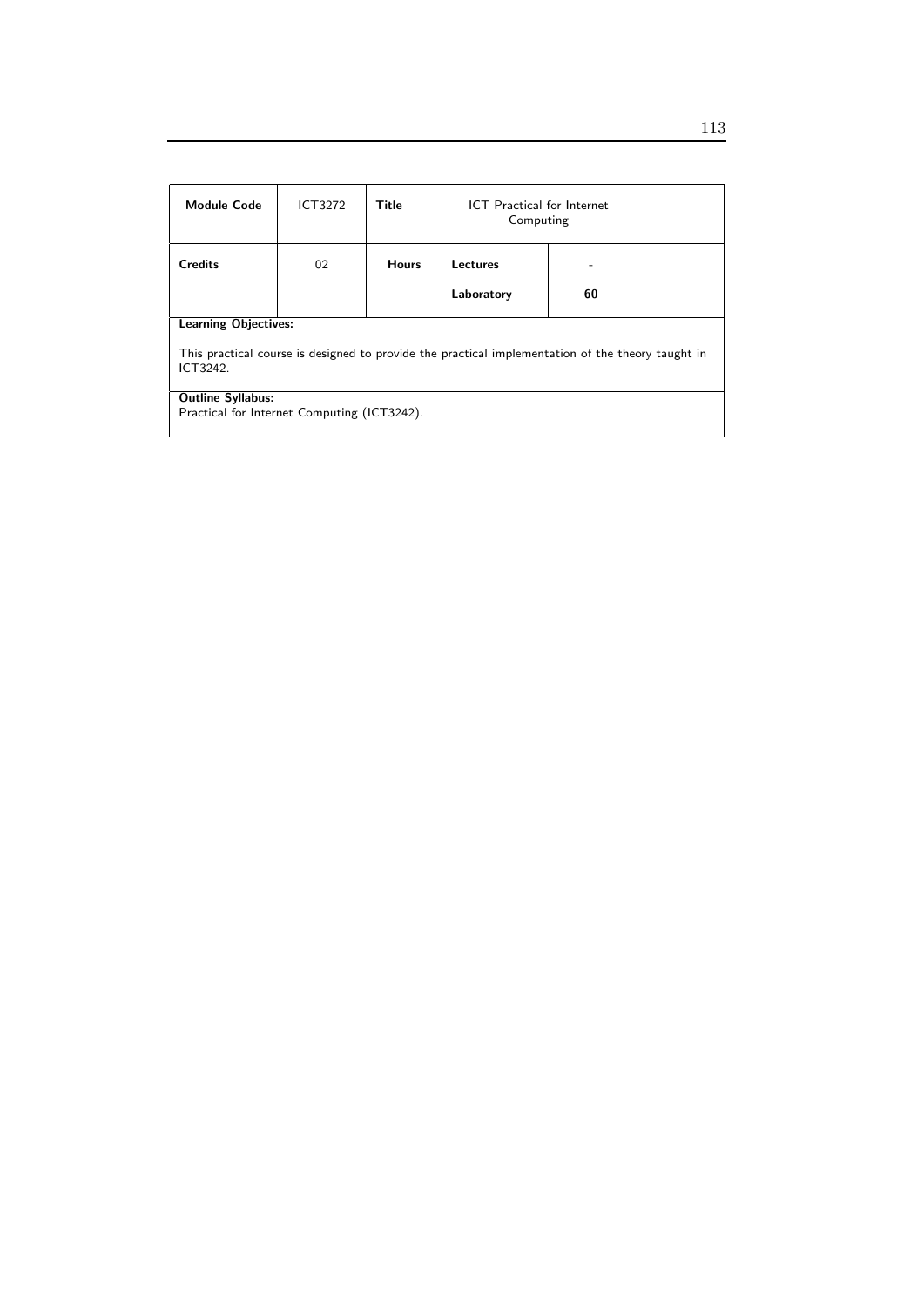| Module Code | ICT3272 | Title | ICT Practical for Internet Computing | |
|---|---|---|---|---|
| Credits | 02 | Hours | Lectures | - |
| | | | Laboratory | 60 |

**Learning Objectives:**

This practical course is designed to provide the practical implementation of the theory taught in ICT3242.

**Outline Syllabus:**
Practical for Internet Computing (ICT3242).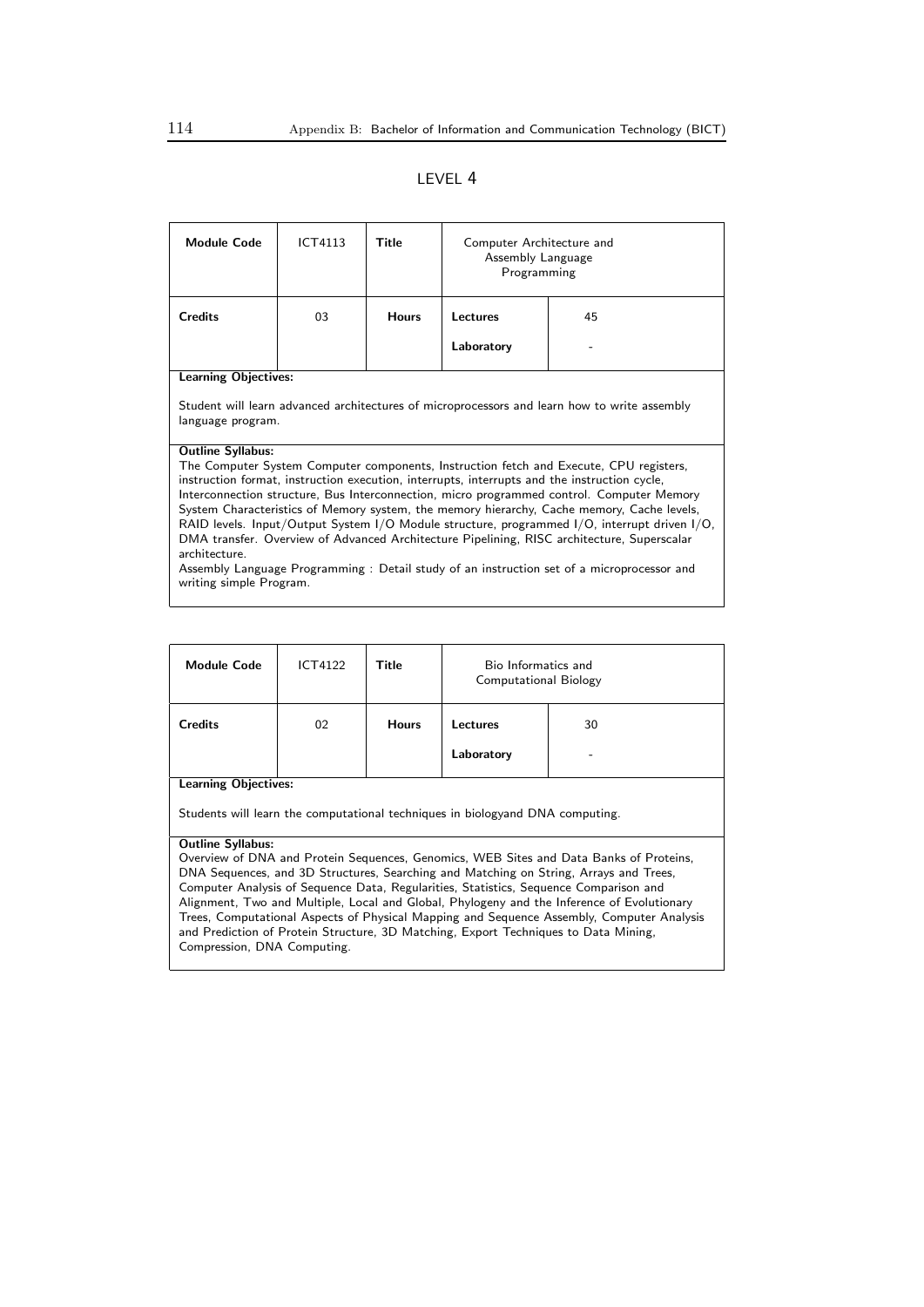## LEVEL 4

| Module Code | ICT4113 | Title | Computer Architecture and Assembly Language Programming | |
|---|---|---|---|---|
| Credits | 03 | Hours | Lectures | 45 |
| | | | Laboratory | - |

**Learning Objectives:**

Student will learn advanced architectures of microprocessors and learn how to write assembly language program.

**Outline Syllabus:**

The Computer System Computer components, Instruction fetch and Execute, CPU registers, instruction format, instruction execution, interrupts, interrupts and the instruction cycle, Interconnection structure, Bus Interconnection, micro programmed control. Computer Memory System Characteristics of Memory system, the memory hierarchy, Cache memory, Cache levels, RAID levels. Input/Output System I/O Module structure, programmed I/O, interrupt driven I/O, DMA transfer. Overview of Advanced Architecture Pipelining, RISC architecture, Superscalar architecture.
Assembly Language Programming : Detail study of an instruction set of a microprocessor and writing simple Program.

| Module Code | ICT4122 | Title | Bio Informatics and Computational Biology | |
|---|---|---|---|---|
| Credits | 02 | Hours | Lectures | 30 |
| | | | Laboratory | - |

**Learning Objectives:**

Students will learn the computational techniques in biologyand DNA computing.

**Outline Syllabus:**

Overview of DNA and Protein Sequences, Genomics, WEB Sites and Data Banks of Proteins, DNA Sequences, and 3D Structures, Searching and Matching on String, Arrays and Trees, Computer Analysis of Sequence Data, Regularities, Statistics, Sequence Comparison and Alignment, Two and Multiple, Local and Global, Phylogeny and the Inference of Evolutionary Trees, Computational Aspects of Physical Mapping and Sequence Assembly, Computer Analysis and Prediction of Protein Structure, 3D Matching, Export Techniques to Data Mining, Compression, DNA Computing.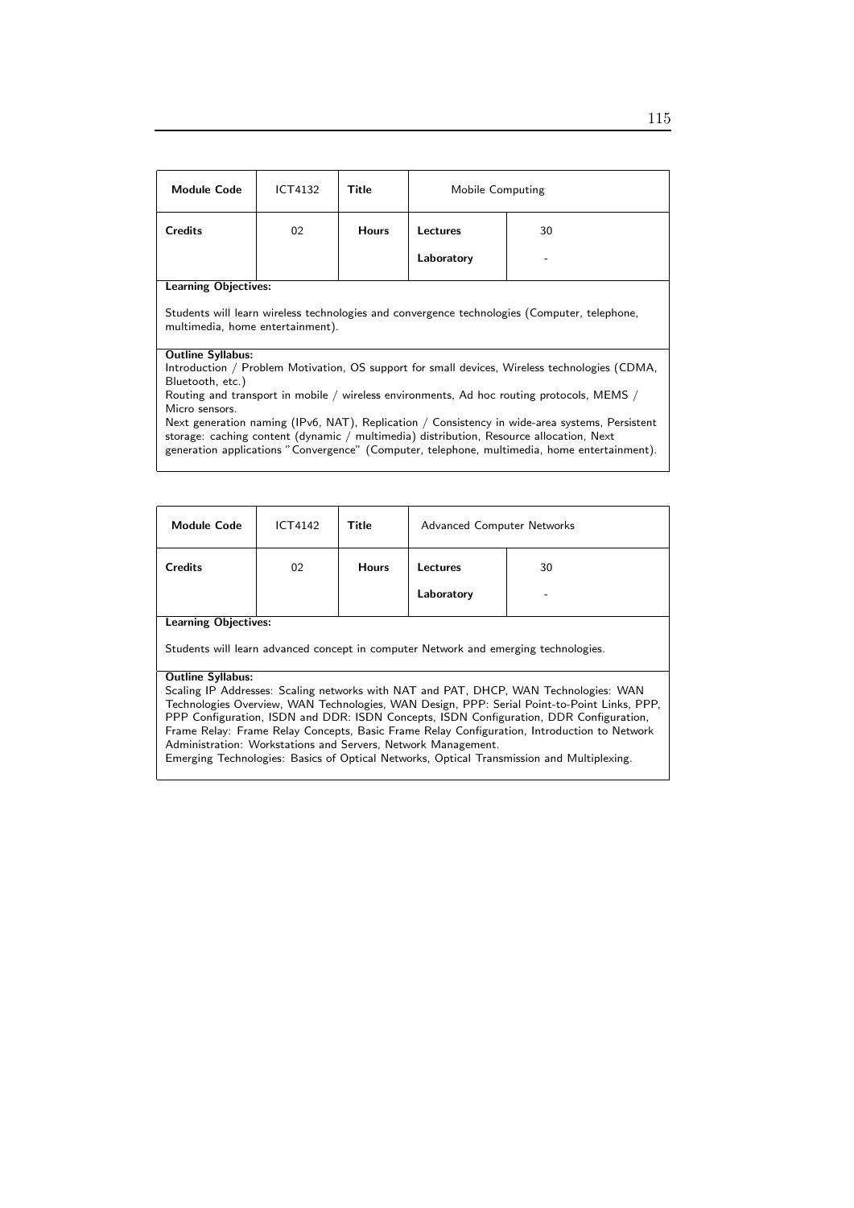| **Module Code** | ICT4132 | **Title** | Mobile Computing | |
|---|---|---|---|---|
| **Credits** | 02 | **Hours** | **Lectures** | 30 |
| | | | **Laboratory** | - |

**Learning Objectives:**

Students will learn wireless technologies and convergence technologies (Computer, telephone, multimedia, home entertainment).

**Outline Syllabus:**

Introduction / Problem Motivation, OS support for small devices, Wireless technologies (CDMA, Bluetooth, etc.)
Routing and transport in mobile / wireless environments, Ad hoc routing protocols, MEMS / Micro sensors.
Next generation naming (IPv6, NAT), Replication / Consistency in wide-area systems, Persistent storage: caching content (dynamic / multimedia) distribution, Resource allocation, Next generation applications "Convergence" (Computer, telephone, multimedia, home entertainment).

| **Module Code** | ICT4142 | **Title** | Advanced Computer Networks | |
|---|---|---|---|---|
| **Credits** | 02 | **Hours** | **Lectures** | 30 |
| | | | **Laboratory** | - |

**Learning Objectives:**

Students will learn advanced concept in computer Network and emerging technologies.

**Outline Syllabus:**

Scaling IP Addresses: Scaling networks with NAT and PAT, DHCP, WAN Technologies: WAN Technologies Overview, WAN Technologies, WAN Design, PPP: Serial Point-to-Point Links, PPP, PPP Configuration, ISDN and DDR: ISDN Concepts, ISDN Configuration, DDR Configuration, Frame Relay: Frame Relay Concepts, Basic Frame Relay Configuration, Introduction to Network Administration: Workstations and Servers, Network Management.
Emerging Technologies: Basics of Optical Networks, Optical Transmission and Multiplexing.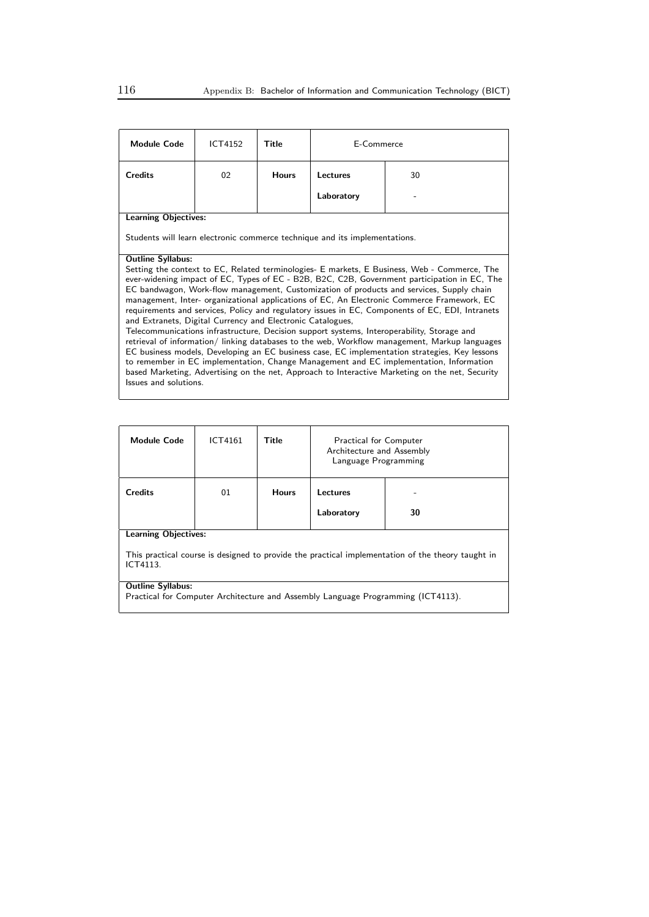| **Module Code** | ICT4152 | **Title** | E-Commerce | |
|---|---|---|---|---|
| **Credits** | 02 | **Hours** | **Lectures** | 30 |
| | | | **Laboratory** | - |

**Learning Objectives:**

Students will learn electronic commerce technique and its implementations.

**Outline Syllabus:**

Setting the context to EC, Related terminologies- E markets, E Business, Web - Commerce, The ever-widening impact of EC, Types of EC - B2B, B2C, C2B, Government participation in EC, The EC bandwagon, Work-flow management, Customization of products and services, Supply chain management, Inter- organizational applications of EC, An Electronic Commerce Framework, EC requirements and services, Policy and regulatory issues in EC, Components of EC, EDI, Intranets and Extranets, Digital Currency and Electronic Catalogues,
Telecommunications infrastructure, Decision support systems, Interoperability, Storage and retrieval of information/ linking databases to the web, Workflow management, Markup languages EC business models, Developing an EC business case, EC implementation strategies, Key lessons to remember in EC implementation, Change Management and EC implementation, Information based Marketing, Advertising on the net, Approach to Interactive Marketing on the net, Security Issues and solutions.

| **Module Code** | ICT4161 | **Title** | Practical for Computer Architecture and Assembly Language Programming | |
|---|---|---|---|---|
| **Credits** | 01 | **Hours** | **Lectures** | - |
| | | | **Laboratory** | **30** |

**Learning Objectives:**

This practical course is designed to provide the practical implementation of the theory taught in ICT4113.

**Outline Syllabus:**

Practical for Computer Architecture and Assembly Language Programming (ICT4113).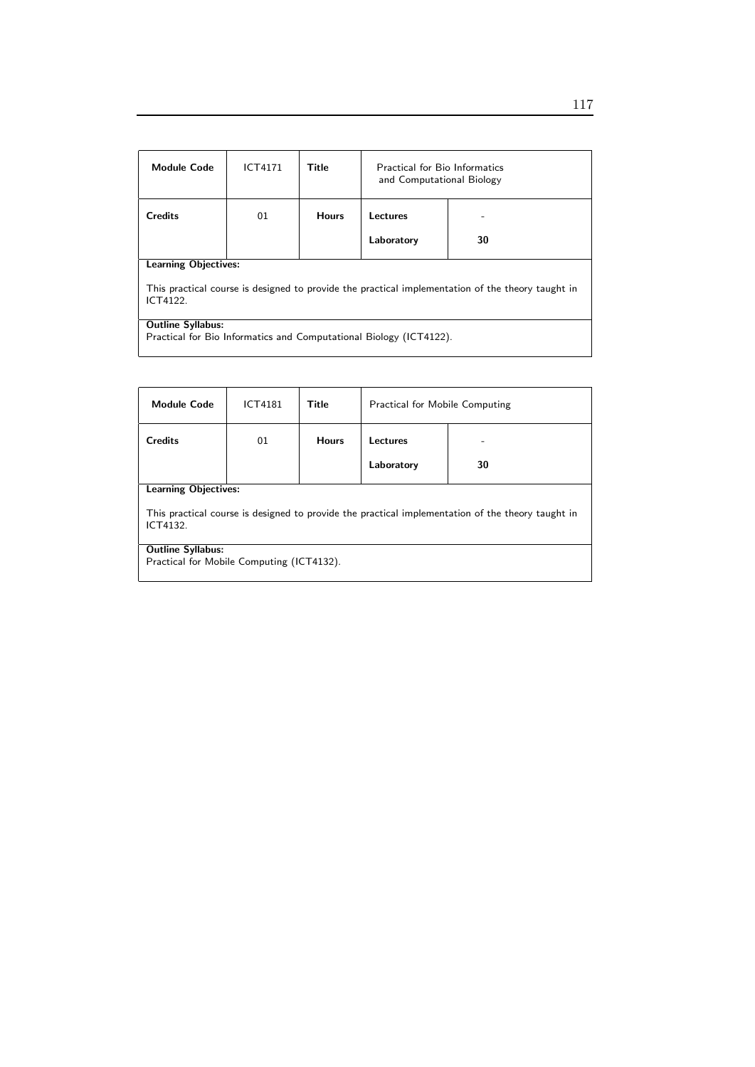| Module Code | ICT4171 | Title | Practical for Bio Informatics and Computational Biology | |
|---|---|---|---|---|
| Credits | 01 | Hours | Lectures | - |
| | | | Laboratory | 30 |

**Learning Objectives:**

This practical course is designed to provide the practical implementation of the theory taught in ICT4122.

**Outline Syllabus:**
Practical for Bio Informatics and Computational Biology (ICT4122).

| Module Code | ICT4181 | Title | Practical for Mobile Computing | |
|---|---|---|---|---|
| Credits | 01 | Hours | Lectures | - |
| | | | Laboratory | 30 |

**Learning Objectives:**

This practical course is designed to provide the practical implementation of the theory taught in ICT4132.

**Outline Syllabus:**
Practical for Mobile Computing (ICT4132).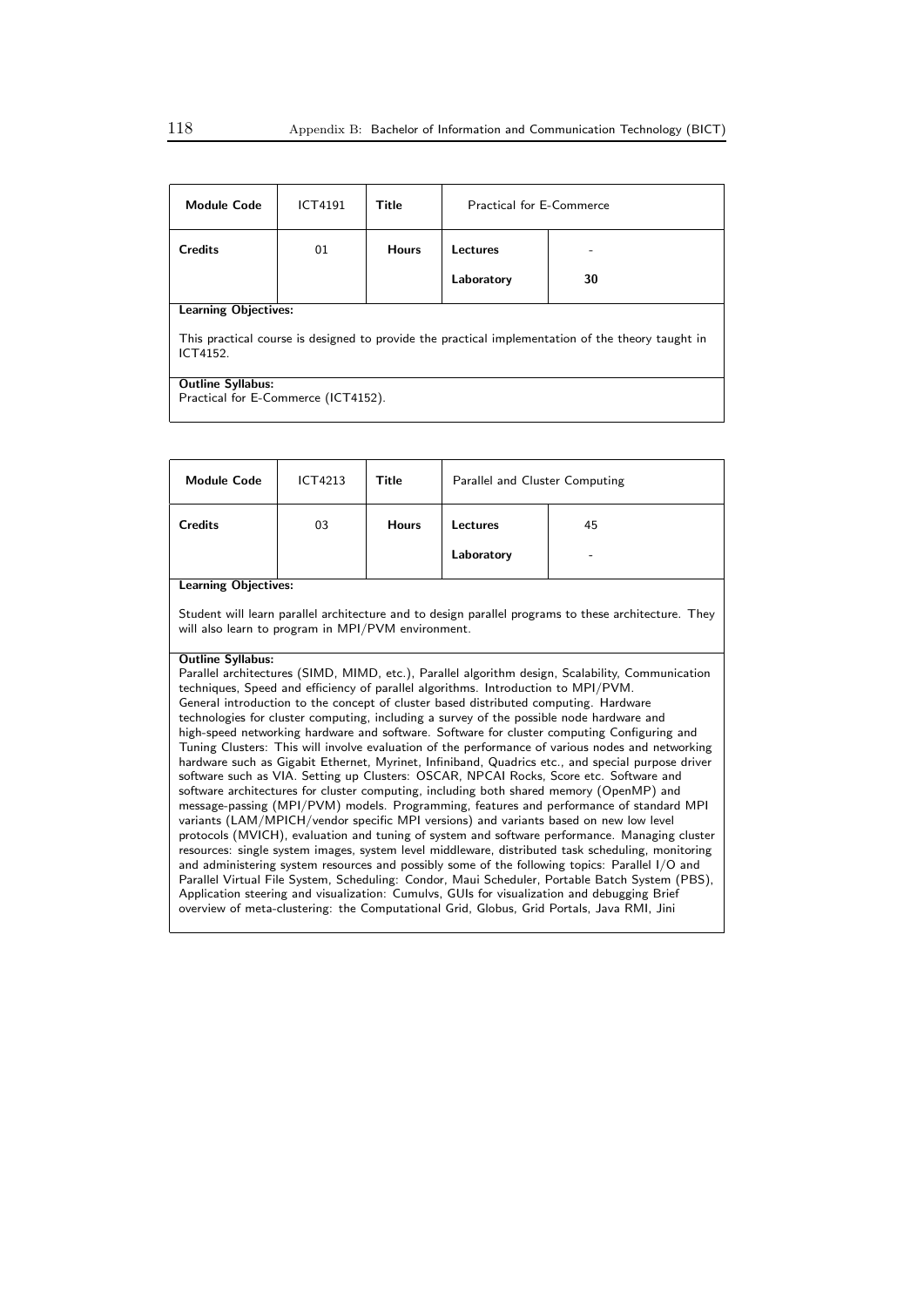| **Module Code** | ICT4191 | **Title** | Practical for E-Commerce | |
|---|---|---|---|---|
| **Credits** | 01 | **Hours** | **Lectures** | - |
| | | | **Laboratory** | **30** |

**Learning Objectives:**

This practical course is designed to provide the practical implementation of the theory taught in ICT4152.

**Outline Syllabus:**
Practical for E-Commerce (ICT4152).

| **Module Code** | ICT4213 | **Title** | Parallel and Cluster Computing | |
|---|---|---|---|---|
| **Credits** | 03 | **Hours** | **Lectures** | 45 |
| | | | **Laboratory** | - |

**Learning Objectives:**

Student will learn parallel architecture and to design parallel programs to these architecture. They will also learn to program in MPI/PVM environment.

**Outline Syllabus:**
Parallel architectures (SIMD, MIMD, etc.), Parallel algorithm design, Scalability, Communication techniques, Speed and efficiency of parallel algorithms. Introduction to MPI/PVM. General introduction to the concept of cluster based distributed computing. Hardware technologies for cluster computing, including a survey of the possible node hardware and high-speed networking hardware and software. Software for cluster computing Configuring and Tuning Clusters: This will involve evaluation of the performance of various nodes and networking hardware such as Gigabit Ethernet, Myrinet, Infiniband, Quadrics etc., and special purpose driver software such as VIA. Setting up Clusters: OSCAR, NPCAI Rocks, Score etc. Software and software architectures for cluster computing, including both shared memory (OpenMP) and message-passing (MPI/PVM) models. Programming, features and performance of standard MPI variants (LAM/MPICH/vendor specific MPI versions) and variants based on new low level protocols (MVICH), evaluation and tuning of system and software performance. Managing cluster resources: single system images, system level middleware, distributed task scheduling, monitoring and administering system resources and possibly some of the following topics: Parallel I/O and Parallel Virtual File System, Scheduling: Condor, Maui Scheduler, Portable Batch System (PBS), Application steering and visualization: Cumulvs, GUIs for visualization and debugging Brief overview of meta-clustering: the Computational Grid, Globus, Grid Portals, Java RMI, Jini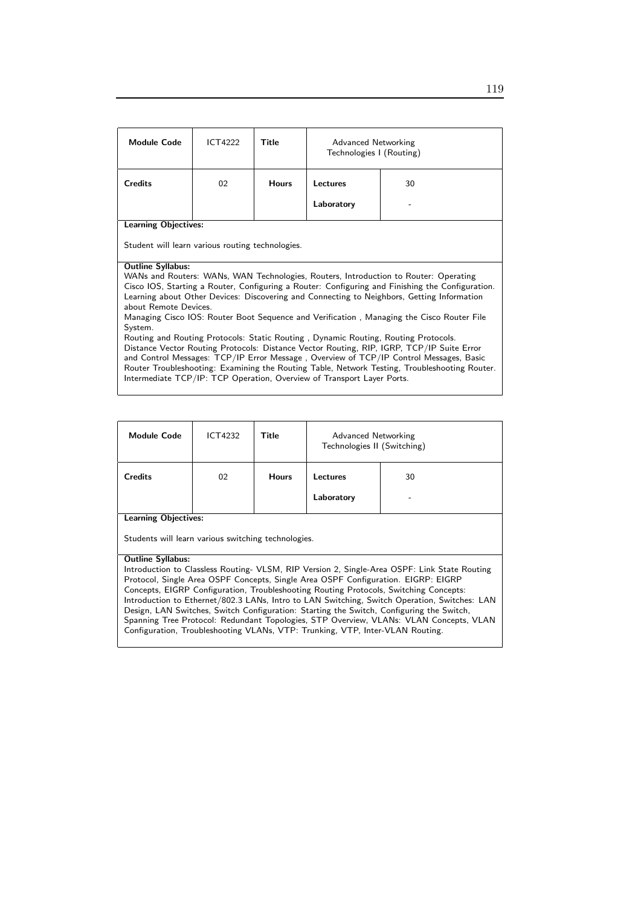| **Module Code** | ICT4222 | **Title** | Advanced Networking Technologies I (Routing) | |
|---|---|---|---|---|
| **Credits** | 02 | **Hours** | **Lectures** | 30 |
| | | | **Laboratory** | - |

**Learning Objectives:**

Student will learn various routing technologies.

**Outline Syllabus:**
WANs and Routers: WANs, WAN Technologies, Routers, Introduction to Router: Operating Cisco IOS, Starting a Router, Configuring a Router: Configuring and Finishing the Configuration. Learning about Other Devices: Discovering and Connecting to Neighbors, Getting Information about Remote Devices.
Managing Cisco IOS: Router Boot Sequence and Verification , Managing the Cisco Router File System.
Routing and Routing Protocols: Static Routing , Dynamic Routing, Routing Protocols.
Distance Vector Routing Protocols: Distance Vector Routing, RIP, IGRP, TCP/IP Suite Error and Control Messages: TCP/IP Error Message , Overview of TCP/IP Control Messages, Basic Router Troubleshooting: Examining the Routing Table, Network Testing, Troubleshooting Router.
Intermediate TCP/IP: TCP Operation, Overview of Transport Layer Ports.

| **Module Code** | ICT4232 | **Title** | Advanced Networking Technologies II (Switching) | |
|---|---|---|---|---|
| **Credits** | 02 | **Hours** | **Lectures** | 30 |
| | | | **Laboratory** | - |

**Learning Objectives:**

Students will learn various switching technologies.

**Outline Syllabus:**
Introduction to Classless Routing- VLSM, RIP Version 2, Single-Area OSPF: Link State Routing Protocol, Single Area OSPF Concepts, Single Area OSPF Configuration. EIGRP: EIGRP Concepts, EIGRP Configuration, Troubleshooting Routing Protocols, Switching Concepts: Introduction to Ethernet/802.3 LANs, Intro to LAN Switching, Switch Operation, Switches: LAN Design, LAN Switches, Switch Configuration: Starting the Switch, Configuring the Switch, Spanning Tree Protocol: Redundant Topologies, STP Overview, VLANs: VLAN Concepts, VLAN Configuration, Troubleshooting VLANs, VTP: Trunking, VTP, Inter-VLAN Routing.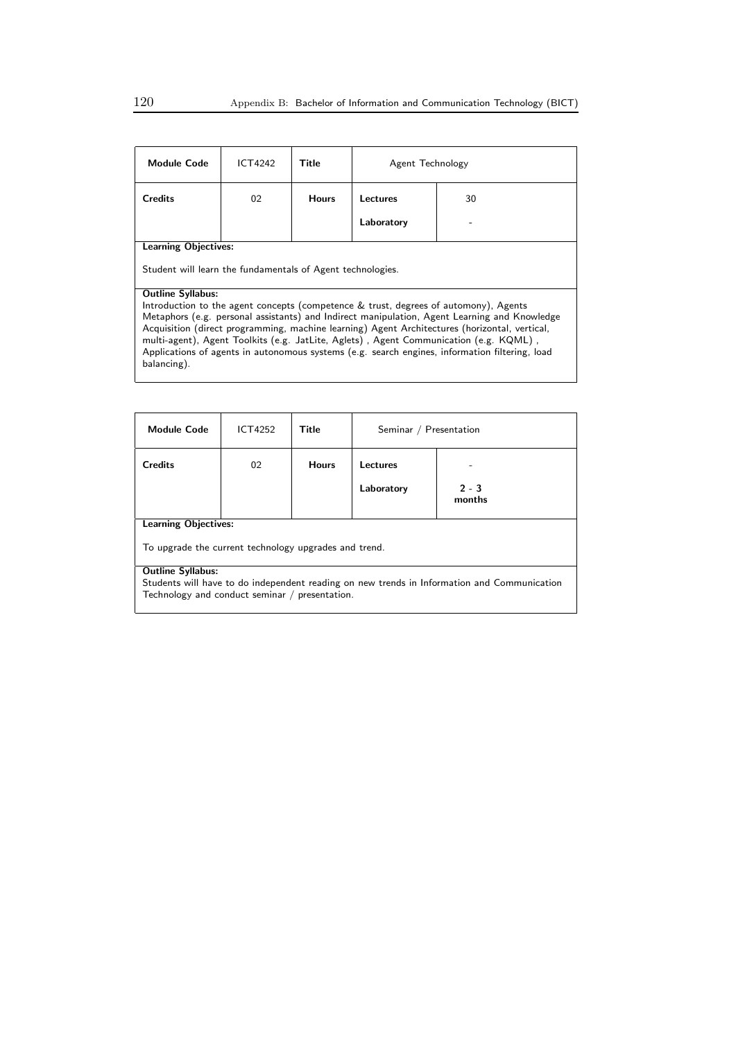| **Module Code** | ICT4242 | **Title** | Agent Technology | |
|---|---|---|---|---|
| **Credits** | 02 | **Hours** | **Lectures** | 30 |
| | | | **Laboratory** | - |

**Learning Objectives:**

Student will learn the fundamentals of Agent technologies.

**Outline Syllabus:**
Introduction to the agent concepts (competence & trust, degrees of automony), Agents Metaphors (e.g. personal assistants) and Indirect manipulation, Agent Learning and Knowledge Acquisition (direct programming, machine learning) Agent Architectures (horizontal, vertical, multi-agent), Agent Toolkits (e.g. JatLite, Aglets) , Agent Communication (e.g. KQML) , Applications of agents in autonomous systems (e.g. search engines, information filtering, load balancing).

| **Module Code** | ICT4252 | **Title** | Seminar / Presentation | |
|---|---|---|---|---|
| **Credits** | 02 | **Hours** | **Lectures** | - |
| | | | **Laboratory** | **2 - 3 months** |

**Learning Objectives:**

To upgrade the current technology upgrades and trend.

**Outline Syllabus:**
Students will have to do independent reading on new trends in Information and Communication Technology and conduct seminar / presentation.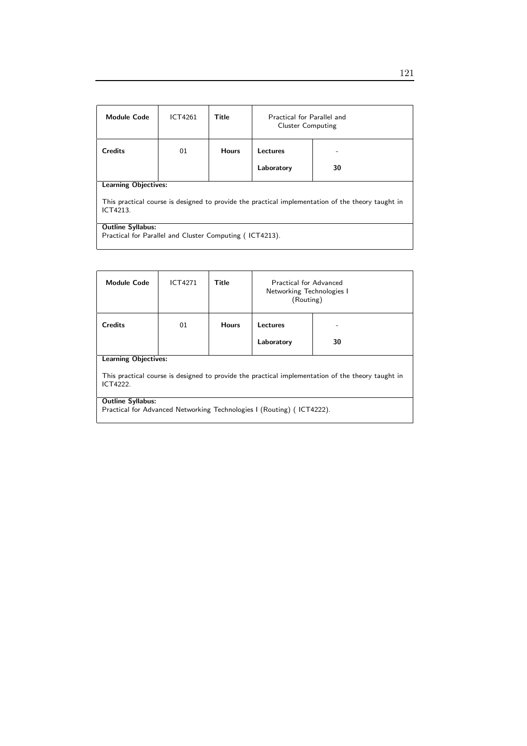| **Module Code** | ICT4261 | **Title** | Practical for Parallel and Cluster Computing | |
|---|---|---|---|---|
| **Credits** | 01 | **Hours** | **Lectures** | - |
| | | | **Laboratory** | **30** |

**Learning Objectives:**

This practical course is designed to provide the practical implementation of the theory taught in ICT4213.

**Outline Syllabus:**
Practical for Parallel and Cluster Computing ( ICT4213).

| **Module Code** | ICT4271 | **Title** | Practical for Advanced Networking Technologies I (Routing) | |
|---|---|---|---|---|
| **Credits** | 01 | **Hours** | **Lectures** | - |
| | | | **Laboratory** | **30** |

**Learning Objectives:**

This practical course is designed to provide the practical implementation of the theory taught in ICT4222.

**Outline Syllabus:**
Practical for Advanced Networking Technologies I (Routing) ( ICT4222).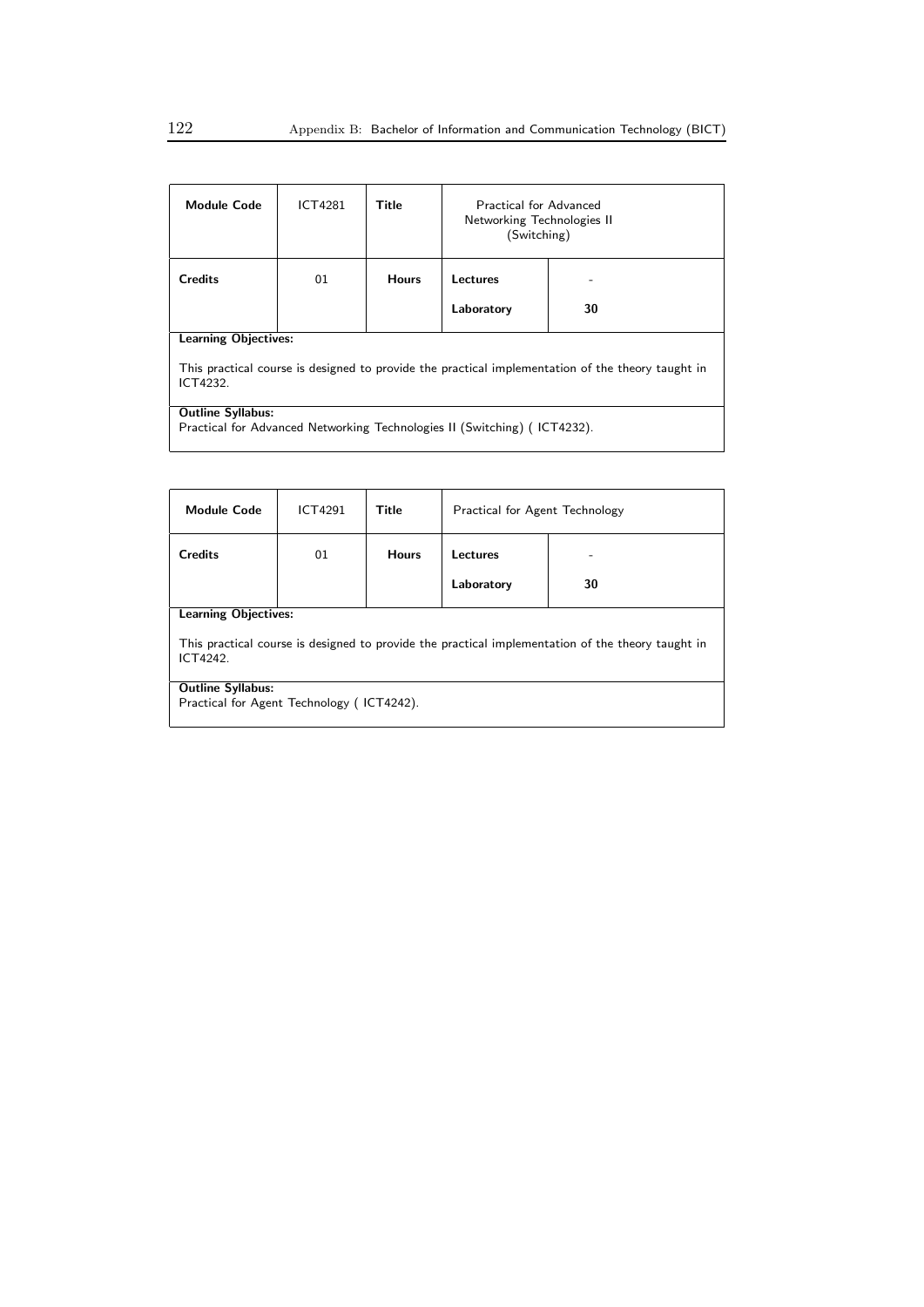| Module Code | ICT4281 | Title | Practical for Advanced Networking Technologies II (Switching) | |
|---|---|---|---|---|
| Credits | 01 | Hours | Lectures | - |
| | | | Laboratory | 30 |

**Learning Objectives:**

This practical course is designed to provide the practical implementation of the theory taught in ICT4232.

**Outline Syllabus:**
Practical for Advanced Networking Technologies II (Switching) ( ICT4232).

| Module Code | ICT4291 | Title | Practical for Agent Technology | |
|---|---|---|---|---|
| Credits | 01 | Hours | Lectures | - |
| | | | Laboratory | 30 |

**Learning Objectives:**

This practical course is designed to provide the practical implementation of the theory taught in ICT4242.

**Outline Syllabus:**
Practical for Agent Technology ( ICT4242).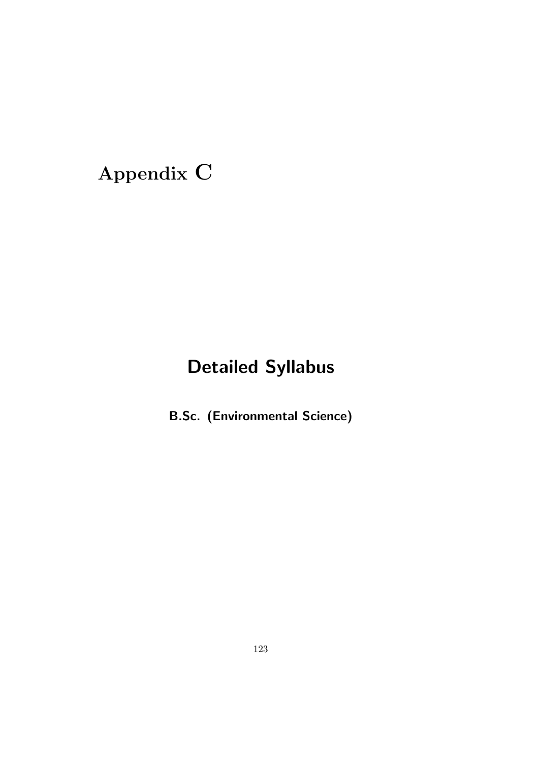# Appendix C

## Detailed Syllabus

**B.Sc. (Environmental Science)**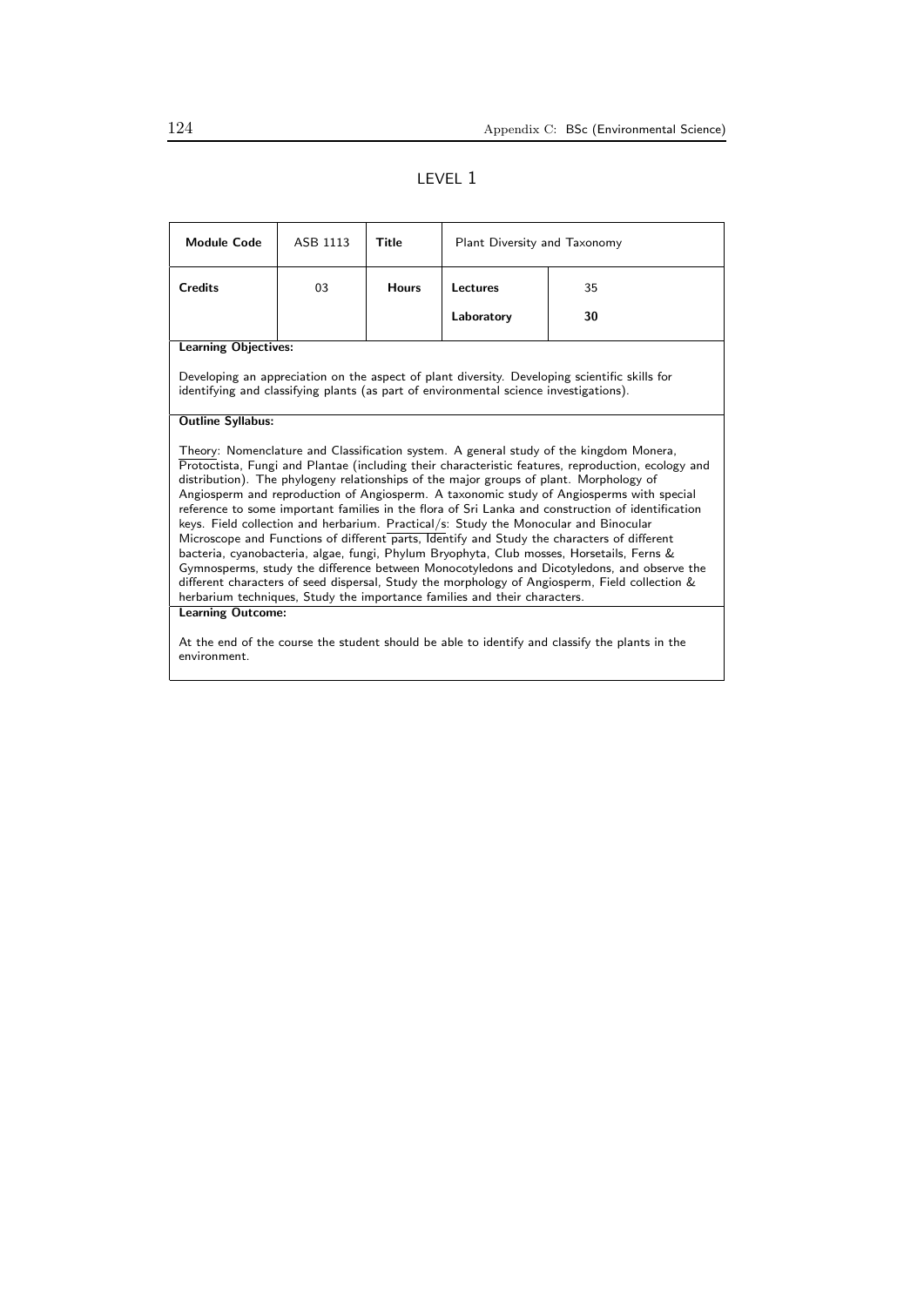# LEVEL 1

| Module Code | ASB 1113 | Title | Plant Diversity and Taxonomy | |
|---|---|---|---|---|
| Credits | 03 | Hours | Lectures | 35 |
| | | | Laboratory | 30 |

**Learning Objectives:**

Developing an appreciation on the aspect of plant diversity. Developing scientific skills for identifying and classifying plants (as part of environmental science investigations).

**Outline Syllabus:**

Theory: Nomenclature and Classification system. A general study of the kingdom Monera, Protoctista, Fungi and Plantae (including their characteristic features, reproduction, ecology and distribution). The phylogeny relationships of the major groups of plant. Morphology of Angiosperm and reproduction of Angiosperm. A taxonomic study of Angiosperms with special reference to some important families in the flora of Sri Lanka and construction of identification keys. Field collection and herbarium. Practical/s: Study the Monocular and Binocular Microscope and Functions of different parts, Identify and Study the characters of different bacteria, cyanobacteria, algae, fungi, Phylum Bryophyta, Club mosses, Horsetails, Ferns & Gymnosperms, study the difference between Monocotyledons and Dicotyledons, and observe the different characters of seed dispersal, Study the morphology of Angiosperm, Field collection & herbarium techniques, Study the importance families and their characters.

**Learning Outcome:**

At the end of the course the student should be able to identify and classify the plants in the environment.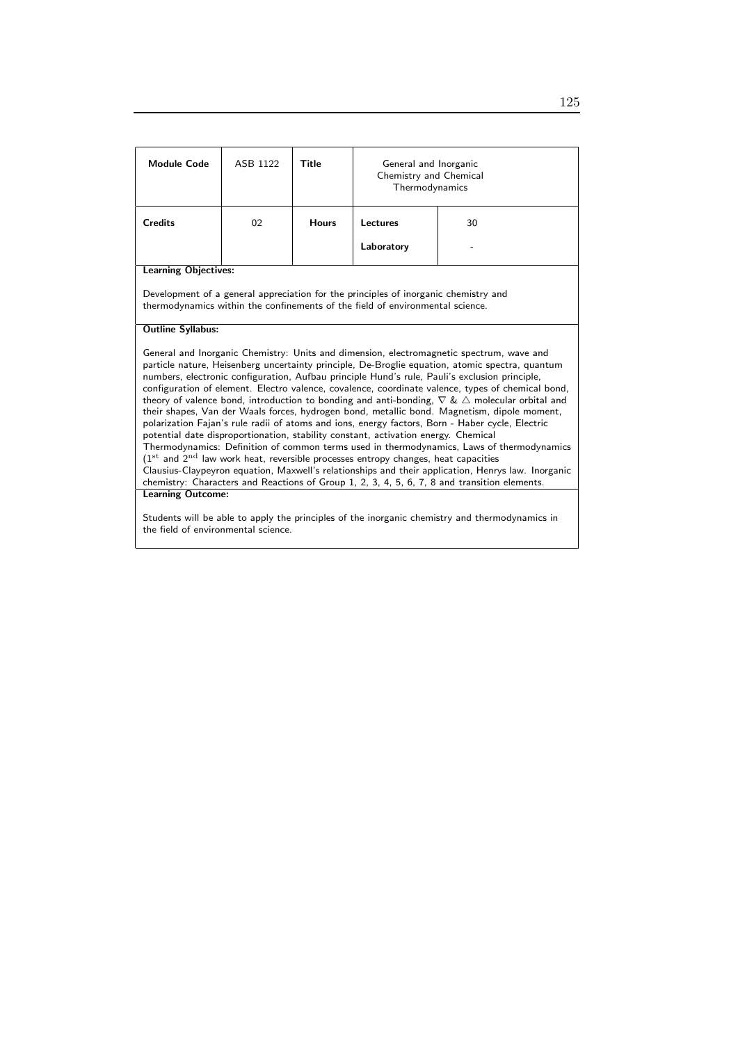| Module Code | ASB 1122 | Title | General and Inorganic Chemistry and Chemical Thermodynamics | |
|---|---|---|---|---|
| Credits | 02 | Hours | Lectures | 30 |
| | | | Laboratory | - |

**Learning Objectives:**

Development of a general appreciation for the principles of inorganic chemistry and thermodynamics within the confinements of the field of environmental science.

**Outline Syllabus:**

General and Inorganic Chemistry: Units and dimension, electromagnetic spectrum, wave and particle nature, Heisenberg uncertainty principle, De-Broglie equation, atomic spectra, quantum numbers, electronic configuration, Aufbau principle Hund's rule, Pauli's exclusion principle, configuration of element. Electro valence, covalence, coordinate valence, types of chemical bond, theory of valence bond, introduction to bonding and anti-bonding, $\nabla$ & $\triangle$ molecular orbital and their shapes, Van der Waals forces, hydrogen bond, metallic bond. Magnetism, dipole moment, polarization Fajan's rule radii of atoms and ions, energy factors, Born - Haber cycle, Electric potential date disproportionation, stability constant, activation energy. Chemical Thermodynamics: Definition of common terms used in thermodynamics, Laws of thermodynamics ($1^{st}$ and $2^{nd}$ law work heat, reversible processes entropy changes, heat capacities Clausius-Claypeyron equation, Maxwell's relationships and their application, Henrys law. Inorganic chemistry: Characters and Reactions of Group 1, 2, 3, 4, 5, 6, 7, 8 and transition elements.

**Learning Outcome:**

Students will be able to apply the principles of the inorganic chemistry and thermodynamics in the field of environmental science.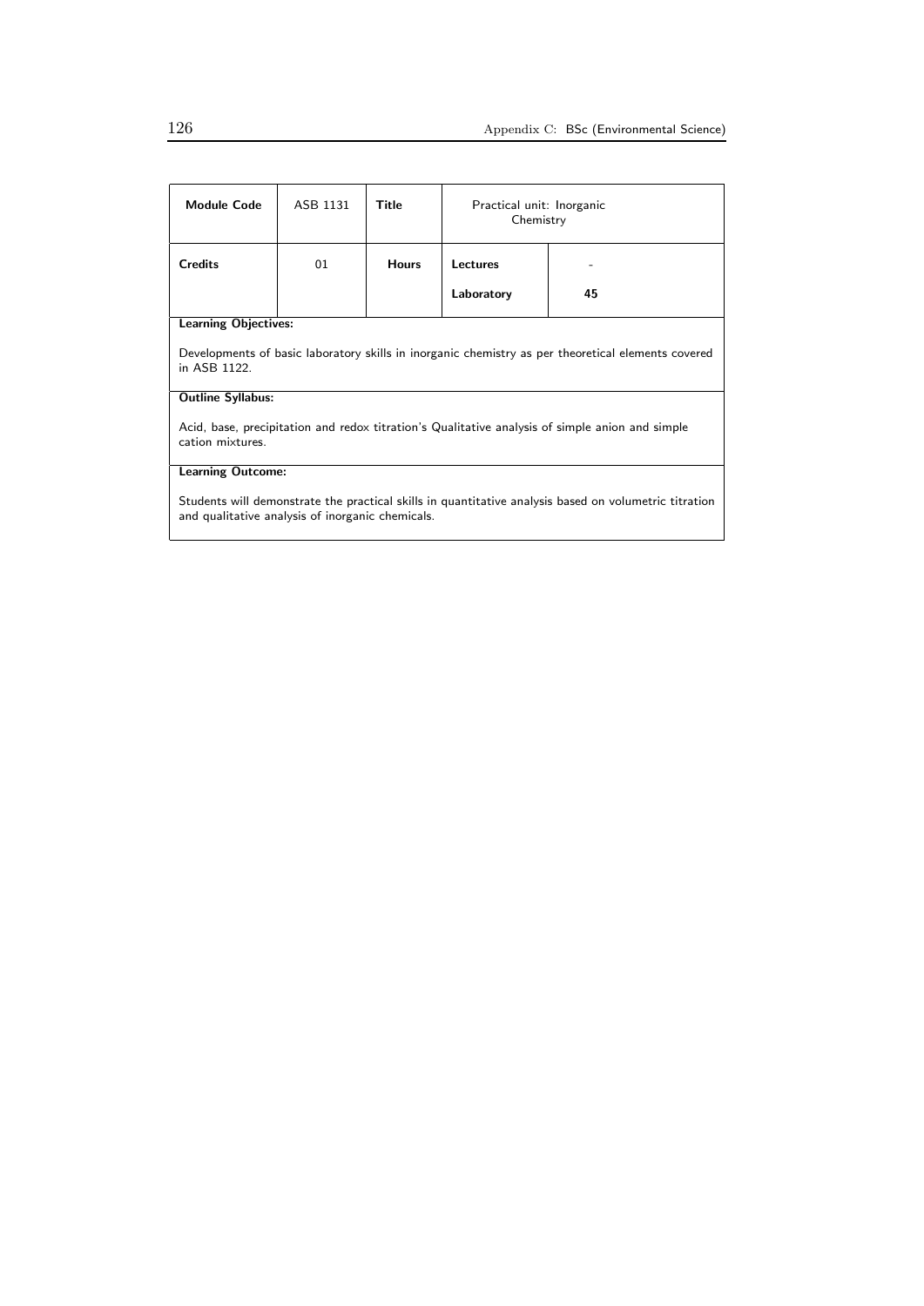| Module Code | ASB 1131 | Title | Practical unit: Inorganic Chemistry | |
|---|---|---|---|---|
| Credits | 01 | Hours | Lectures | - |
| | | | Laboratory | 45 |

**Learning Objectives:**

Developments of basic laboratory skills in inorganic chemistry as per theoretical elements covered in ASB 1122.

**Outline Syllabus:**

Acid, base, precipitation and redox titration's Qualitative analysis of simple anion and simple cation mixtures.

**Learning Outcome:**

Students will demonstrate the practical skills in quantitative analysis based on volumetric titration and qualitative analysis of inorganic chemicals.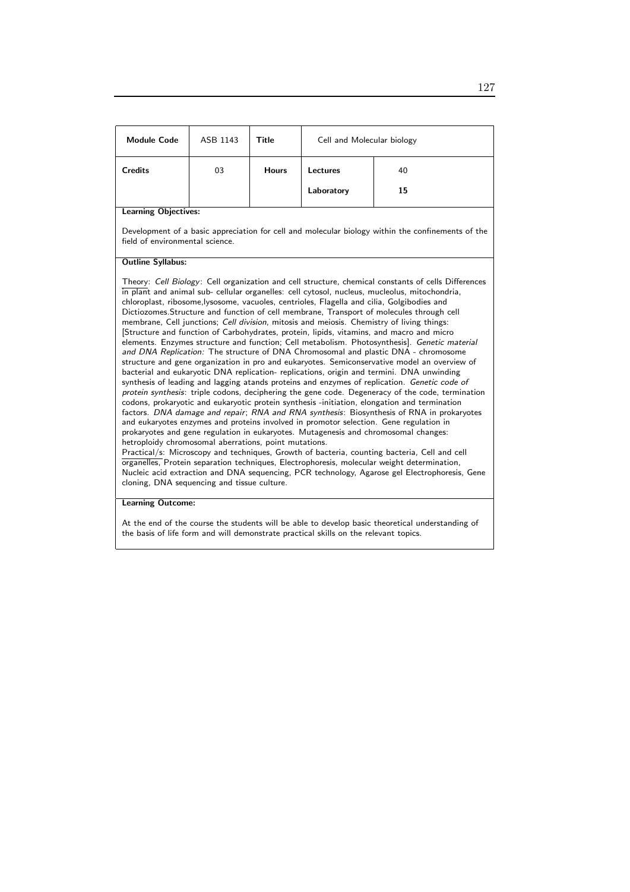| Module Code | ASB 1143 | Title | Cell and Molecular biology | |
|---|---|---|---|---|
| Credits | 03 | Hours | Lectures | 40 |
| | | | Laboratory | **15** |

**Learning Objectives:**

Development of a basic appreciation for cell and molecular biology within the confinements of the field of environmental science.

**Outline Syllabus:**

Theory: *Cell Biology*: Cell organization and cell structure, chemical constants of cells Differences in plant and animal sub- cellular organelles: cell cytosol, nucleus, mucleolus, mitochondria, chloroplast, ribosome,lysosome, vacuoles, centrioles, Flagella and cilia, Golgibodies and Dictiozomes.Structure and function of cell membrane, Transport of molecules through cell membrane, Cell junctions; *Cell division*, mitosis and meiosis. Chemistry of living things: [Structure and function of Carbohydrates, protein, lipids, vitamins, and macro and micro elements. Enzymes structure and function; Cell metabolism. Photosynthesis]. *Genetic material and DNA Replication:* The structure of DNA Chromosomal and plastic DNA - chromosome structure and gene organization in pro and eukaryotes. Semiconservative model an overview of bacterial and eukaryotic DNA replication- replications, origin and termini. DNA unwinding synthesis of leading and lagging atands proteins and enzymes of replication. *Genetic code of protein synthesis*: triple codons, deciphering the gene code. Degeneracy of the code, termination codons, prokaryotic and eukaryotic protein synthesis -initiation, elongation and termination factors. *DNA damage and repair*; *RNA and RNA synthesis*: Biosynthesis of RNA in prokaryotes and eukaryotes enzymes and proteins involved in promotor selection. Gene regulation in prokaryotes and gene regulation in eukaryotes. Mutagenesis and chromosomal changes: hetroploidy chromosomal aberrations, point mutations.

Practical/s: Microscopy and techniques, Growth of bacteria, counting bacteria, Cell and cell organelles, Protein separation techniques, Electrophoresis, molecular weight determination, Nucleic acid extraction and DNA sequencing, PCR technology, Agarose gel Electrophoresis, Gene cloning, DNA sequencing and tissue culture.

**Learning Outcome:**

At the end of the course the students will be able to develop basic theoretical understanding of the basis of life form and will demonstrate practical skills on the relevant topics.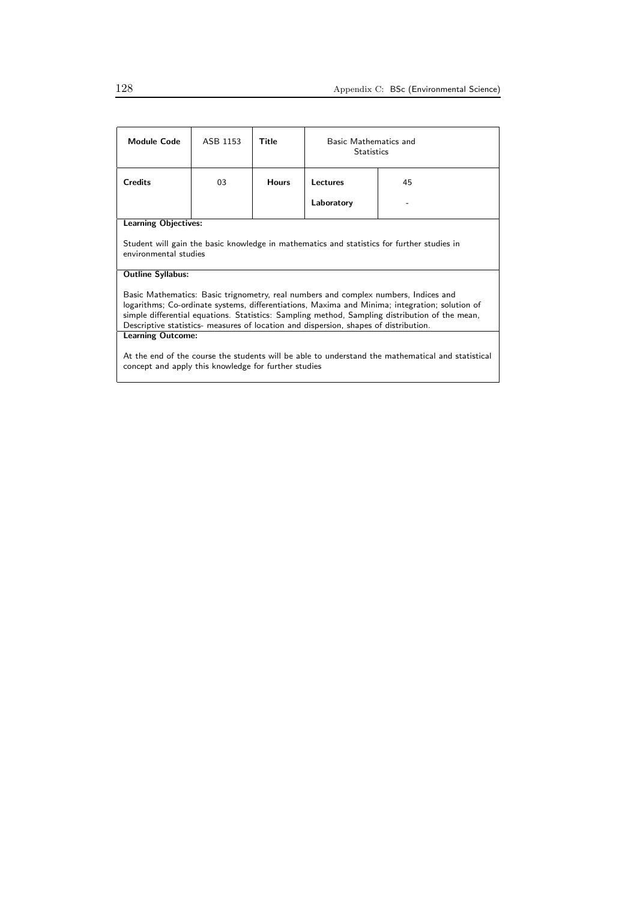| Module Code | ASB 1153 | Title | Basic Mathematics and Statistics | |
|---|---|---|---|---|
| Credits | 03 | Hours | Lectures | 45 |
| | | | Laboratory | - |

**Learning Objectives:**

Student will gain the basic knowledge in mathematics and statistics for further studies in environmental studies

**Outline Syllabus:**

Basic Mathematics: Basic trignometry, real numbers and complex numbers, Indices and logarithms; Co-ordinate systems, differentiations, Maxima and Minima; integration; solution of simple differential equations. Statistics: Sampling method, Sampling distribution of the mean, Descriptive statistics- measures of location and dispersion, shapes of distribution.

**Learning Outcome:**

At the end of the course the students will be able to understand the mathematical and statistical concept and apply this knowledge for further studies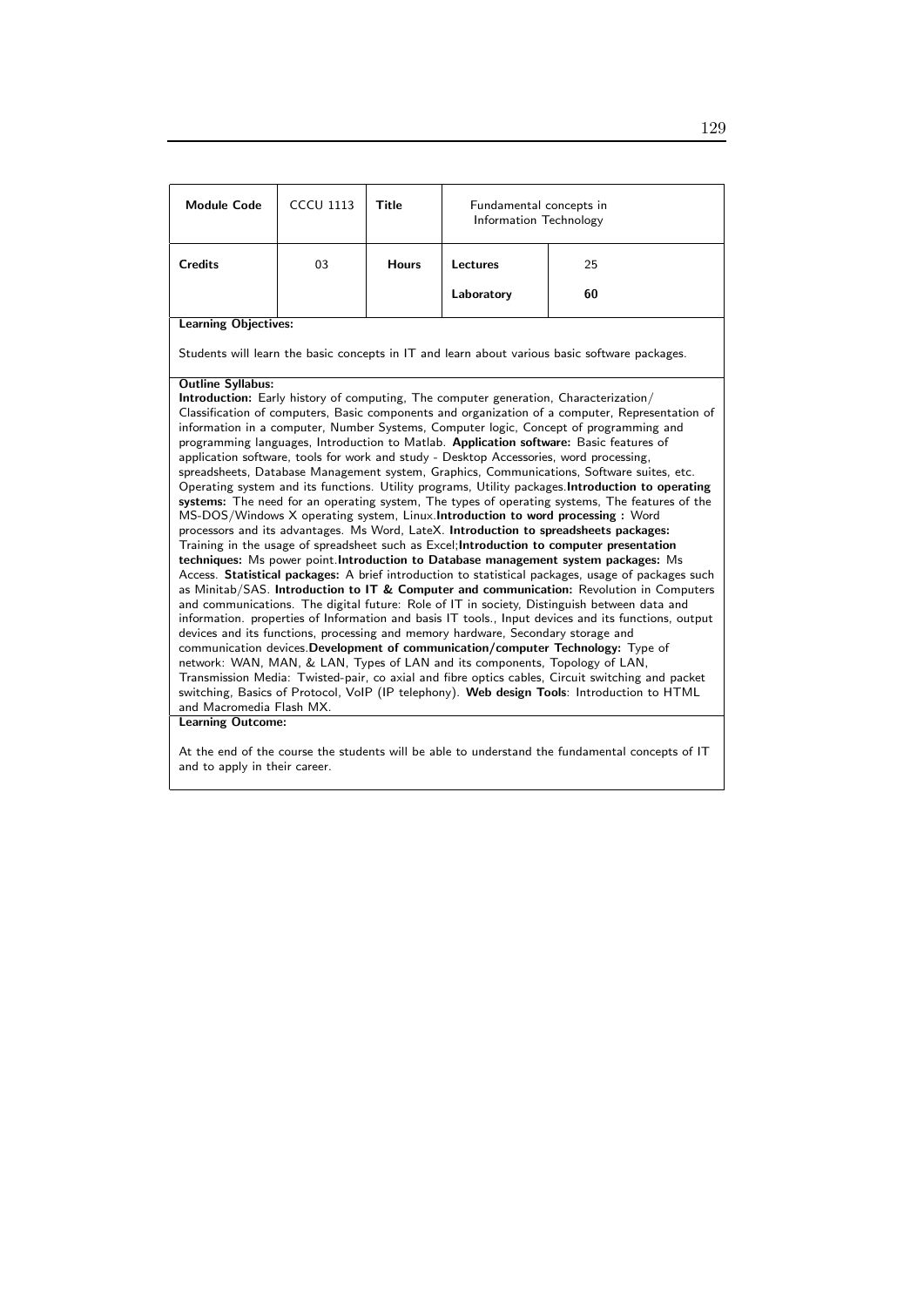| Module Code | CCCU 1113 | Title | Fundamental concepts in Information Technology | |
|---|---|---|---|---|
| Credits | 03 | Hours | Lectures | 25 |
| | | | Laboratory | 60 |

**Learning Objectives:**

Students will learn the basic concepts in IT and learn about various basic software packages.

**Outline Syllabus:**

**Introduction:** Early history of computing, The computer generation, Characterization/ Classification of computers, Basic components and organization of a computer, Representation of information in a computer, Number Systems, Computer logic, Concept of programming and programming languages, Introduction to Matlab. **Application software:** Basic features of application software, tools for work and study - Desktop Accessories, word processing, spreadsheets, Database Management system, Graphics, Communications, Software suites, etc. Operating system and its functions. Utility programs, Utility packages.**Introduction to operating systems:** The need for an operating system, The types of operating systems, The features of the MS-DOS/Windows X operating system, Linux.**Introduction to word processing :** Word processors and its advantages. Ms Word, LateX. **Introduction to spreadsheets packages:** Training in the usage of spreadsheet such as Excel;**Introduction to computer presentation techniques:** Ms power point.**Introduction to Database management system packages:** Ms Access. **Statistical packages:** A brief introduction to statistical packages, usage of packages such as Minitab/SAS. **Introduction to IT & Computer and communication:** Revolution in Computers and communications. The digital future: Role of IT in society, Distinguish between data and information. properties of Information and basis IT tools., Input devices and its functions, output devices and its functions, processing and memory hardware, Secondary storage and communication devices.**Development of communication/computer Technology:** Type of network: WAN, MAN, & LAN, Types of LAN and its components, Topology of LAN, Transmission Media: Twisted-pair, co axial and fibre optics cables, Circuit switching and packet switching, Basics of Protocol, VoIP (IP telephony). **Web design Tools**: Introduction to HTML and Macromedia Flash MX.

**Learning Outcome:**

At the end of the course the students will be able to understand the fundamental concepts of IT and to apply in their career.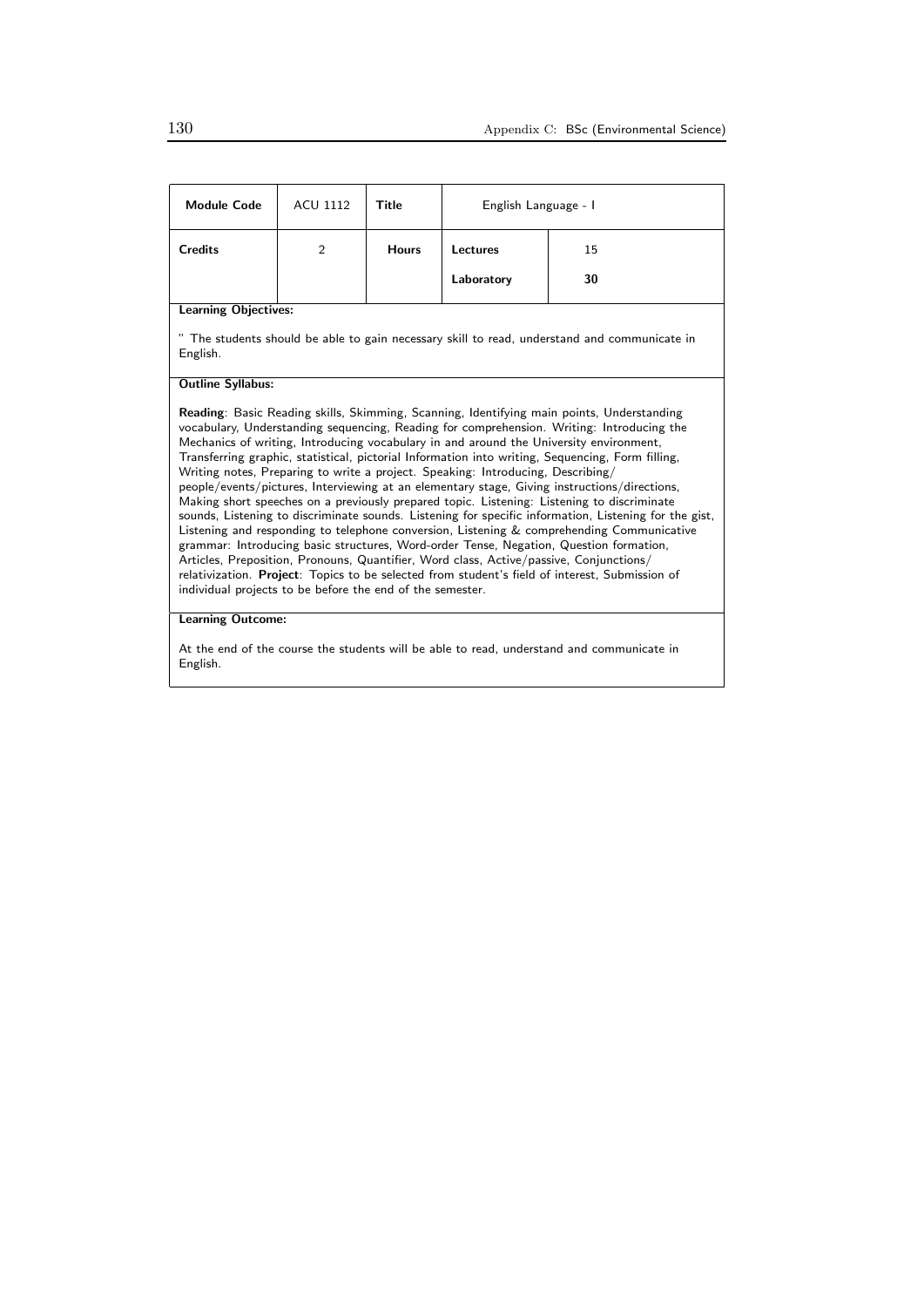| Module Code | ACU 1112 | Title | English Language - I | |
|---|---|---|---|---|
| Credits | 2 | Hours | Lectures | 15 |
| | | | Laboratory | **30** |

**Learning Objectives:**

" The students should be able to gain necessary skill to read, understand and communicate in English.

**Outline Syllabus:**

**Reading**: Basic Reading skills, Skimming, Scanning, Identifying main points, Understanding vocabulary, Understanding sequencing, Reading for comprehension. Writing: Introducing the Mechanics of writing, Introducing vocabulary in and around the University environment, Transferring graphic, statistical, pictorial Information into writing, Sequencing, Form filling, Writing notes, Preparing to write a project. Speaking: Introducing, Describing/ people/events/pictures, Interviewing at an elementary stage, Giving instructions/directions, Making short speeches on a previously prepared topic. Listening: Listening to discriminate sounds, Listening to discriminate sounds. Listening for specific information, Listening for the gist, Listening and responding to telephone conversion, Listening & comprehending Communicative grammar: Introducing basic structures, Word-order Tense, Negation, Question formation, Articles, Preposition, Pronouns, Quantifier, Word class, Active/passive, Conjunctions/ relativization. **Project**: Topics to be selected from student's field of interest, Submission of individual projects to be before the end of the semester.

**Learning Outcome:**

At the end of the course the students will be able to read, understand and communicate in English.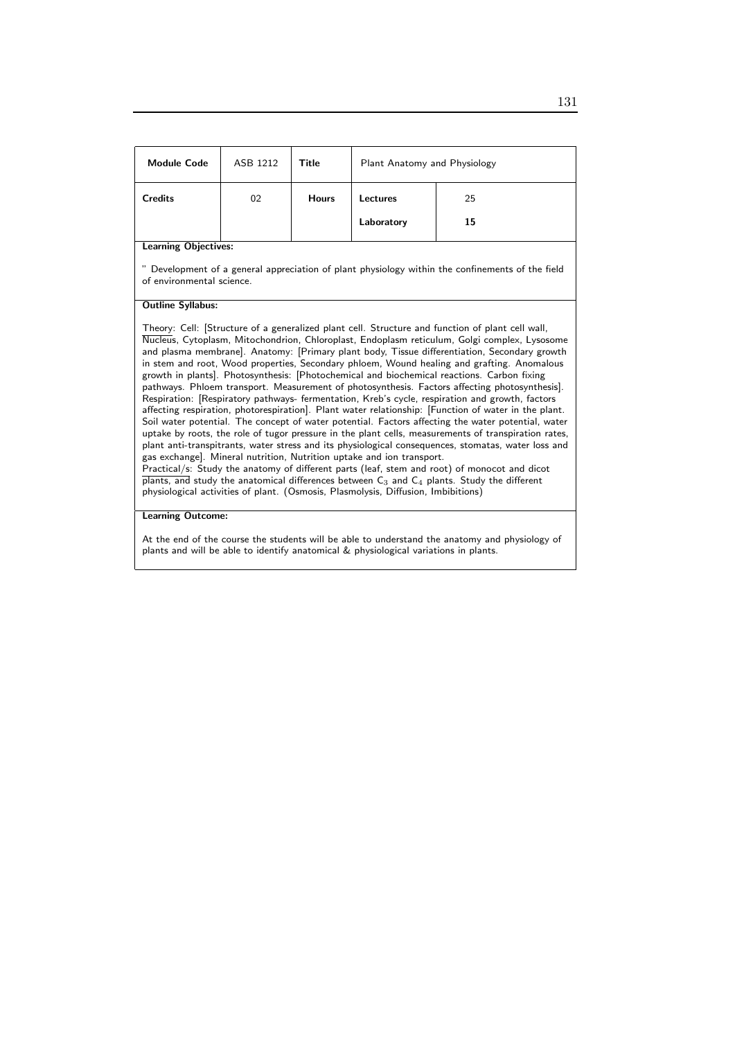| Module Code | ASB 1212 | Title | Plant Anatomy and Physiology | |
|---|---|---|---|---|
| Credits | 02 | Hours | Lectures | 25 |
| | | | Laboratory | **15** |

**Learning Objectives:**

" Development of a general appreciation of plant physiology within the confinements of the field of environmental science.

**Outline Syllabus:**

Theory: Cell: [Structure of a generalized plant cell. Structure and function of plant cell wall, Nucleus, Cytoplasm, Mitochondrion, Chloroplast, Endoplasm reticulum, Golgi complex, Lysosome and plasma membrane]. Anatomy: [Primary plant body, Tissue differentiation, Secondary growth in stem and root, Wood properties, Secondary phloem, Wound healing and grafting. Anomalous growth in plants]. Photosynthesis: [Photochemical and biochemical reactions. Carbon fixing pathways. Phloem transport. Measurement of photosynthesis. Factors affecting photosynthesis]. Respiration: [Respiratory pathways- fermentation, Kreb's cycle, respiration and growth, factors affecting respiration, photorespiration]. Plant water relationship: [Function of water in the plant. Soil water potential. The concept of water potential. Factors affecting the water potential, water uptake by roots, the role of tugor pressure in the plant cells, measurements of transpiration rates, plant anti-transpitrants, water stress and its physiological consequences, stomatas, water loss and gas exchange]. Mineral nutrition, Nutrition uptake and ion transport.
Practical/s: Study the anatomy of different parts (leaf, stem and root) of monocot and dicot plants, and study the anatomical differences between $C_3$ and $C_4$ plants. Study the different physiological activities of plant. (Osmosis, Plasmolysis, Diffusion, Imbibitions)

**Learning Outcome:**

At the end of the course the students will be able to understand the anatomy and physiology of plants and will be able to identify anatomical & physiological variations in plants.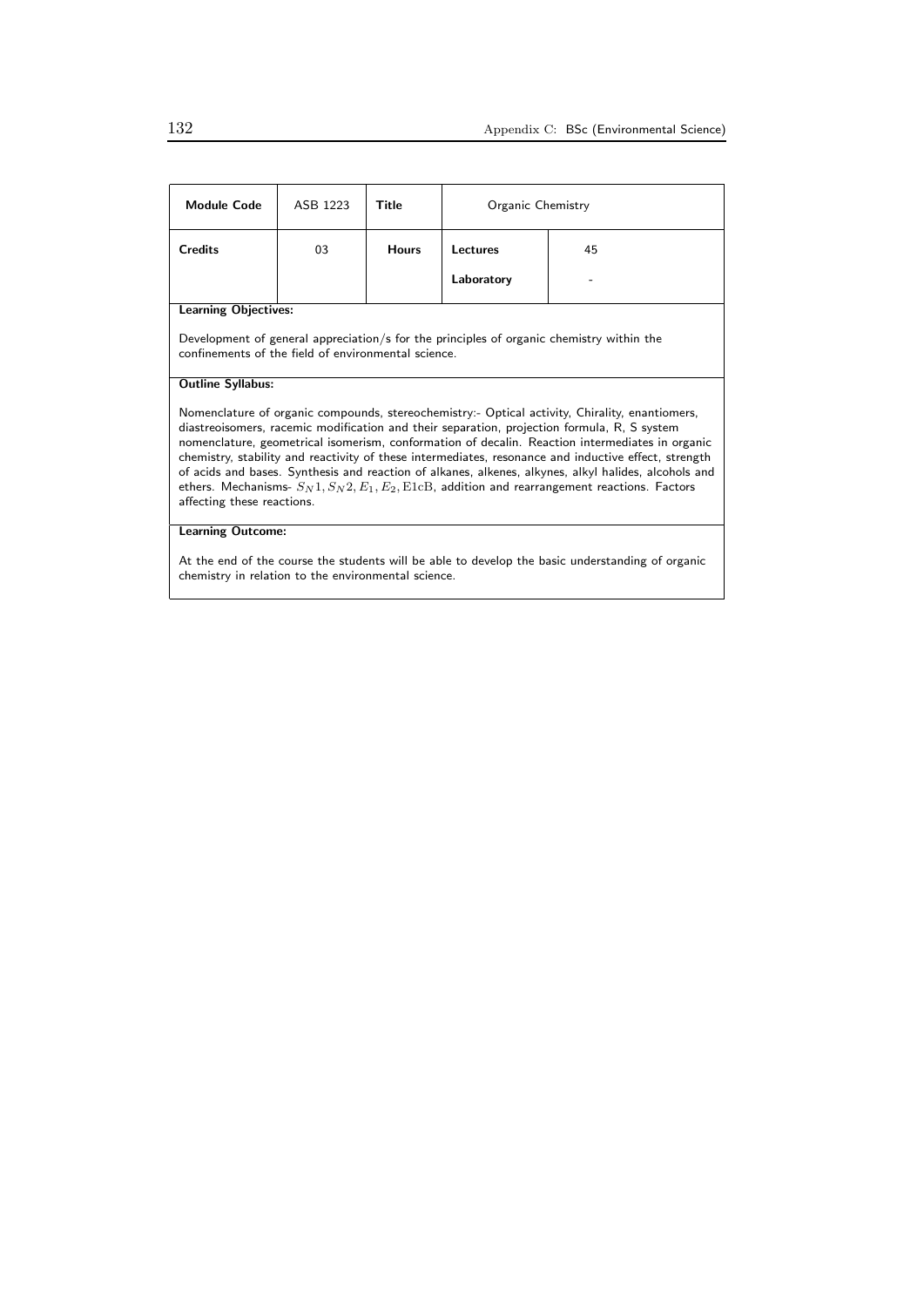| Module Code | ASB 1223 | Title | Organic Chemistry | |
|---|---|---|---|---|
| Credits | 03 | Hours | Lectures | 45 |
| | | | Laboratory | - |

**Learning Objectives:**

Development of general appreciation/s for the principles of organic chemistry within the confinements of the field of environmental science.

**Outline Syllabus:**

Nomenclature of organic compounds, stereochemistry:- Optical activity, Chirality, enantiomers, diastreoisomers, racemic modification and their separation, projection formula, R, S system nomenclature, geometrical isomerism, conformation of decalin. Reaction intermediates in organic chemistry, stability and reactivity of these intermediates, resonance and inductive effect, strength of acids and bases. Synthesis and reaction of alkanes, alkenes, alkynes, alkyl halides, alcohols and ethers. Mechanisms- $S_N1, S_N2, E_1, E_2, \mathrm{E1cB}$, addition and rearrangement reactions. Factors affecting these reactions.

**Learning Outcome:**

At the end of the course the students will be able to develop the basic understanding of organic chemistry in relation to the environmental science.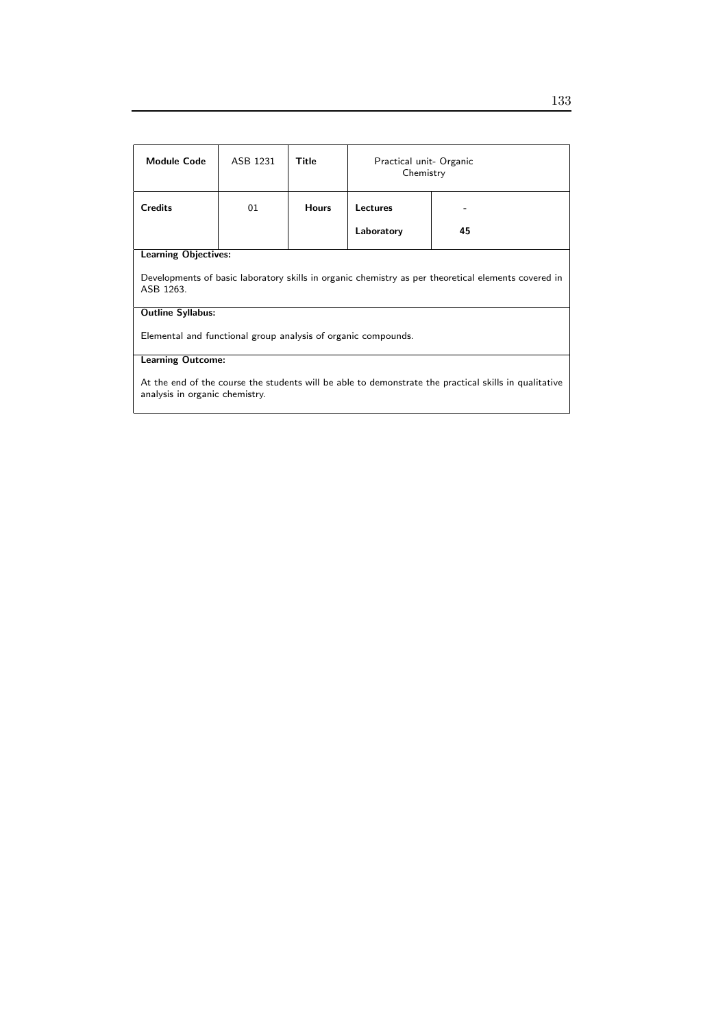| Module Code | ASB 1231 | Title | Practical unit- Organic Chemistry | |
|---|---|---|---|---|
| Credits | 01 | Hours | Lectures | - |
| | | | Laboratory | 45 |

**Learning Objectives:**

Developments of basic laboratory skills in organic chemistry as per theoretical elements covered in ASB 1263.

**Outline Syllabus:**

Elemental and functional group analysis of organic compounds.

**Learning Outcome:**

At the end of the course the students will be able to demonstrate the practical skills in qualitative analysis in organic chemistry.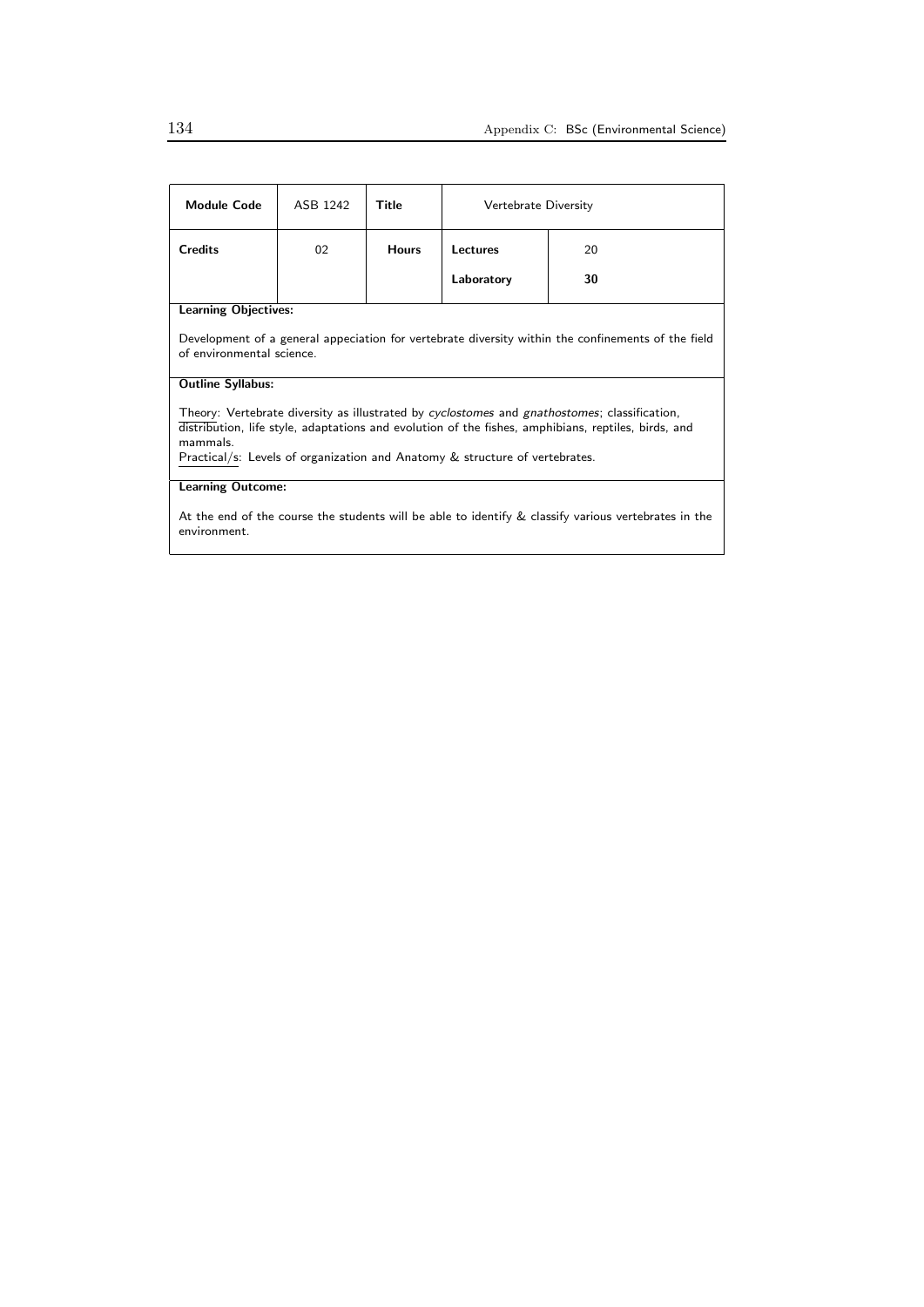| **Module Code** | ASB 1242 | **Title** | Vertebrate Diversity | |
|---|---|---|---|---|
| **Credits** | 02 | **Hours** | **Lectures** | 20 |
| | | | **Laboratory** | **30** |

**Learning Objectives:**

Development of a general appeciation for vertebrate diversity within the confinements of the field of environmental science.

**Outline Syllabus:**

Theory: Vertebrate diversity as illustrated by *cyclostomes* and *gnathostomes*; classification, distribution, life style, adaptations and evolution of the fishes, amphibians, reptiles, birds, and mammals.

Practical/s: Levels of organization and Anatomy & structure of vertebrates.

**Learning Outcome:**

At the end of the course the students will be able to identify & classify various vertebrates in the environment.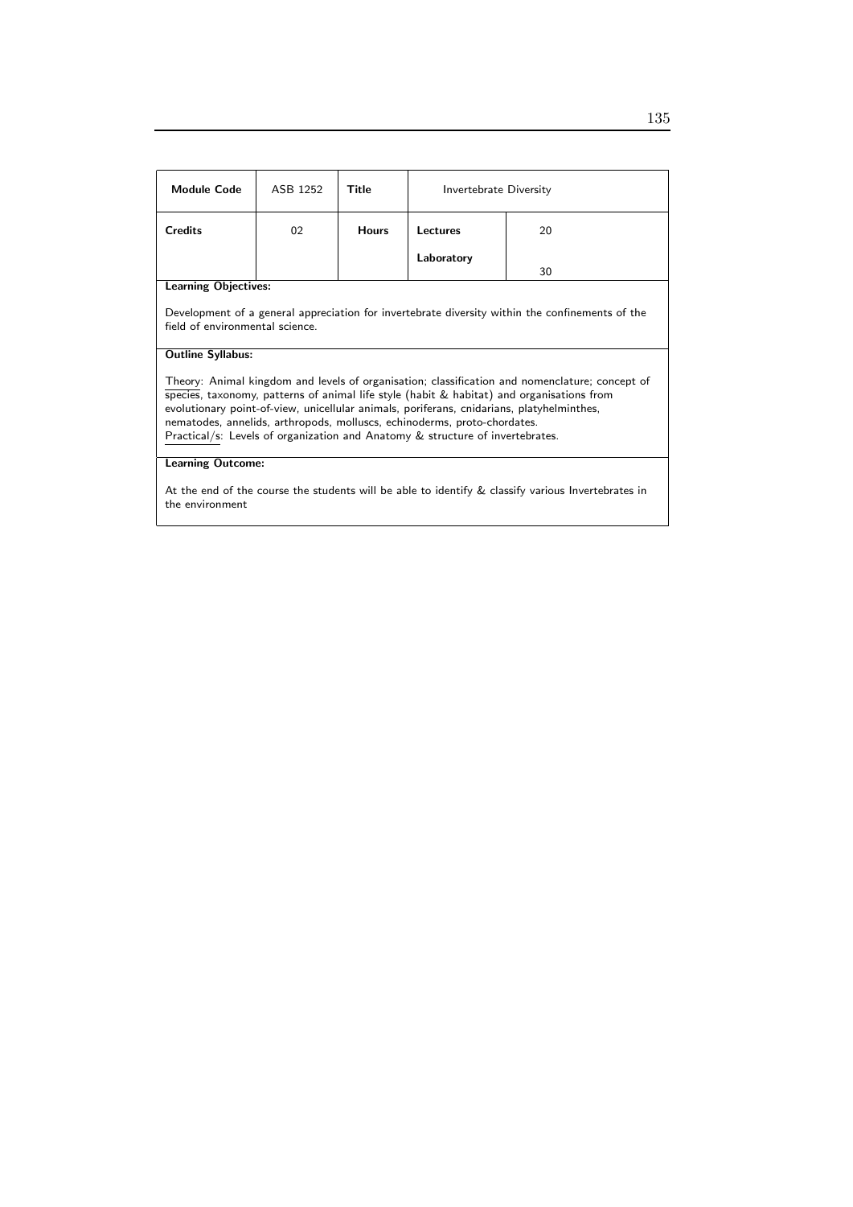| **Module Code** | ASB 1252 | **Title** | Invertebrate Diversity | |
|---|---|---|---|---|
| **Credits** | 02 | **Hours** | **Lectures** | 20 |
| | | | **Laboratory** | 30 |

**Learning Objectives:**

Development of a general appreciation for invertebrate diversity within the confinements of the field of environmental science.

**Outline Syllabus:**

Theory: Animal kingdom and levels of organisation; classification and nomenclature; concept of species, taxonomy, patterns of animal life style (habit & habitat) and organisations from evolutionary point-of-view, unicellular animals, poriferans, cnidarians, platyhelminthes, nematodes, annelids, arthropods, molluscs, echinoderms, proto-chordates.
Practical/s: Levels of organization and Anatomy & structure of invertebrates.

**Learning Outcome:**

At the end of the course the students will be able to identify & classify various Invertebrates in the environment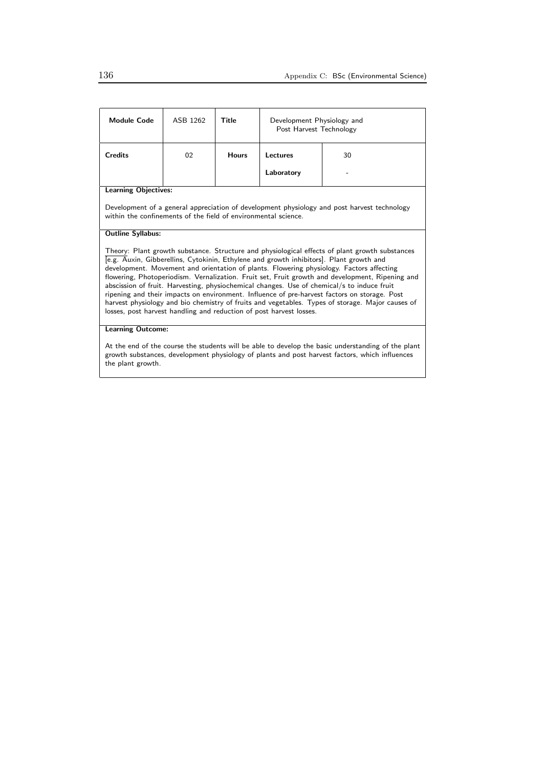| Module Code | ASB 1262 | Title | Development Physiology and Post Harvest Technology | |
|---|---|---|---|---|
| Credits | 02 | Hours | Lectures | 30 |
| | | | Laboratory | - |

**Learning Objectives:**

Development of a general appreciation of development physiology and post harvest technology within the confinements of the field of environmental science.

**Outline Syllabus:**

Theory: Plant growth substance. Structure and physiological effects of plant growth substances [e.g. Auxin, Gibberellins, Cytokinin, Ethylene and growth inhibitors]. Plant growth and development. Movement and orientation of plants. Flowering physiology. Factors affecting flowering, Photoperiodism. Vernalization. Fruit set, Fruit growth and development, Ripening and abscission of fruit. Harvesting, physiochemical changes. Use of chemical/s to induce fruit ripening and their impacts on environment. Influence of pre-harvest factors on storage. Post harvest physiology and bio chemistry of fruits and vegetables. Types of storage. Major causes of losses, post harvest handling and reduction of post harvest losses.

**Learning Outcome:**

At the end of the course the students will be able to develop the basic understanding of the plant growth substances, development physiology of plants and post harvest factors, which influences the plant growth.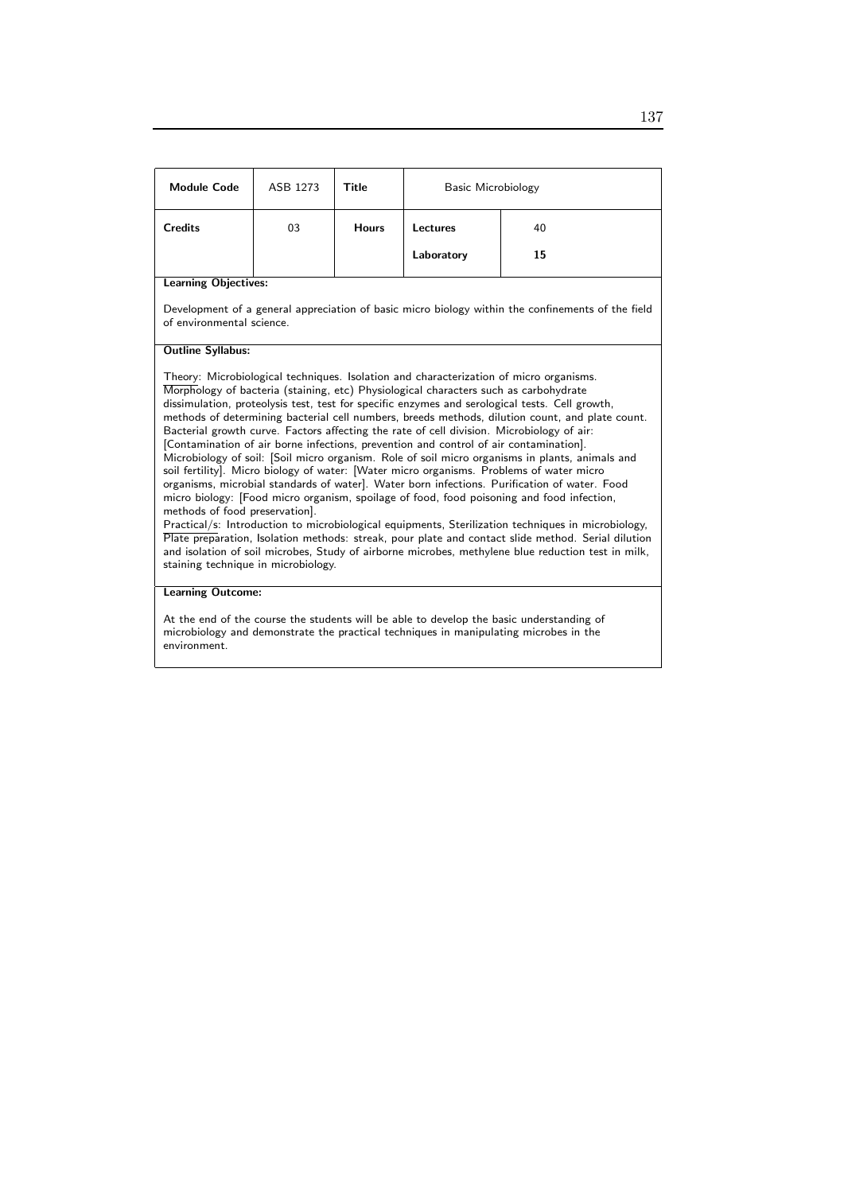| **Module Code** | ASB 1273 | **Title** | Basic Microbiology | |
|---|---|---|---|---|
| **Credits** | 03 | **Hours** | **Lectures** | 40 |
| | | | **Laboratory** | **15** |

**Learning Objectives:**

Development of a general appreciation of basic micro biology within the confinements of the field of environmental science.

**Outline Syllabus:**

Theory: Microbiological techniques. Isolation and characterization of micro organisms. Morphology of bacteria (staining, etc) Physiological characters such as carbohydrate dissimulation, proteolysis test, test for specific enzymes and serological tests. Cell growth, methods of determining bacterial cell numbers, breeds methods, dilution count, and plate count. Bacterial growth curve. Factors affecting the rate of cell division. Microbiology of air: [Contamination of air borne infections, prevention and control of air contamination]. Microbiology of soil: [Soil micro organism. Role of soil micro organisms in plants, animals and soil fertility]. Micro biology of water: [Water micro organisms. Problems of water micro organisms, microbial standards of water]. Water born infections. Purification of water. Food micro biology: [Food micro organism, spoilage of food, food poisoning and food infection, methods of food preservation].

Practical/s: Introduction to microbiological equipments, Sterilization techniques in microbiology, Plate preparation, Isolation methods: streak, pour plate and contact slide method. Serial dilution and isolation of soil microbes, Study of airborne microbes, methylene blue reduction test in milk, staining technique in microbiology.

**Learning Outcome:**

At the end of the course the students will be able to develop the basic understanding of microbiology and demonstrate the practical techniques in manipulating microbes in the environment.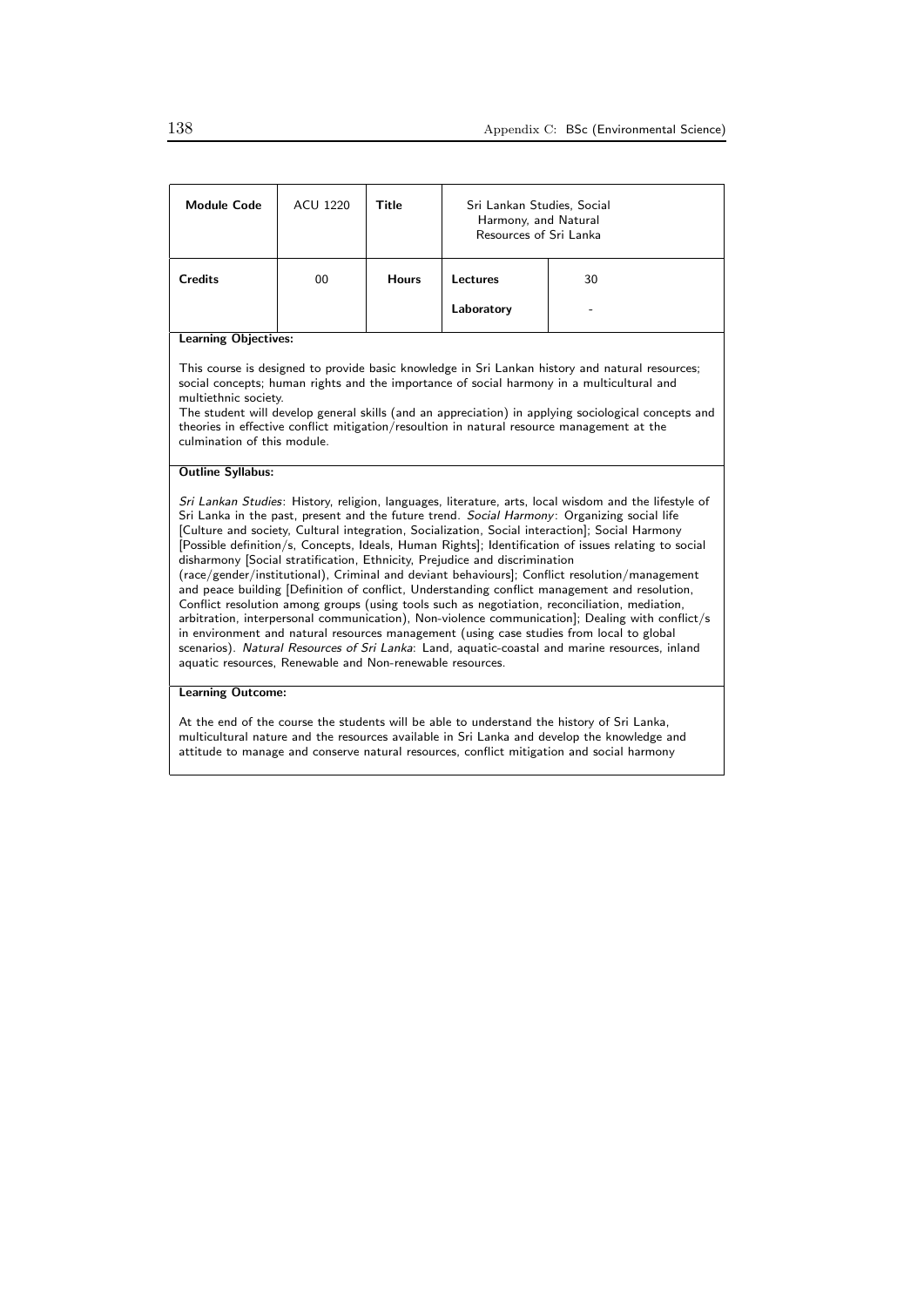| **Module Code** | ACU 1220 | **Title** | Sri Lankan Studies, Social Harmony, and Natural Resources of Sri Lanka | |
|---|---|---|---|---|
| **Credits** | 00 | **Hours** | **Lectures** | 30 |
| | | | **Laboratory** | - |

**Learning Objectives:**

This course is designed to provide basic knowledge in Sri Lankan history and natural resources; social concepts; human rights and the importance of social harmony in a multicultural and multiethnic society.
The student will develop general skills (and an appreciation) in applying sociological concepts and theories in effective conflict mitigation/resoultion in natural resource management at the culmination of this module.

**Outline Syllabus:**

*Sri Lankan Studies*: History, religion, languages, literature, arts, local wisdom and the lifestyle of Sri Lanka in the past, present and the future trend. *Social Harmony*: Organizing social life [Culture and society, Cultural integration, Socialization, Social interaction]; Social Harmony [Possible definition/s, Concepts, Ideals, Human Rights]; Identification of issues relating to social disharmony [Social stratification, Ethnicity, Prejudice and discrimination (race/gender/institutional), Criminal and deviant behaviours]; Conflict resolution/management and peace building [Definition of conflict, Understanding conflict management and resolution, Conflict resolution among groups (using tools such as negotiation, reconciliation, mediation, arbitration, interpersonal communication), Non-violence communication]; Dealing with conflict/s in environment and natural resources management (using case studies from local to global scenarios). *Natural Resources of Sri Lanka*: Land, aquatic-coastal and marine resources, inland aquatic resources, Renewable and Non-renewable resources.

**Learning Outcome:**

At the end of the course the students will be able to understand the history of Sri Lanka, multicultural nature and the resources available in Sri Lanka and develop the knowledge and attitude to manage and conserve natural resources, conflict mitigation and social harmony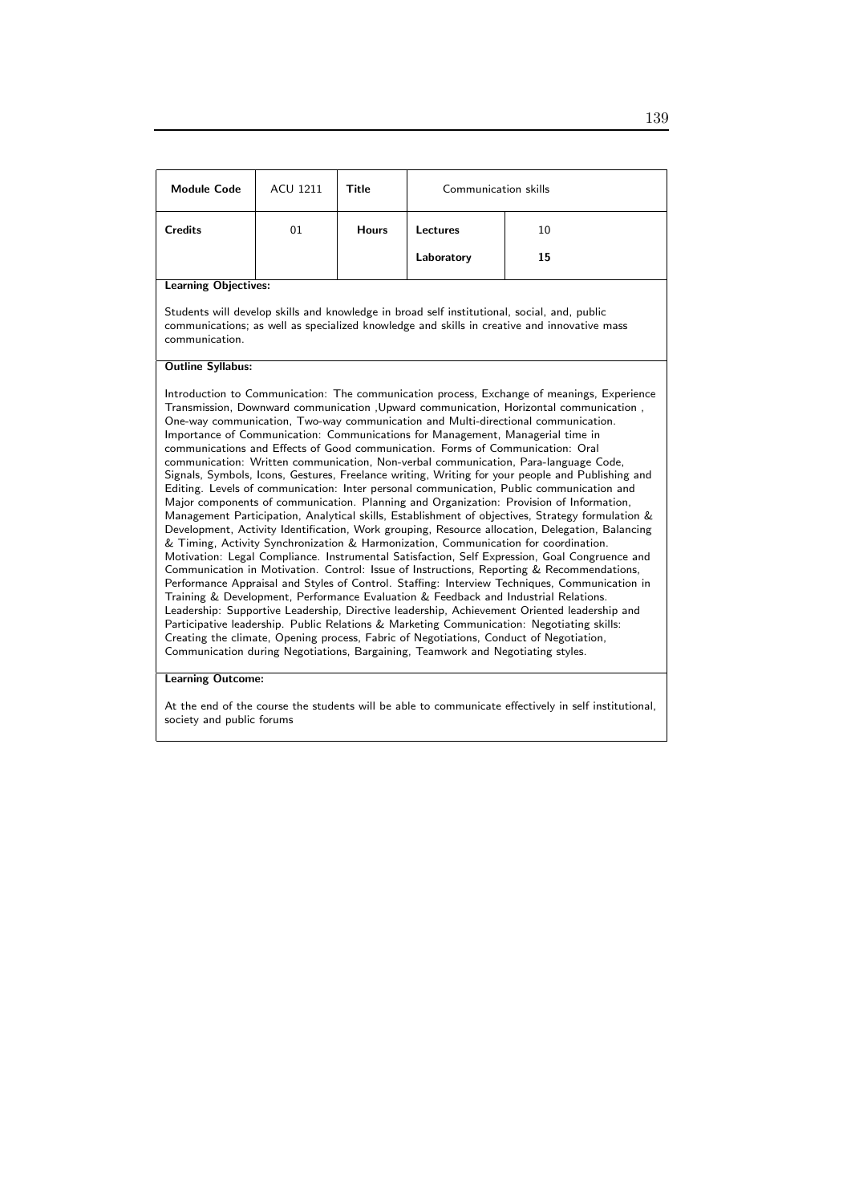| Module Code | ACU 1211 | Title | Communication skills | |
|---|---|---|---|---|
| Credits | 01 | Hours | Lectures | 10 |
| | | | Laboratory | **15** |

**Learning Objectives:**

Students will develop skills and knowledge in broad self institutional, social, and, public communications; as well as specialized knowledge and skills in creative and innovative mass communication.

**Outline Syllabus:**

Introduction to Communication: The communication process, Exchange of meanings, Experience Transmission, Downward communication ,Upward communication, Horizontal communication , One-way communication, Two-way communication and Multi-directional communication. Importance of Communication: Communications for Management, Managerial time in communications and Effects of Good communication. Forms of Communication: Oral communication: Written communication, Non-verbal communication, Para-language Code, Signals, Symbols, Icons, Gestures, Freelance writing, Writing for your people and Publishing and Editing. Levels of communication: Inter personal communication, Public communication and Major components of communication. Planning and Organization: Provision of Information, Management Participation, Analytical skills, Establishment of objectives, Strategy formulation & Development, Activity Identification, Work grouping, Resource allocation, Delegation, Balancing & Timing, Activity Synchronization & Harmonization, Communication for coordination. Motivation: Legal Compliance. Instrumental Satisfaction, Self Expression, Goal Congruence and Communication in Motivation. Control: Issue of Instructions, Reporting & Recommendations, Performance Appraisal and Styles of Control. Staffing: Interview Techniques, Communication in Training & Development, Performance Evaluation & Feedback and Industrial Relations. Leadership: Supportive Leadership, Directive leadership, Achievement Oriented leadership and Participative leadership. Public Relations & Marketing Communication: Negotiating skills: Creating the climate, Opening process, Fabric of Negotiations, Conduct of Negotiation, Communication during Negotiations, Bargaining, Teamwork and Negotiating styles.

**Learning Outcome:**

At the end of the course the students will be able to communicate effectively in self institutional, society and public forums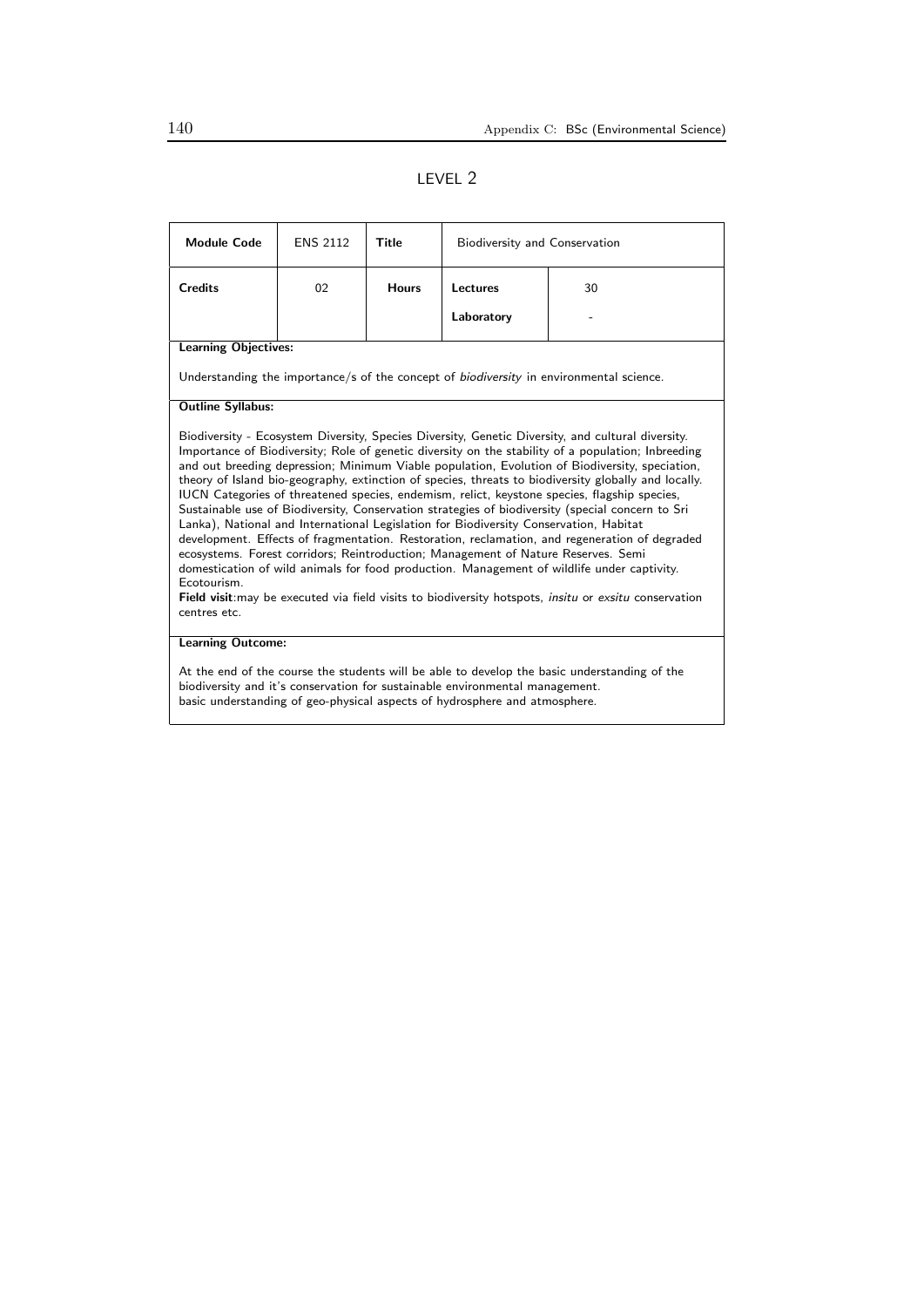## LEVEL 2

| **Module Code** | ENS 2112 | **Title** | Biodiversity and Conservation | |
|---|---|---|---|---|
| **Credits** | 02 | **Hours** | **Lectures** | 30 |
| | | | **Laboratory** | - |

**Learning Objectives:**

Understanding the importance/s of the concept of *biodiversity* in environmental science.

**Outline Syllabus:**

Biodiversity - Ecosystem Diversity, Species Diversity, Genetic Diversity, and cultural diversity. Importance of Biodiversity; Role of genetic diversity on the stability of a population; Inbreeding and out breeding depression; Minimum Viable population, Evolution of Biodiversity, speciation, theory of Island bio-geography, extinction of species, threats to biodiversity globally and locally. IUCN Categories of threatened species, endemism, relict, keystone species, flagship species, Sustainable use of Biodiversity, Conservation strategies of biodiversity (special concern to Sri Lanka), National and International Legislation for Biodiversity Conservation, Habitat development. Effects of fragmentation. Restoration, reclamation, and regeneration of degraded ecosystems. Forest corridors; Reintroduction; Management of Nature Reserves. Semi domestication of wild animals for food production. Management of wildlife under captivity. Ecotourism.
**Field visit**:may be executed via field visits to biodiversity hotspots, *insitu* or *exsitu* conservation centres etc.

**Learning Outcome:**

At the end of the course the students will be able to develop the basic understanding of the biodiversity and it's conservation for sustainable environmental management.
basic understanding of geo-physical aspects of hydrosphere and atmosphere.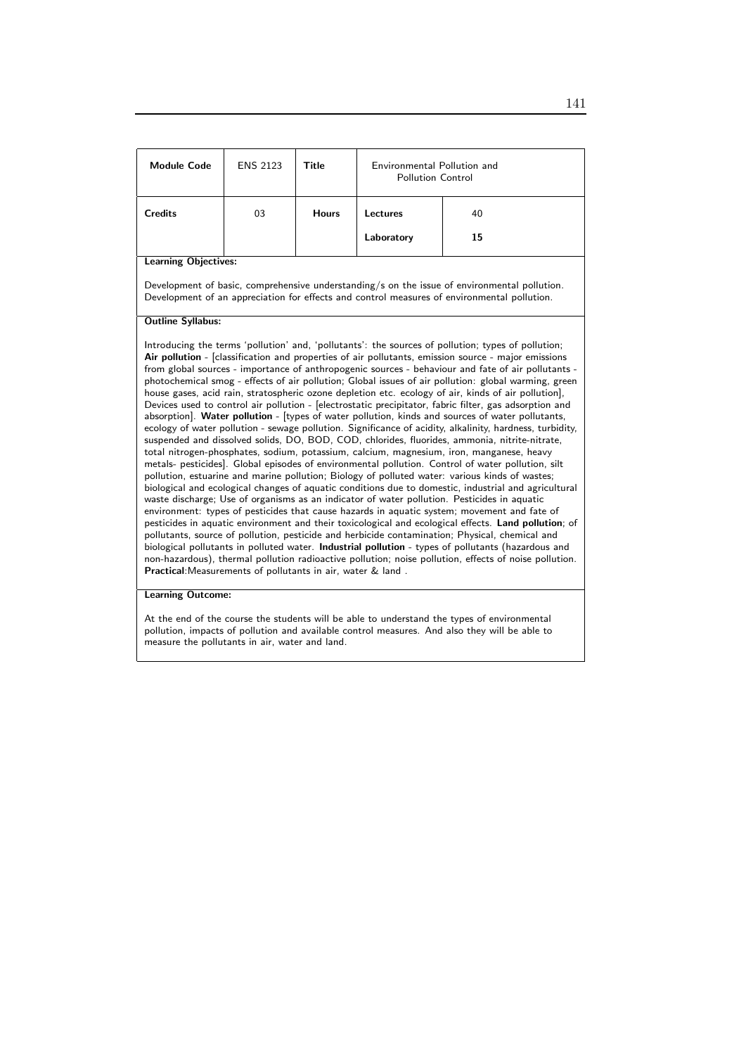| Module Code | ENS 2123 | Title | Environmental Pollution and Pollution Control | |
|---|---|---|---|---|
| Credits | 03 | Hours | Lectures | 40 |
| | | | Laboratory | 15 |

**Learning Objectives:**

Development of basic, comprehensive understanding/s on the issue of environmental pollution. Development of an appreciation for effects and control measures of environmental pollution.

**Outline Syllabus:**

Introducing the terms 'pollution' and, 'pollutants': the sources of pollution; types of pollution; **Air pollution** - [classification and properties of air pollutants, emission source - major emissions from global sources - importance of anthropogenic sources - behaviour and fate of air pollutants - photochemical smog - effects of air pollution; Global issues of air pollution: global warming, green house gases, acid rain, stratospheric ozone depletion etc. ecology of air, kinds of air pollution], Devices used to control air pollution - [electrostatic precipitator, fabric filter, gas adsorption and absorption]. **Water pollution** - [types of water pollution, kinds and sources of water pollutants, ecology of water pollution - sewage pollution. Significance of acidity, alkalinity, hardness, turbidity, suspended and dissolved solids, DO, BOD, COD, chlorides, fluorides, ammonia, nitrite-nitrate, total nitrogen-phosphates, sodium, potassium, calcium, magnesium, iron, manganese, heavy metals- pesticides]. Global episodes of environmental pollution. Control of water pollution, silt pollution, estuarine and marine pollution; Biology of polluted water: various kinds of wastes; biological and ecological changes of aquatic conditions due to domestic, industrial and agricultural waste discharge; Use of organisms as an indicator of water pollution. Pesticides in aquatic environment: types of pesticides that cause hazards in aquatic system; movement and fate of pesticides in aquatic environment and their toxicological and ecological effects. **Land pollution**; of pollutants, source of pollution, pesticide and herbicide contamination; Physical, chemical and biological pollutants in polluted water. **Industrial pollution** - types of pollutants (hazardous and non-hazardous), thermal pollution radioactive pollution; noise pollution, effects of noise pollution. **Practical**:Measurements of pollutants in air, water & land .

**Learning Outcome:**

At the end of the course the students will be able to understand the types of environmental pollution, impacts of pollution and available control measures. And also they will be able to measure the pollutants in air, water and land.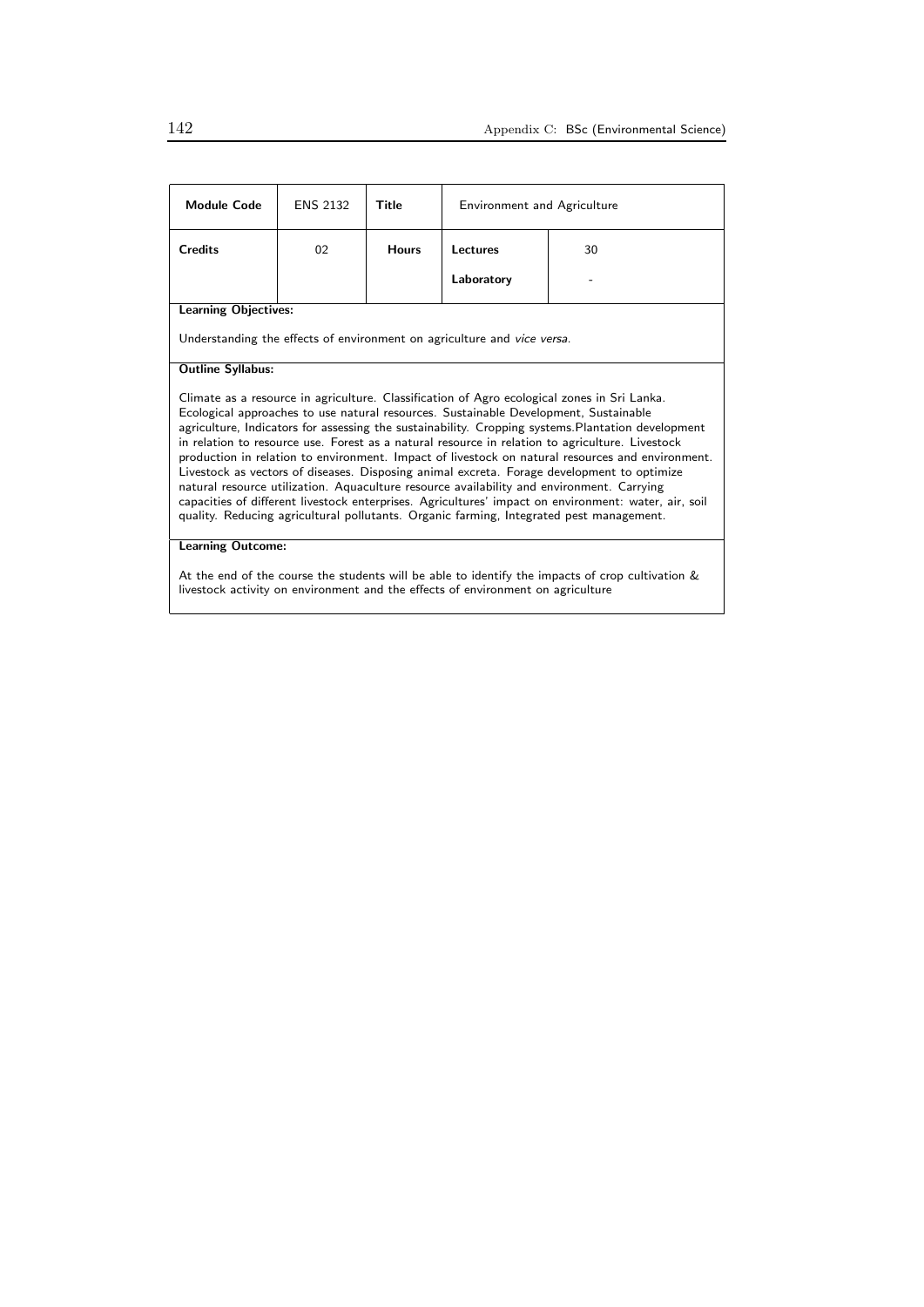| **Module Code** | ENS 2132 | **Title** | Environment and Agriculture | |
|---|---|---|---|---|
| **Credits** | 02 | **Hours** | **Lectures** | 30 |
| | | | **Laboratory** | - |

**Learning Objectives:**

Understanding the effects of environment on agriculture and *vice versa*.

**Outline Syllabus:**

Climate as a resource in agriculture. Classification of Agro ecological zones in Sri Lanka. Ecological approaches to use natural resources. Sustainable Development, Sustainable agriculture, Indicators for assessing the sustainability. Cropping systems.Plantation development in relation to resource use. Forest as a natural resource in relation to agriculture. Livestock production in relation to environment. Impact of livestock on natural resources and environment. Livestock as vectors of diseases. Disposing animal excreta. Forage development to optimize natural resource utilization. Aquaculture resource availability and environment. Carrying capacities of different livestock enterprises. Agricultures' impact on environment: water, air, soil quality. Reducing agricultural pollutants. Organic farming, Integrated pest management.

**Learning Outcome:**

At the end of the course the students will be able to identify the impacts of crop cultivation & livestock activity on environment and the effects of environment on agriculture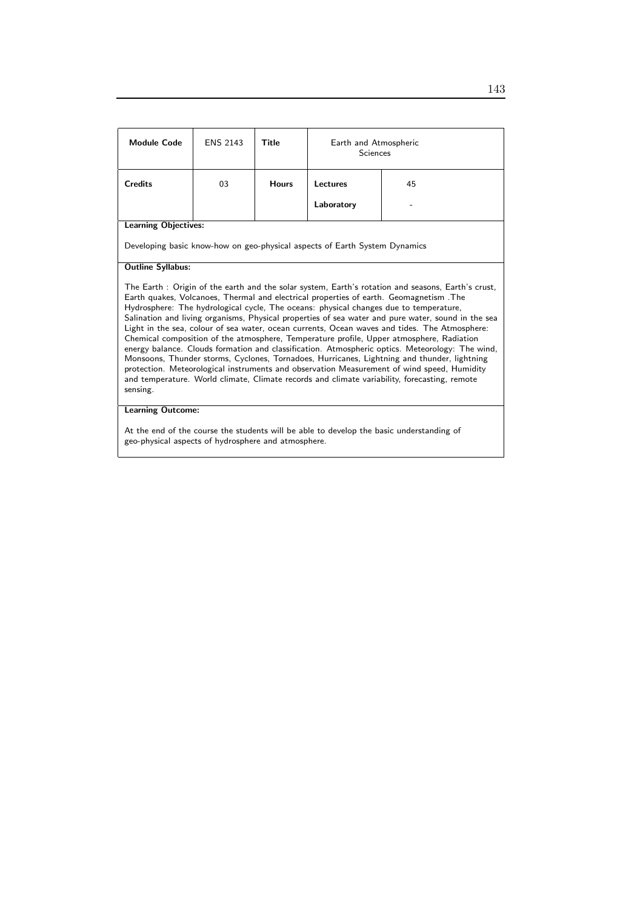| Module Code | ENS 2143 | Title | Earth and Atmospheric Sciences | |
|---|---|---|---|---|
| Credits | 03 | Hours | Lectures | 45 |
| | | | Laboratory | - |

**Learning Objectives:**

Developing basic know-how on geo-physical aspects of Earth System Dynamics

**Outline Syllabus:**

The Earth : Origin of the earth and the solar system, Earth's rotation and seasons, Earth's crust, Earth quakes, Volcanoes, Thermal and electrical properties of earth. Geomagnetism .The Hydrosphere: The hydrological cycle, The oceans: physical changes due to temperature, Salination and living organisms, Physical properties of sea water and pure water, sound in the sea Light in the sea, colour of sea water, ocean currents, Ocean waves and tides. The Atmosphere: Chemical composition of the atmosphere, Temperature profile, Upper atmosphere, Radiation energy balance. Clouds formation and classification. Atmospheric optics. Meteorology: The wind, Monsoons, Thunder storms, Cyclones, Tornadoes, Hurricanes, Lightning and thunder, lightning protection. Meteorological instruments and observation Measurement of wind speed, Humidity and temperature. World climate, Climate records and climate variability, forecasting, remote sensing.

**Learning Outcome:**

At the end of the course the students will be able to develop the basic understanding of geo-physical aspects of hydrosphere and atmosphere.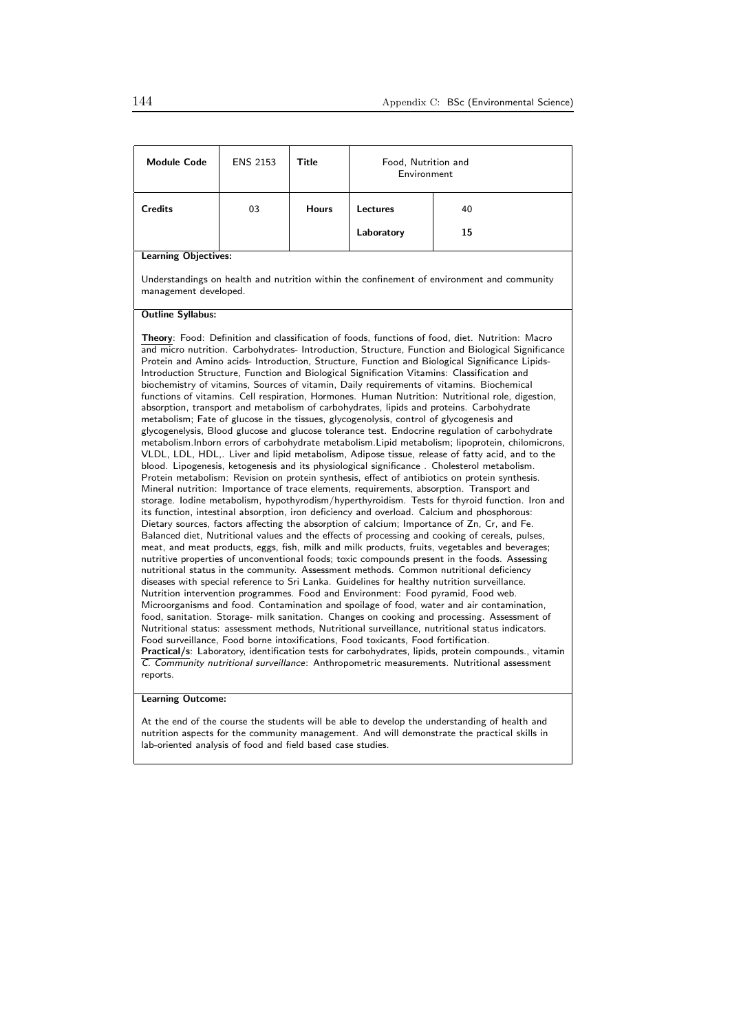| Module Code | ENS 2153 | Title | Food, Nutrition and Environment | |
|---|---|---|---|---|
| Credits | 03 | Hours | Lectures | 40 |
| | | | Laboratory | 15 |

**Learning Objectives:**

Understandings on health and nutrition within the confinement of environment and community management developed.

**Outline Syllabus:**

**Theory**: Food: Definition and classification of foods, functions of food, diet. Nutrition: Macro and micro nutrition. Carbohydrates- Introduction, Structure, Function and Biological Significance Protein and Amino acids- Introduction, Structure, Function and Biological Significance Lipids- Introduction Structure, Function and Biological Signification Vitamins: Classification and biochemistry of vitamins, Sources of vitamin, Daily requirements of vitamins. Biochemical functions of vitamins. Cell respiration, Hormones. Human Nutrition: Nutritional role, digestion, absorption, transport and metabolism of carbohydrates, lipids and proteins. Carbohydrate metabolism; Fate of glucose in the tissues, glycogenolysis, control of glycogenesis and glycogenelysis, Blood glucose and glucose tolerance test. Endocrine regulation of carbohydrate metabolism.Inborn errors of carbohydrate metabolism.Lipid metabolism; lipoprotein, chilomicrons, VLDL, LDL, HDL,. Liver and lipid metabolism, Adipose tissue, release of fatty acid, and to the blood. Lipogenesis, ketogenesis and its physiological significance . Cholesterol metabolism. Protein metabolism: Revision on protein synthesis, effect of antibiotics on protein synthesis. Mineral nutrition: Importance of trace elements, requirements, absorption. Transport and storage. Iodine metabolism, hypothyrodism/hyperthyroidism. Tests for thyroid function. Iron and its function, intestinal absorption, iron deficiency and overload. Calcium and phosphorous: Dietary sources, factors affecting the absorption of calcium; Importance of Zn, Cr, and Fe. Balanced diet, Nutritional values and the effects of processing and cooking of cereals, pulses, meat, and meat products, eggs, fish, milk and milk products, fruits, vegetables and beverages; nutritive properties of unconventional foods; toxic compounds present in the foods. Assessing nutritional status in the community. Assessment methods. Common nutritional deficiency diseases with special reference to Sri Lanka. Guidelines for healthy nutrition surveillance. Nutrition intervention programmes. Food and Environment: Food pyramid, Food web. Microorganisms and food. Contamination and spoilage of food, water and air contamination, food, sanitation. Storage- milk sanitation. Changes on cooking and processing. Assessment of Nutritional status: assessment methods, Nutritional surveillance, nutritional status indicators. Food surveillance, Food borne intoxifications, Food toxicants, Food fortification.

**Practical/s**: Laboratory, identification tests for carbohydrates, lipids, protein compounds., vitamin C. *Community nutritional surveillance*: Anthropometric measurements. Nutritional assessment reports.

**Learning Outcome:**

At the end of the course the students will be able to develop the understanding of health and nutrition aspects for the community management. And will demonstrate the practical skills in lab-oriented analysis of food and field based case studies.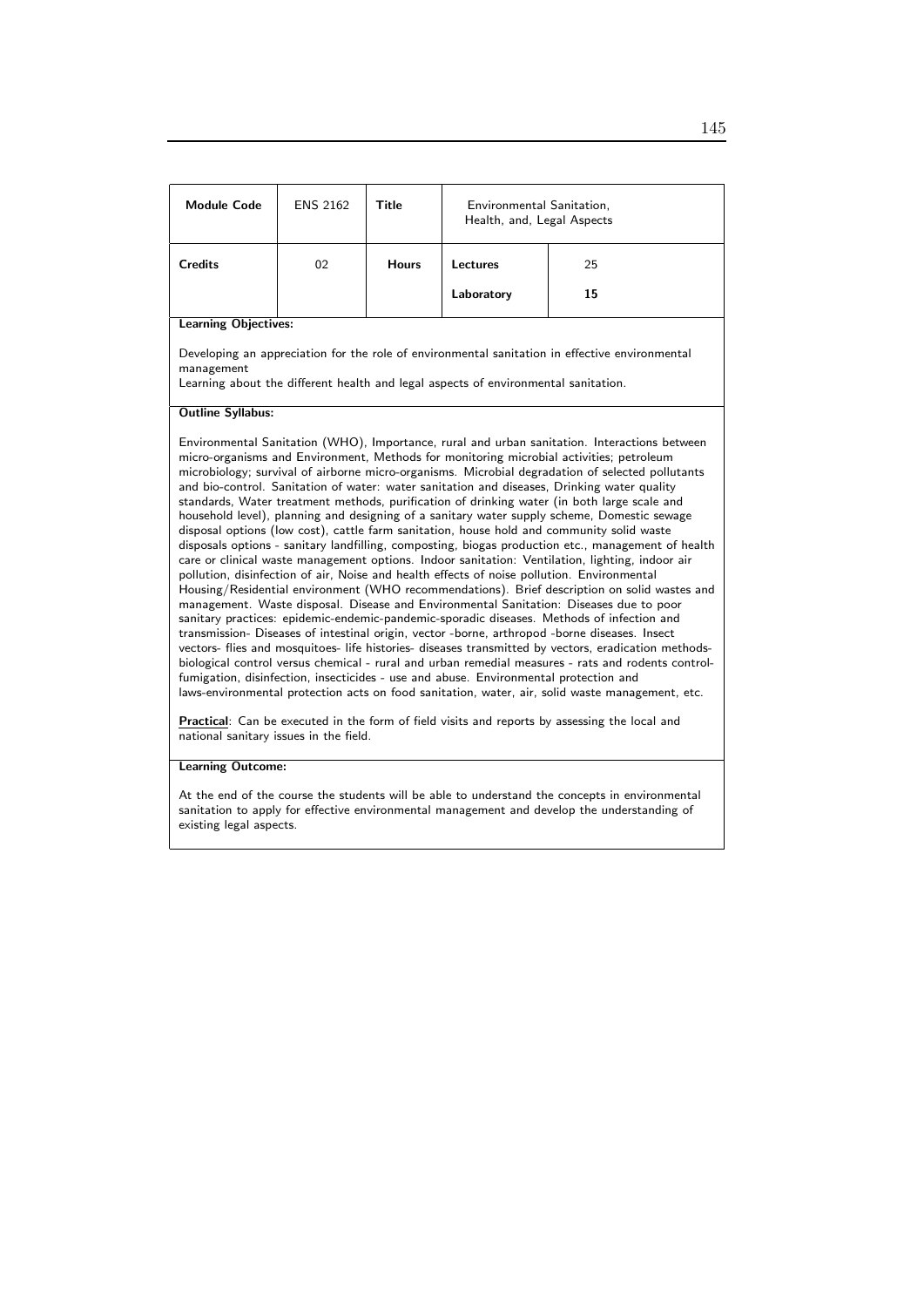| Module Code | ENS 2162 | Title | Environmental Sanitation, Health, and, Legal Aspects | |
|---|---|---|---|---|
| Credits | 02 | Hours | Lectures | 25 |
| | | | Laboratory | 15 |

**Learning Objectives:**

Developing an appreciation for the role of environmental sanitation in effective environmental management
Learning about the different health and legal aspects of environmental sanitation.

**Outline Syllabus:**

Environmental Sanitation (WHO), Importance, rural and urban sanitation. Interactions between micro-organisms and Environment, Methods for monitoring microbial activities; petroleum microbiology; survival of airborne micro-organisms. Microbial degradation of selected pollutants and bio-control. Sanitation of water: water sanitation and diseases, Drinking water quality standards, Water treatment methods, purification of drinking water (in both large scale and household level), planning and designing of a sanitary water supply scheme, Domestic sewage disposal options (low cost), cattle farm sanitation, house hold and community solid waste disposals options - sanitary landfilling, composting, biogas production etc., management of health care or clinical waste management options. Indoor sanitation: Ventilation, lighting, indoor air pollution, disinfection of air, Noise and health effects of noise pollution. Environmental Housing/Residential environment (WHO recommendations). Brief description on solid wastes and management. Waste disposal. Disease and Environmental Sanitation: Diseases due to poor sanitary practices: epidemic-endemic-pandemic-sporadic diseases. Methods of infection and transmission- Diseases of intestinal origin, vector -borne, arthropod -borne diseases. Insect vectors- flies and mosquitoes- life histories- diseases transmitted by vectors, eradication methods- biological control versus chemical - rural and urban remedial measures - rats and rodents control- fumigation, disinfection, insecticides - use and abuse. Environmental protection and laws-environmental protection acts on food sanitation, water, air, solid waste management, etc.

**Practical**: Can be executed in the form of field visits and reports by assessing the local and national sanitary issues in the field.

**Learning Outcome:**

At the end of the course the students will be able to understand the concepts in environmental sanitation to apply for effective environmental management and develop the understanding of existing legal aspects.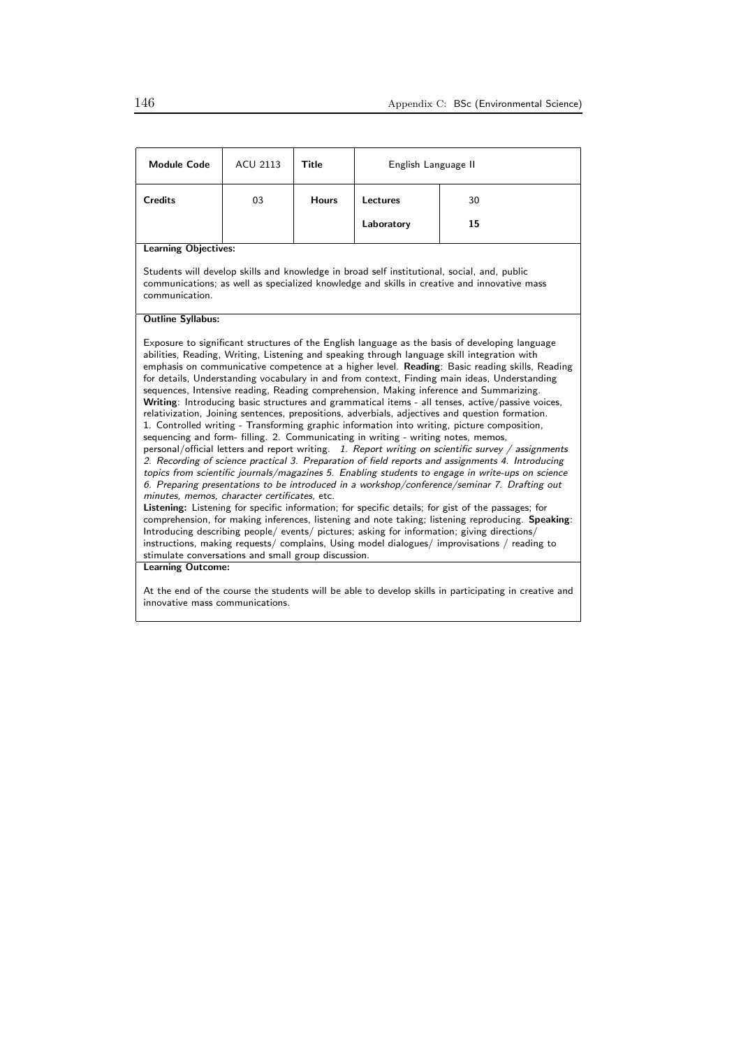| Module Code | ACU 2113 | Title | English Language II | |
|---|---|---|---|---|
| Credits | 03 | Hours | Lectures | 30 |
| | | | Laboratory | **15** |

**Learning Objectives:**

Students will develop skills and knowledge in broad self institutional, social, and, public communications; as well as specialized knowledge and skills in creative and innovative mass communication.

**Outline Syllabus:**

Exposure to significant structures of the English language as the basis of developing language abilities, Reading, Writing, Listening and speaking through language skill integration with emphasis on communicative competence at a higher level. **Reading**: Basic reading skills, Reading for details, Understanding vocabulary in and from context, Finding main ideas, Understanding sequences, Intensive reading, Reading comprehension, Making inference and Summarizing. **Writing**: Introducing basic structures and grammatical items - all tenses, active/passive voices, relativization, Joining sentences, prepositions, adverbials, adjectives and question formation. 1. Controlled writing - Transforming graphic information into writing, picture composition, sequencing and form- filling. 2. Communicating in writing - writing notes, memos, personal/official letters and report writing. *1. Report writing on scientific survey / assignments 2. Recording of science practical 3. Preparation of field reports and assignments 4. Introducing topics from scientific journals/magazines 5. Enabling students to engage in write-ups on science 6. Preparing presentations to be introduced in a workshop/conference/seminar 7. Drafting out minutes, memos, character certificates,* etc.
**Listening:** Listening for specific information; for specific details; for gist of the passages; for comprehension, for making inferences, listening and note taking; listening reproducing. **Speaking**: Introducing describing people/ events/ pictures; asking for information; giving directions/ instructions, making requests/ complains, Using model dialogues/ improvisations / reading to stimulate conversations and small group discussion.

**Learning Outcome:**

At the end of the course the students will be able to develop skills in participating in creative and innovative mass communications.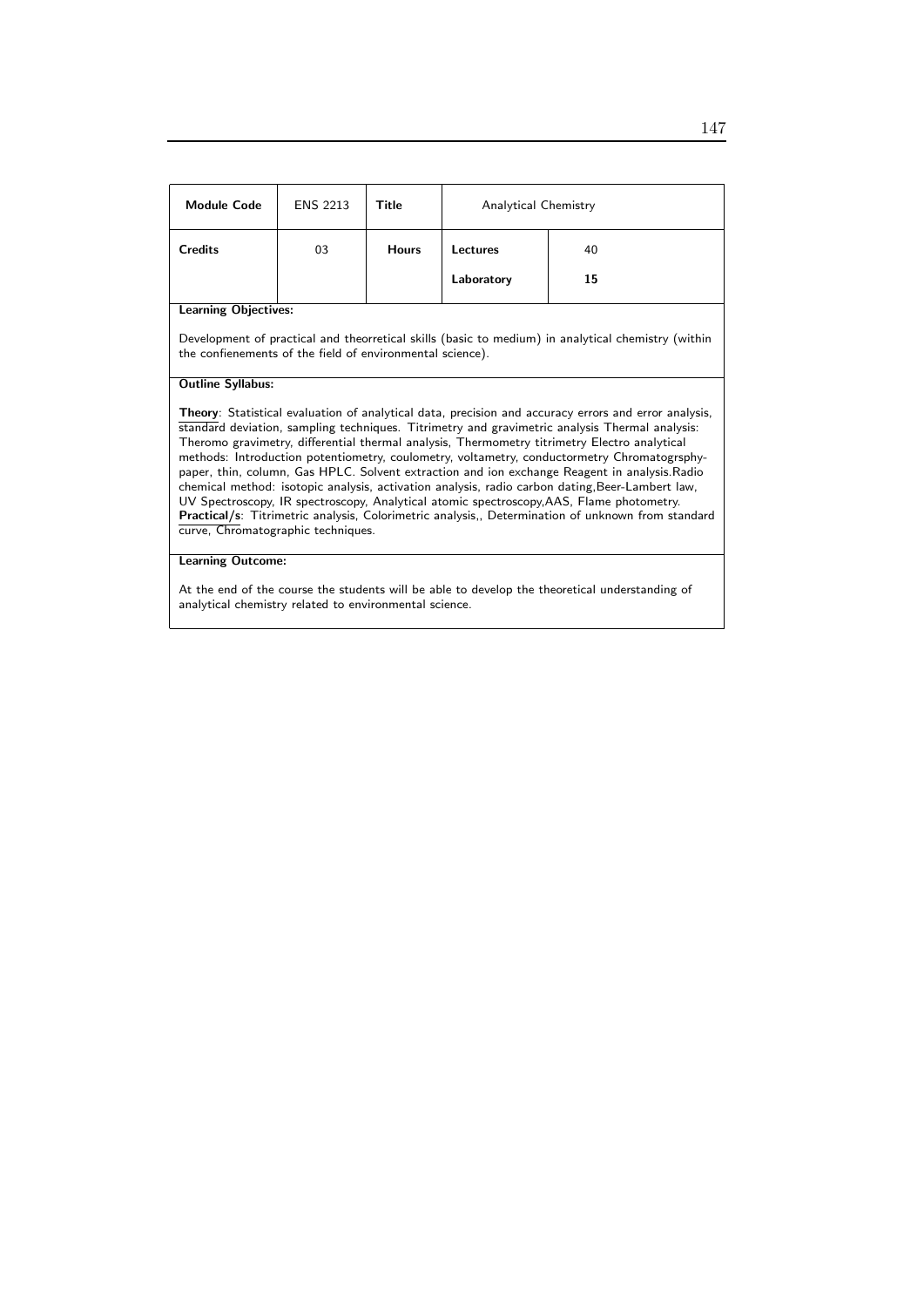| Module Code | ENS 2213 | Title | Analytical Chemistry | |
|---|---|---|---|---|
| **Credits** | 03 | **Hours** | **Lectures** | 40 |
| | | | **Laboratory** | **15** |

**Learning Objectives:**

Development of practical and theorretical skills (basic to medium) in analytical chemistry (within the confienements of the field of environmental science).

**Outline Syllabus:**

**Theory**: Statistical evaluation of analytical data, precision and accuracy errors and error analysis, standard deviation, sampling techniques. Titrimetry and gravimetric analysis Thermal analysis: Theromo gravimetry, differential thermal analysis, Thermometry titrimetry Electro analytical methods: Introduction potentiometry, coulometry, voltametry, conductormetry Chromatogrsphy-paper, thin, column, Gas HPLC. Solvent extraction and ion exchange Reagent in analysis.Radio chemical method: isotopic analysis, activation analysis, radio carbon dating,Beer-Lambert law, UV Spectroscopy, IR spectroscopy, Analytical atomic spectroscopy,AAS, Flame photometry.
**Practical/s**: Titrimetric analysis, Colorimetric analysis,, Determination of unknown from standard curve, Chromatographic techniques.

**Learning Outcome:**

At the end of the course the students will be able to develop the theoretical understanding of analytical chemistry related to environmental science.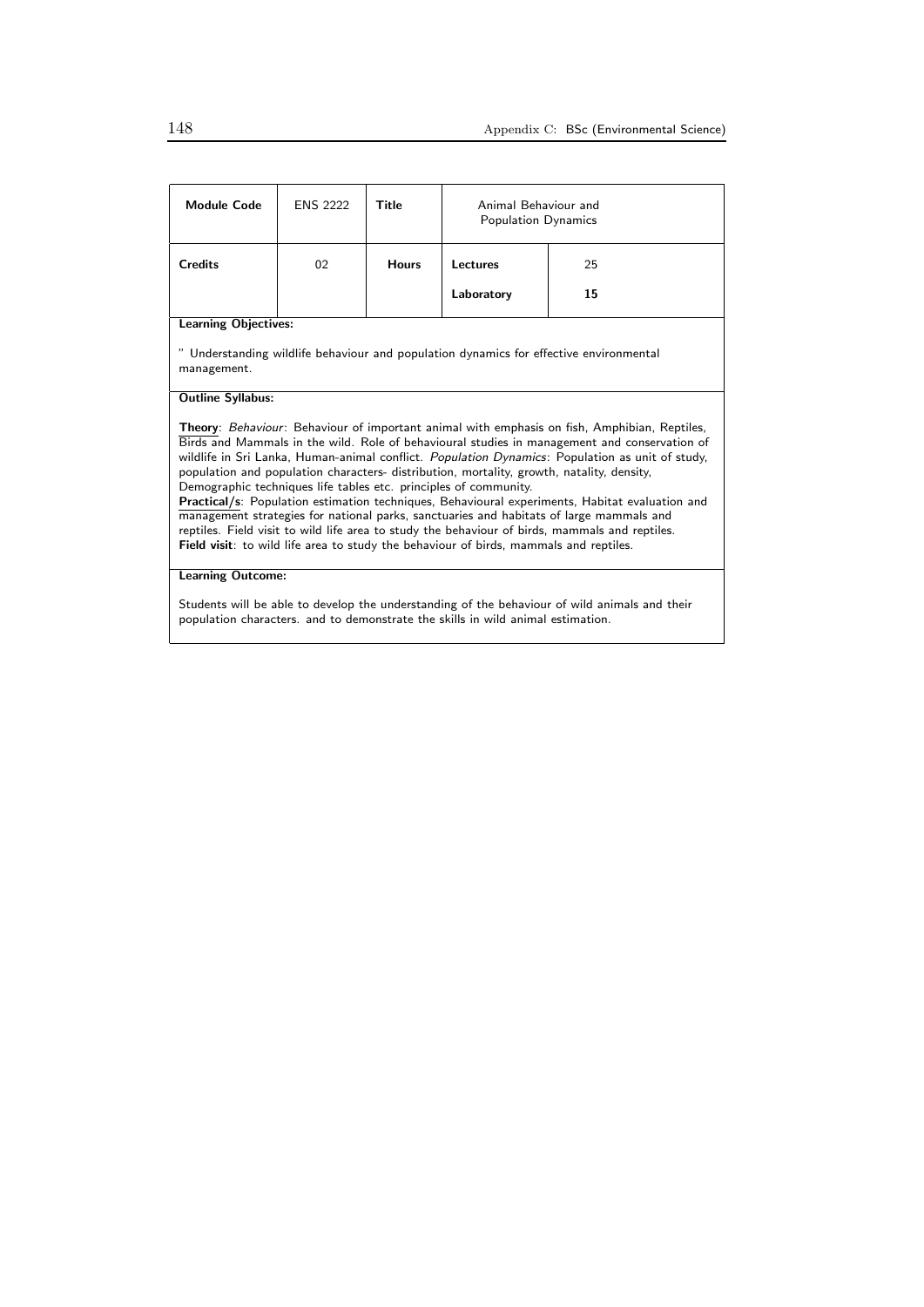| Module Code | ENS 2222 | Title | Animal Behaviour and Population Dynamics | |
|---|---|---|---|---|
| Credits | 02 | Hours | Lectures | 25 |
| | | | Laboratory | **15** |

**Learning Objectives:**

" Understanding wildlife behaviour and population dynamics for effective environmental management.

**Outline Syllabus:**

**Theory**: *Behaviour*: Behaviour of important animal with emphasis on fish, Amphibian, Reptiles, Birds and Mammals in the wild. Role of behavioural studies in management and conservation of wildlife in Sri Lanka, Human-animal conflict. *Population Dynamics*: Population as unit of study, population and population characters- distribution, mortality, growth, natality, density, Demographic techniques life tables etc. principles of community.
**Practical/s**: Population estimation techniques, Behavioural experiments, Habitat evaluation and management strategies for national parks, sanctuaries and habitats of large mammals and reptiles. Field visit to wild life area to study the behaviour of birds, mammals and reptiles.
**Field visit**: to wild life area to study the behaviour of birds, mammals and reptiles.

**Learning Outcome:**

Students will be able to develop the understanding of the behaviour of wild animals and their population characters. and to demonstrate the skills in wild animal estimation.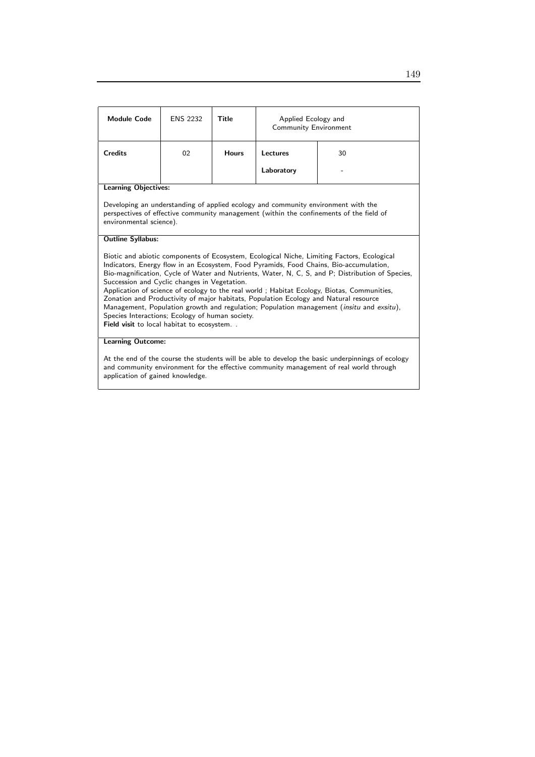| Module Code | ENS 2232 | Title | Applied Ecology and Community Environment | |
|---|---|---|---|---|
| Credits | 02 | Hours | Lectures | 30 |
| | | | Laboratory | - |

**Learning Objectives:**

Developing an understanding of applied ecology and community environment with the perspectives of effective community management (within the confinements of the field of environmental science).

**Outline Syllabus:**

Biotic and abiotic components of Ecosystem, Ecological Niche, Limiting Factors, Ecological Indicators, Energy flow in an Ecosystem, Food Pyramids, Food Chains, Bio-accumulation, Bio-magnification, Cycle of Water and Nutrients, Water, N, C, S, and P; Distribution of Species, Succession and Cyclic changes in Vegetation.
Application of science of ecology to the real world ; Habitat Ecology, Biotas, Communities, Zonation and Productivity of major habitats, Population Ecology and Natural resource Management, Population growth and regulation; Population management (*insitu* and *exsitu*), Species Interactions; Ecology of human society.
**Field visit** to local habitat to ecosystem. .

**Learning Outcome:**

At the end of the course the students will be able to develop the basic underpinnings of ecology and community environment for the effective community management of real world through application of gained knowledge.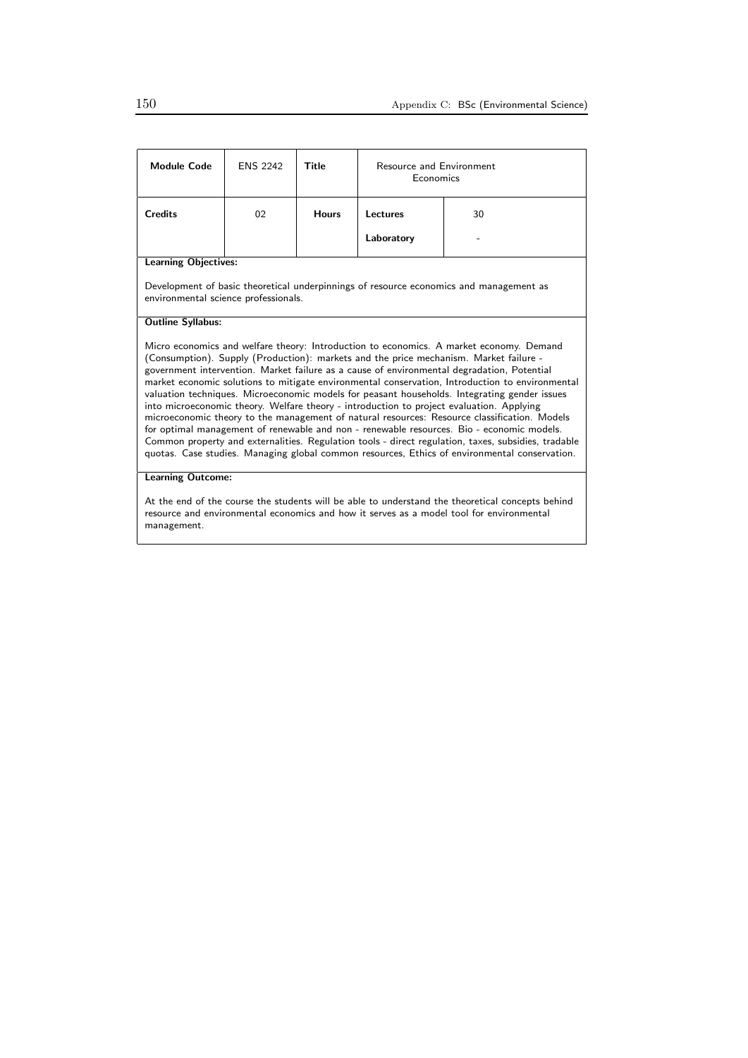| Module Code | ENS 2242 | Title | Resource and Environment Economics | |
|---|---|---|---|---|
| Credits | 02 | Hours | Lectures | 30 |
| | | | Laboratory | - |

**Learning Objectives:**

Development of basic theoretical underpinnings of resource economics and management as environmental science professionals.

**Outline Syllabus:**

Micro economics and welfare theory: Introduction to economics. A market economy. Demand (Consumption). Supply (Production): markets and the price mechanism. Market failure - government intervention. Market failure as a cause of environmental degradation, Potential market economic solutions to mitigate environmental conservation, Introduction to environmental valuation techniques. Microeconomic models for peasant households. Integrating gender issues into microeconomic theory. Welfare theory - introduction to project evaluation. Applying microeconomic theory to the management of natural resources: Resource classification. Models for optimal management of renewable and non - renewable resources. Bio - economic models. Common property and externalities. Regulation tools - direct regulation, taxes, subsidies, tradable quotas. Case studies. Managing global common resources, Ethics of environmental conservation.

**Learning Outcome:**

At the end of the course the students will be able to understand the theoretical concepts behind resource and environmental economics and how it serves as a model tool for environmental management.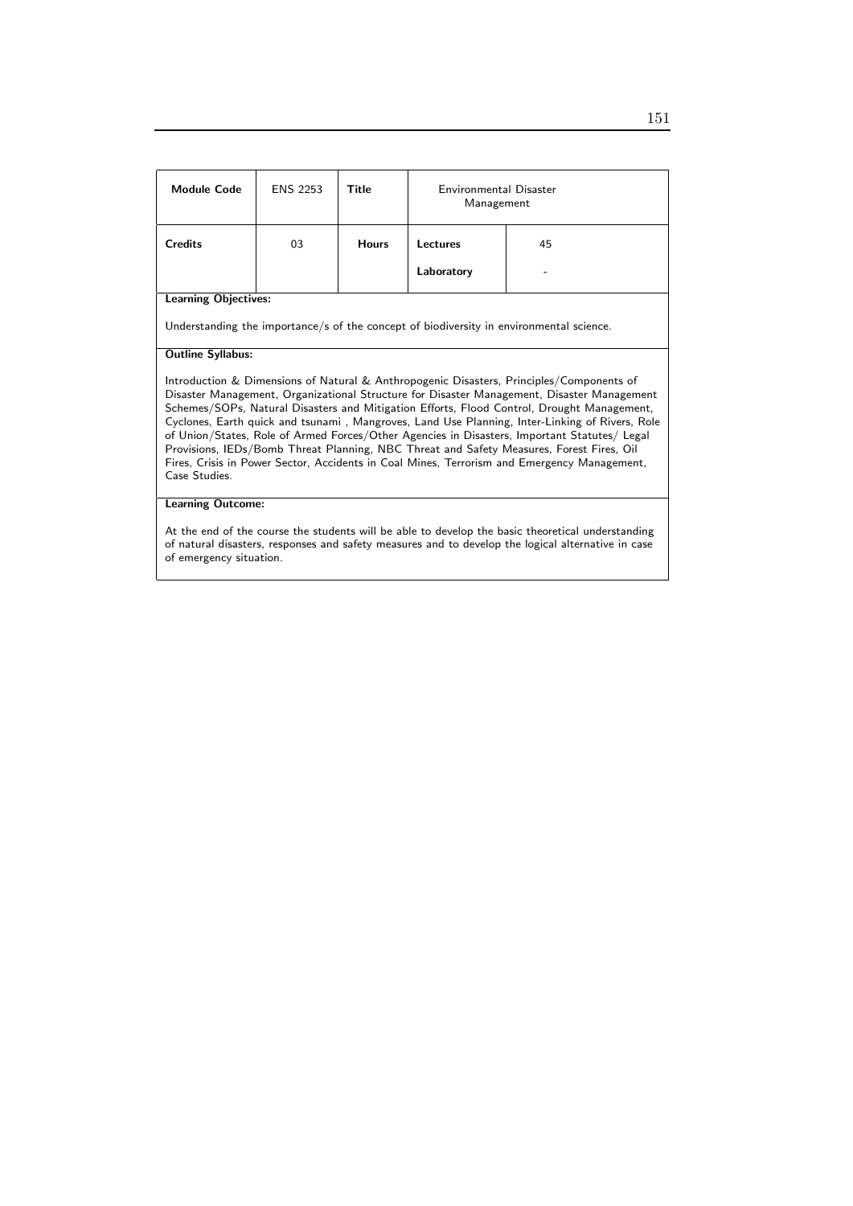| **Module Code** | ENS 2253 | **Title** | Environmental Disaster Management | |
|---|---|---|---|---|
| **Credits** | 03 | **Hours** | **Lectures** | 45 |
| | | | **Laboratory** | - |

**Learning Objectives:**

Understanding the importance/s of the concept of biodiversity in environmental science.

**Outline Syllabus:**

Introduction & Dimensions of Natural & Anthropogenic Disasters, Principles/Components of Disaster Management, Organizational Structure for Disaster Management, Disaster Management Schemes/SOPs, Natural Disasters and Mitigation Efforts, Flood Control, Drought Management, Cyclones, Earth quick and tsunami , Mangroves, Land Use Planning, Inter-Linking of Rivers, Role of Union/States, Role of Armed Forces/Other Agencies in Disasters, Important Statutes/ Legal Provisions, IEDs/Bomb Threat Planning, NBC Threat and Safety Measures, Forest Fires, Oil Fires, Crisis in Power Sector, Accidents in Coal Mines, Terrorism and Emergency Management, Case Studies.

**Learning Outcome:**

At the end of the course the students will be able to develop the basic theoretical understanding of natural disasters, responses and safety measures and to develop the logical alternative in case of emergency situation.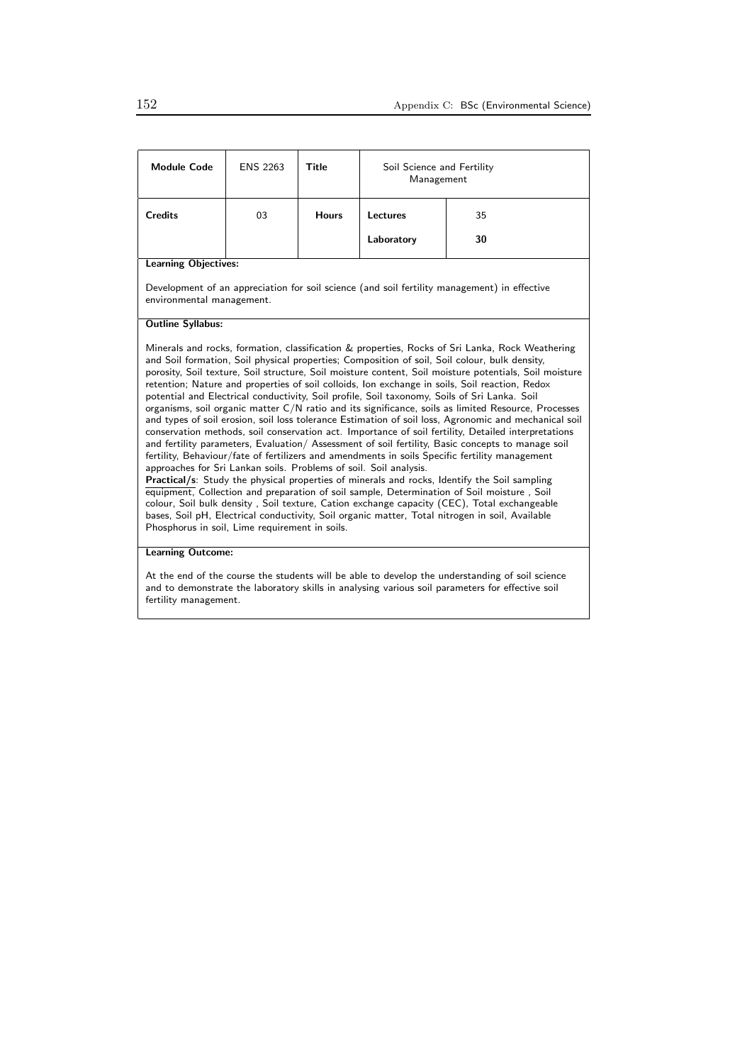| Module Code | ENS 2263 | Title | Soil Science and Fertility Management | |
|---|---|---|---|---|
| Credits | 03 | Hours | Lectures | 35 |
| | | | Laboratory | 30 |

**Learning Objectives:**

Development of an appreciation for soil science (and soil fertility management) in effective environmental management.

**Outline Syllabus:**

Minerals and rocks, formation, classification & properties, Rocks of Sri Lanka, Rock Weathering and Soil formation, Soil physical properties; Composition of soil, Soil colour, bulk density, porosity, Soil texture, Soil structure, Soil moisture content, Soil moisture potentials, Soil moisture retention; Nature and properties of soil colloids, Ion exchange in soils, Soil reaction, Redox potential and Electrical conductivity, Soil profile, Soil taxonomy, Soils of Sri Lanka. Soil organisms, soil organic matter C/N ratio and its significance, soils as limited Resource, Processes and types of soil erosion, soil loss tolerance Estimation of soil loss, Agronomic and mechanical soil conservation methods, soil conservation act. Importance of soil fertility, Detailed interpretations and fertility parameters, Evaluation/ Assessment of soil fertility, Basic concepts to manage soil fertility, Behaviour/fate of fertilizers and amendments in soils Specific fertility management approaches for Sri Lankan soils. Problems of soil. Soil analysis.

**Practical/s**: Study the physical properties of minerals and rocks, Identify the Soil sampling equipment, Collection and preparation of soil sample, Determination of Soil moisture , Soil colour, Soil bulk density , Soil texture, Cation exchange capacity (CEC), Total exchangeable bases, Soil pH, Electrical conductivity, Soil organic matter, Total nitrogen in soil, Available Phosphorus in soil, Lime requirement in soils.

**Learning Outcome:**

At the end of the course the students will be able to develop the understanding of soil science and to demonstrate the laboratory skills in analysing various soil parameters for effective soil fertility management.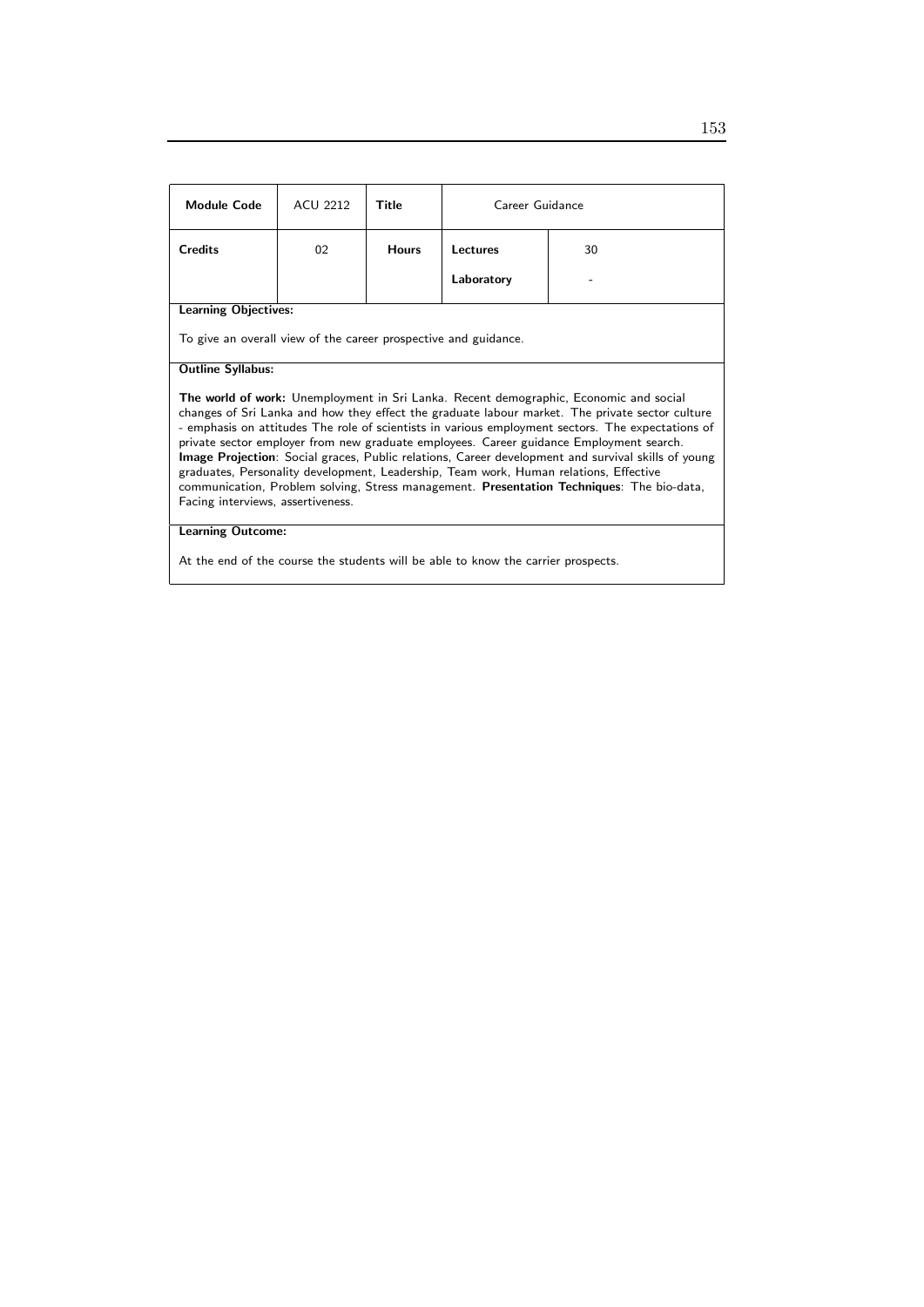| Module Code | ACU 2212 | Title | Career Guidance | |
|---|---|---|---|---|
| Credits | 02 | Hours | Lectures | 30 |
| | | | Laboratory | - |

**Learning Objectives:**

To give an overall view of the career prospective and guidance.

**Outline Syllabus:**

**The world of work:** Unemployment in Sri Lanka. Recent demographic, Economic and social changes of Sri Lanka and how they effect the graduate labour market. The private sector culture - emphasis on attitudes The role of scientists in various employment sectors. The expectations of private sector employer from new graduate employees. Career guidance Employment search. **Image Projection**: Social graces, Public relations, Career development and survival skills of young graduates, Personality development, Leadership, Team work, Human relations, Effective communication, Problem solving, Stress management. **Presentation Techniques**: The bio-data, Facing interviews, assertiveness.

**Learning Outcome:**

At the end of the course the students will be able to know the carrier prospects.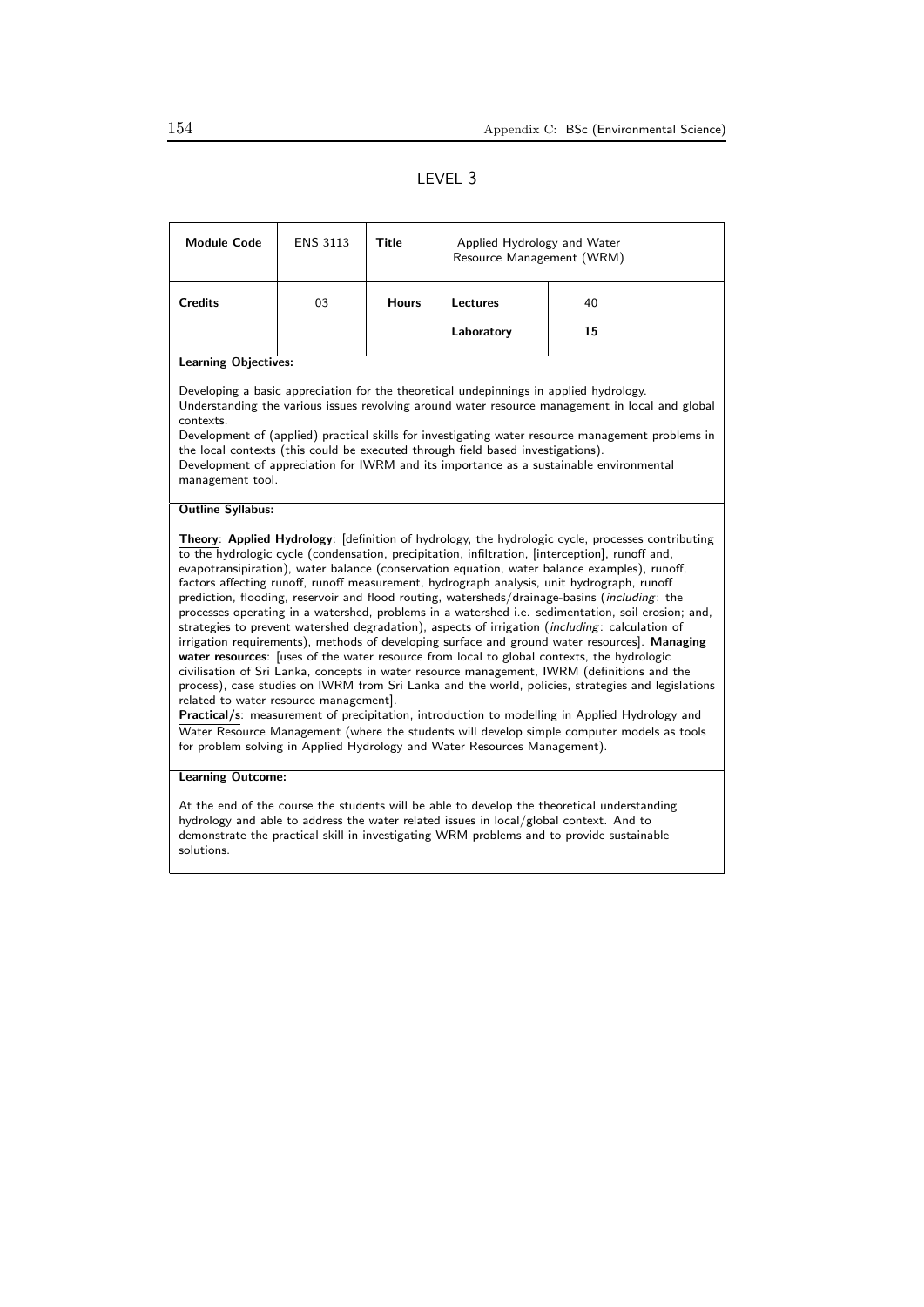## LEVEL 3

| Module Code | ENS 3113 | Title | Applied Hydrology and Water Resource Management (WRM) | |
|---|---|---|---|---|
| Credits | 03 | Hours | Lectures | 40 |
| | | | Laboratory | **15** |

**Learning Objectives:**

Developing a basic appreciation for the theoretical undepinnings in applied hydrology.
Understanding the various issues revolving around water resource management in local and global contexts.
Development of (applied) practical skills for investigating water resource management problems in the local contexts (this could be executed through field based investigations).
Development of appreciation for IWRM and its importance as a sustainable environmental management tool.

**Outline Syllabus:**

**Theory**: **Applied Hydrology**: [definition of hydrology, the hydrologic cycle, processes contributing to the hydrologic cycle (condensation, precipitation, infiltration, [interception], runoff and, evapotransipiration), water balance (conservation equation, water balance examples), runoff, factors affecting runoff, runoff measurement, hydrograph analysis, unit hydrograph, runoff prediction, flooding, reservoir and flood routing, watersheds/drainage-basins (*including*: the processes operating in a watershed, problems in a watershed i.e. sedimentation, soil erosion; and, strategies to prevent watershed degradation), aspects of irrigation (*including*: calculation of irrigation requirements), methods of developing surface and ground water resources]. **Managing water resources**: [uses of the water resource from local to global contexts, the hydrologic civilisation of Sri Lanka, concepts in water resource management, IWRM (definitions and the process), case studies on IWRM from Sri Lanka and the world, policies, strategies and legislations related to water resource management].
**Practical/s**: measurement of precipitation, introduction to modelling in Applied Hydrology and Water Resource Management (where the students will develop simple computer models as tools for problem solving in Applied Hydrology and Water Resources Management).

**Learning Outcome:**

At the end of the course the students will be able to develop the theoretical understanding hydrology and able to address the water related issues in local/global context. And to demonstrate the practical skill in investigating WRM problems and to provide sustainable solutions.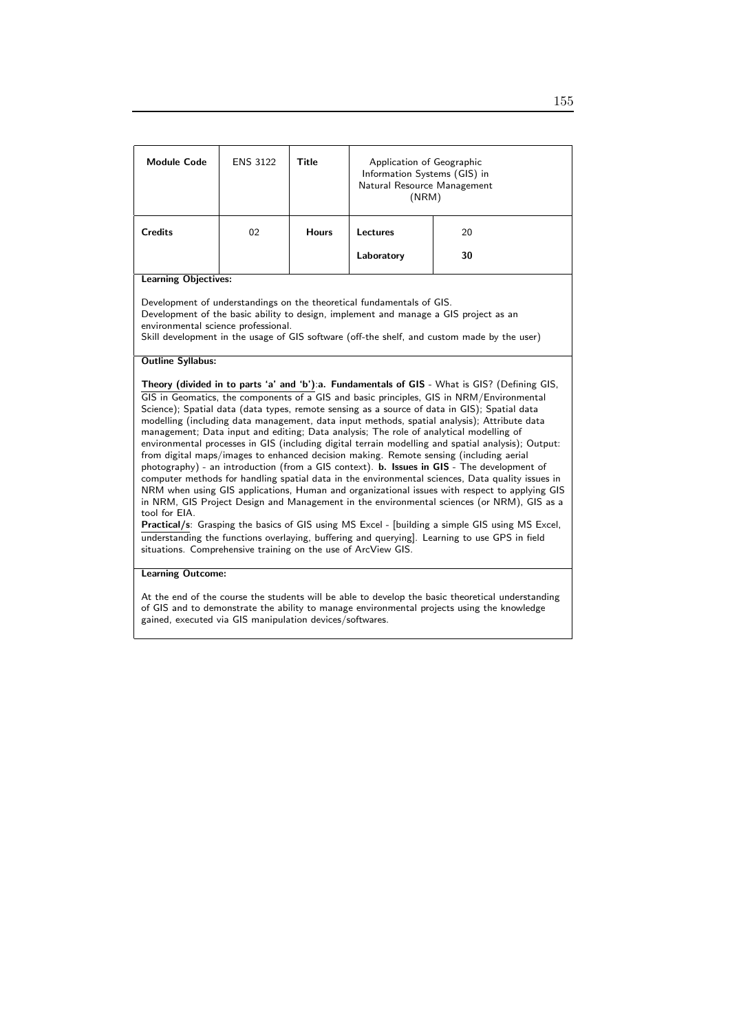| **Module Code** | ENS 3122 | **Title** | Application of Geographic Information Systems (GIS) in Natural Resource Management (NRM) | |
|---|---|---|---|---|
| **Credits** | 02 | **Hours** | **Lectures** | 20 |
| | | | **Laboratory** | **30** |

**Learning Objectives:**

Development of understandings on the theoretical fundamentals of GIS.
Development of the basic ability to design, implement and manage a GIS project as an environmental science professional.
Skill development in the usage of GIS software (off-the shelf, and custom made by the user)

**Outline Syllabus:**

**Theory (divided in to parts 'a' and 'b')**:**a. Fundamentals of GIS** - What is GIS? (Defining GIS, GIS in Geomatics, the components of a GIS and basic principles, GIS in NRM/Environmental Science); Spatial data (data types, remote sensing as a source of data in GIS); Spatial data modelling (including data management, data input methods, spatial analysis); Attribute data management; Data input and editing; Data analysis; The role of analytical modelling of environmental processes in GIS (including digital terrain modelling and spatial analysis); Output: from digital maps/images to enhanced decision making. Remote sensing (including aerial photography) - an introduction (from a GIS context). **b. Issues in GIS** - The development of computer methods for handling spatial data in the environmental sciences, Data quality issues in NRM when using GIS applications, Human and organizational issues with respect to applying GIS in NRM, GIS Project Design and Management in the environmental sciences (or NRM), GIS as a tool for EIA.

**Practical/s**: Grasping the basics of GIS using MS Excel - [building a simple GIS using MS Excel, understanding the functions overlaying, buffering and querying]. Learning to use GPS in field situations. Comprehensive training on the use of ArcView GIS.

**Learning Outcome:**

At the end of the course the students will be able to develop the basic theoretical understanding of GIS and to demonstrate the ability to manage environmental projects using the knowledge gained, executed via GIS manipulation devices/softwares.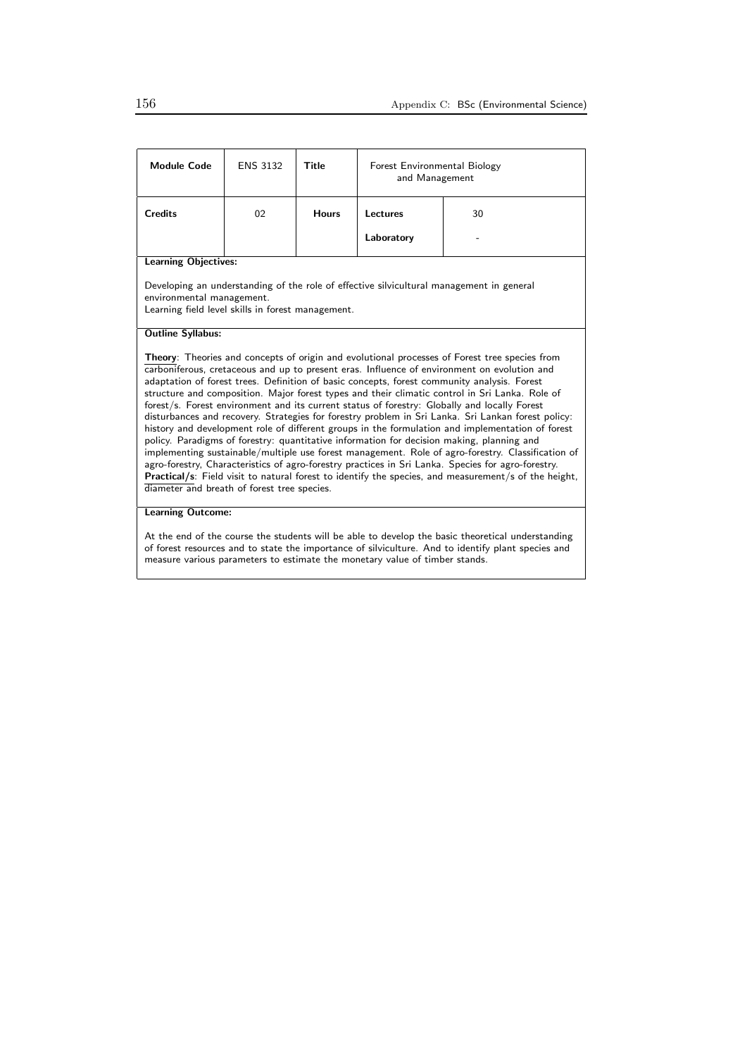| Module Code | ENS 3132 | Title | Forest Environmental Biology and Management | |
|---|---|---|---|---|
| Credits | 02 | Hours | Lectures | 30 |
| | | | Laboratory | - |

**Learning Objectives:**

Developing an understanding of the role of effective silvicultural management in general environmental management.
Learning field level skills in forest management.

**Outline Syllabus:**

**Theory**: Theories and concepts of origin and evolutional processes of Forest tree species from carboniferous, cretaceous and up to present eras. Influence of environment on evolution and adaptation of forest trees. Definition of basic concepts, forest community analysis. Forest structure and composition. Major forest types and their climatic control in Sri Lanka. Role of forest/s. Forest environment and its current status of forestry: Globally and locally Forest disturbances and recovery. Strategies for forestry problem in Sri Lanka. Sri Lankan forest policy: history and development role of different groups in the formulation and implementation of forest policy. Paradigms of forestry: quantitative information for decision making, planning and implementing sustainable/multiple use forest management. Role of agro-forestry. Classification of agro-forestry, Characteristics of agro-forestry practices in Sri Lanka. Species for agro-forestry.
**Practical/s**: Field visit to natural forest to identify the species, and measurement/s of the height, diameter and breath of forest tree species.

**Learning Outcome:**

At the end of the course the students will be able to develop the basic theoretical understanding of forest resources and to state the importance of silviculture. And to identify plant species and measure various parameters to estimate the monetary value of timber stands.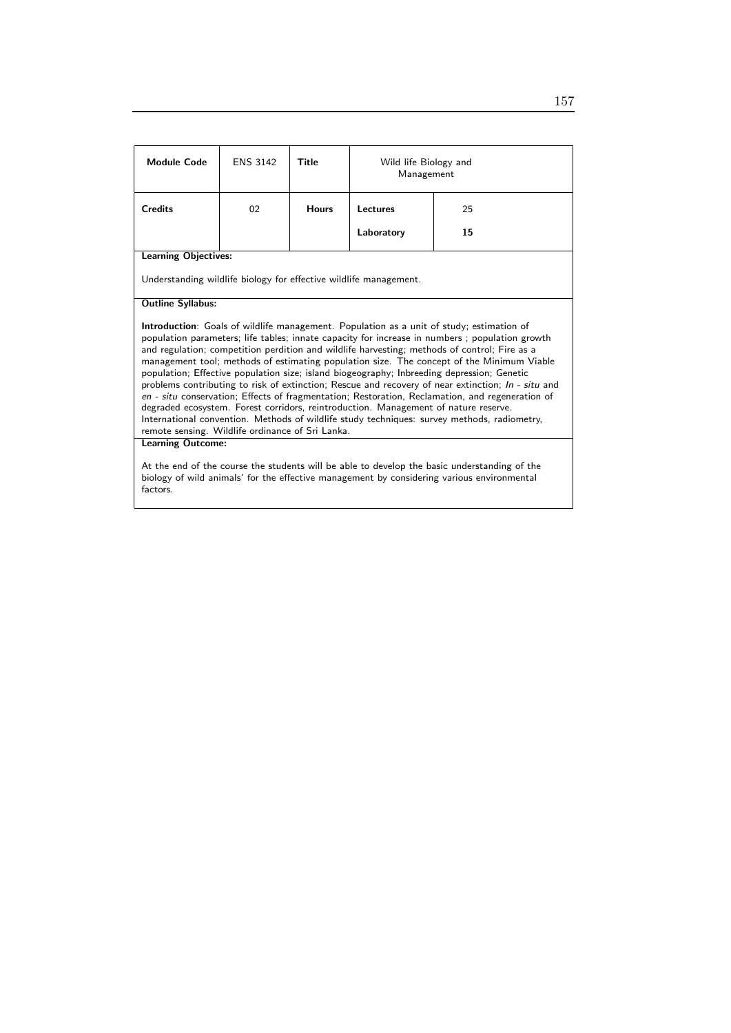| Module Code | ENS 3142 | Title | Wild life Biology and Management | |
|---|---|---|---|---|
| Credits | 02 | Hours | Lectures | 25 |
| | | | Laboratory | **15** |

**Learning Objectives:**

Understanding wildlife biology for effective wildlife management.

**Outline Syllabus:**

**Introduction**: Goals of wildlife management. Population as a unit of study; estimation of population parameters; life tables; innate capacity for increase in numbers ; population growth and regulation; competition perdition and wildlife harvesting; methods of control; Fire as a management tool; methods of estimating population size. The concept of the Minimum Viable population; Effective population size; island biogeography; Inbreeding depression; Genetic problems contributing to risk of extinction; Rescue and recovery of near extinction; *In - situ* and *en - situ* conservation; Effects of fragmentation; Restoration, Reclamation, and regeneration of degraded ecosystem. Forest corridors, reintroduction. Management of nature reserve. International convention. Methods of wildlife study techniques: survey methods, radiometry, remote sensing. Wildlife ordinance of Sri Lanka.

**Learning Outcome:**

At the end of the course the students will be able to develop the basic understanding of the biology of wild animals' for the effective management by considering various environmental factors.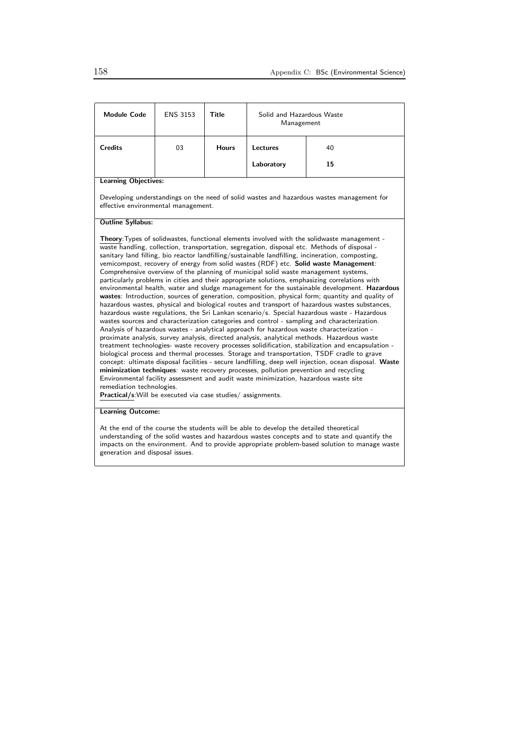| Module Code | ENS 3153 | Title | Solid and Hazardous Waste Management | |
|---|---|---|---|---|
| Credits | 03 | Hours | Lectures | 40 |
| | | | Laboratory | 15 |

**Learning Objectives:**

Developing understandings on the need of solid wastes and hazardous wastes management for effective environmental management.

**Outline Syllabus:**

**Theory**: Types of solidwastes, functional elements involved with the solidwaste management - waste handling, collection, transportation, segregation, disposal etc. Methods of disposal - sanitary land filling, bio reactor landfilling/sustainable landfilling, incineration, composting, vemicompost, recovery of energy from solid wastes (RDF) etc. **Solid waste Management**: Comprehensive overview of the planning of municipal solid waste management systems, particularly problems in cities and their appropriate solutions, emphasizing correlations with environmental health, water and sludge management for the sustainable development. **Hazardous wastes**: Introduction, sources of generation, composition, physical form; quantity and quality of hazardous wastes, physical and biological routes and transport of hazardous wastes substances, hazardous waste regulations, the Sri Lankan scenario/s. Special hazardous waste - Hazardous wastes sources and characterization categories and control - sampling and characterization. Analysis of hazardous wastes - analytical approach for hazardous waste characterization - proximate analysis, survey analysis, directed analysis, analytical methods. Hazardous waste treatment technologies- waste recovery processes solidification, stabilization and encapsulation - biological process and thermal processes. Storage and transportation, TSDF cradle to grave concept: ultimate disposal facilities - secure landfilling, deep well injection, ocean disposal. **Waste minimization techniques**: waste recovery processes, pollution prevention and recycling Environmental facility assessment and audit waste minimization, hazardous waste site remediation technologies.

**Practical/s**: Will be executed via case studies/ assignments.

**Learning Outcome:**

At the end of the course the students will be able to develop the detailed theoretical understanding of the solid wastes and hazardous wastes concepts and to state and quantify the impacts on the environment. And to provide appropriate problem-based solution to manage waste generation and disposal issues.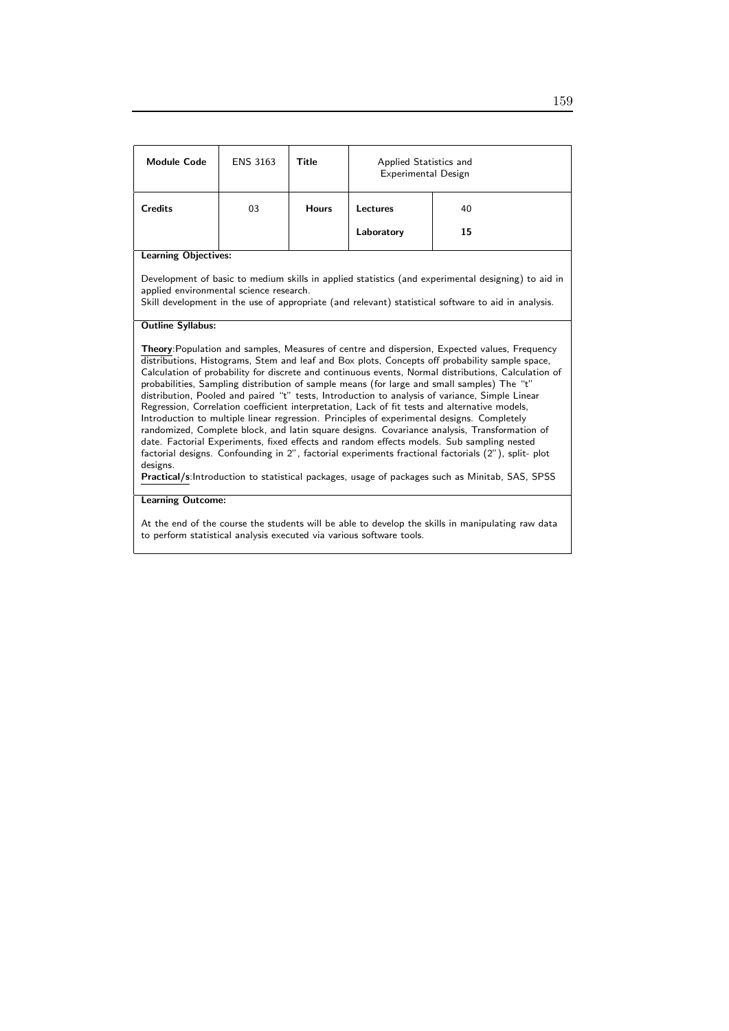| **Module Code** | ENS 3163 | **Title** | Applied Statistics and Experimental Design | |
|---|---|---|---|---|
| **Credits** | 03 | **Hours** | **Lectures** | 40 |
| | | | **Laboratory** | **15** |

**Learning Objectives:**

Development of basic to medium skills in applied statistics (and experimental designing) to aid in applied environmental science research.
Skill development in the use of appropriate (and relevant) statistical software to aid in analysis.

**Outline Syllabus:**

**Theory**:Population and samples, Measures of centre and dispersion, Expected values, Frequency distributions, Histograms, Stem and leaf and Box plots, Concepts off probability sample space, Calculation of probability for discrete and continuous events, Normal distributions, Calculation of probabilities, Sampling distribution of sample means (for large and small samples) The "t" distribution, Pooled and paired "t" tests, Introduction to analysis of variance, Simple Linear Regression, Correlation coefficient interpretation, Lack of fit tests and alternative models, Introduction to multiple linear regression. Principles of experimental designs. Completely randomized, Complete block, and latin square designs. Covariance analysis, Transformation of date. Factorial Experiments, fixed effects and random effects models. Sub sampling nested factorial designs. Confounding in 2", factorial experiments fractional factorials (2"), split- plot designs.
**Practical/s**:Introduction to statistical packages, usage of packages such as Minitab, SAS, SPSS

**Learning Outcome:**

At the end of the course the students will be able to develop the skills in manipulating raw data to perform statistical analysis executed via various software tools.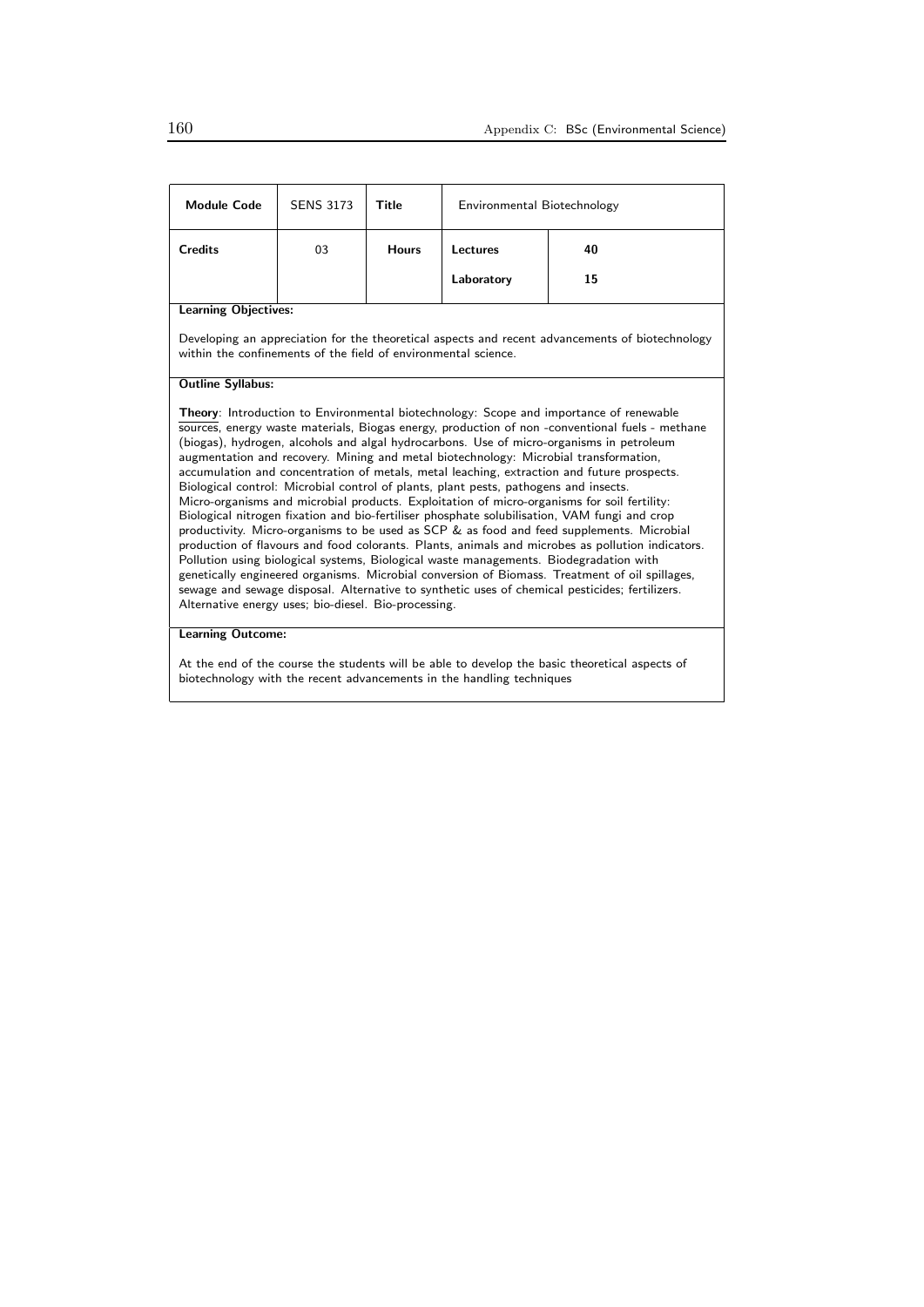| Module Code | SENS 3173 | Title | Environmental Biotechnology | |
|---|---|---|---|---|
| Credits | 03 | Hours | Lectures | 40 |
| | | | Laboratory | 15 |

**Learning Objectives:**

Developing an appreciation for the theoretical aspects and recent advancements of biotechnology within the confinements of the field of environmental science.

**Outline Syllabus:**

**Theory**: Introduction to Environmental biotechnology: Scope and importance of renewable sources, energy waste materials, Biogas energy, production of non -conventional fuels - methane (biogas), hydrogen, alcohols and algal hydrocarbons. Use of micro-organisms in petroleum augmentation and recovery. Mining and metal biotechnology: Microbial transformation, accumulation and concentration of metals, metal leaching, extraction and future prospects. Biological control: Microbial control of plants, plant pests, pathogens and insects. Micro-organisms and microbial products. Exploitation of micro-organisms for soil fertility: Biological nitrogen fixation and bio-fertiliser phosphate solubilisation, VAM fungi and crop productivity. Micro-organisms to be used as SCP & as food and feed supplements. Microbial production of flavours and food colorants. Plants, animals and microbes as pollution indicators. Pollution using biological systems, Biological waste managements. Biodegradation with genetically engineered organisms. Microbial conversion of Biomass. Treatment of oil spillages, sewage and sewage disposal. Alternative to synthetic uses of chemical pesticides; fertilizers. Alternative energy uses; bio-diesel. Bio-processing.

**Learning Outcome:**

At the end of the course the students will be able to develop the basic theoretical aspects of biotechnology with the recent advancements in the handling techniques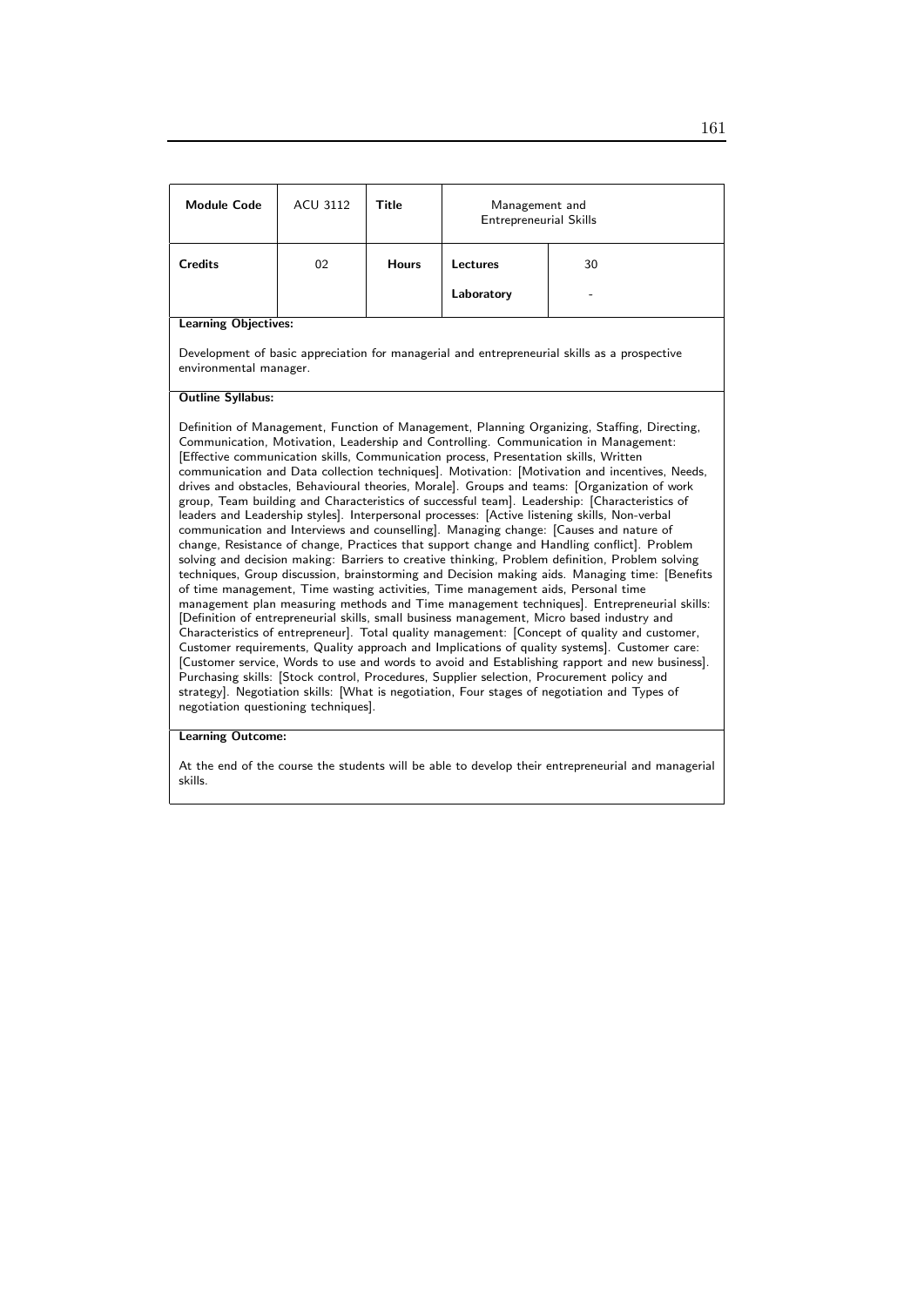| Module Code | ACU 3112 | Title | Management and Entrepreneurial Skills | |
|---|---|---|---|---|
| Credits | 02 | Hours | Lectures | 30 |
| | | | Laboratory | - |

**Learning Objectives:**

Development of basic appreciation for managerial and entrepreneurial skills as a prospective environmental manager.

**Outline Syllabus:**

Definition of Management, Function of Management, Planning Organizing, Staffing, Directing, Communication, Motivation, Leadership and Controlling. Communication in Management: [Effective communication skills, Communication process, Presentation skills, Written communication and Data collection techniques]. Motivation: [Motivation and incentives, Needs, drives and obstacles, Behavioural theories, Morale]. Groups and teams: [Organization of work group, Team building and Characteristics of successful team]. Leadership: [Characteristics of leaders and Leadership styles]. Interpersonal processes: [Active listening skills, Non-verbal communication and Interviews and counselling]. Managing change: [Causes and nature of change, Resistance of change, Practices that support change and Handling conflict]. Problem solving and decision making: Barriers to creative thinking, Problem definition, Problem solving techniques, Group discussion, brainstorming and Decision making aids. Managing time: [Benefits of time management, Time wasting activities, Time management aids, Personal time management plan measuring methods and Time management techniques]. Entrepreneurial skills: [Definition of entrepreneurial skills, small business management, Micro based industry and Characteristics of entrepreneur]. Total quality management: [Concept of quality and customer, Customer requirements, Quality approach and Implications of quality systems]. Customer care: [Customer service, Words to use and words to avoid and Establishing rapport and new business]. Purchasing skills: [Stock control, Procedures, Supplier selection, Procurement policy and strategy]. Negotiation skills: [What is negotiation, Four stages of negotiation and Types of negotiation questioning techniques].

**Learning Outcome:**

At the end of the course the students will be able to develop their entrepreneurial and managerial skills.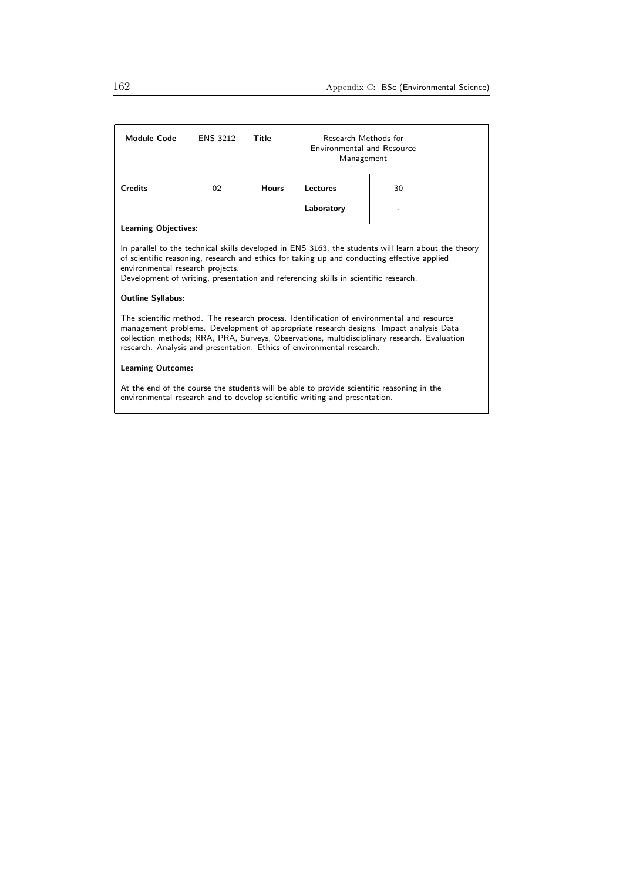| **Module Code** | ENS 3212 | **Title** | Research Methods for Environmental and Resource Management | |
|---|---|---|---|---|
| **Credits** | 02 | **Hours** | **Lectures** | 30 |
| | | | **Laboratory** | - |

**Learning Objectives:**

In parallel to the technical skills developed in ENS 3163, the students will learn about the theory of scientific reasoning, research and ethics for taking up and conducting effective applied environmental research projects.
Development of writing, presentation and referencing skills in scientific research.

**Outline Syllabus:**

The scientific method. The research process. Identification of environmental and resource management problems. Development of appropriate research designs. Impact analysis Data collection methods; RRA, PRA, Surveys, Observations, multidisciplinary research. Evaluation research. Analysis and presentation. Ethics of environmental research.

**Learning Outcome:**

At the end of the course the students will be able to provide scientific reasoning in the environmental research and to develop scientific writing and presentation.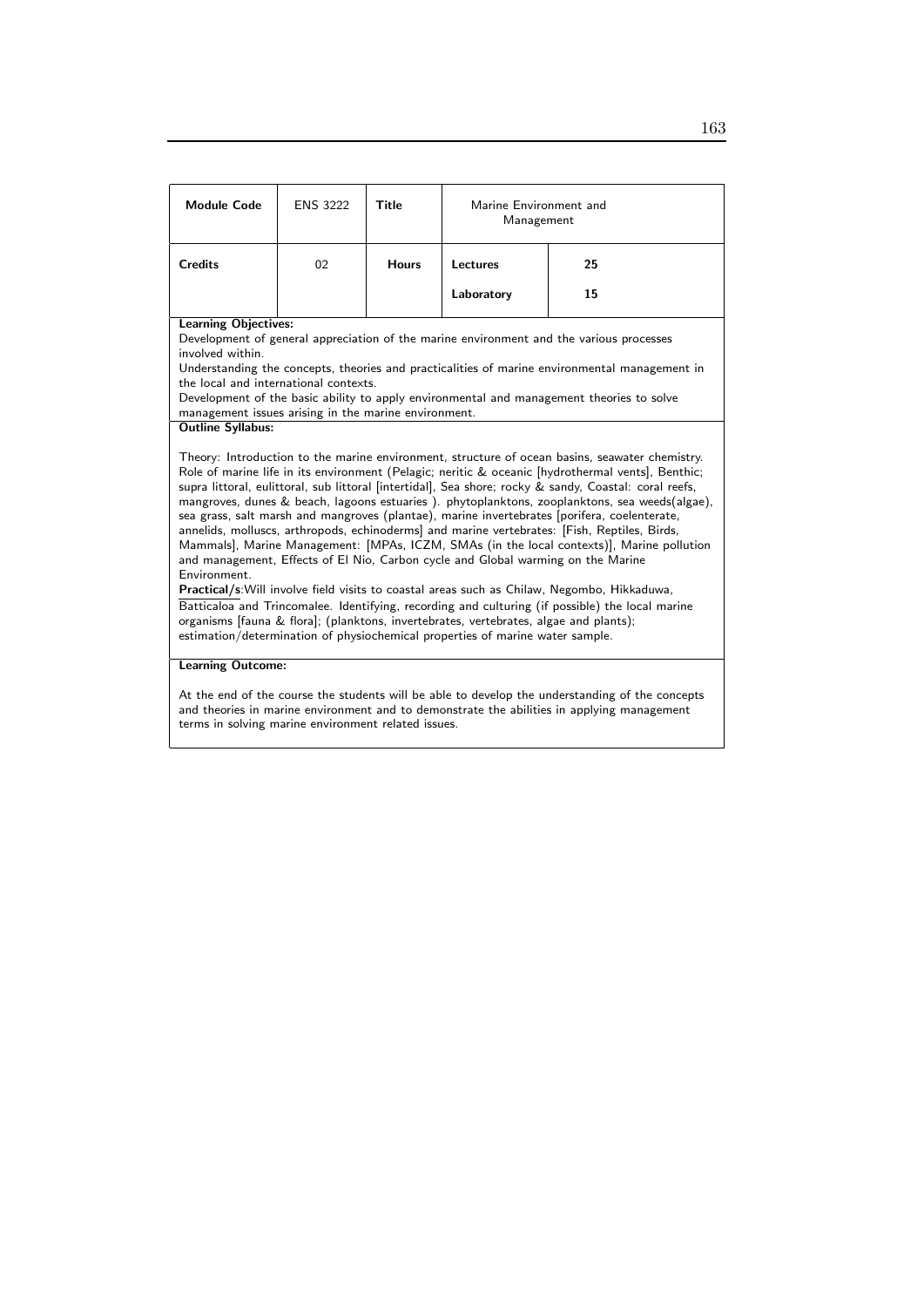| Module Code | ENS 3222 | Title | Marine Environment and Management | |
|---|---|---|---|---|
| Credits | 02 | Hours | Lectures | 25 |
| | | | Laboratory | 15 |

**Learning Objectives:**

Development of general appreciation of the marine environment and the various processes involved within.

Understanding the concepts, theories and practicalities of marine environmental management in the local and international contexts.

Development of the basic ability to apply environmental and management theories to solve management issues arising in the marine environment.

**Outline Syllabus:**

Theory: Introduction to the marine environment, structure of ocean basins, seawater chemistry. Role of marine life in its environment (Pelagic; neritic & oceanic [hydrothermal vents], Benthic; supra littoral, eulittoral, sub littoral [intertidal], Sea shore; rocky & sandy, Coastal: coral reefs, mangroves, dunes & beach, lagoons estuaries ). phytoplanktons, zooplanktons, sea weeds(algae), sea grass, salt marsh and mangroves (plantae), marine invertebrates [porifera, coelenterate, annelids, molluscs, arthropods, echinoderms] and marine vertebrates: [Fish, Reptiles, Birds, Mammals], Marine Management: [MPAs, ICZM, SMAs (in the local contexts)], Marine pollution and management, Effects of El Nio, Carbon cycle and Global warming on the Marine Environment.

**Practical/s**:Will involve field visits to coastal areas such as Chilaw, Negombo, Hikkaduwa, Batticaloa and Trincomalee. Identifying, recording and culturing (if possible) the local marine organisms [fauna & flora]; (planktons, invertebrates, vertebrates, algae and plants); estimation/determination of physiochemical properties of marine water sample.

**Learning Outcome:**

At the end of the course the students will be able to develop the understanding of the concepts and theories in marine environment and to demonstrate the abilities in applying management terms in solving marine environment related issues.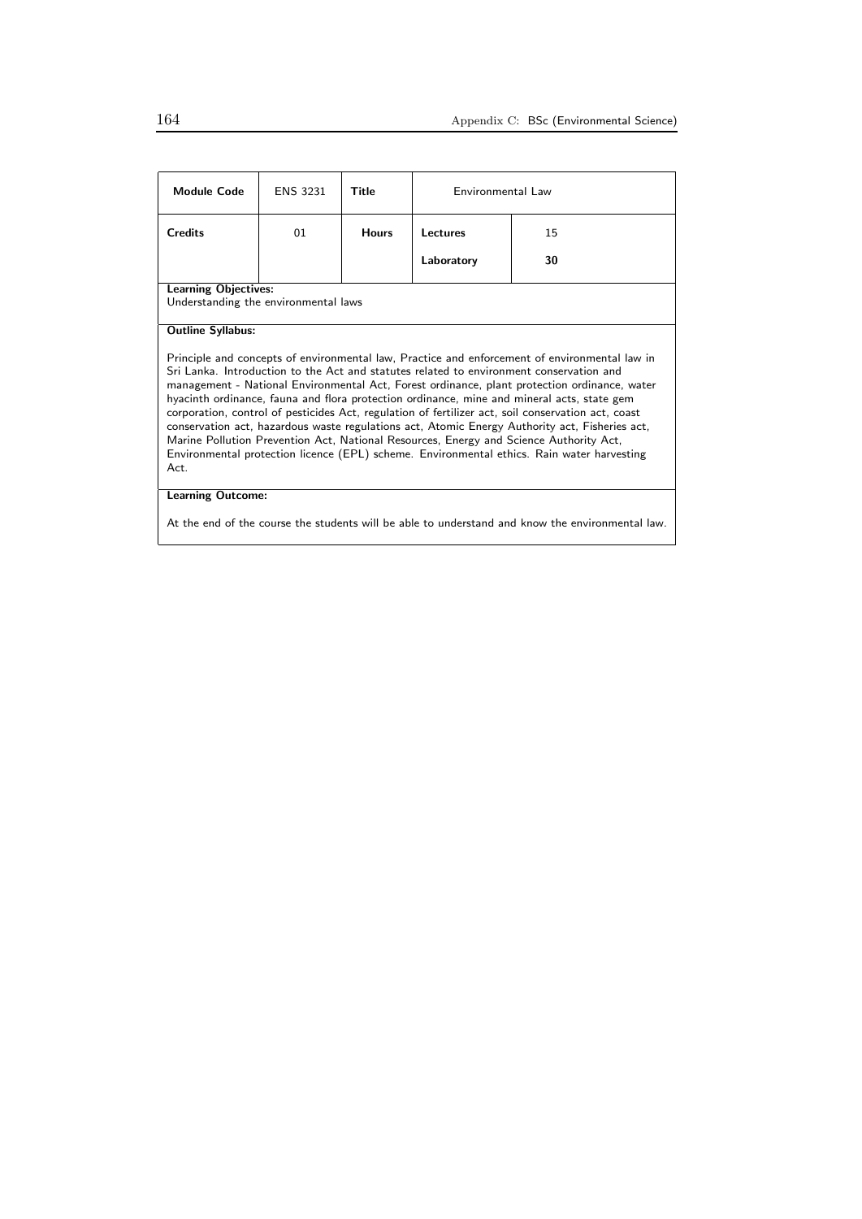| **Module Code** | ENS 3231 | **Title** | Environmental Law | |
|---|---|---|---|---|
| **Credits** | 01 | **Hours** | **Lectures** | 15 |
| | | | **Laboratory** | **30** |

**Learning Objectives:**
Understanding the environmental laws

**Outline Syllabus:**

Principle and concepts of environmental law, Practice and enforcement of environmental law in Sri Lanka. Introduction to the Act and statutes related to environment conservation and management - National Environmental Act, Forest ordinance, plant protection ordinance, water hyacinth ordinance, fauna and flora protection ordinance, mine and mineral acts, state gem corporation, control of pesticides Act, regulation of fertilizer act, soil conservation act, coast conservation act, hazardous waste regulations act, Atomic Energy Authority act, Fisheries act, Marine Pollution Prevention Act, National Resources, Energy and Science Authority Act, Environmental protection licence (EPL) scheme. Environmental ethics. Rain water harvesting Act.

**Learning Outcome:**

At the end of the course the students will be able to understand and know the environmental law.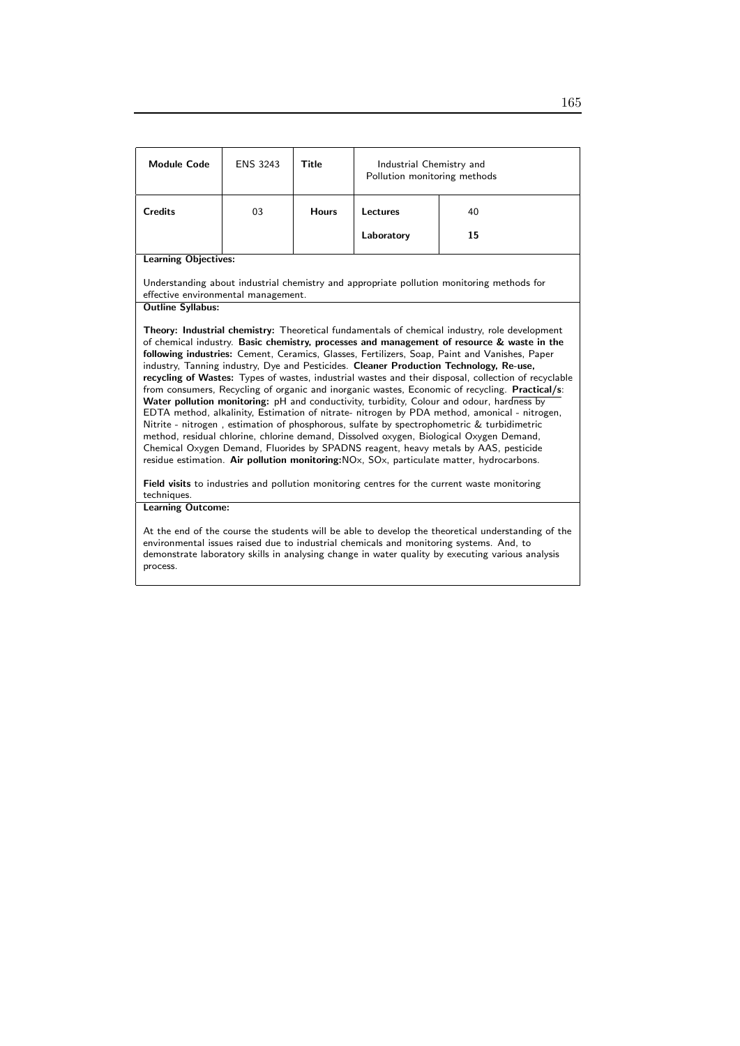| Module Code | ENS 3243 | Title | Industrial Chemistry and Pollution monitoring methods | |
|---|---|---|---|---|
| Credits | 03 | Hours | Lectures | 40 |
| | | | Laboratory | 15 |

**Learning Objectives:**

Understanding about industrial chemistry and appropriate pollution monitoring methods for effective environmental management.

**Outline Syllabus:**

**Theory: Industrial chemistry:** Theoretical fundamentals of chemical industry, role development of chemical industry. **Basic chemistry, processes and management of resource & waste in the following industries:** Cement, Ceramics, Glasses, Fertilizers, Soap, Paint and Vanishes, Paper industry, Tanning industry, Dye and Pesticides. **Cleaner Production Technology, Re-use, recycling of Wastes:** Types of wastes, industrial wastes and their disposal, collection of recyclable from consumers, Recycling of organic and inorganic wastes, Economic of recycling. **Practical/s**: **Water pollution monitoring:** pH and conductivity, turbidity, Colour and odour, hardness by EDTA method, alkalinity, Estimation of nitrate- nitrogen by PDA method, amonical - nitrogen, Nitrite - nitrogen , estimation of phosphorous, sulfate by spectrophometric & turbidimetric method, residual chlorine, chlorine demand, Dissolved oxygen, Biological Oxygen Demand, Chemical Oxygen Demand, Fluorides by SPADNS reagent, heavy metals by AAS, pesticide residue estimation. **Air pollution monitoring:**NOx, SOx, particulate matter, hydrocarbons.

**Field visits** to industries and pollution monitoring centres for the current waste monitoring techniques.

**Learning Outcome:**

At the end of the course the students will be able to develop the theoretical understanding of the environmental issues raised due to industrial chemicals and monitoring systems. And, to demonstrate laboratory skills in analysing change in water quality by executing various analysis process.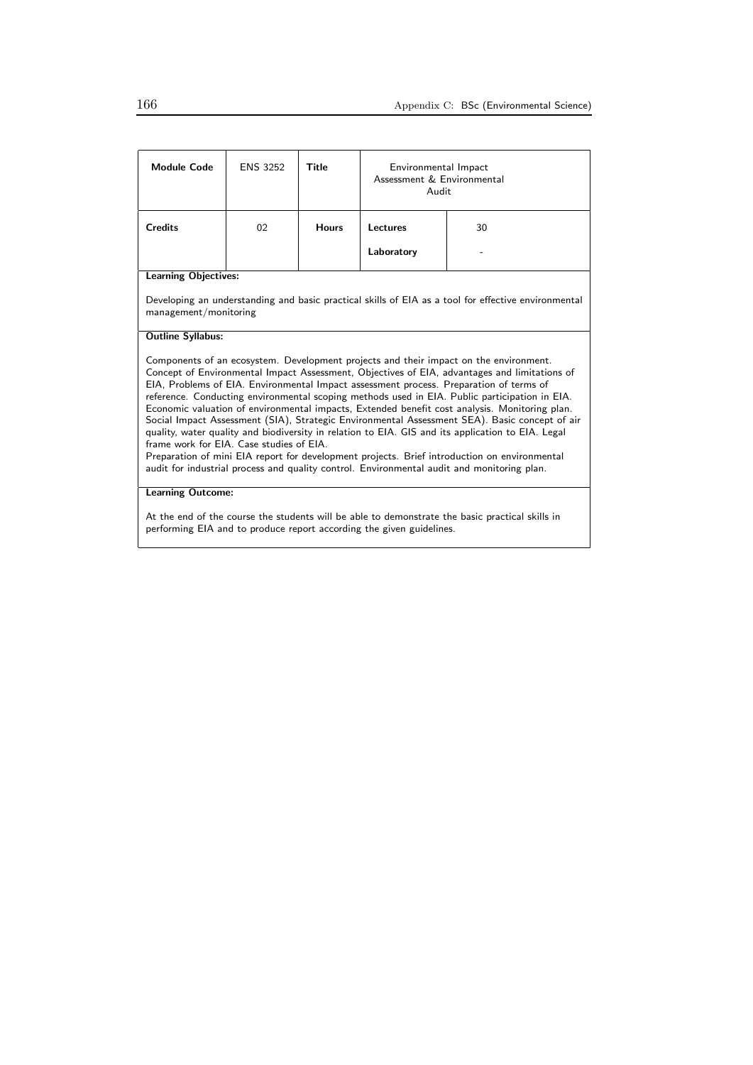| Module Code | ENS 3252 | Title | Environmental Impact Assessment & Environmental Audit | |
|---|---|---|---|---|
| Credits | 02 | Hours | Lectures | 30 |
| | | | Laboratory | - |

**Learning Objectives:**

Developing an understanding and basic practical skills of EIA as a tool for effective environmental management/monitoring

**Outline Syllabus:**

Components of an ecosystem. Development projects and their impact on the environment. Concept of Environmental Impact Assessment, Objectives of EIA, advantages and limitations of EIA, Problems of EIA. Environmental Impact assessment process. Preparation of terms of reference. Conducting environmental scoping methods used in EIA. Public participation in EIA. Economic valuation of environmental impacts, Extended benefit cost analysis. Monitoring plan. Social Impact Assessment (SIA), Strategic Environmental Assessment SEA). Basic concept of air quality, water quality and biodiversity in relation to EIA. GIS and its application to EIA. Legal frame work for EIA. Case studies of EIA.
Preparation of mini EIA report for development projects. Brief introduction on environmental audit for industrial process and quality control. Environmental audit and monitoring plan.

**Learning Outcome:**

At the end of the course the students will be able to demonstrate the basic practical skills in performing EIA and to produce report according the given guidelines.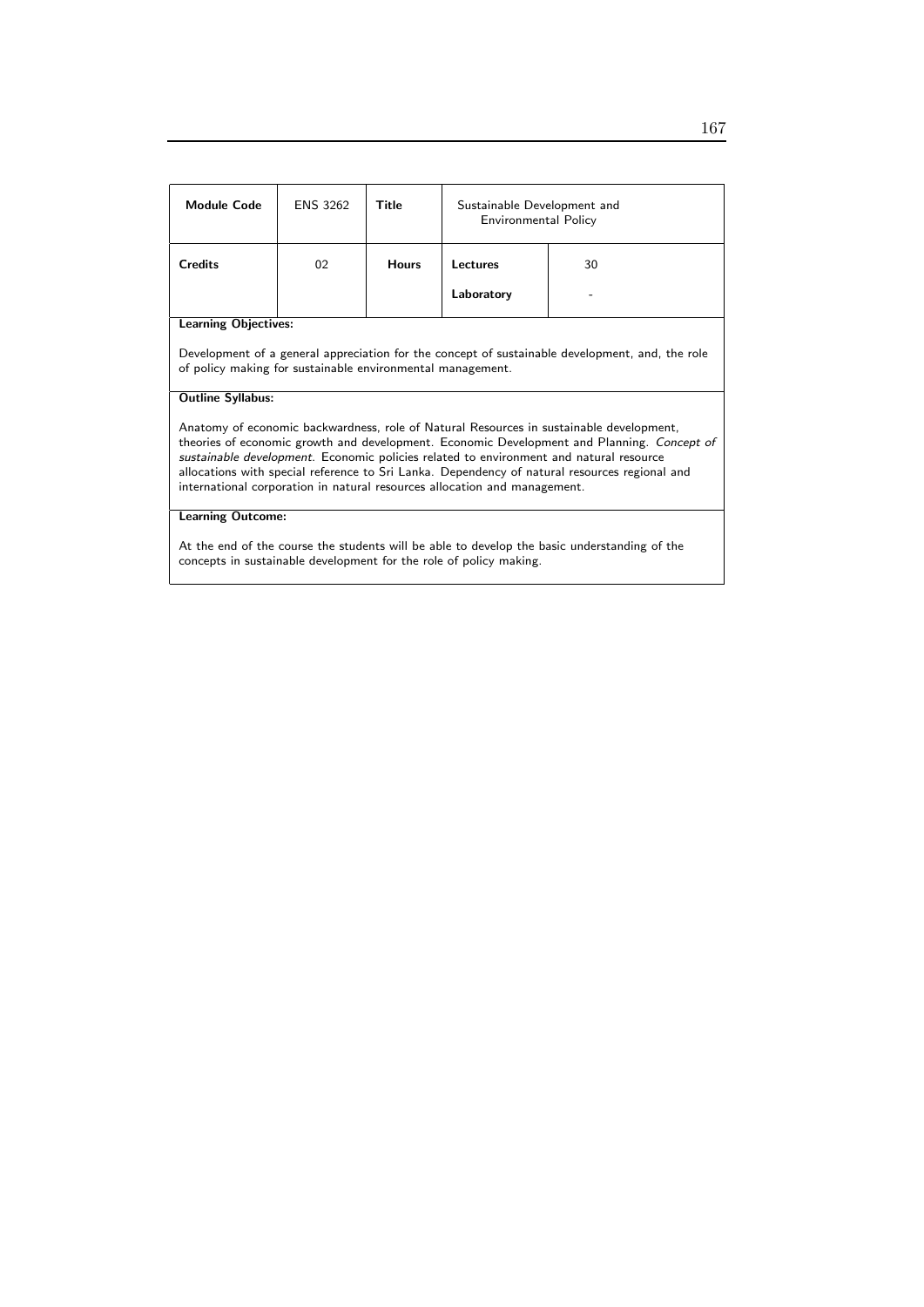| Module Code | ENS 3262 | Title | Sustainable Development and Environmental Policy | |
|---|---|---|---|---|
| Credits | 02 | Hours | Lectures | 30 |
| | | | Laboratory | - |

**Learning Objectives:**

Development of a general appreciation for the concept of sustainable development, and, the role of policy making for sustainable environmental management.

**Outline Syllabus:**

Anatomy of economic backwardness, role of Natural Resources in sustainable development, theories of economic growth and development. Economic Development and Planning. *Concept of sustainable development*. Economic policies related to environment and natural resource allocations with special reference to Sri Lanka. Dependency of natural resources regional and international corporation in natural resources allocation and management.

**Learning Outcome:**

At the end of the course the students will be able to develop the basic understanding of the concepts in sustainable development for the role of policy making.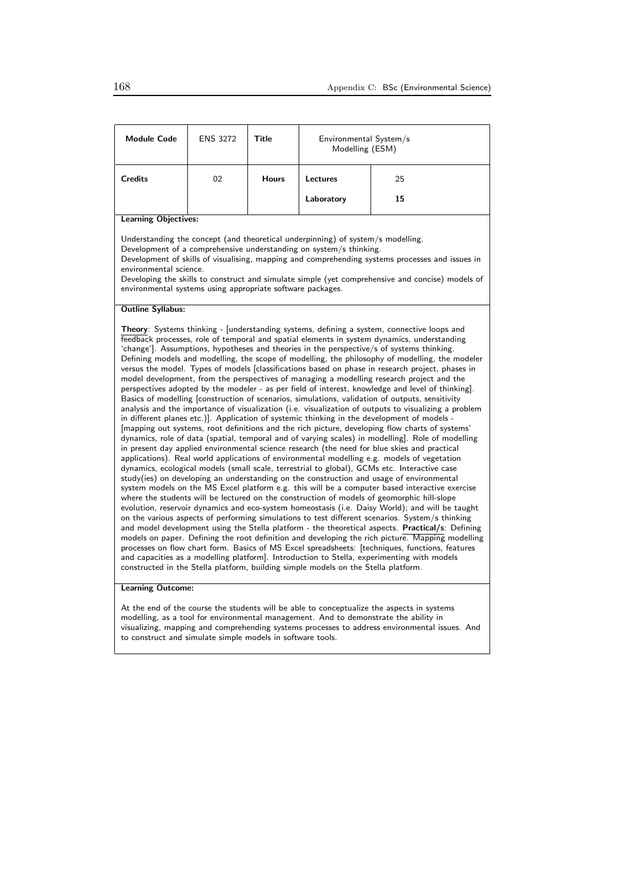| Module Code | ENS 3272 | Title | Environmental System/s Modelling (ESM) | |
|---|---|---|---|---|
| Credits | 02 | Hours | Lectures | 25 |
| | | | Laboratory | **15** |

**Learning Objectives:**

Understanding the concept (and theoretical underpinning) of system/s modelling.
Development of a comprehensive understanding on system/s thinking.
Development of skills of visualising, mapping and comprehending systems processes and issues in environmental science.
Developing the skills to construct and simulate simple (yet comprehensive and concise) models of environmental systems using appropriate software packages.

**Outline Syllabus:**

**Theory**: Systems thinking - [understanding systems, defining a system, connective loops and feedback processes, role of temporal and spatial elements in system dynamics, understanding 'change']. Assumptions, hypotheses and theories in the perspective/s of systems thinking. Defining models and modelling, the scope of modelling, the philosophy of modelling, the modeler versus the model. Types of models [classifications based on phase in research project, phases in model development, from the perspectives of managing a modelling research project and the perspectives adopted by the modeler - as per field of interest, knowledge and level of thinking]. Basics of modelling [construction of scenarios, simulations, validation of outputs, sensitivity analysis and the importance of visualization (i.e. visualization of outputs to visualizing a problem in different planes etc.)]. Application of systemic thinking in the development of models - [mapping out systems, root definitions and the rich picture, developing flow charts of systems' dynamics, role of data (spatial, temporal and of varying scales) in modelling]. Role of modelling in present day applied environmental science research (the need for blue skies and practical applications). Real world applications of environmental modelling e.g. models of vegetation dynamics, ecological models (small scale, terrestrial to global), GCMs etc. Interactive case study(ies) on developing an understanding on the construction and usage of environmental system models on the MS Excel platform e.g. this will be a computer based interactive exercise where the students will be lectured on the construction of models of geomorphic hill-slope evolution, reservoir dynamics and eco-system homeostasis (i.e. Daisy World); and will be taught on the various aspects of performing simulations to test different scenarios. System/s thinking and model development using the Stella platform - the theoretical aspects. **Practical/s**: Defining models on paper. Defining the root definition and developing the rich picture. Mapping modelling processes on flow chart form. Basics of MS Excel spreadsheets: [techniques, functions, features and capacities as a modelling platform]. Introduction to Stella, experimenting with models constructed in the Stella platform, building simple models on the Stella platform.

**Learning Outcome:**

At the end of the course the students will be able to conceptualize the aspects in systems modelling, as a tool for environmental management. And to demonstrate the ability in visualizing, mapping and comprehending systems processes to address environmental issues. And to construct and simulate simple models in software tools.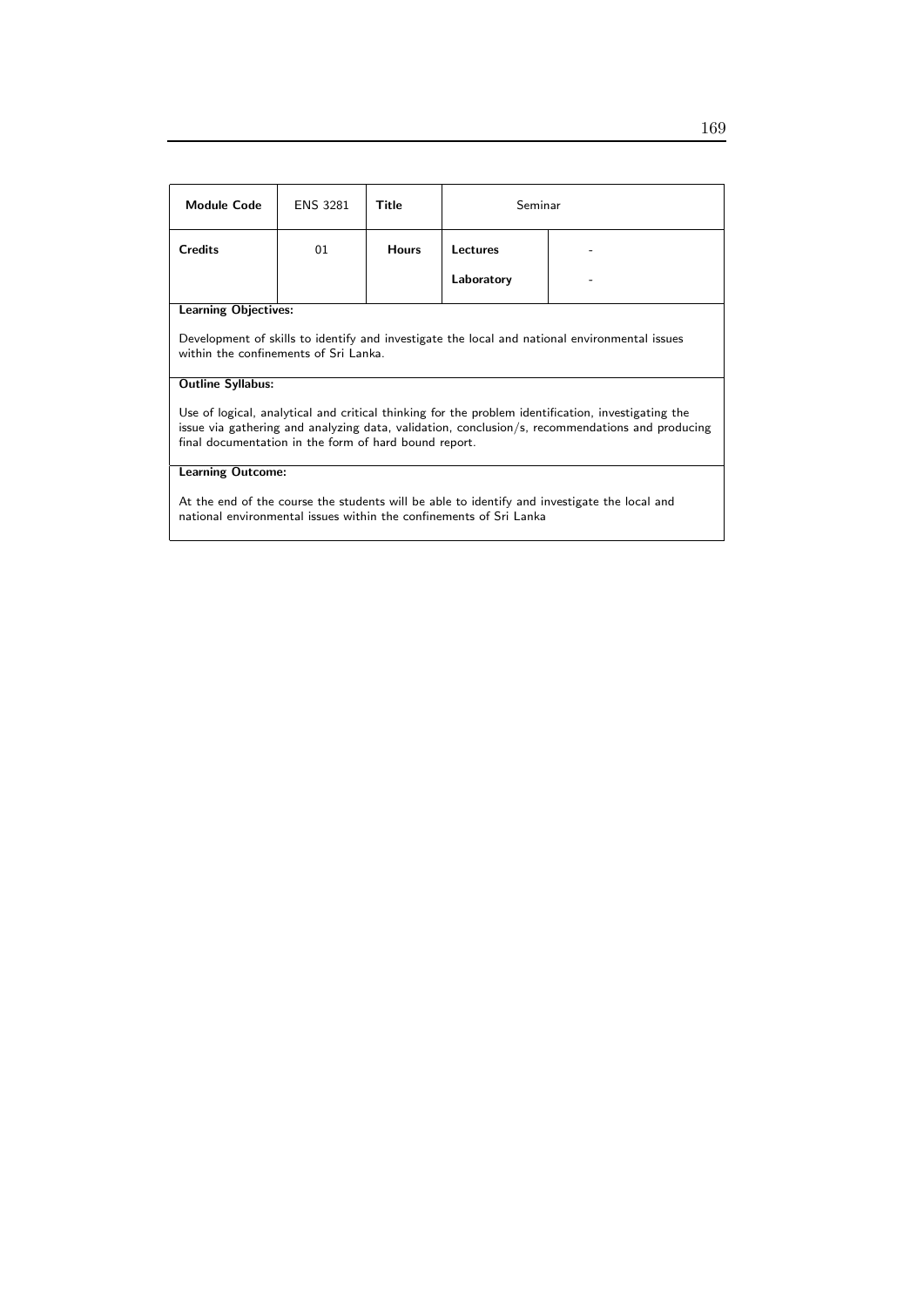| Module Code | ENS 3281 | Title | Seminar | |
|---|---|---|---|---|
| Credits | 01 | Hours | Lectures | - |
| | | | Laboratory | - |

**Learning Objectives:**

Development of skills to identify and investigate the local and national environmental issues within the confinements of Sri Lanka.

**Outline Syllabus:**

Use of logical, analytical and critical thinking for the problem identification, investigating the issue via gathering and analyzing data, validation, conclusion/s, recommendations and producing final documentation in the form of hard bound report.

**Learning Outcome:**

At the end of the course the students will be able to identify and investigate the local and national environmental issues within the confinements of Sri Lanka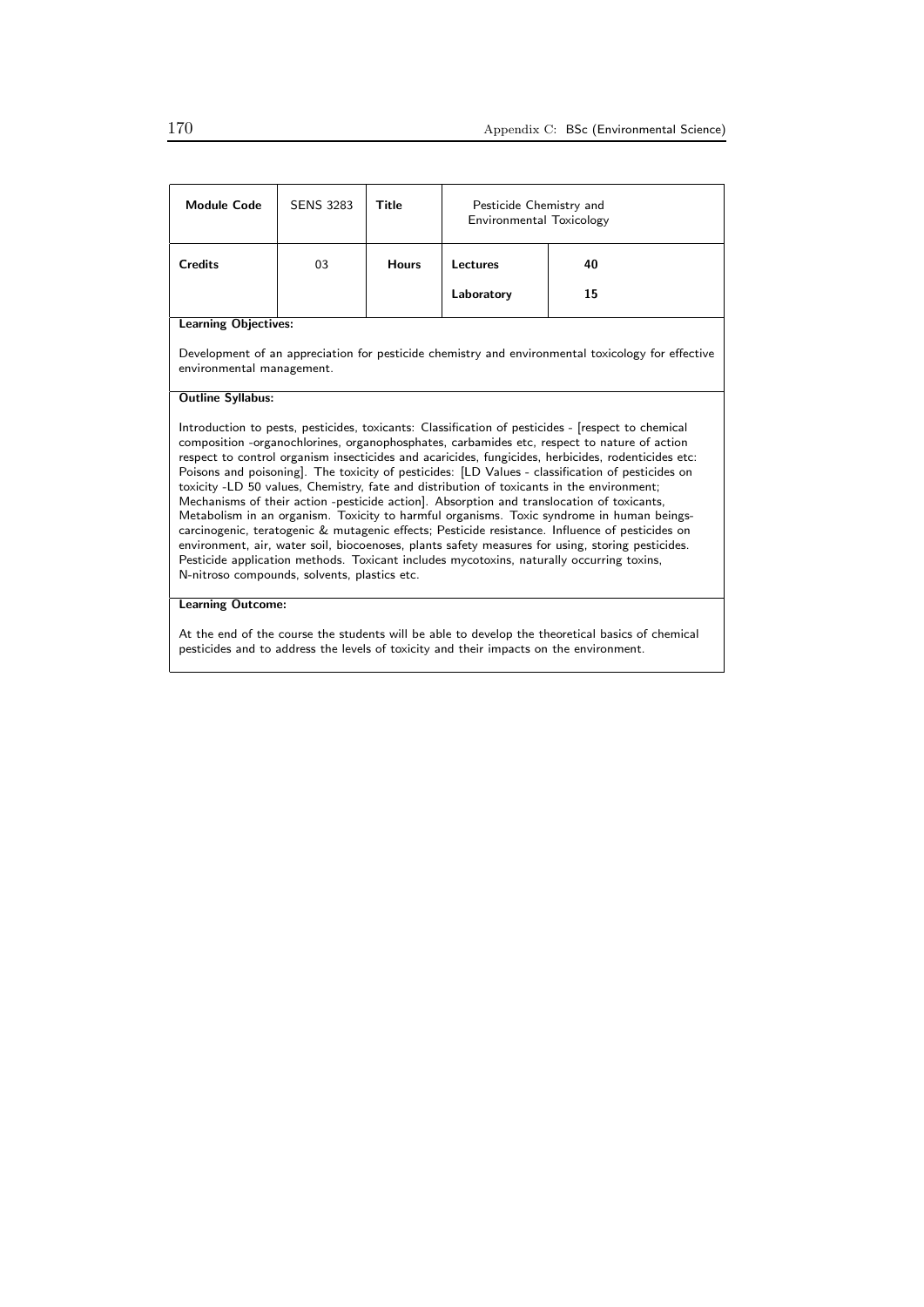| Module Code | SENS 3283 | Title | Pesticide Chemistry and Environmental Toxicology | |
|---|---|---|---|---|
| Credits | 03 | Hours | Lectures | 40 |
| | | | Laboratory | 15 |

**Learning Objectives:**

Development of an appreciation for pesticide chemistry and environmental toxicology for effective environmental management.

**Outline Syllabus:**

Introduction to pests, pesticides, toxicants: Classification of pesticides - [respect to chemical composition -organochlorines, organophosphates, carbamides etc, respect to nature of action respect to control organism insecticides and acaricides, fungicides, herbicides, rodenticides etc: Poisons and poisoning]. The toxicity of pesticides: [LD Values - classification of pesticides on toxicity -LD 50 values, Chemistry, fate and distribution of toxicants in the environment; Mechanisms of their action -pesticide action]. Absorption and translocation of toxicants, Metabolism in an organism. Toxicity to harmful organisms. Toxic syndrome in human beings-carcinogenic, teratogenic & mutagenic effects; Pesticide resistance. Influence of pesticides on environment, air, water soil, biocoenoses, plants safety measures for using, storing pesticides. Pesticide application methods. Toxicant includes mycotoxins, naturally occurring toxins, N-nitroso compounds, solvents, plastics etc.

**Learning Outcome:**

At the end of the course the students will be able to develop the theoretical basics of chemical pesticides and to address the levels of toxicity and their impacts on the environment.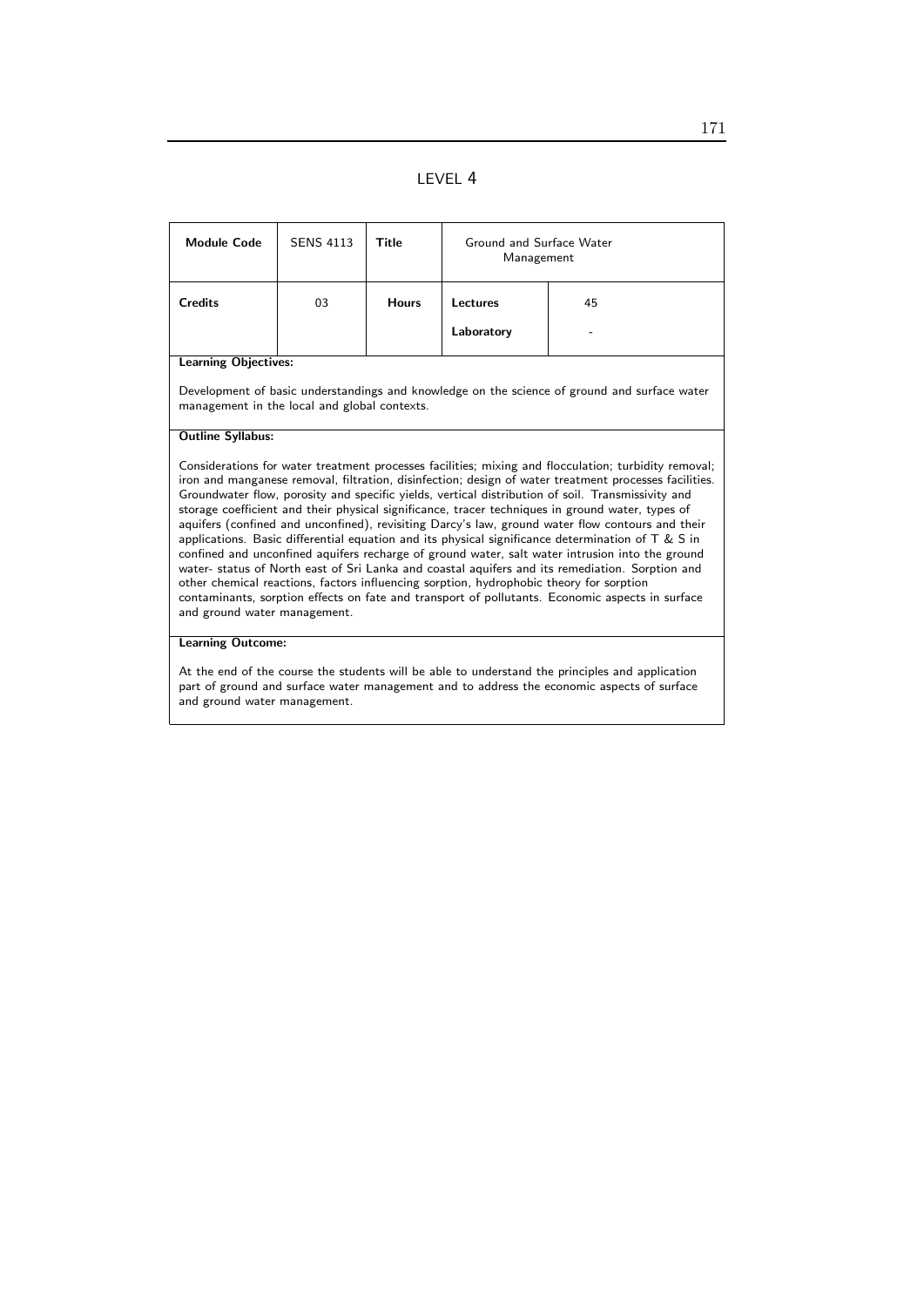# LEVEL 4

| Module Code | SENS 4113 | Title | Ground and Surface Water Management | |
|---|---|---|---|---|
| Credits | 03 | Hours | Lectures | 45 |
| | | | Laboratory | - |

**Learning Objectives:**

Development of basic understandings and knowledge on the science of ground and surface water management in the local and global contexts.

**Outline Syllabus:**

Considerations for water treatment processes facilities; mixing and flocculation; turbidity removal; iron and manganese removal, filtration, disinfection; design of water treatment processes facilities. Groundwater flow, porosity and specific yields, vertical distribution of soil. Transmissivity and storage coefficient and their physical significance, tracer techniques in ground water, types of aquifers (confined and unconfined), revisiting Darcy's law, ground water flow contours and their applications. Basic differential equation and its physical significance determination of T & S in confined and unconfined aquifers recharge of ground water, salt water intrusion into the ground water- status of North east of Sri Lanka and coastal aquifers and its remediation. Sorption and other chemical reactions, factors influencing sorption, hydrophobic theory for sorption contaminants, sorption effects on fate and transport of pollutants. Economic aspects in surface and ground water management.

**Learning Outcome:**

At the end of the course the students will be able to understand the principles and application part of ground and surface water management and to address the economic aspects of surface and ground water management.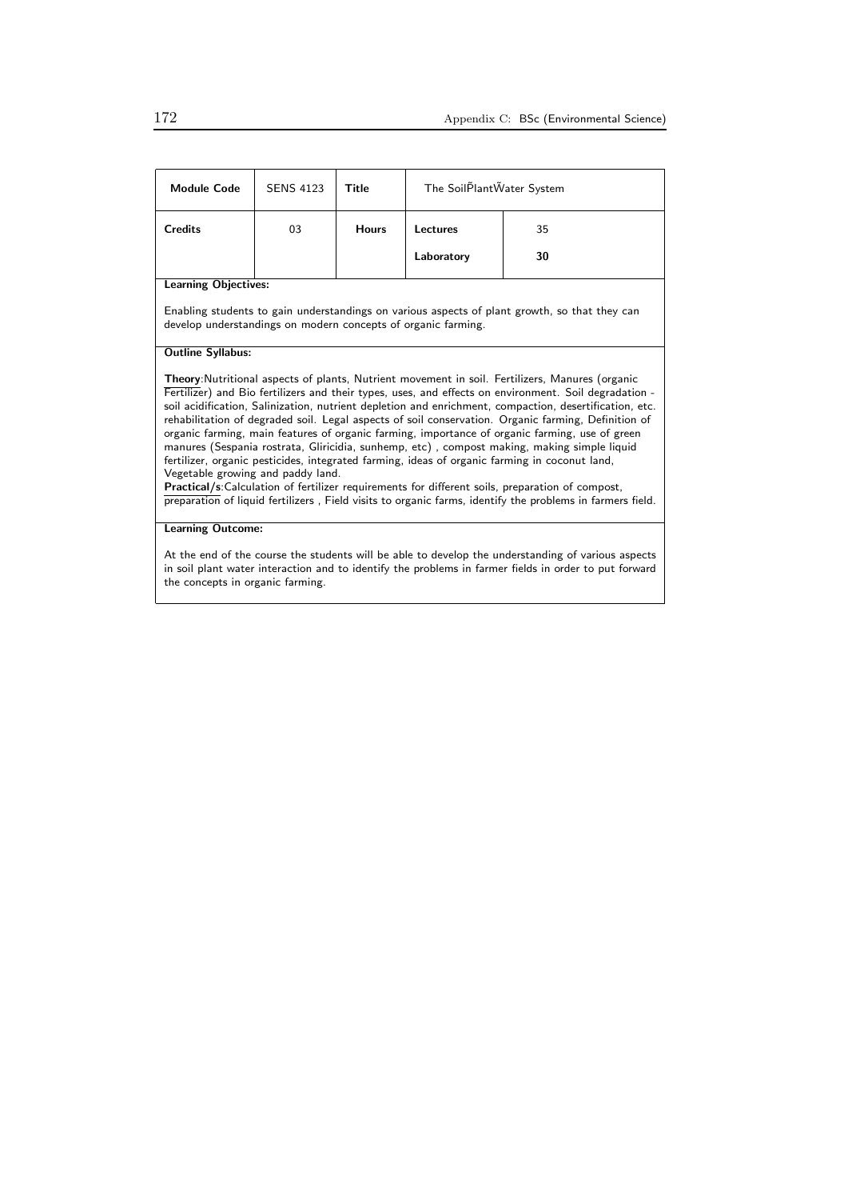| Module Code | SENS 4123 | Title | The SoilP̃lantW̃ater System | |
|---|---|---|---|---|
| Credits | 03 | Hours | Lectures | 35 |
| | | | Laboratory | **30** |

**Learning Objectives:**

Enabling students to gain understandings on various aspects of plant growth, so that they can develop understandings on modern concepts of organic farming.

**Outline Syllabus:**

**Theory**:Nutritional aspects of plants, Nutrient movement in soil. Fertilizers, Manures (organic Fertilizer) and Bio fertilizers and their types, uses, and effects on environment. Soil degradation - soil acidification, Salinization, nutrient depletion and enrichment, compaction, desertification, etc. rehabilitation of degraded soil. Legal aspects of soil conservation. Organic farming, Definition of organic farming, main features of organic farming, importance of organic farming, use of green manures (Sespania rostrata, Gliricidia, sunhemp, etc) , compost making, making simple liquid fertilizer, organic pesticides, integrated farming, ideas of organic farming in coconut land, Vegetable growing and paddy land.

**Practical/s**:Calculation of fertilizer requirements for different soils, preparation of compost, preparation of liquid fertilizers , Field visits to organic farms, identify the problems in farmers field.

**Learning Outcome:**

At the end of the course the students will be able to develop the understanding of various aspects in soil plant water interaction and to identify the problems in farmer fields in order to put forward the concepts in organic farming.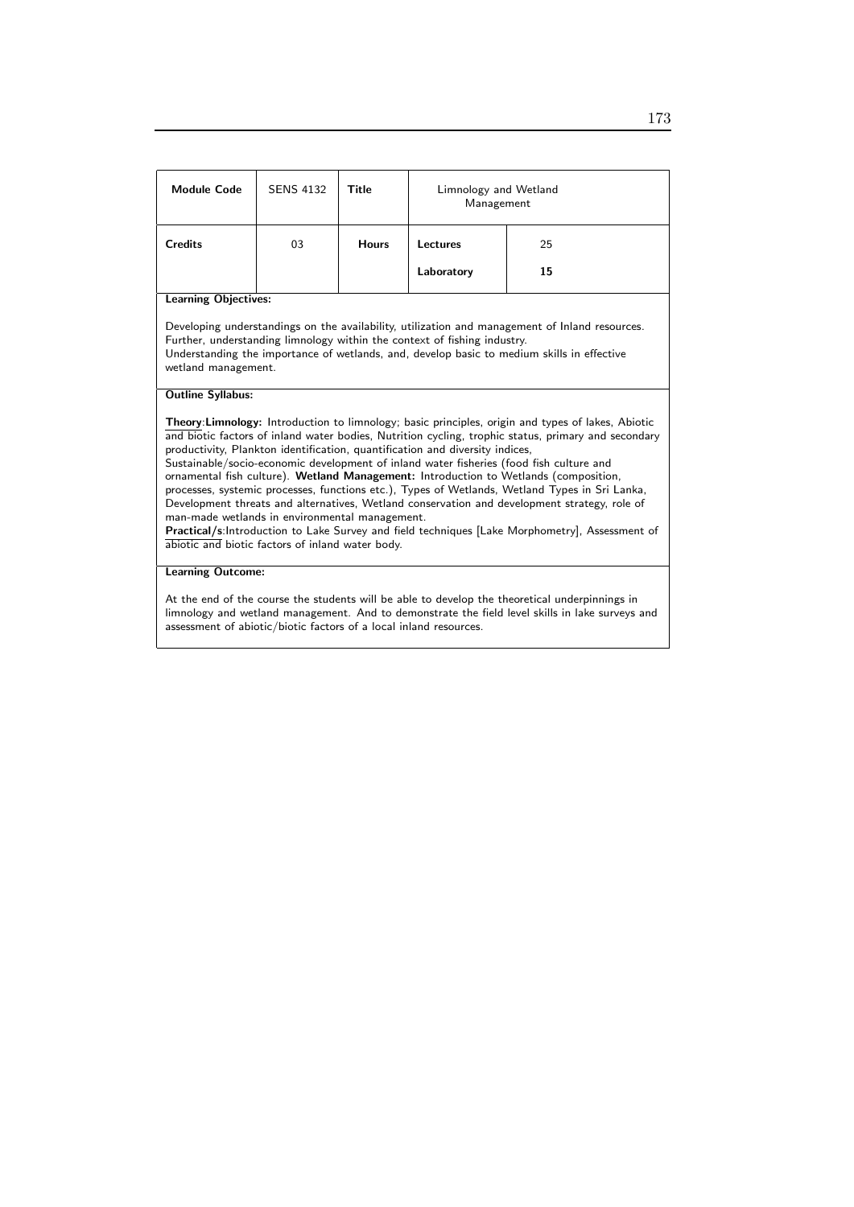| Module Code | SENS 4132 | Title | Limnology and Wetland Management | |
|---|---|---|---|---|
| Credits | 03 | Hours | Lectures | 25 |
| | | | Laboratory | **15** |

**Learning Objectives:**

Developing understandings on the availability, utilization and management of Inland resources. Further, understanding limnology within the context of fishing industry.
Understanding the importance of wetlands, and, develop basic to medium skills in effective wetland management.

**Outline Syllabus:**

**Theory**:**Limnology:** Introduction to limnology; basic principles, origin and types of lakes, Abiotic and biotic factors of inland water bodies, Nutrition cycling, trophic status, primary and secondary productivity, Plankton identification, quantification and diversity indices,
Sustainable/socio-economic development of inland water fisheries (food fish culture and ornamental fish culture). **Wetland Management:** Introduction to Wetlands (composition, processes, systemic processes, functions etc.), Types of Wetlands, Wetland Types in Sri Lanka, Development threats and alternatives, Wetland conservation and development strategy, role of man-made wetlands in environmental management.
**Practical/s**:Introduction to Lake Survey and field techniques [Lake Morphometry], Assessment of abiotic and biotic factors of inland water body.

**Learning Outcome:**

At the end of the course the students will be able to develop the theoretical underpinnings in limnology and wetland management. And to demonstrate the field level skills in lake surveys and assessment of abiotic/biotic factors of a local inland resources.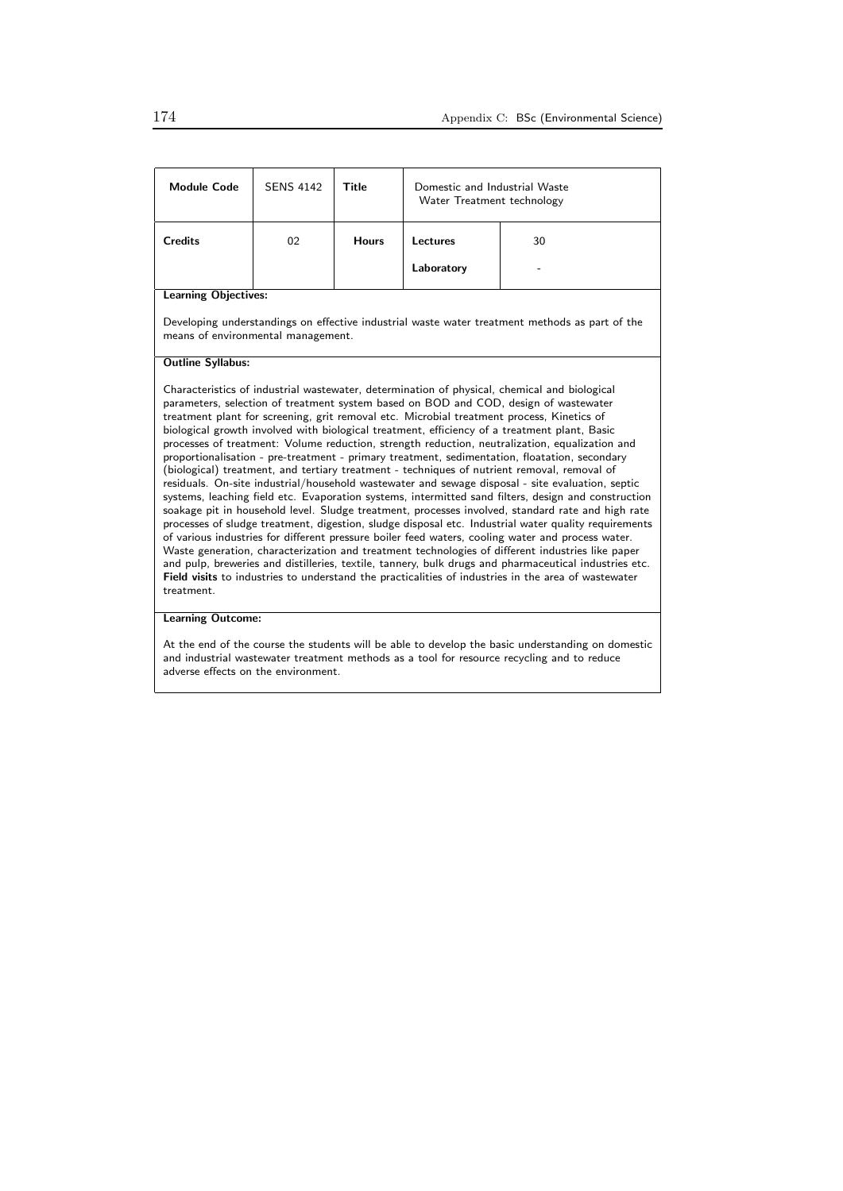| Module Code | SENS 4142 | Title | Domestic and Industrial Waste Water Treatment technology | |
|---|---|---|---|---|
| Credits | 02 | Hours | Lectures | 30 |
| | | | Laboratory | - |

**Learning Objectives:**

Developing understandings on effective industrial waste water treatment methods as part of the means of environmental management.

**Outline Syllabus:**

Characteristics of industrial wastewater, determination of physical, chemical and biological parameters, selection of treatment system based on BOD and COD, design of wastewater treatment plant for screening, grit removal etc. Microbial treatment process, Kinetics of biological growth involved with biological treatment, efficiency of a treatment plant, Basic processes of treatment: Volume reduction, strength reduction, neutralization, equalization and proportionalisation - pre-treatment - primary treatment, sedimentation, floatation, secondary (biological) treatment, and tertiary treatment - techniques of nutrient removal, removal of residuals. On-site industrial/household wastewater and sewage disposal - site evaluation, septic systems, leaching field etc. Evaporation systems, intermitted sand filters, design and construction soakage pit in household level. Sludge treatment, processes involved, standard rate and high rate processes of sludge treatment, digestion, sludge disposal etc. Industrial water quality requirements of various industries for different pressure boiler feed waters, cooling water and process water. Waste generation, characterization and treatment technologies of different industries like paper and pulp, breweries and distilleries, textile, tannery, bulk drugs and pharmaceutical industries etc. **Field visits** to industries to understand the practicalities of industries in the area of wastewater treatment.

**Learning Outcome:**

At the end of the course the students will be able to develop the basic understanding on domestic and industrial wastewater treatment methods as a tool for resource recycling and to reduce adverse effects on the environment.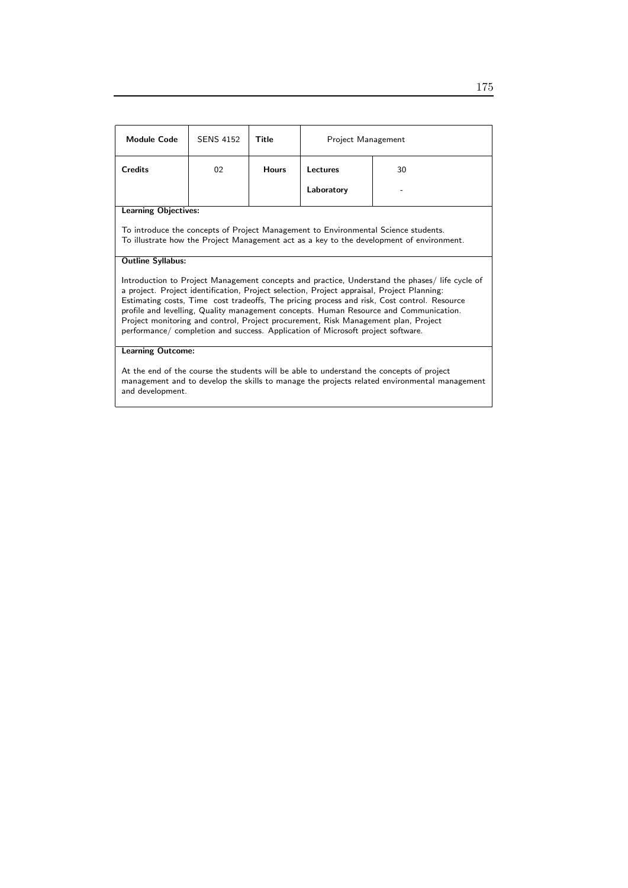| Module Code | SENS 4152 | Title | Project Management | |
|---|---|---|---|---|
| Credits | 02 | Hours | Lectures | 30 |
| | | | Laboratory | - |

**Learning Objectives:**

To introduce the concepts of Project Management to Environmental Science students.
To illustrate how the Project Management act as a key to the development of environment.

**Outline Syllabus:**

Introduction to Project Management concepts and practice, Understand the phases/ life cycle of a project. Project identification, Project selection, Project appraisal, Project Planning: Estimating costs, Time cost tradeoffs, The pricing process and risk, Cost control. Resource profile and levelling, Quality management concepts. Human Resource and Communication. Project monitoring and control, Project procurement, Risk Management plan, Project performance/ completion and success. Application of Microsoft project software.

**Learning Outcome:**

At the end of the course the students will be able to understand the concepts of project management and to develop the skills to manage the projects related environmental management and development.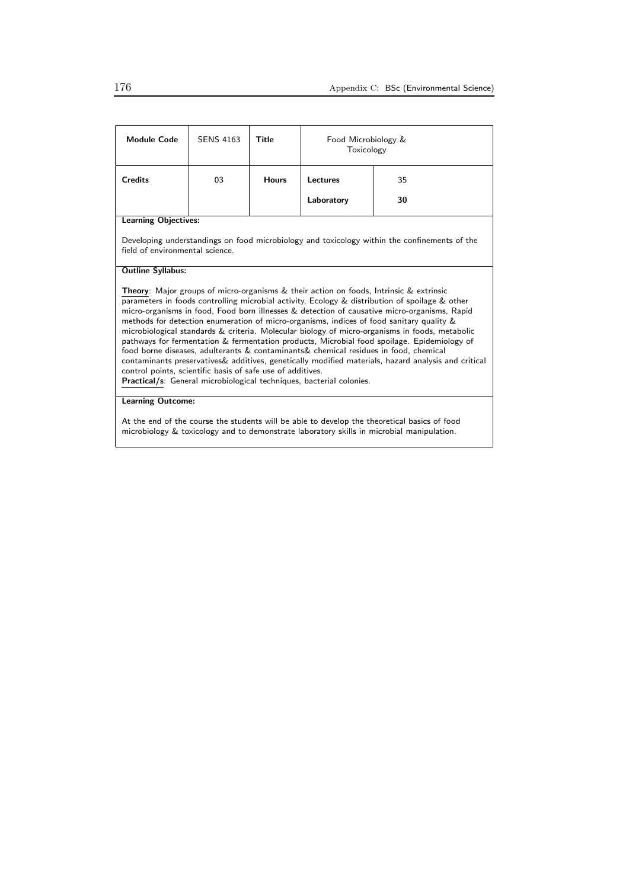| **Module Code** | SENS 4163 | **Title** | Food Microbiology & Toxicology | |
|---|---|---|---|---|
| **Credits** | 03 | **Hours** | **Lectures** | 35 |
| | | | **Laboratory** | **30** |

**Learning Objectives:**

Developing understandings on food microbiology and toxicology within the confinements of the field of environmental science.

**Outline Syllabus:**

**Theory**: Major groups of micro-organisms & their action on foods, Intrinsic & extrinsic parameters in foods controlling microbial activity, Ecology & distribution of spoilage & other micro-organisms in food, Food born illnesses & detection of causative micro-organisms, Rapid methods for detection enumeration of micro-organisms, indices of food sanitary quality & microbiological standards & criteria. Molecular biology of micro-organisms in foods, metabolic pathways for fermentation & fermentation products, Microbial food spoilage. Epidemiology of food borne diseases, adulterants & contaminants& chemical residues in food, chemical contaminants preservatives& additives, genetically modified materials, hazard analysis and critical control points, scientific basis of safe use of additives.
**Practical/s**: General microbiological techniques, bacterial colonies.

**Learning Outcome:**

At the end of the course the students will be able to develop the theoretical basics of food microbiology & toxicology and to demonstrate laboratory skills in microbial manipulation.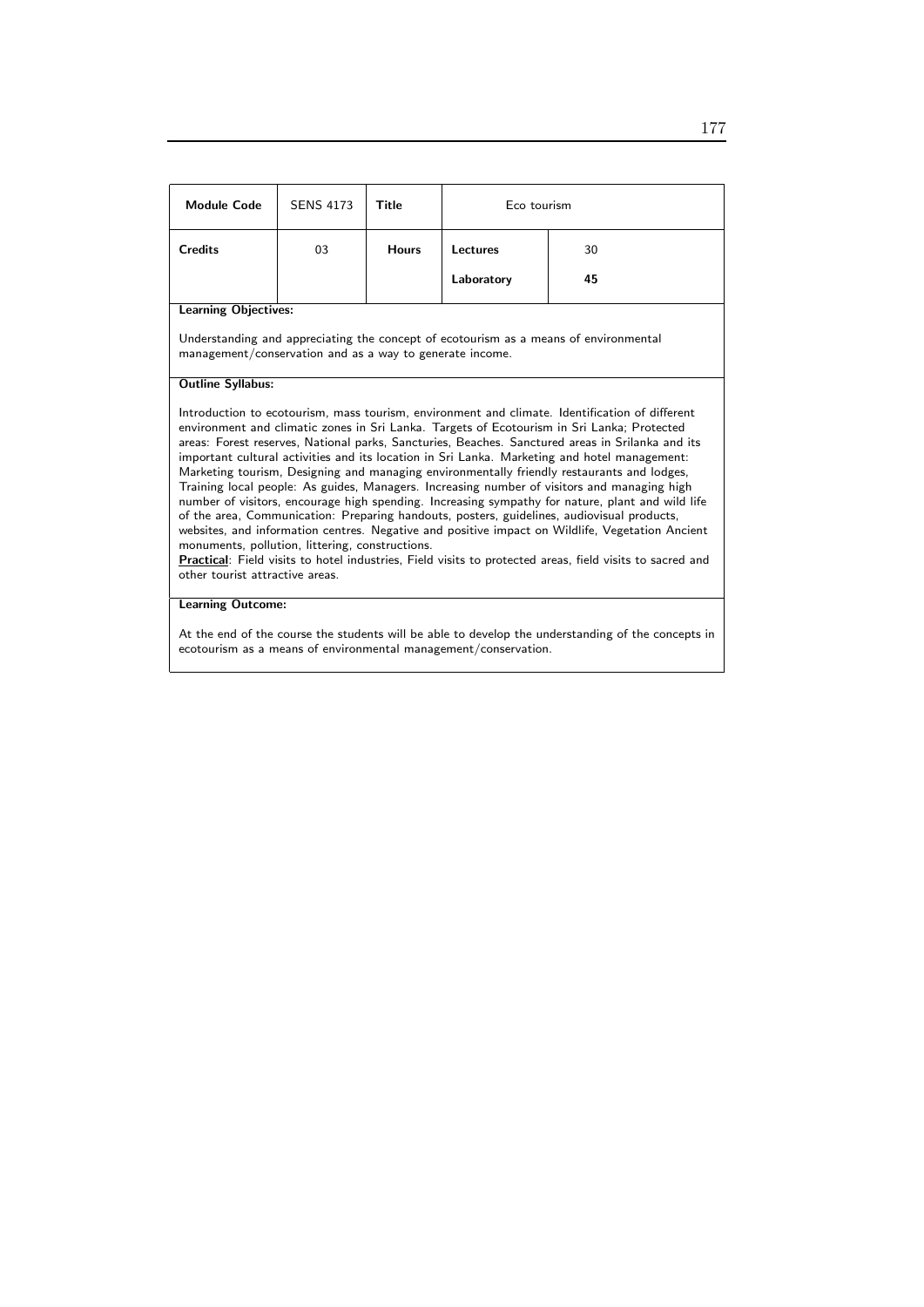| Module Code | SENS 4173 | Title | Eco tourism | |
|---|---|---|---|---|
| Credits | 03 | Hours | Lectures | 30 |
| | | | Laboratory | **45** |

**Learning Objectives:**

Understanding and appreciating the concept of ecotourism as a means of environmental management/conservation and as a way to generate income.

**Outline Syllabus:**

Introduction to ecotourism, mass tourism, environment and climate. Identification of different environment and climatic zones in Sri Lanka. Targets of Ecotourism in Sri Lanka; Protected areas: Forest reserves, National parks, Sancturies, Beaches. Sanctured areas in Srilanka and its important cultural activities and its location in Sri Lanka. Marketing and hotel management: Marketing tourism, Designing and managing environmentally friendly restaurants and lodges, Training local people: As guides, Managers. Increasing number of visitors and managing high number of visitors, encourage high spending. Increasing sympathy for nature, plant and wild life of the area, Communication: Preparing handouts, posters, guidelines, audiovisual products, websites, and information centres. Negative and positive impact on Wildlife, Vegetation Ancient monuments, pollution, littering, constructions.

**Practical**: Field visits to hotel industries, Field visits to protected areas, field visits to sacred and other tourist attractive areas.

**Learning Outcome:**

At the end of the course the students will be able to develop the understanding of the concepts in ecotourism as a means of environmental management/conservation.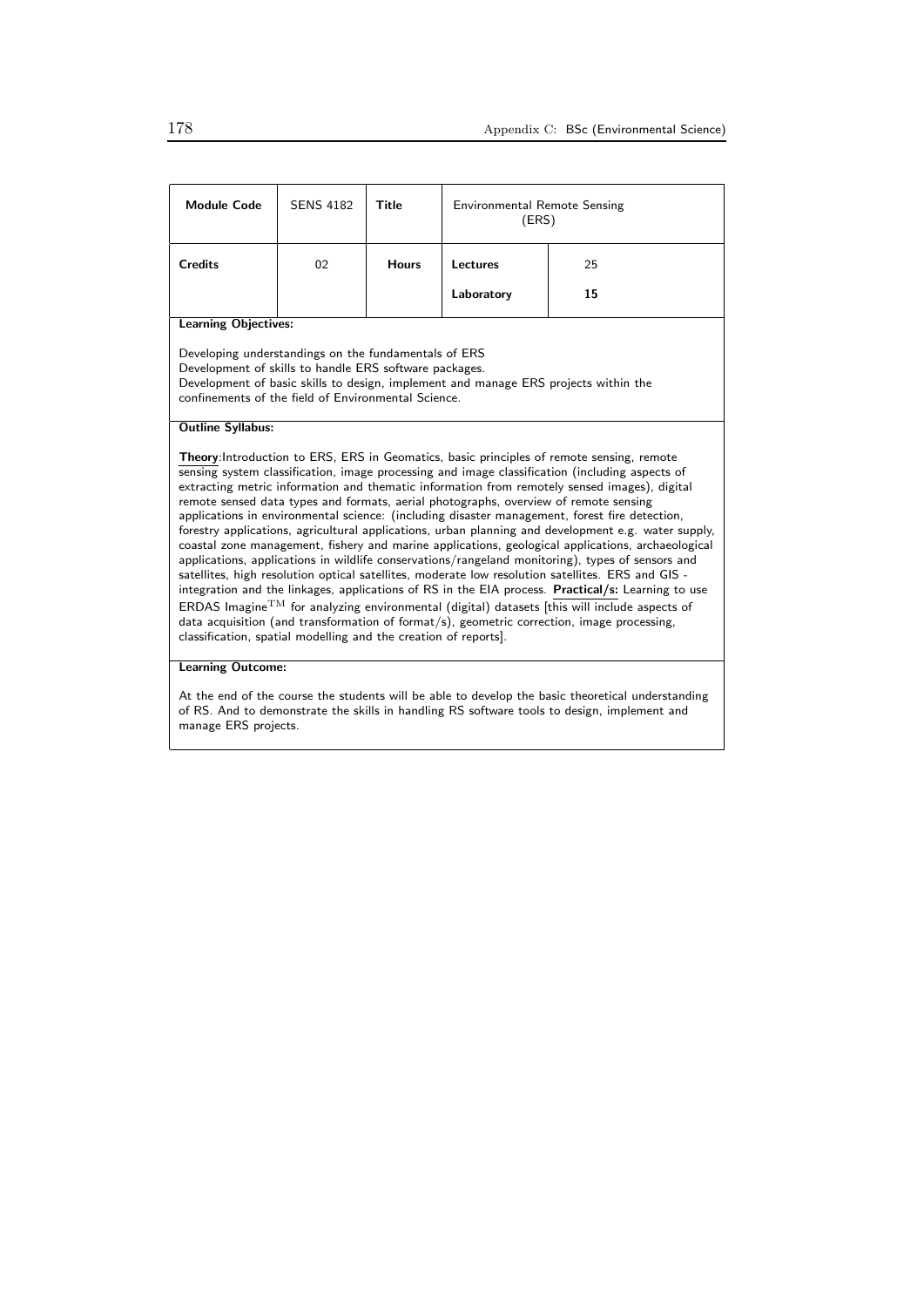| **Module Code** | SENS 4182 | **Title** | Environmental Remote Sensing (ERS) | |
|---|---|---|---|---|
| **Credits** | 02 | **Hours** | **Lectures** | 25 |
| | | | **Laboratory** | **15** |

**Learning Objectives:**

Developing understandings on the fundamentals of ERS
Development of skills to handle ERS software packages.
Development of basic skills to design, implement and manage ERS projects within the confinements of the field of Environmental Science.

**Outline Syllabus:**

**Theory**:Introduction to ERS, ERS in Geomatics, basic principles of remote sensing, remote sensing system classification, image processing and image classification (including aspects of extracting metric information and thematic information from remotely sensed images), digital remote sensed data types and formats, aerial photographs, overview of remote sensing applications in environmental science: (including disaster management, forest fire detection, forestry applications, agricultural applications, urban planning and development e.g. water supply, coastal zone management, fishery and marine applications, geological applications, archaeological applications, applications in wildlife conservations/rangeland monitoring), types of sensors and satellites, high resolution optical satellites, moderate low resolution satellites. ERS and GIS - integration and the linkages, applications of RS in the EIA process. **Practical/s:** Learning to use ERDAS Imagine$^{\mathrm{TM}}$ for analyzing environmental (digital) datasets [this will include aspects of data acquisition (and transformation of format/s), geometric correction, image processing, classification, spatial modelling and the creation of reports].

**Learning Outcome:**

At the end of the course the students will be able to develop the basic theoretical understanding of RS. And to demonstrate the skills in handling RS software tools to design, implement and manage ERS projects.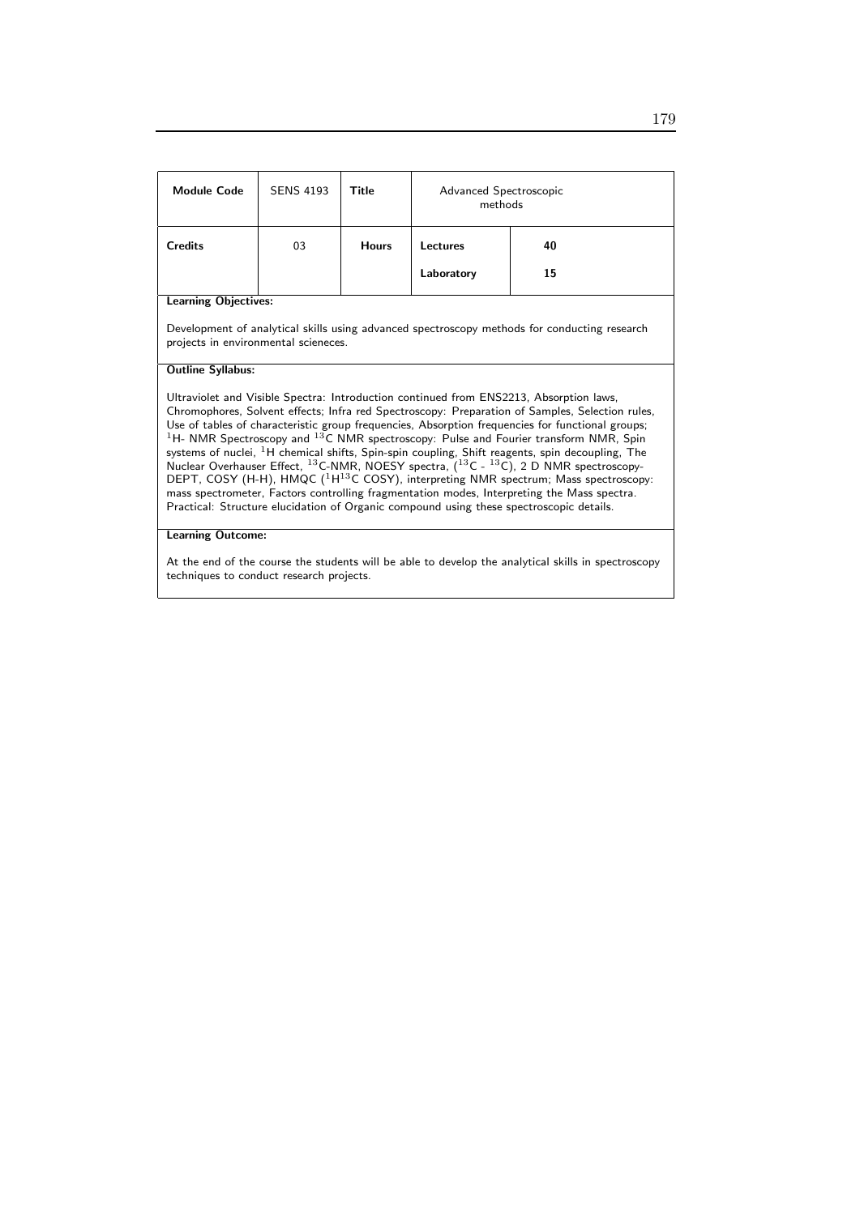| Module Code | SENS 4193 | Title | Advanced Spectroscopic methods | |
|---|---|---|---|---|
| Credits | 03 | Hours | Lectures | 40 |
| | | | Laboratory | 15 |

**Learning Objectives:**

Development of analytical skills using advanced spectroscopy methods for conducting research projects in environmental scieneces.

**Outline Syllabus:**

Ultraviolet and Visible Spectra: Introduction continued from ENS2213, Absorption laws, Chromophores, Solvent effects; Infra red Spectroscopy: Preparation of Samples, Selection rules, Use of tables of characteristic group frequencies, Absorption frequencies for functional groups; $^{1}$H- NMR Spectroscopy and $^{13}$C NMR spectroscopy: Pulse and Fourier transform NMR, Spin systems of nuclei, $^{1}$H chemical shifts, Spin-spin coupling, Shift reagents, spin decoupling, The Nuclear Overhauser Effect, $^{13}$C-NMR, NOESY spectra, ($^{13}$C - $^{13}$C), 2 D NMR spectroscopy-DEPT, COSY (H-H), HMQC ($^{1}$H$^{13}$C COSY), interpreting NMR spectrum; Mass spectroscopy: mass spectrometer, Factors controlling fragmentation modes, Interpreting the Mass spectra. Practical: Structure elucidation of Organic compound using these spectroscopic details.

**Learning Outcome:**

At the end of the course the students will be able to develop the analytical skills in spectroscopy techniques to conduct research projects.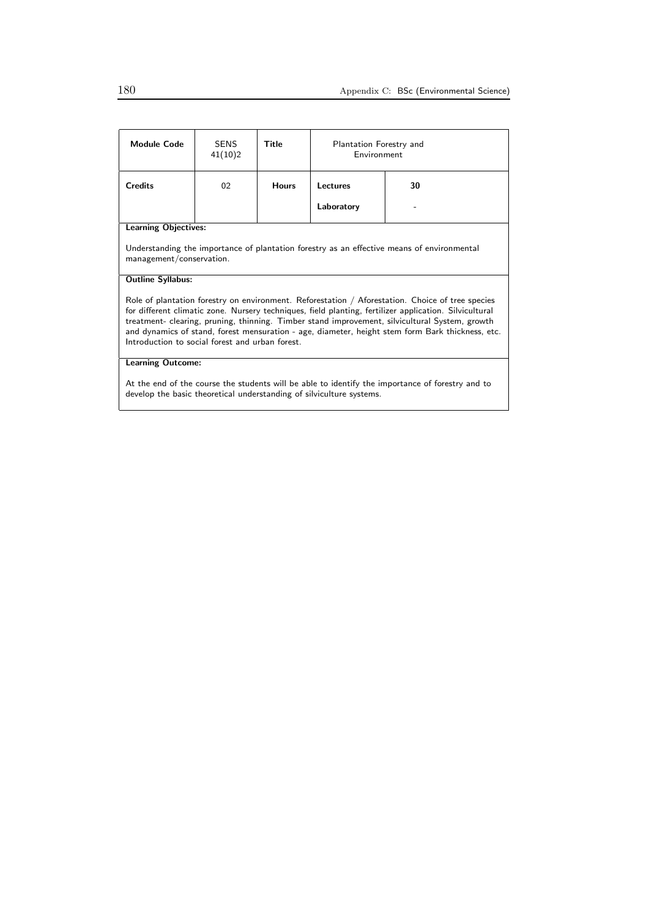| Module Code | SENS 41(10)2 | Title | Plantation Forestry and Environment | |
|---|---|---|---|---|
| **Credits** | 02 | **Hours** | **Lectures** | **30** |
| | | | **Laboratory** | - |

**Learning Objectives:**

Understanding the importance of plantation forestry as an effective means of environmental management/conservation.

**Outline Syllabus:**

Role of plantation forestry on environment. Reforestation / Aforestation. Choice of tree species for different climatic zone. Nursery techniques, field planting, fertilizer application. Silvicultural treatment- clearing, pruning, thinning. Timber stand improvement, silvicultural System, growth and dynamics of stand, forest mensuration - age, diameter, height stem form Bark thickness, etc. Introduction to social forest and urban forest.

**Learning Outcome:**

At the end of the course the students will be able to identify the importance of forestry and to develop the basic theoretical understanding of silviculture systems.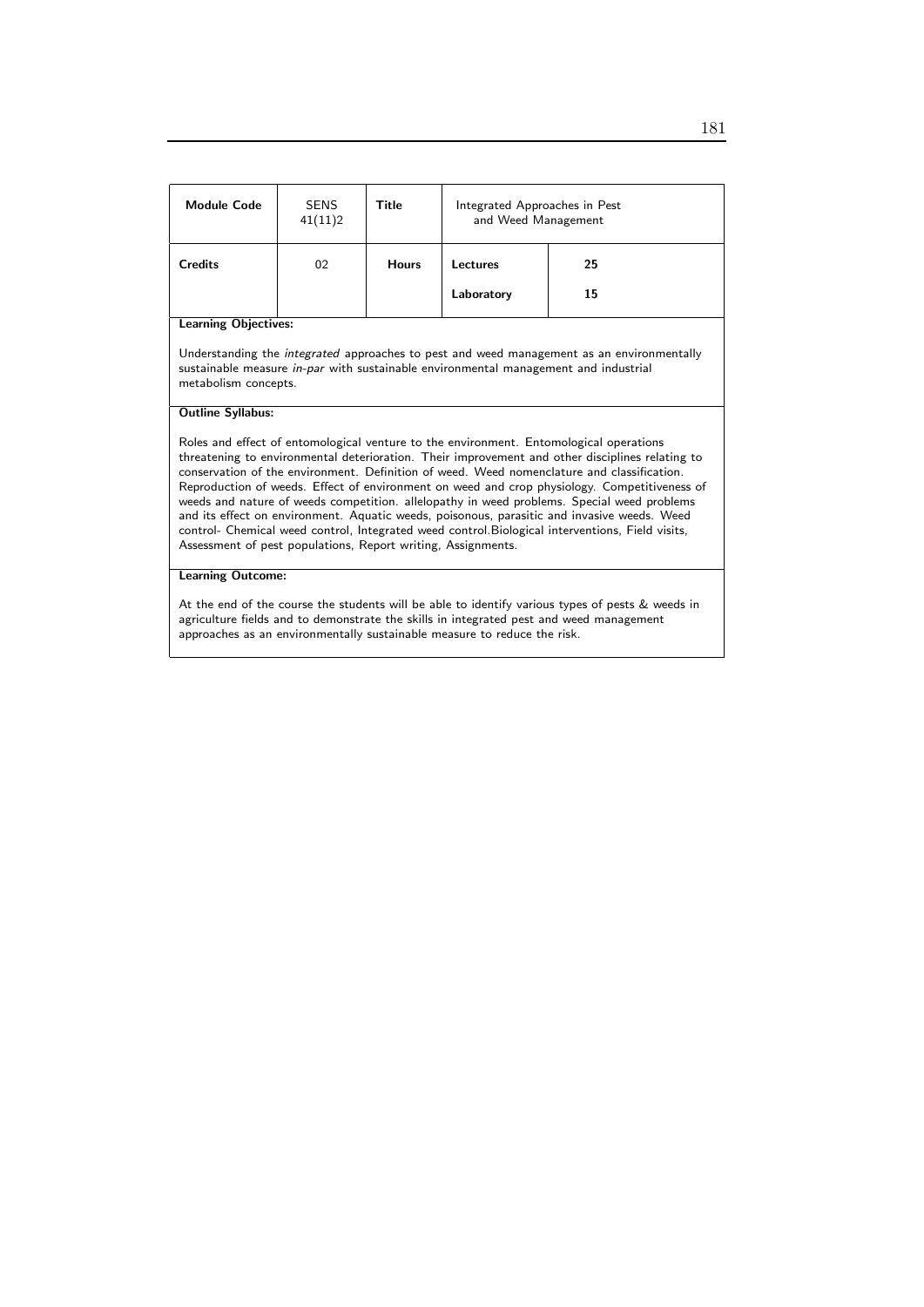| Module Code | SENS 41(11)2 | Title | Integrated Approaches in Pest and Weed Management | |
|---|---|---|---|---|
| Credits | 02 | Hours | Lectures | 25 |
| | | | Laboratory | 15 |

**Learning Objectives:**

Understanding the *integrated* approaches to pest and weed management as an environmentally sustainable measure *in-par* with sustainable environmental management and industrial metabolism concepts.

**Outline Syllabus:**

Roles and effect of entomological venture to the environment. Entomological operations threatening to environmental deterioration. Their improvement and other disciplines relating to conservation of the environment. Definition of weed. Weed nomenclature and classification. Reproduction of weeds. Effect of environment on weed and crop physiology. Competitiveness of weeds and nature of weeds competition. allelopathy in weed problems. Special weed problems and its effect on environment. Aquatic weeds, poisonous, parasitic and invasive weeds. Weed control- Chemical weed control, Integrated weed control.Biological interventions, Field visits, Assessment of pest populations, Report writing, Assignments.

**Learning Outcome:**

At the end of the course the students will be able to identify various types of pests & weeds in agriculture fields and to demonstrate the skills in integrated pest and weed management approaches as an environmentally sustainable measure to reduce the risk.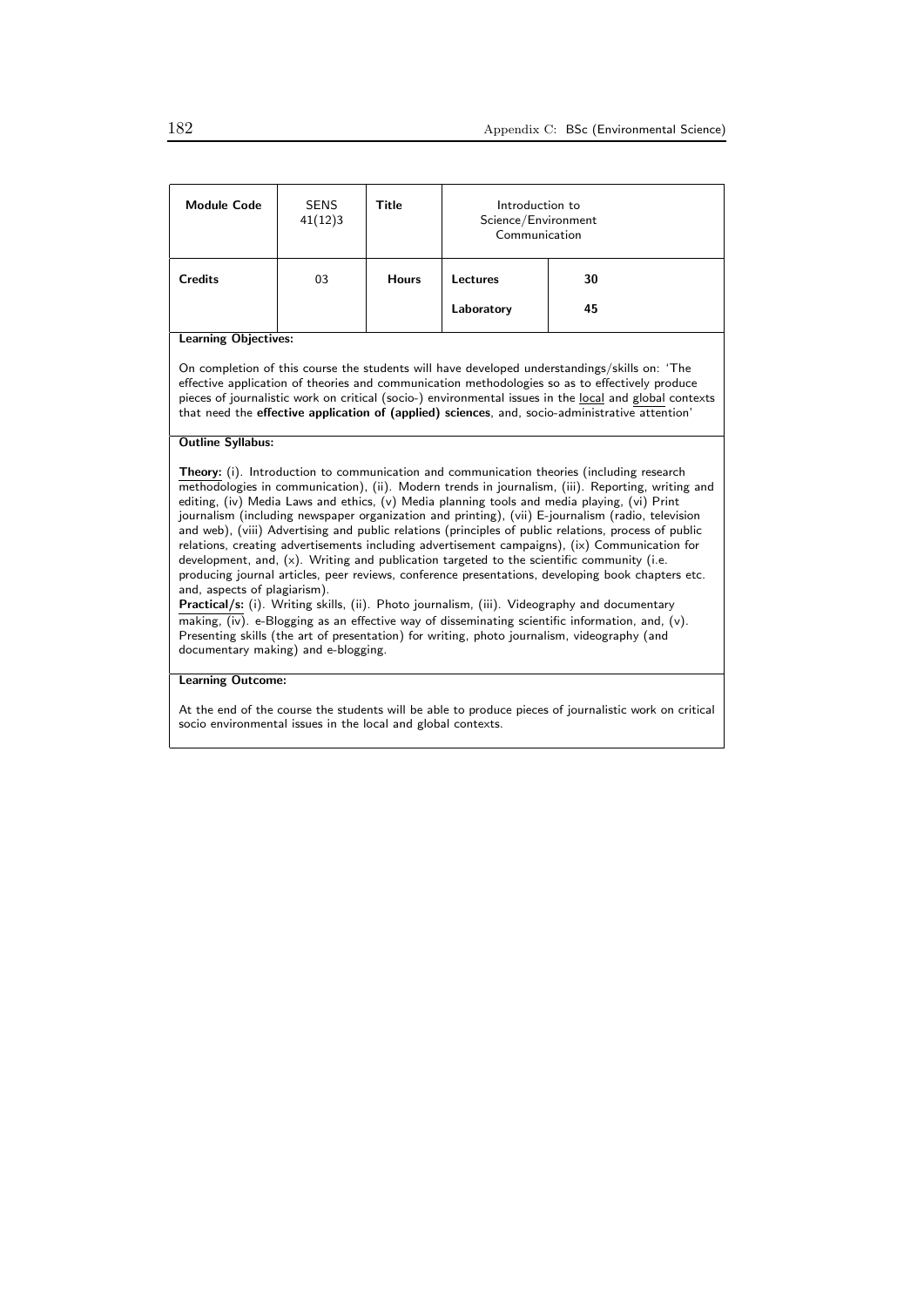| Module Code | SENS 41(12)3 | Title | Introduction to Science/Environment Communication | |
|---|---|---|---|---|
| Credits | 03 | Hours | Lectures | 30 |
| | | | Laboratory | 45 |

**Learning Objectives:**

On completion of this course the students will have developed understandings/skills on: 'The effective application of theories and communication methodologies so as to effectively produce pieces of journalistic work on critical (socio-) environmental issues in the local and global contexts that need the **effective application of (applied) sciences**, and, socio-administrative attention'

**Outline Syllabus:**

**Theory:** (i). Introduction to communication and communication theories (including research methodologies in communication), (ii). Modern trends in journalism, (iii). Reporting, writing and editing, (iv) Media Laws and ethics, (v) Media planning tools and media playing, (vi) Print journalism (including newspaper organization and printing), (vii) E-journalism (radio, television and web), (viii) Advertising and public relations (principles of public relations, process of public relations, creating advertisements including advertisement campaigns), (ix) Communication for development, and, (x). Writing and publication targeted to the scientific community (i.e. producing journal articles, peer reviews, conference presentations, developing book chapters etc. and, aspects of plagiarism).

**Practical/s:** (i). Writing skills, (ii). Photo journalism, (iii). Videography and documentary making, (iv). e-Blogging as an effective way of disseminating scientific information, and, (v). Presenting skills (the art of presentation) for writing, photo journalism, videography (and documentary making) and e-blogging.

**Learning Outcome:**

At the end of the course the students will be able to produce pieces of journalistic work on critical socio environmental issues in the local and global contexts.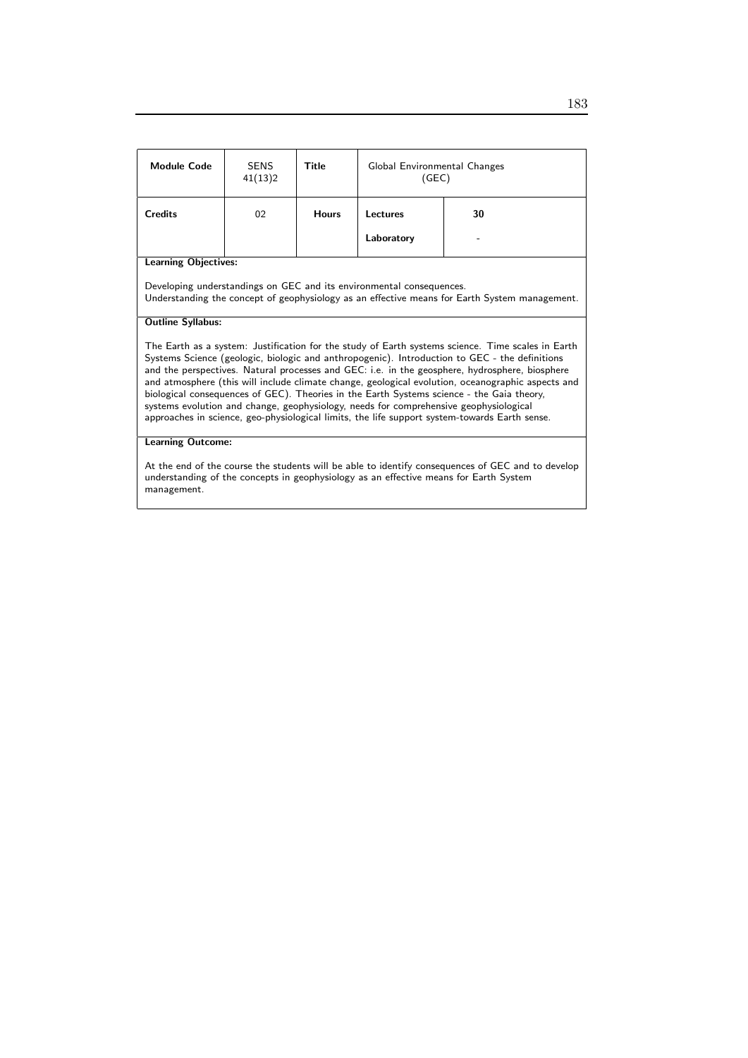| **Module Code** | SENS 41(13)2 | **Title** | Global Environmental Changes (GEC) | |
|---|---|---|---|---|
| **Credits** | 02 | **Hours** | **Lectures** | **30** |
| | | | **Laboratory** | - |

**Learning Objectives:**

Developing understandings on GEC and its environmental consequences.
Understanding the concept of geophysiology as an effective means for Earth System management.

**Outline Syllabus:**

The Earth as a system: Justification for the study of Earth systems science. Time scales in Earth Systems Science (geologic, biologic and anthropogenic). Introduction to GEC - the definitions and the perspectives. Natural processes and GEC: i.e. in the geosphere, hydrosphere, biosphere and atmosphere (this will include climate change, geological evolution, oceanographic aspects and biological consequences of GEC). Theories in the Earth Systems science - the Gaia theory, systems evolution and change, geophysiology, needs for comprehensive geophysiological approaches in science, geo-physiological limits, the life support system-towards Earth sense.

**Learning Outcome:**

At the end of the course the students will be able to identify consequences of GEC and to develop understanding of the concepts in geophysiology as an effective means for Earth System management.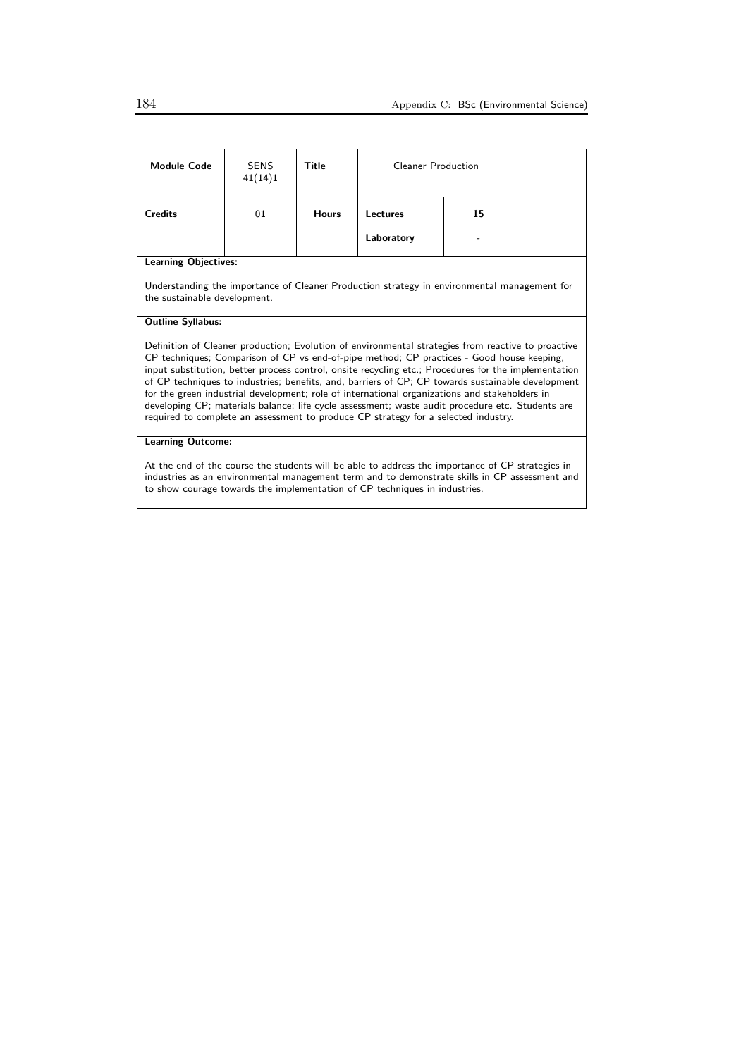| Module Code | SENS 41(14)1 | Title | Cleaner Production | |
|---|---|---|---|---|
| Credits | 01 | Hours | Lectures | 15 |
| | | | Laboratory | - |

**Learning Objectives:**

Understanding the importance of Cleaner Production strategy in environmental management for the sustainable development.

**Outline Syllabus:**

Definition of Cleaner production; Evolution of environmental strategies from reactive to proactive CP techniques; Comparison of CP vs end-of-pipe method; CP practices - Good house keeping, input substitution, better process control, onsite recycling etc.; Procedures for the implementation of CP techniques to industries; benefits, and, barriers of CP; CP towards sustainable development for the green industrial development; role of international organizations and stakeholders in developing CP; materials balance; life cycle assessment; waste audit procedure etc. Students are required to complete an assessment to produce CP strategy for a selected industry.

**Learning Outcome:**

At the end of the course the students will be able to address the importance of CP strategies in industries as an environmental management term and to demonstrate skills in CP assessment and to show courage towards the implementation of CP techniques in industries.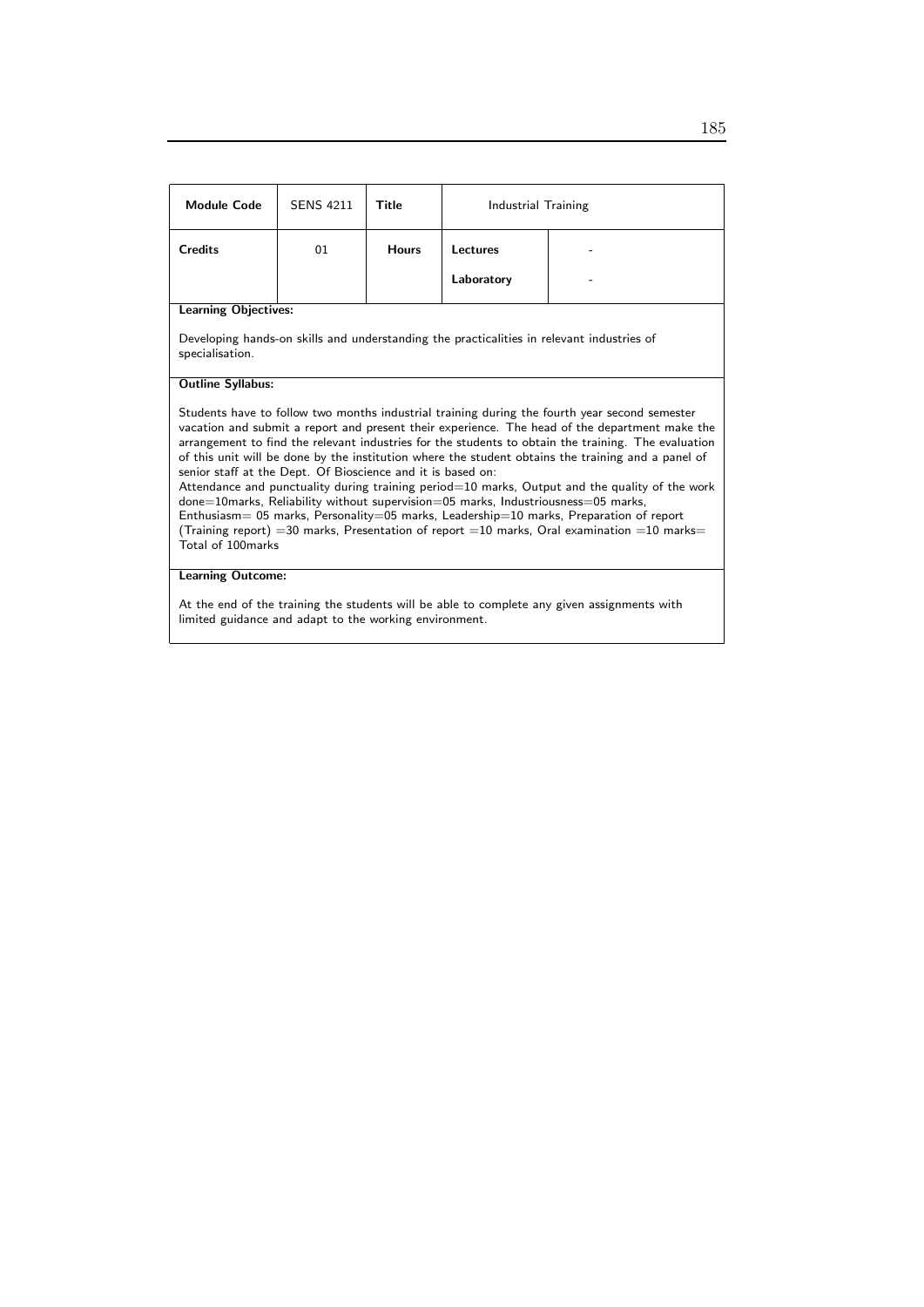| Module Code | SENS 4211 | Title | Industrial Training | |
|---|---|---|---|---|
| Credits | 01 | Hours | Lectures | - |
| | | | Laboratory | - |

**Learning Objectives:**

Developing hands-on skills and understanding the practicalities in relevant industries of specialisation.

**Outline Syllabus:**

Students have to follow two months industrial training during the fourth year second semester vacation and submit a report and present their experience. The head of the department make the arrangement to find the relevant industries for the students to obtain the training. The evaluation of this unit will be done by the institution where the student obtains the training and a panel of senior staff at the Dept. Of Bioscience and it is based on:

Attendance and punctuality during training period=10 marks, Output and the quality of the work done=10marks, Reliability without supervision=05 marks, Industriousness=05 marks, Enthusiasm= 05 marks, Personality=05 marks, Leadership=10 marks, Preparation of report (Training report) =30 marks, Presentation of report =10 marks, Oral examination =10 marks= Total of 100marks

**Learning Outcome:**

At the end of the training the students will be able to complete any given assignments with limited guidance and adapt to the working environment.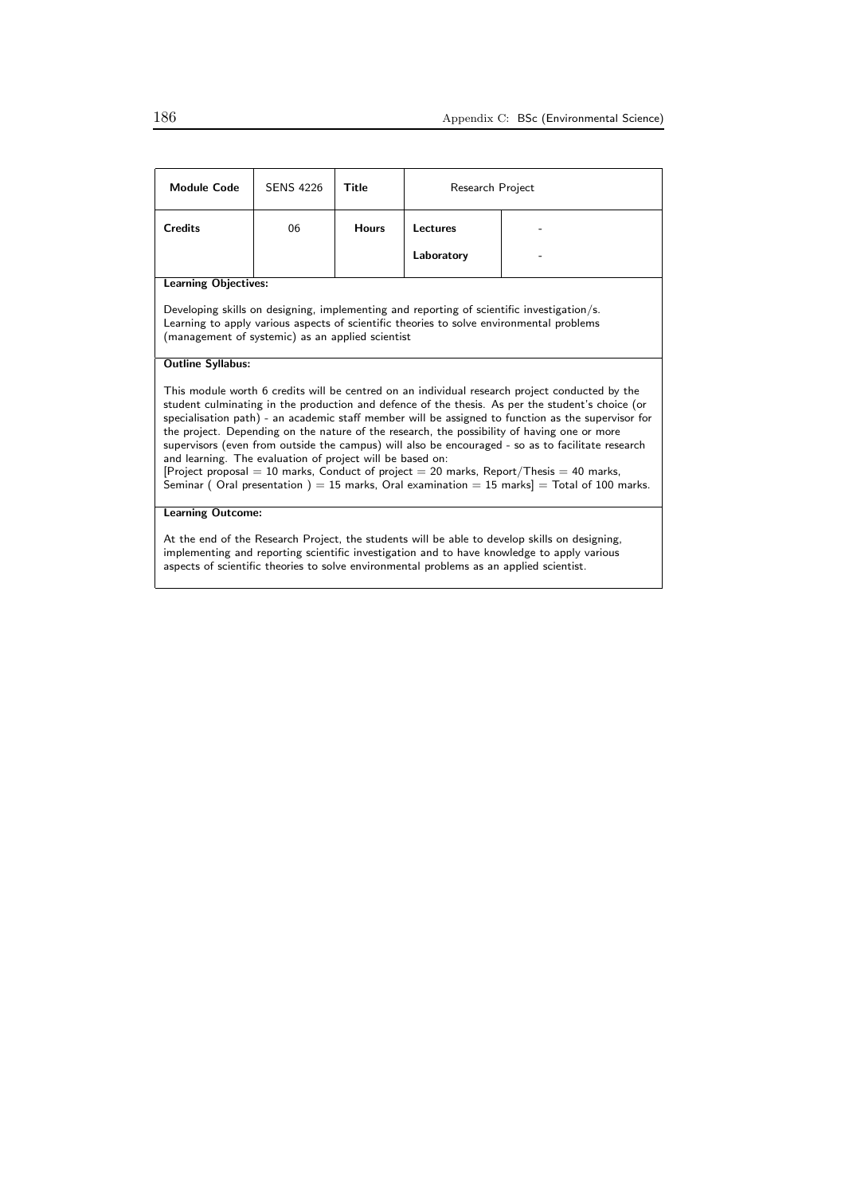| Module Code | SENS 4226 | Title | Research Project | |
|---|---|---|---|---|
| Credits | 06 | Hours | Lectures | - |
| | | | Laboratory | - |

**Learning Objectives:**

Developing skills on designing, implementing and reporting of scientific investigation/s. Learning to apply various aspects of scientific theories to solve environmental problems (management of systemic) as an applied scientist

**Outline Syllabus:**

This module worth 6 credits will be centred on an individual research project conducted by the student culminating in the production and defence of the thesis. As per the student's choice (or specialisation path) - an academic staff member will be assigned to function as the supervisor for the project. Depending on the nature of the research, the possibility of having one or more supervisors (even from outside the campus) will also be encouraged - so as to facilitate research and learning. The evaluation of project will be based on:
[Project proposal = 10 marks, Conduct of project = 20 marks, Report/Thesis = 40 marks, Seminar ( Oral presentation ) = 15 marks, Oral examination = 15 marks] = Total of 100 marks.

**Learning Outcome:**

At the end of the Research Project, the students will be able to develop skills on designing, implementing and reporting scientific investigation and to have knowledge to apply various aspects of scientific theories to solve environmental problems as an applied scientist.